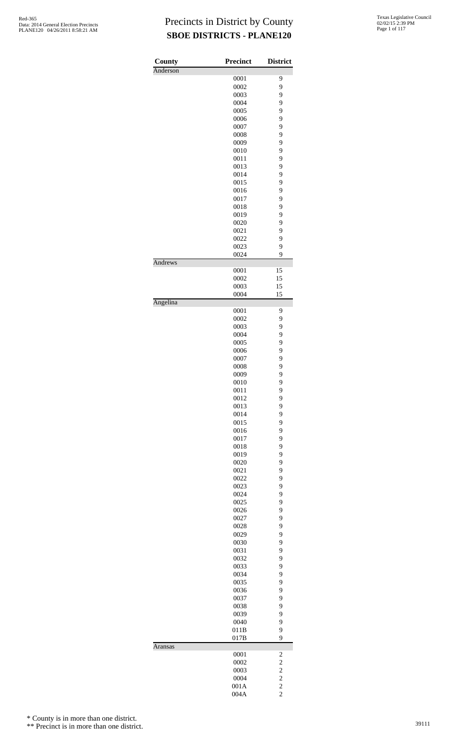# Precincts in District by County

## SBOE DISTRICTS - PLANE120

| County | Precinct | District |
| --- | --- | --- |
| Anderson | | |
| | 0001 | 9 |
| | 0002 | 9 |
| | 0003 | 9 |
| | 0004 | 9 |
| | 0005 | 9 |
| | 0006 | 9 |
| | 0007 | 9 |
| | 0008 | 9 |
| | 0009 | 9 |
| | 0010 | 9 |
| | 0011 | 9 |
| | 0013 | 9 |
| | 0014 | 9 |
| | 0015 | 9 |
| | 0016 | 9 |
| | 0017 | 9 |
| | 0018 | 9 |
| | 0019 | 9 |
| | 0020 | 9 |
| | 0021 | 9 |
| | 0022 | 9 |
| | 0023 | 9 |
| | 0024 | 9 |
| Andrews | | |
| | 0001 | 15 |
| | 0002 | 15 |
| | 0003 | 15 |
| | 0004 | 15 |
| Angelina | | |
| | 0001 | 9 |
| | 0002 | 9 |
| | 0003 | 9 |
| | 0004 | 9 |
| | 0005 | 9 |
| | 0006 | 9 |
| | 0007 | 9 |
| | 0008 | 9 |
| | 0009 | 9 |
| | 0010 | 9 |
| | 0011 | 9 |
| | 0012 | 9 |
| | 0013 | 9 |
| | 0014 | 9 |
| | 0015 | 9 |
| | 0016 | 9 |
| | 0017 | 9 |
| | 0018 | 9 |
| | 0019 | 9 |
| | 0020 | 9 |
| | 0021 | 9 |
| | 0022 | 9 |
| | 0023 | 9 |
| | 0024 | 9 |
| | 0025 | 9 |
| | 0026 | 9 |
| | 0027 | 9 |
| | 0028 | 9 |
| | 0029 | 9 |
| | 0030 | 9 |
| | 0031 | 9 |
| | 0032 | 9 |
| | 0033 | 9 |
| | 0034 | 9 |
| | 0035 | 9 |
| | 0036 | 9 |
| | 0037 | 9 |
| | 0038 | 9 |
| | 0039 | 9 |
| | 0040 | 9 |
| | 011B | 9 |
| | 017B | 9 |
| Aransas | | |
| | 0001 | 2 |
| | 0002 | 2 |
| | 0003 | 2 |
| | 0004 | 2 |
| | 001A | 2 |
| | 004A | 2 |

* County is in more than one district.

** Precinct is in more than one district.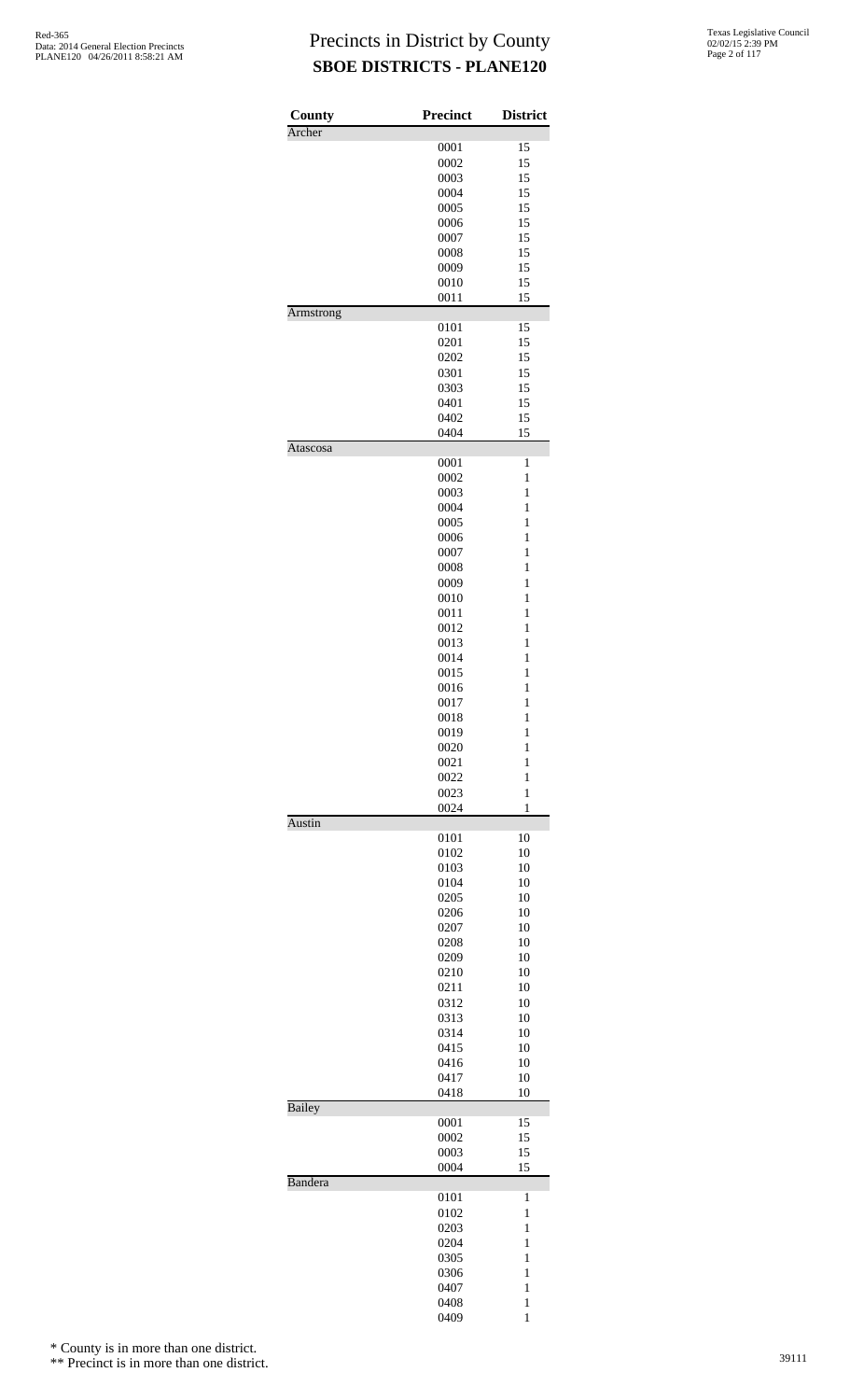# Precincts in District by County
## SBOE DISTRICTS - PLANE120

| County | Precinct | District |
|---|---|---|
| Archer | | |
| | 0001 | 15 |
| | 0002 | 15 |
| | 0003 | 15 |
| | 0004 | 15 |
| | 0005 | 15 |
| | 0006 | 15 |
| | 0007 | 15 |
| | 0008 | 15 |
| | 0009 | 15 |
| | 0010 | 15 |
| | 0011 | 15 |
| Armstrong | | |
| | 0101 | 15 |
| | 0201 | 15 |
| | 0202 | 15 |
| | 0301 | 15 |
| | 0303 | 15 |
| | 0401 | 15 |
| | 0402 | 15 |
| | 0404 | 15 |
| Atascosa | | |
| | 0001 | 1 |
| | 0002 | 1 |
| | 0003 | 1 |
| | 0004 | 1 |
| | 0005 | 1 |
| | 0006 | 1 |
| | 0007 | 1 |
| | 0008 | 1 |
| | 0009 | 1 |
| | 0010 | 1 |
| | 0011 | 1 |
| | 0012 | 1 |
| | 0013 | 1 |
| | 0014 | 1 |
| | 0015 | 1 |
| | 0016 | 1 |
| | 0017 | 1 |
| | 0018 | 1 |
| | 0019 | 1 |
| | 0020 | 1 |
| | 0021 | 1 |
| | 0022 | 1 |
| | 0023 | 1 |
| | 0024 | 1 |
| Austin | | |
| | 0101 | 10 |
| | 0102 | 10 |
| | 0103 | 10 |
| | 0104 | 10 |
| | 0205 | 10 |
| | 0206 | 10 |
| | 0207 | 10 |
| | 0208 | 10 |
| | 0209 | 10 |
| | 0210 | 10 |
| | 0211 | 10 |
| | 0312 | 10 |
| | 0313 | 10 |
| | 0314 | 10 |
| | 0415 | 10 |
| | 0416 | 10 |
| | 0417 | 10 |
| | 0418 | 10 |
| Bailey | | |
| | 0001 | 15 |
| | 0002 | 15 |
| | 0003 | 15 |
| | 0004 | 15 |
| Bandera | | |
| | 0101 | 1 |
| | 0102 | 1 |
| | 0203 | 1 |
| | 0204 | 1 |
| | 0305 | 1 |
| | 0306 | 1 |
| | 0407 | 1 |
| | 0408 | 1 |
| | 0409 | 1 |

\* County is in more than one district.

\*\* Precinct is in more than one district.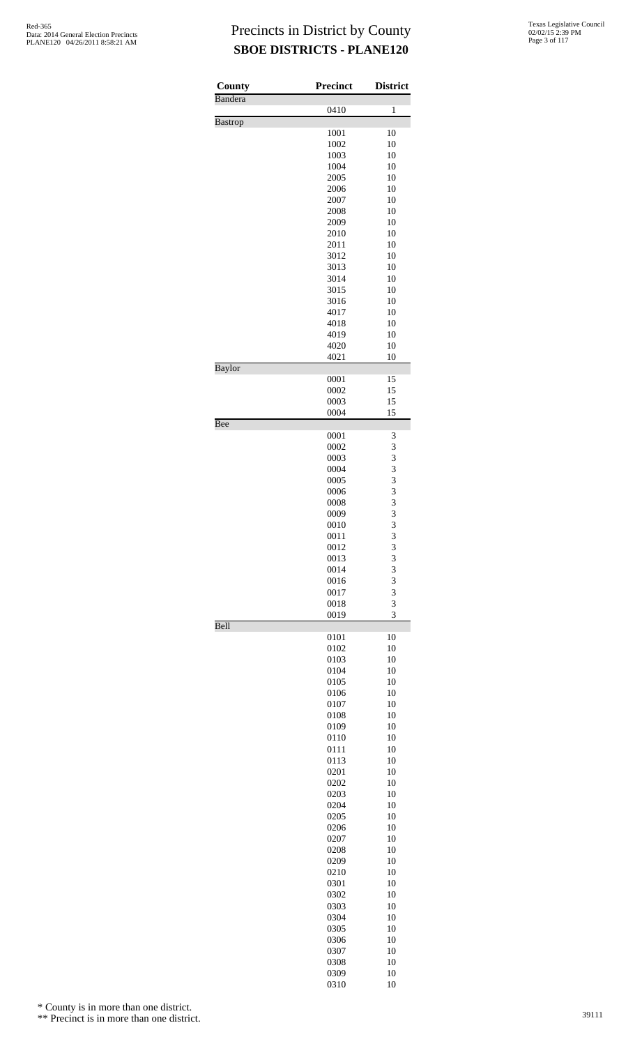# Precincts in District by County

## SBOE DISTRICTS - PLANE120

| County | Precinct | District |
|---|---|---|
| Bandera | | |
| | 0410 | 1 |
| Bastrop | | |
| | 1001 | 10 |
| | 1002 | 10 |
| | 1003 | 10 |
| | 1004 | 10 |
| | 2005 | 10 |
| | 2006 | 10 |
| | 2007 | 10 |
| | 2008 | 10 |
| | 2009 | 10 |
| | 2010 | 10 |
| | 2011 | 10 |
| | 3012 | 10 |
| | 3013 | 10 |
| | 3014 | 10 |
| | 3015 | 10 |
| | 3016 | 10 |
| | 4017 | 10 |
| | 4018 | 10 |
| | 4019 | 10 |
| | 4020 | 10 |
| | 4021 | 10 |
| Baylor | | |
| | 0001 | 15 |
| | 0002 | 15 |
| | 0003 | 15 |
| | 0004 | 15 |
| Bee | | |
| | 0001 | 3 |
| | 0002 | 3 |
| | 0003 | 3 |
| | 0004 | 3 |
| | 0005 | 3 |
| | 0006 | 3 |
| | 0008 | 3 |
| | 0009 | 3 |
| | 0010 | 3 |
| | 0011 | 3 |
| | 0012 | 3 |
| | 0013 | 3 |
| | 0014 | 3 |
| | 0016 | 3 |
| | 0017 | 3 |
| | 0018 | 3 |
| | 0019 | 3 |
| Bell | | |
| | 0101 | 10 |
| | 0102 | 10 |
| | 0103 | 10 |
| | 0104 | 10 |
| | 0105 | 10 |
| | 0106 | 10 |
| | 0107 | 10 |
| | 0108 | 10 |
| | 0109 | 10 |
| | 0110 | 10 |
| | 0111 | 10 |
| | 0113 | 10 |
| | 0201 | 10 |
| | 0202 | 10 |
| | 0203 | 10 |
| | 0204 | 10 |
| | 0205 | 10 |
| | 0206 | 10 |
| | 0207 | 10 |
| | 0208 | 10 |
| | 0209 | 10 |
| | 0210 | 10 |
| | 0301 | 10 |
| | 0302 | 10 |
| | 0303 | 10 |
| | 0304 | 10 |
| | 0305 | 10 |
| | 0306 | 10 |
| | 0307 | 10 |
| | 0308 | 10 |
| | 0309 | 10 |
| | 0310 | 10 |

\* County is in more than one district.

\*\* Precinct is in more than one district.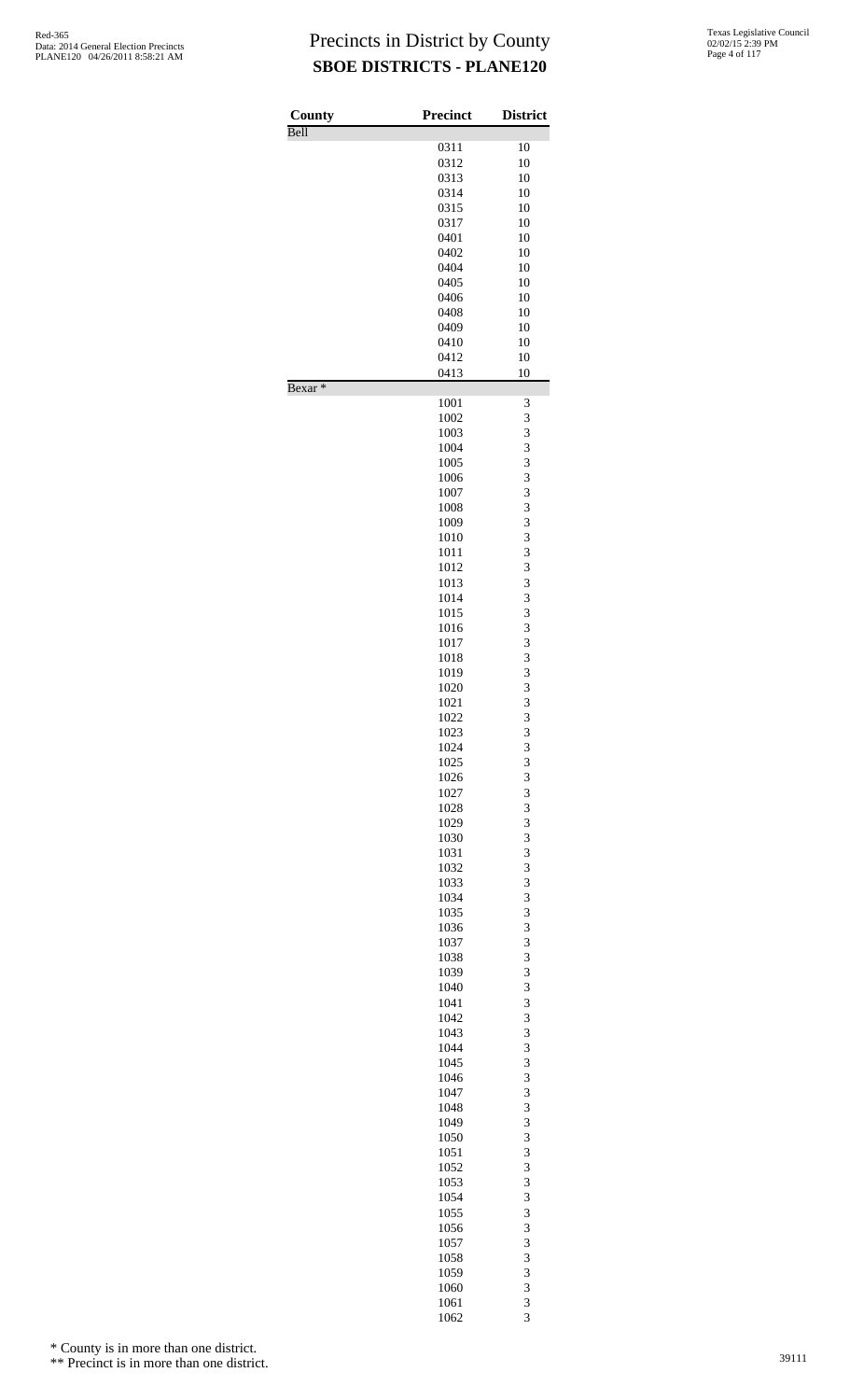# Precincts in District by County

## SBOE DISTRICTS - PLANE120

| County | Precinct | District |
|---|---|---|
| Bell | | |
| | 0311 | 10 |
| | 0312 | 10 |
| | 0313 | 10 |
| | 0314 | 10 |
| | 0315 | 10 |
| | 0317 | 10 |
| | 0401 | 10 |
| | 0402 | 10 |
| | 0404 | 10 |
| | 0405 | 10 |
| | 0406 | 10 |
| | 0408 | 10 |
| | 0409 | 10 |
| | 0410 | 10 |
| | 0412 | 10 |
| | 0413 | 10 |
| Bexar * | | |
| | 1001 | 3 |
| | 1002 | 3 |
| | 1003 | 3 |
| | 1004 | 3 |
| | 1005 | 3 |
| | 1006 | 3 |
| | 1007 | 3 |
| | 1008 | 3 |
| | 1009 | 3 |
| | 1010 | 3 |
| | 1011 | 3 |
| | 1012 | 3 |
| | 1013 | 3 |
| | 1014 | 3 |
| | 1015 | 3 |
| | 1016 | 3 |
| | 1017 | 3 |
| | 1018 | 3 |
| | 1019 | 3 |
| | 1020 | 3 |
| | 1021 | 3 |
| | 1022 | 3 |
| | 1023 | 3 |
| | 1024 | 3 |
| | 1025 | 3 |
| | 1026 | 3 |
| | 1027 | 3 |
| | 1028 | 3 |
| | 1029 | 3 |
| | 1030 | 3 |
| | 1031 | 3 |
| | 1032 | 3 |
| | 1033 | 3 |
| | 1034 | 3 |
| | 1035 | 3 |
| | 1036 | 3 |
| | 1037 | 3 |
| | 1038 | 3 |
| | 1039 | 3 |
| | 1040 | 3 |
| | 1041 | 3 |
| | 1042 | 3 |
| | 1043 | 3 |
| | 1044 | 3 |
| | 1045 | 3 |
| | 1046 | 3 |
| | 1047 | 3 |
| | 1048 | 3 |
| | 1049 | 3 |
| | 1050 | 3 |
| | 1051 | 3 |
| | 1052 | 3 |
| | 1053 | 3 |
| | 1054 | 3 |
| | 1055 | 3 |
| | 1056 | 3 |
| | 1057 | 3 |
| | 1058 | 3 |
| | 1059 | 3 |
| | 1060 | 3 |
| | 1061 | 3 |
| | 1062 | 3 |

\* County is in more than one district.

\*\* Precinct is in more than one district.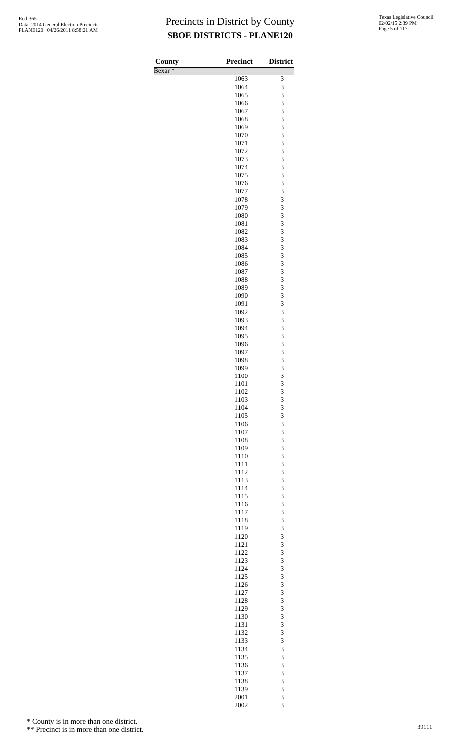# Precincts in District by County

## SBOE DISTRICTS - PLANE120

| County | Precinct | District |
|---|---|---|
| Bexar * | | |
| | 1063 | 3 |
| | 1064 | 3 |
| | 1065 | 3 |
| | 1066 | 3 |
| | 1067 | 3 |
| | 1068 | 3 |
| | 1069 | 3 |
| | 1070 | 3 |
| | 1071 | 3 |
| | 1072 | 3 |
| | 1073 | 3 |
| | 1074 | 3 |
| | 1075 | 3 |
| | 1076 | 3 |
| | 1077 | 3 |
| | 1078 | 3 |
| | 1079 | 3 |
| | 1080 | 3 |
| | 1081 | 3 |
| | 1082 | 3 |
| | 1083 | 3 |
| | 1084 | 3 |
| | 1085 | 3 |
| | 1086 | 3 |
| | 1087 | 3 |
| | 1088 | 3 |
| | 1089 | 3 |
| | 1090 | 3 |
| | 1091 | 3 |
| | 1092 | 3 |
| | 1093 | 3 |
| | 1094 | 3 |
| | 1095 | 3 |
| | 1096 | 3 |
| | 1097 | 3 |
| | 1098 | 3 |
| | 1099 | 3 |
| | 1100 | 3 |
| | 1101 | 3 |
| | 1102 | 3 |
| | 1103 | 3 |
| | 1104 | 3 |
| | 1105 | 3 |
| | 1106 | 3 |
| | 1107 | 3 |
| | 1108 | 3 |
| | 1109 | 3 |
| | 1110 | 3 |
| | 1111 | 3 |
| | 1112 | 3 |
| | 1113 | 3 |
| | 1114 | 3 |
| | 1115 | 3 |
| | 1116 | 3 |
| | 1117 | 3 |
| | 1118 | 3 |
| | 1119 | 3 |
| | 1120 | 3 |
| | 1121 | 3 |
| | 1122 | 3 |
| | 1123 | 3 |
| | 1124 | 3 |
| | 1125 | 3 |
| | 1126 | 3 |
| | 1127 | 3 |
| | 1128 | 3 |
| | 1129 | 3 |
| | 1130 | 3 |
| | 1131 | 3 |
| | 1132 | 3 |
| | 1133 | 3 |
| | 1134 | 3 |
| | 1135 | 3 |
| | 1136 | 3 |
| | 1137 | 3 |
| | 1138 | 3 |
| | 1139 | 3 |
| | 2001 | 3 |
| | 2002 | 3 |

\* County is in more than one district.

\*\* Precinct is in more than one district.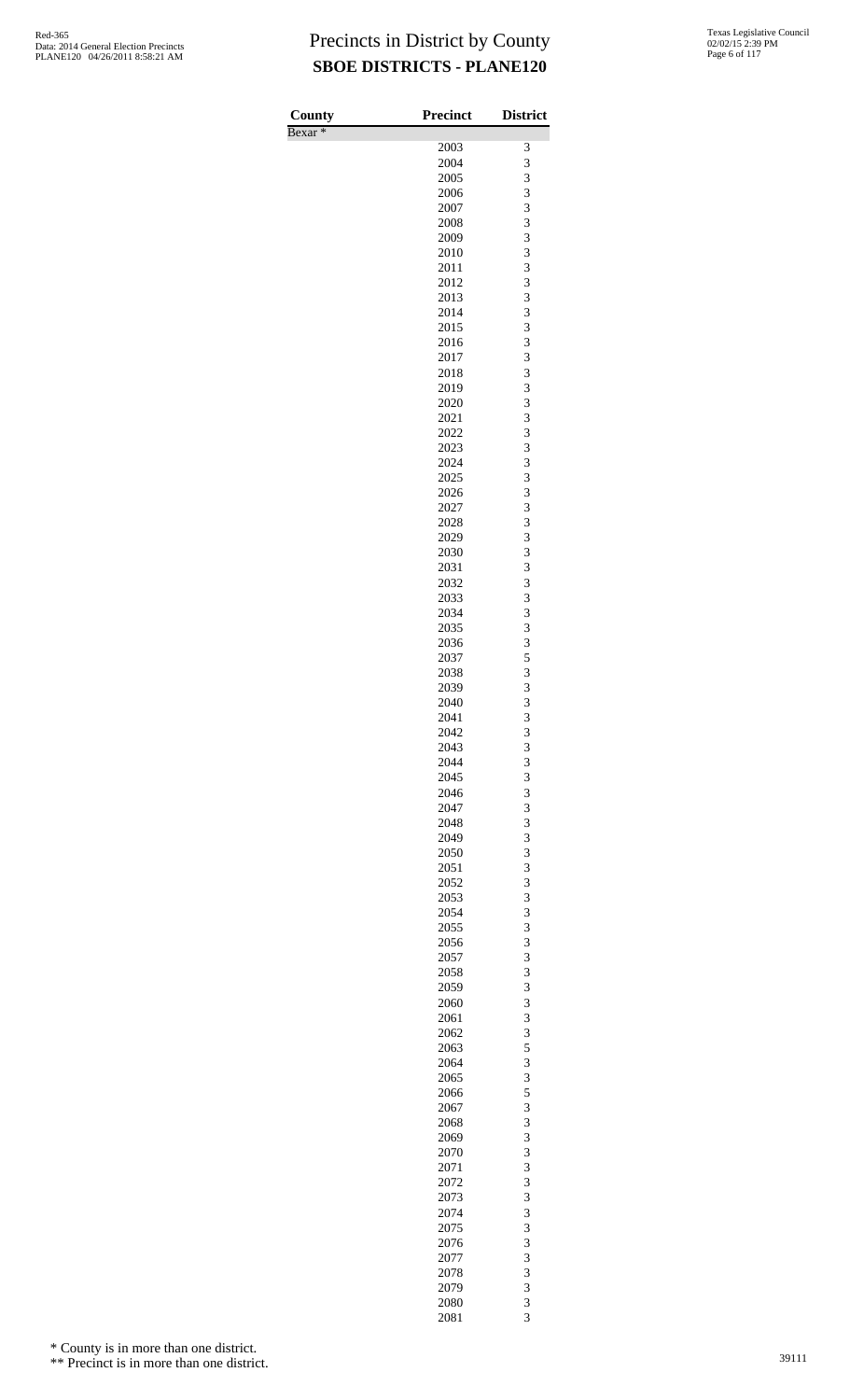# Precincts in District by County

## SBOE DISTRICTS - PLANE120

| County | Precinct | District |
|---|---|---|
| Bexar * | | |
| | 2003 | 3 |
| | 2004 | 3 |
| | 2005 | 3 |
| | 2006 | 3 |
| | 2007 | 3 |
| | 2008 | 3 |
| | 2009 | 3 |
| | 2010 | 3 |
| | 2011 | 3 |
| | 2012 | 3 |
| | 2013 | 3 |
| | 2014 | 3 |
| | 2015 | 3 |
| | 2016 | 3 |
| | 2017 | 3 |
| | 2018 | 3 |
| | 2019 | 3 |
| | 2020 | 3 |
| | 2021 | 3 |
| | 2022 | 3 |
| | 2023 | 3 |
| | 2024 | 3 |
| | 2025 | 3 |
| | 2026 | 3 |
| | 2027 | 3 |
| | 2028 | 3 |
| | 2029 | 3 |
| | 2030 | 3 |
| | 2031 | 3 |
| | 2032 | 3 |
| | 2033 | 3 |
| | 2034 | 3 |
| | 2035 | 3 |
| | 2036 | 3 |
| | 2037 | 5 |
| | 2038 | 3 |
| | 2039 | 3 |
| | 2040 | 3 |
| | 2041 | 3 |
| | 2042 | 3 |
| | 2043 | 3 |
| | 2044 | 3 |
| | 2045 | 3 |
| | 2046 | 3 |
| | 2047 | 3 |
| | 2048 | 3 |
| | 2049 | 3 |
| | 2050 | 3 |
| | 2051 | 3 |
| | 2052 | 3 |
| | 2053 | 3 |
| | 2054 | 3 |
| | 2055 | 3 |
| | 2056 | 3 |
| | 2057 | 3 |
| | 2058 | 3 |
| | 2059 | 3 |
| | 2060 | 3 |
| | 2061 | 3 |
| | 2062 | 3 |
| | 2063 | 5 |
| | 2064 | 3 |
| | 2065 | 3 |
| | 2066 | 5 |
| | 2067 | 3 |
| | 2068 | 3 |
| | 2069 | 3 |
| | 2070 | 3 |
| | 2071 | 3 |
| | 2072 | 3 |
| | 2073 | 3 |
| | 2074 | 3 |
| | 2075 | 3 |
| | 2076 | 3 |
| | 2077 | 3 |
| | 2078 | 3 |
| | 2079 | 3 |
| | 2080 | 3 |
| | 2081 | 3 |

\* County is in more than one district.

\** Precinct is in more than one district.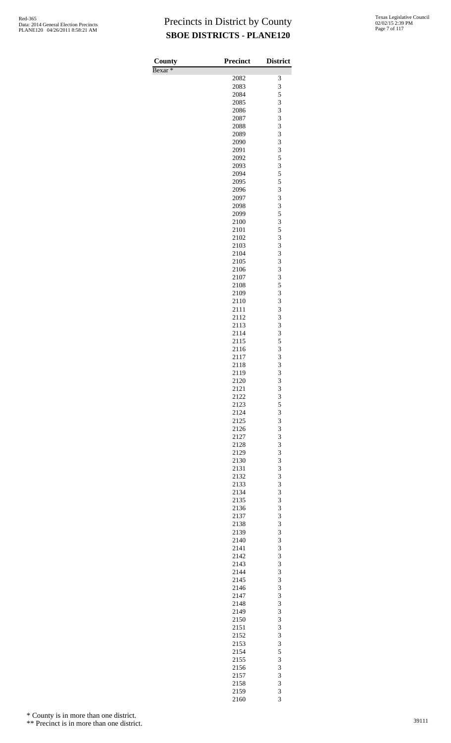# Precincts in District by County

## SBOE DISTRICTS - PLANE120

| County | Precinct | District |
|---|---|---|
| Bexar * | | |
| | 2082 | 3 |
| | 2083 | 3 |
| | 2084 | 5 |
| | 2085 | 3 |
| | 2086 | 3 |
| | 2087 | 3 |
| | 2088 | 3 |
| | 2089 | 3 |
| | 2090 | 3 |
| | 2091 | 3 |
| | 2092 | 5 |
| | 2093 | 3 |
| | 2094 | 5 |
| | 2095 | 5 |
| | 2096 | 3 |
| | 2097 | 3 |
| | 2098 | 3 |
| | 2099 | 5 |
| | 2100 | 3 |
| | 2101 | 5 |
| | 2102 | 3 |
| | 2103 | 3 |
| | 2104 | 3 |
| | 2105 | 3 |
| | 2106 | 3 |
| | 2107 | 3 |
| | 2108 | 5 |
| | 2109 | 3 |
| | 2110 | 3 |
| | 2111 | 3 |
| | 2112 | 3 |
| | 2113 | 3 |
| | 2114 | 3 |
| | 2115 | 5 |
| | 2116 | 3 |
| | 2117 | 3 |
| | 2118 | 3 |
| | 2119 | 3 |
| | 2120 | 3 |
| | 2121 | 3 |
| | 2122 | 3 |
| | 2123 | 5 |
| | 2124 | 3 |
| | 2125 | 3 |
| | 2126 | 3 |
| | 2127 | 3 |
| | 2128 | 3 |
| | 2129 | 3 |
| | 2130 | 3 |
| | 2131 | 3 |
| | 2132 | 3 |
| | 2133 | 3 |
| | 2134 | 3 |
| | 2135 | 3 |
| | 2136 | 3 |
| | 2137 | 3 |
| | 2138 | 3 |
| | 2139 | 3 |
| | 2140 | 3 |
| | 2141 | 3 |
| | 2142 | 3 |
| | 2143 | 3 |
| | 2144 | 3 |
| | 2145 | 3 |
| | 2146 | 3 |
| | 2147 | 3 |
| | 2148 | 3 |
| | 2149 | 3 |
| | 2150 | 3 |
| | 2151 | 3 |
| | 2152 | 3 |
| | 2153 | 3 |
| | 2154 | 5 |
| | 2155 | 3 |
| | 2156 | 3 |
| | 2157 | 3 |
| | 2158 | 3 |
| | 2159 | 3 |
| | 2160 | 3 |

\* County is in more than one district.

\*\* Precinct is in more than one district.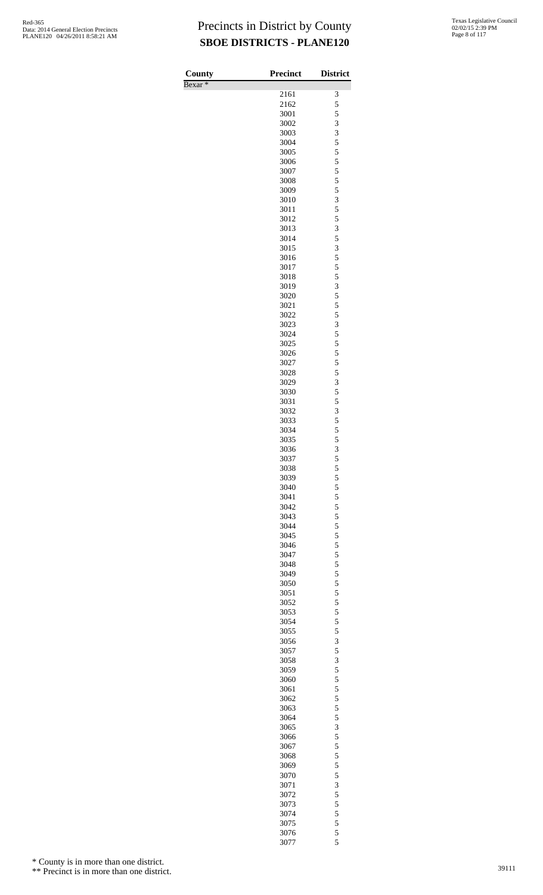# Precincts in District by County

## SBOE DISTRICTS - PLANE120

| County | Precinct | District |
|---|---|---|
| Bexar * | | |
| | 2161 | 3 |
| | 2162 | 5 |
| | 3001 | 5 |
| | 3002 | 3 |
| | 3003 | 3 |
| | 3004 | 5 |
| | 3005 | 5 |
| | 3006 | 5 |
| | 3007 | 5 |
| | 3008 | 5 |
| | 3009 | 5 |
| | 3010 | 3 |
| | 3011 | 5 |
| | 3012 | 5 |
| | 3013 | 3 |
| | 3014 | 5 |
| | 3015 | 3 |
| | 3016 | 5 |
| | 3017 | 5 |
| | 3018 | 5 |
| | 3019 | 3 |
| | 3020 | 5 |
| | 3021 | 5 |
| | 3022 | 5 |
| | 3023 | 3 |
| | 3024 | 5 |
| | 3025 | 5 |
| | 3026 | 5 |
| | 3027 | 5 |
| | 3028 | 5 |
| | 3029 | 3 |
| | 3030 | 5 |
| | 3031 | 5 |
| | 3032 | 3 |
| | 3033 | 5 |
| | 3034 | 5 |
| | 3035 | 5 |
| | 3036 | 3 |
| | 3037 | 5 |
| | 3038 | 5 |
| | 3039 | 5 |
| | 3040 | 5 |
| | 3041 | 5 |
| | 3042 | 5 |
| | 3043 | 5 |
| | 3044 | 5 |
| | 3045 | 5 |
| | 3046 | 5 |
| | 3047 | 5 |
| | 3048 | 5 |
| | 3049 | 5 |
| | 3050 | 5 |
| | 3051 | 5 |
| | 3052 | 5 |
| | 3053 | 5 |
| | 3054 | 5 |
| | 3055 | 5 |
| | 3056 | 3 |
| | 3057 | 5 |
| | 3058 | 3 |
| | 3059 | 5 |
| | 3060 | 5 |
| | 3061 | 5 |
| | 3062 | 5 |
| | 3063 | 5 |
| | 3064 | 5 |
| | 3065 | 3 |
| | 3066 | 5 |
| | 3067 | 5 |
| | 3068 | 5 |
| | 3069 | 5 |
| | 3070 | 5 |
| | 3071 | 3 |
| | 3072 | 5 |
| | 3073 | 5 |
| | 3074 | 5 |
| | 3075 | 5 |
| | 3076 | 5 |
| | 3077 | 5 |

\* County is in more than one district.

\*\* Precinct is in more than one district.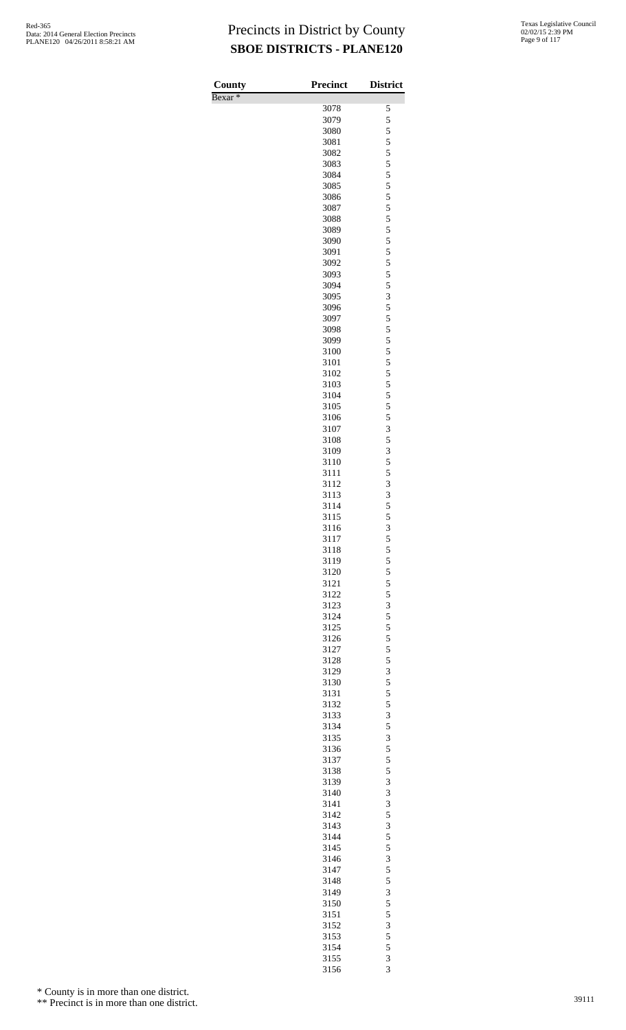# Precincts in District by County

## SBOE DISTRICTS - PLANE120

| County | Precinct | District |
|---|---|---|
| Bexar * | | |
| | 3078 | 5 |
| | 3079 | 5 |
| | 3080 | 5 |
| | 3081 | 5 |
| | 3082 | 5 |
| | 3083 | 5 |
| | 3084 | 5 |
| | 3085 | 5 |
| | 3086 | 5 |
| | 3087 | 5 |
| | 3088 | 5 |
| | 3089 | 5 |
| | 3090 | 5 |
| | 3091 | 5 |
| | 3092 | 5 |
| | 3093 | 5 |
| | 3094 | 5 |
| | 3095 | 3 |
| | 3096 | 5 |
| | 3097 | 5 |
| | 3098 | 5 |
| | 3099 | 5 |
| | 3100 | 5 |
| | 3101 | 5 |
| | 3102 | 5 |
| | 3103 | 5 |
| | 3104 | 5 |
| | 3105 | 5 |
| | 3106 | 5 |
| | 3107 | 3 |
| | 3108 | 5 |
| | 3109 | 3 |
| | 3110 | 5 |
| | 3111 | 5 |
| | 3112 | 3 |
| | 3113 | 3 |
| | 3114 | 5 |
| | 3115 | 5 |
| | 3116 | 3 |
| | 3117 | 5 |
| | 3118 | 5 |
| | 3119 | 5 |
| | 3120 | 5 |
| | 3121 | 5 |
| | 3122 | 5 |
| | 3123 | 3 |
| | 3124 | 5 |
| | 3125 | 5 |
| | 3126 | 5 |
| | 3127 | 5 |
| | 3128 | 5 |
| | 3129 | 3 |
| | 3130 | 5 |
| | 3131 | 5 |
| | 3132 | 5 |
| | 3133 | 3 |
| | 3134 | 5 |
| | 3135 | 3 |
| | 3136 | 5 |
| | 3137 | 5 |
| | 3138 | 5 |
| | 3139 | 3 |
| | 3140 | 3 |
| | 3141 | 3 |
| | 3142 | 5 |
| | 3143 | 3 |
| | 3144 | 5 |
| | 3145 | 5 |
| | 3146 | 3 |
| | 3147 | 5 |
| | 3148 | 5 |
| | 3149 | 3 |
| | 3150 | 5 |
| | 3151 | 5 |
| | 3152 | 3 |
| | 3153 | 5 |
| | 3154 | 5 |
| | 3155 | 3 |
| | 3156 | 3 |

\* County is in more than one district.

\*\* Precinct is in more than one district.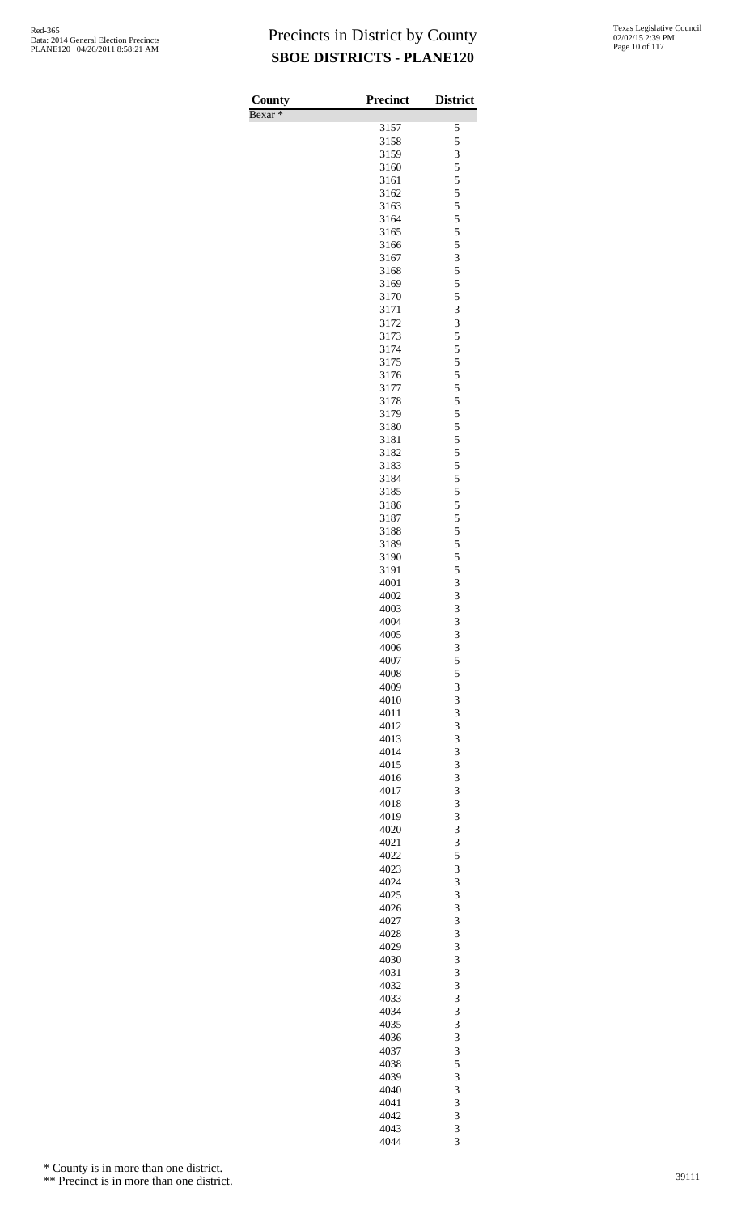# Precincts in District by County
## SBOE DISTRICTS - PLANE120

| County | Precinct | District |
|---|---|---|
| Bexar * | | |
| | 3157 | 5 |
| | 3158 | 5 |
| | 3159 | 3 |
| | 3160 | 5 |
| | 3161 | 5 |
| | 3162 | 5 |
| | 3163 | 5 |
| | 3164 | 5 |
| | 3165 | 5 |
| | 3166 | 5 |
| | 3167 | 3 |
| | 3168 | 5 |
| | 3169 | 5 |
| | 3170 | 5 |
| | 3171 | 3 |
| | 3172 | 3 |
| | 3173 | 5 |
| | 3174 | 5 |
| | 3175 | 5 |
| | 3176 | 5 |
| | 3177 | 5 |
| | 3178 | 5 |
| | 3179 | 5 |
| | 3180 | 5 |
| | 3181 | 5 |
| | 3182 | 5 |
| | 3183 | 5 |
| | 3184 | 5 |
| | 3185 | 5 |
| | 3186 | 5 |
| | 3187 | 5 |
| | 3188 | 5 |
| | 3189 | 5 |
| | 3190 | 5 |
| | 3191 | 5 |
| | 4001 | 3 |
| | 4002 | 3 |
| | 4003 | 3 |
| | 4004 | 3 |
| | 4005 | 3 |
| | 4006 | 3 |
| | 4007 | 5 |
| | 4008 | 5 |
| | 4009 | 3 |
| | 4010 | 3 |
| | 4011 | 3 |
| | 4012 | 3 |
| | 4013 | 3 |
| | 4014 | 3 |
| | 4015 | 3 |
| | 4016 | 3 |
| | 4017 | 3 |
| | 4018 | 3 |
| | 4019 | 3 |
| | 4020 | 3 |
| | 4021 | 3 |
| | 4022 | 5 |
| | 4023 | 3 |
| | 4024 | 3 |
| | 4025 | 3 |
| | 4026 | 3 |
| | 4027 | 3 |
| | 4028 | 3 |
| | 4029 | 3 |
| | 4030 | 3 |
| | 4031 | 3 |
| | 4032 | 3 |
| | 4033 | 3 |
| | 4034 | 3 |
| | 4035 | 3 |
| | 4036 | 3 |
| | 4037 | 3 |
| | 4038 | 5 |
| | 4039 | 3 |
| | 4040 | 3 |
| | 4041 | 3 |
| | 4042 | 3 |
| | 4043 | 3 |
| | 4044 | 3 |

\* County is in more than one district.

\*\* Precinct is in more than one district.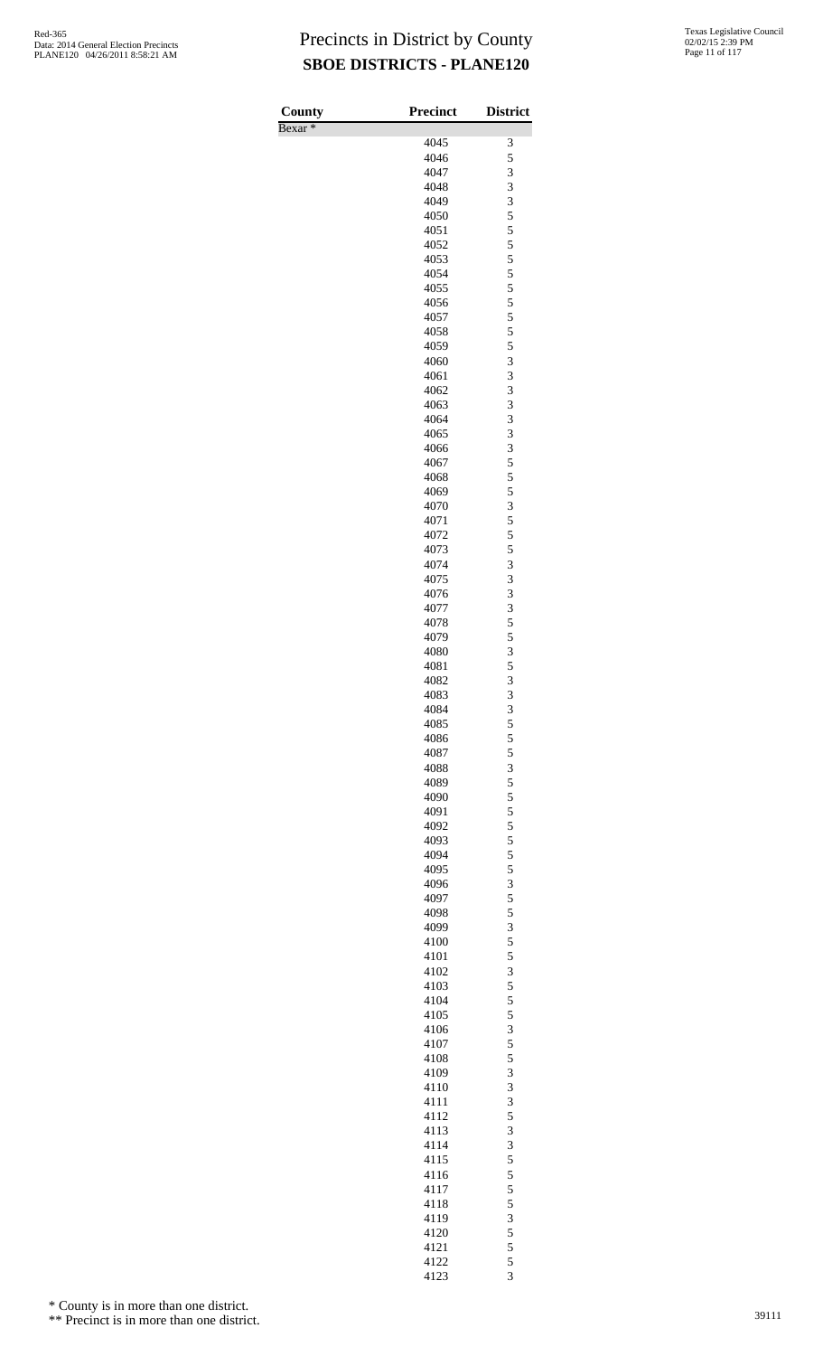# Precincts in District by County
## SBOE DISTRICTS - PLANE120

| County | Precinct | District |
|---|---|---|
| Bexar * | | |
| | 4045 | 3 |
| | 4046 | 5 |
| | 4047 | 3 |
| | 4048 | 3 |
| | 4049 | 3 |
| | 4050 | 5 |
| | 4051 | 5 |
| | 4052 | 5 |
| | 4053 | 5 |
| | 4054 | 5 |
| | 4055 | 5 |
| | 4056 | 5 |
| | 4057 | 5 |
| | 4058 | 5 |
| | 4059 | 5 |
| | 4060 | 3 |
| | 4061 | 3 |
| | 4062 | 3 |
| | 4063 | 3 |
| | 4064 | 3 |
| | 4065 | 3 |
| | 4066 | 3 |
| | 4067 | 5 |
| | 4068 | 5 |
| | 4069 | 5 |
| | 4070 | 3 |
| | 4071 | 5 |
| | 4072 | 5 |
| | 4073 | 5 |
| | 4074 | 3 |
| | 4075 | 3 |
| | 4076 | 3 |
| | 4077 | 3 |
| | 4078 | 5 |
| | 4079 | 5 |
| | 4080 | 3 |
| | 4081 | 5 |
| | 4082 | 3 |
| | 4083 | 3 |
| | 4084 | 3 |
| | 4085 | 5 |
| | 4086 | 5 |
| | 4087 | 5 |
| | 4088 | 3 |
| | 4089 | 5 |
| | 4090 | 5 |
| | 4091 | 5 |
| | 4092 | 5 |
| | 4093 | 5 |
| | 4094 | 5 |
| | 4095 | 5 |
| | 4096 | 3 |
| | 4097 | 5 |
| | 4098 | 5 |
| | 4099 | 3 |
| | 4100 | 5 |
| | 4101 | 5 |
| | 4102 | 3 |
| | 4103 | 5 |
| | 4104 | 5 |
| | 4105 | 5 |
| | 4106 | 3 |
| | 4107 | 5 |
| | 4108 | 5 |
| | 4109 | 3 |
| | 4110 | 3 |
| | 4111 | 3 |
| | 4112 | 5 |
| | 4113 | 3 |
| | 4114 | 3 |
| | 4115 | 5 |
| | 4116 | 5 |
| | 4117 | 5 |
| | 4118 | 5 |
| | 4119 | 3 |
| | 4120 | 5 |
| | 4121 | 5 |
| | 4122 | 5 |
| | 4123 | 3 |

\* County is in more than one district.

\*\* Precinct is in more than one district.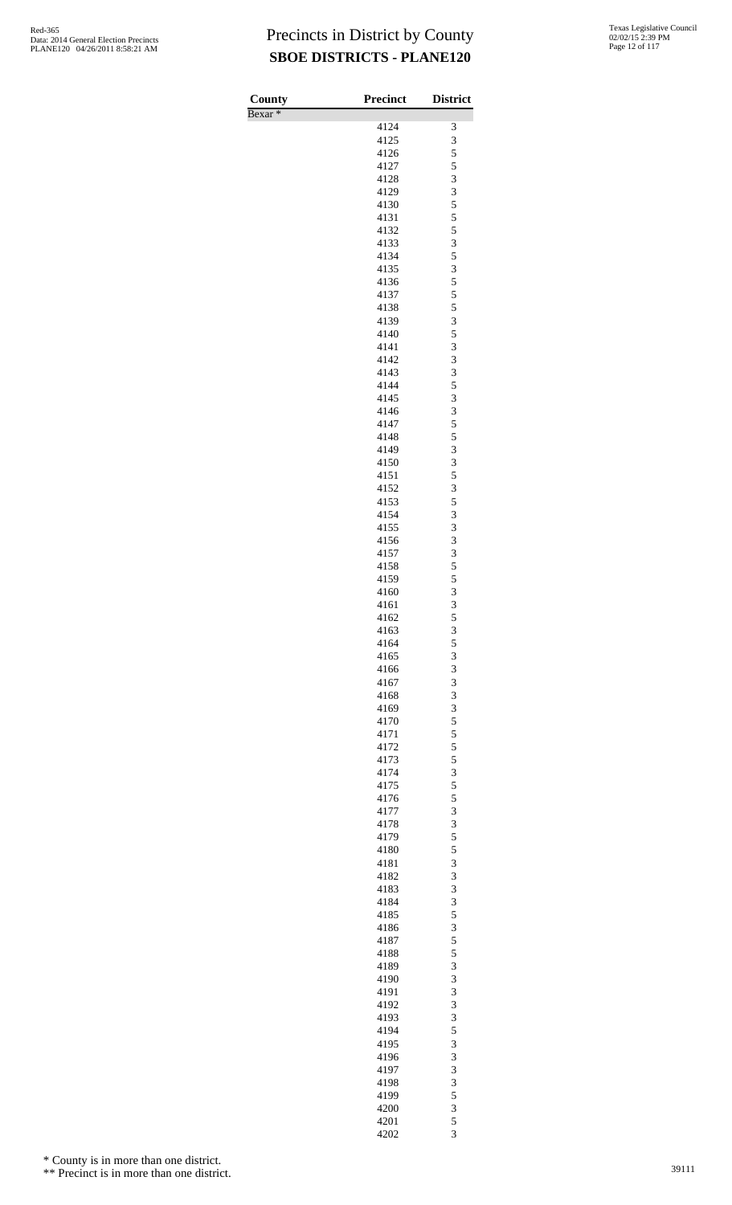# Precincts in District by County
## SBOE DISTRICTS - PLANE120

| County | Precinct | District |
|---|---|---|
| Bexar * | | |
| | 4124 | 3 |
| | 4125 | 3 |
| | 4126 | 5 |
| | 4127 | 5 |
| | 4128 | 3 |
| | 4129 | 3 |
| | 4130 | 5 |
| | 4131 | 5 |
| | 4132 | 5 |
| | 4133 | 3 |
| | 4134 | 5 |
| | 4135 | 3 |
| | 4136 | 5 |
| | 4137 | 5 |
| | 4138 | 5 |
| | 4139 | 3 |
| | 4140 | 5 |
| | 4141 | 3 |
| | 4142 | 3 |
| | 4143 | 3 |
| | 4144 | 5 |
| | 4145 | 3 |
| | 4146 | 3 |
| | 4147 | 5 |
| | 4148 | 5 |
| | 4149 | 3 |
| | 4150 | 3 |
| | 4151 | 5 |
| | 4152 | 3 |
| | 4153 | 5 |
| | 4154 | 3 |
| | 4155 | 3 |
| | 4156 | 3 |
| | 4157 | 3 |
| | 4158 | 5 |
| | 4159 | 5 |
| | 4160 | 3 |
| | 4161 | 3 |
| | 4162 | 5 |
| | 4163 | 3 |
| | 4164 | 5 |
| | 4165 | 3 |
| | 4166 | 3 |
| | 4167 | 3 |
| | 4168 | 3 |
| | 4169 | 3 |
| | 4170 | 5 |
| | 4171 | 5 |
| | 4172 | 5 |
| | 4173 | 5 |
| | 4174 | 3 |
| | 4175 | 5 |
| | 4176 | 5 |
| | 4177 | 3 |
| | 4178 | 3 |
| | 4179 | 5 |
| | 4180 | 5 |
| | 4181 | 3 |
| | 4182 | 3 |
| | 4183 | 3 |
| | 4184 | 3 |
| | 4185 | 5 |
| | 4186 | 3 |
| | 4187 | 5 |
| | 4188 | 5 |
| | 4189 | 3 |
| | 4190 | 3 |
| | 4191 | 3 |
| | 4192 | 3 |
| | 4193 | 3 |
| | 4194 | 5 |
| | 4195 | 3 |
| | 4196 | 3 |
| | 4197 | 3 |
| | 4198 | 3 |
| | 4199 | 5 |
| | 4200 | 3 |
| | 4201 | 5 |
| | 4202 | 3 |

\* County is in more than one district.

\*\* Precinct is in more than one district.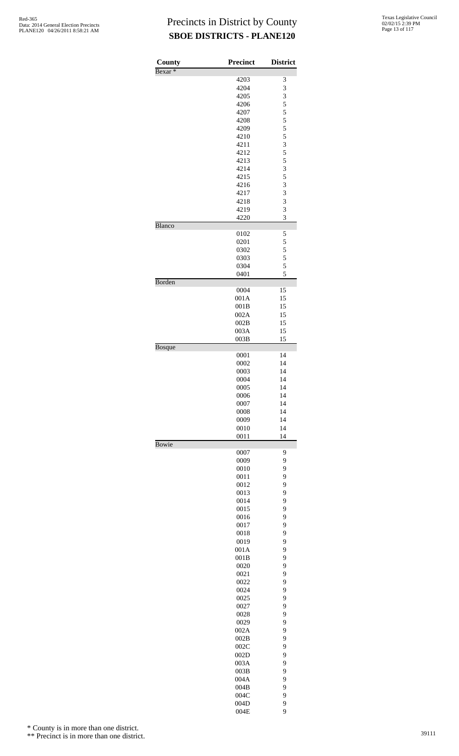# Precincts in District by County

## SBOE DISTRICTS - PLANE120

| County | Precinct | District |
|---|---|---|
| Bexar * | | |
| | 4203 | 3 |
| | 4204 | 3 |
| | 4205 | 3 |
| | 4206 | 5 |
| | 4207 | 5 |
| | 4208 | 5 |
| | 4209 | 5 |
| | 4210 | 5 |
| | 4211 | 3 |
| | 4212 | 5 |
| | 4213 | 5 |
| | 4214 | 3 |
| | 4215 | 5 |
| | 4216 | 3 |
| | 4217 | 3 |
| | 4218 | 3 |
| | 4219 | 3 |
| | 4220 | 3 |
| Blanco | | |
| | 0102 | 5 |
| | 0201 | 5 |
| | 0302 | 5 |
| | 0303 | 5 |
| | 0304 | 5 |
| | 0401 | 5 |
| Borden | | |
| | 0004 | 15 |
| | 001A | 15 |
| | 001B | 15 |
| | 002A | 15 |
| | 002B | 15 |
| | 003A | 15 |
| | 003B | 15 |
| Bosque | | |
| | 0001 | 14 |
| | 0002 | 14 |
| | 0003 | 14 |
| | 0004 | 14 |
| | 0005 | 14 |
| | 0006 | 14 |
| | 0007 | 14 |
| | 0008 | 14 |
| | 0009 | 14 |
| | 0010 | 14 |
| | 0011 | 14 |
| Bowie | | |
| | 0007 | 9 |
| | 0009 | 9 |
| | 0010 | 9 |
| | 0011 | 9 |
| | 0012 | 9 |
| | 0013 | 9 |
| | 0014 | 9 |
| | 0015 | 9 |
| | 0016 | 9 |
| | 0017 | 9 |
| | 0018 | 9 |
| | 0019 | 9 |
| | 001A | 9 |
| | 001B | 9 |
| | 0020 | 9 |
| | 0021 | 9 |
| | 0022 | 9 |
| | 0024 | 9 |
| | 0025 | 9 |
| | 0027 | 9 |
| | 0028 | 9 |
| | 0029 | 9 |
| | 002A | 9 |
| | 002B | 9 |
| | 002C | 9 |
| | 002D | 9 |
| | 003A | 9 |
| | 003B | 9 |
| | 004A | 9 |
| | 004B | 9 |
| | 004C | 9 |
| | 004D | 9 |
| | 004E | 9 |

\* County is in more than one district.

\*\* Precinct is in more than one district.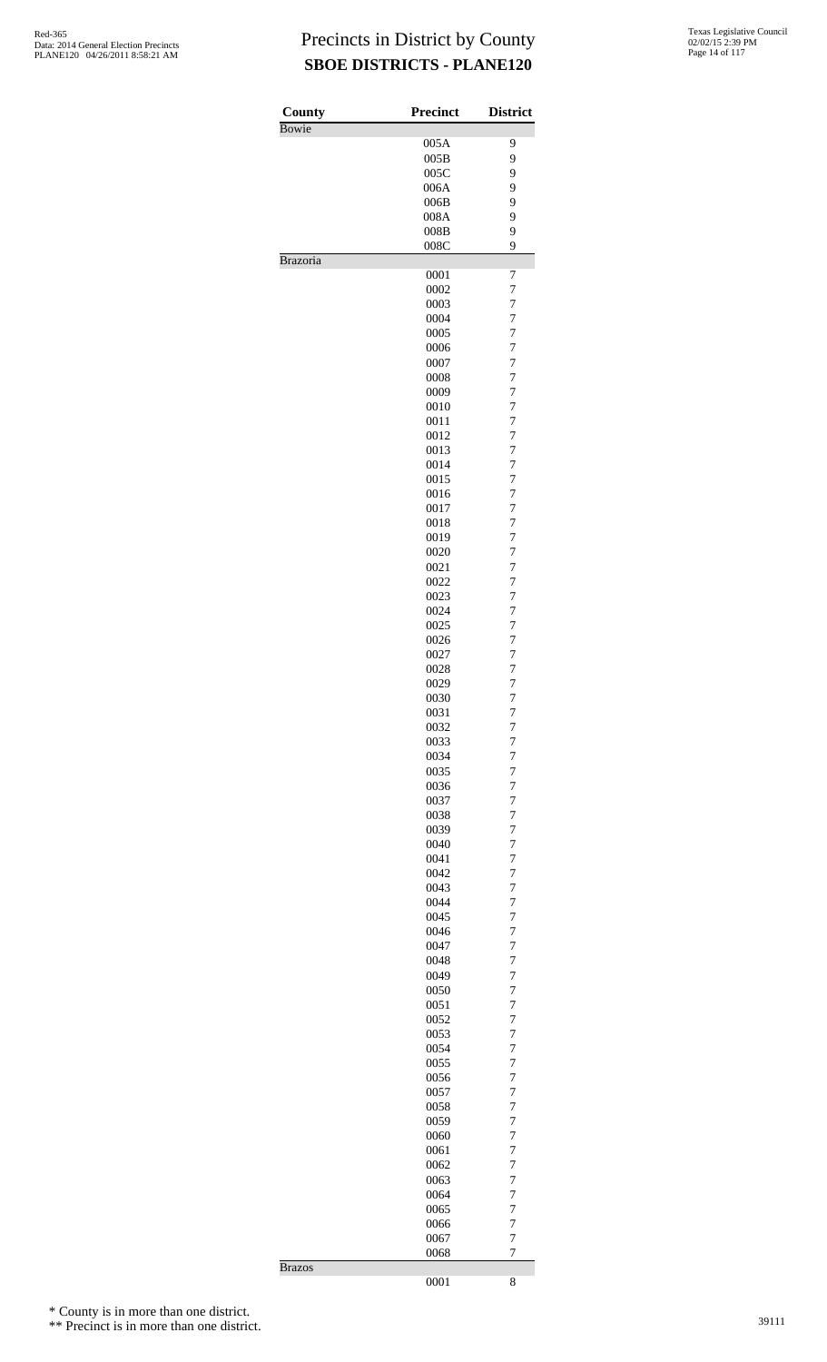# Precincts in District by County
## SBOE DISTRICTS - PLANE120

| County | Precinct | District |
|---|---|---|
| Bowie | | |
| | 005A | 9 |
| | 005B | 9 |
| | 005C | 9 |
| | 006A | 9 |
| | 006B | 9 |
| | 008A | 9 |
| | 008B | 9 |
| | 008C | 9 |
| Brazoria | | |
| | 0001 | 7 |
| | 0002 | 7 |
| | 0003 | 7 |
| | 0004 | 7 |
| | 0005 | 7 |
| | 0006 | 7 |
| | 0007 | 7 |
| | 0008 | 7 |
| | 0009 | 7 |
| | 0010 | 7 |
| | 0011 | 7 |
| | 0012 | 7 |
| | 0013 | 7 |
| | 0014 | 7 |
| | 0015 | 7 |
| | 0016 | 7 |
| | 0017 | 7 |
| | 0018 | 7 |
| | 0019 | 7 |
| | 0020 | 7 |
| | 0021 | 7 |
| | 0022 | 7 |
| | 0023 | 7 |
| | 0024 | 7 |
| | 0025 | 7 |
| | 0026 | 7 |
| | 0027 | 7 |
| | 0028 | 7 |
| | 0029 | 7 |
| | 0030 | 7 |
| | 0031 | 7 |
| | 0032 | 7 |
| | 0033 | 7 |
| | 0034 | 7 |
| | 0035 | 7 |
| | 0036 | 7 |
| | 0037 | 7 |
| | 0038 | 7 |
| | 0039 | 7 |
| | 0040 | 7 |
| | 0041 | 7 |
| | 0042 | 7 |
| | 0043 | 7 |
| | 0044 | 7 |
| | 0045 | 7 |
| | 0046 | 7 |
| | 0047 | 7 |
| | 0048 | 7 |
| | 0049 | 7 |
| | 0050 | 7 |
| | 0051 | 7 |
| | 0052 | 7 |
| | 0053 | 7 |
| | 0054 | 7 |
| | 0055 | 7 |
| | 0056 | 7 |
| | 0057 | 7 |
| | 0058 | 7 |
| | 0059 | 7 |
| | 0060 | 7 |
| | 0061 | 7 |
| | 0062 | 7 |
| | 0063 | 7 |
| | 0064 | 7 |
| | 0065 | 7 |
| | 0066 | 7 |
| | 0067 | 7 |
| | 0068 | 7 |
| Brazos | | |
| | 0001 | 8 |

\* County is in more than one district.

\*\* Precinct is in more than one district.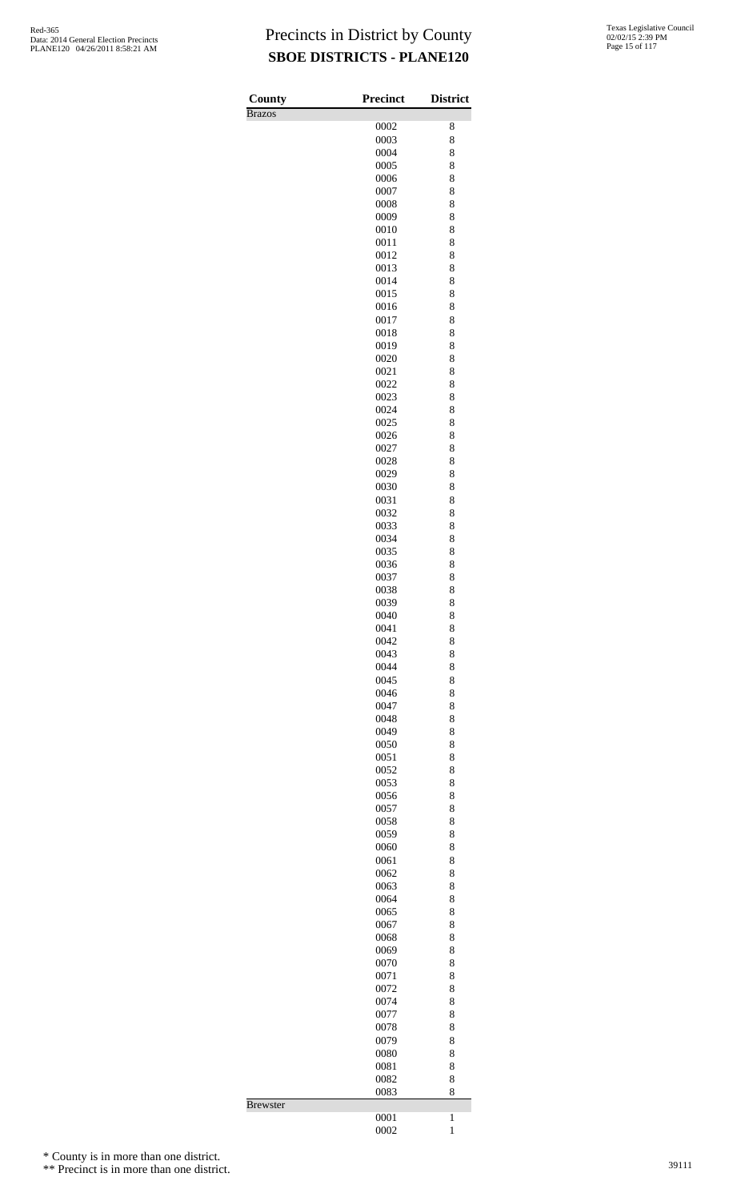# Precincts in District by County

## SBOE DISTRICTS - PLANE120

Red-365
Data: 2014 General Election Precincts
PLANE120 04/26/2011 8:58:21 AM

Texas Legislative Council
02/02/15 2:39 PM

| County | Precinct | District |
| --- | --- | --- |
| Brazos | | |
| | 0002 | 8 |
| | 0003 | 8 |
| | 0004 | 8 |
| | 0005 | 8 |
| | 0006 | 8 |
| | 0007 | 8 |
| | 0008 | 8 |
| | 0009 | 8 |
| | 0010 | 8 |
| | 0011 | 8 |
| | 0012 | 8 |
| | 0013 | 8 |
| | 0014 | 8 |
| | 0015 | 8 |
| | 0016 | 8 |
| | 0017 | 8 |
| | 0018 | 8 |
| | 0019 | 8 |
| | 0020 | 8 |
| | 0021 | 8 |
| | 0022 | 8 |
| | 0023 | 8 |
| | 0024 | 8 |
| | 0025 | 8 |
| | 0026 | 8 |
| | 0027 | 8 |
| | 0028 | 8 |
| | 0029 | 8 |
| | 0030 | 8 |
| | 0031 | 8 |
| | 0032 | 8 |
| | 0033 | 8 |
| | 0034 | 8 |
| | 0035 | 8 |
| | 0036 | 8 |
| | 0037 | 8 |
| | 0038 | 8 |
| | 0039 | 8 |
| | 0040 | 8 |
| | 0041 | 8 |
| | 0042 | 8 |
| | 0043 | 8 |
| | 0044 | 8 |
| | 0045 | 8 |
| | 0046 | 8 |
| | 0047 | 8 |
| | 0048 | 8 |
| | 0049 | 8 |
| | 0050 | 8 |
| | 0051 | 8 |
| | 0052 | 8 |
| | 0053 | 8 |
| | 0056 | 8 |
| | 0057 | 8 |
| | 0058 | 8 |
| | 0059 | 8 |
| | 0060 | 8 |
| | 0061 | 8 |
| | 0062 | 8 |
| | 0063 | 8 |
| | 0064 | 8 |
| | 0065 | 8 |
| | 0067 | 8 |
| | 0068 | 8 |
| | 0069 | 8 |
| | 0070 | 8 |
| | 0071 | 8 |
| | 0072 | 8 |
| | 0074 | 8 |
| | 0077 | 8 |
| | 0078 | 8 |
| | 0079 | 8 |
| | 0080 | 8 |
| | 0081 | 8 |
| | 0082 | 8 |
| | 0083 | 8 |
| Brewster | | |
| | 0001 | 1 |
| | 0002 | 1 |

\* County is in more than one district.

\*\* Precinct is in more than one district.

39111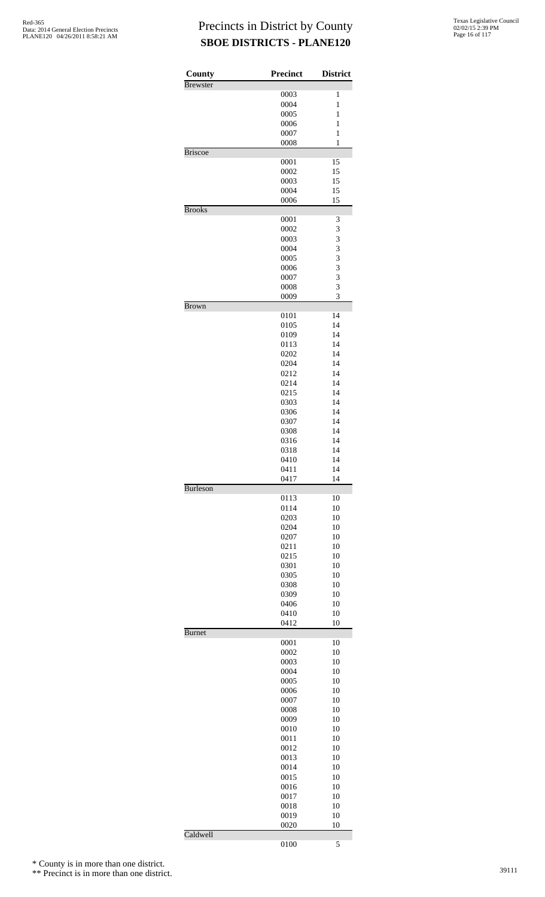# Precincts in District by County

## SBOE DISTRICTS - PLANE120

| County | Precinct | District |
|---|---|---|
| Brewster | | |
| | 0003 | 1 |
| | 0004 | 1 |
| | 0005 | 1 |
| | 0006 | 1 |
| | 0007 | 1 |
| | 0008 | 1 |
| Briscoe | | |
| | 0001 | 15 |
| | 0002 | 15 |
| | 0003 | 15 |
| | 0004 | 15 |
| | 0006 | 15 |
| Brooks | | |
| | 0001 | 3 |
| | 0002 | 3 |
| | 0003 | 3 |
| | 0004 | 3 |
| | 0005 | 3 |
| | 0006 | 3 |
| | 0007 | 3 |
| | 0008 | 3 |
| | 0009 | 3 |
| Brown | | |
| | 0101 | 14 |
| | 0105 | 14 |
| | 0109 | 14 |
| | 0113 | 14 |
| | 0202 | 14 |
| | 0204 | 14 |
| | 0212 | 14 |
| | 0214 | 14 |
| | 0215 | 14 |
| | 0303 | 14 |
| | 0306 | 14 |
| | 0307 | 14 |
| | 0308 | 14 |
| | 0316 | 14 |
| | 0318 | 14 |
| | 0410 | 14 |
| | 0411 | 14 |
| | 0417 | 14 |
| Burleson | | |
| | 0113 | 10 |
| | 0114 | 10 |
| | 0203 | 10 |
| | 0204 | 10 |
| | 0207 | 10 |
| | 0211 | 10 |
| | 0215 | 10 |
| | 0301 | 10 |
| | 0305 | 10 |
| | 0308 | 10 |
| | 0309 | 10 |
| | 0406 | 10 |
| | 0410 | 10 |
| | 0412 | 10 |
| Burnet | | |
| | 0001 | 10 |
| | 0002 | 10 |
| | 0003 | 10 |
| | 0004 | 10 |
| | 0005 | 10 |
| | 0006 | 10 |
| | 0007 | 10 |
| | 0008 | 10 |
| | 0009 | 10 |
| | 0010 | 10 |
| | 0011 | 10 |
| | 0012 | 10 |
| | 0013 | 10 |
| | 0014 | 10 |
| | 0015 | 10 |
| | 0016 | 10 |
| | 0017 | 10 |
| | 0018 | 10 |
| | 0019 | 10 |
| | 0020 | 10 |
| Caldwell | | |
| | 0100 | 5 |

\* County is in more than one district.

\*\* Precinct is in more than one district.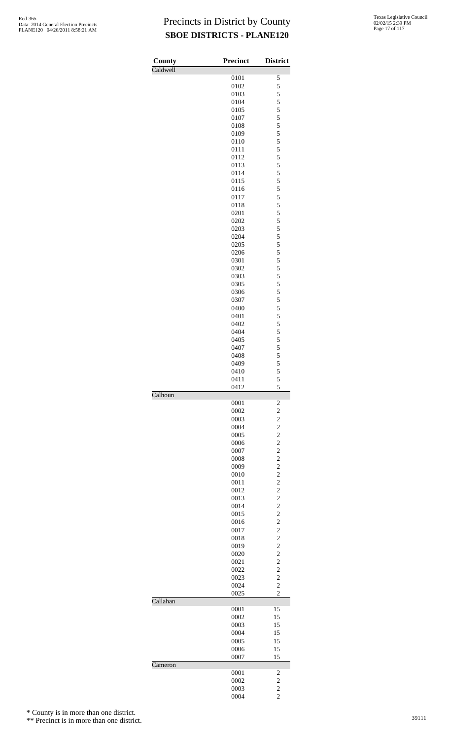# Precincts in District by County

## SBOE DISTRICTS - PLANE120

| County | Precinct | District |
|---|---|---|
| Caldwell | | |
| | 0101 | 5 |
| | 0102 | 5 |
| | 0103 | 5 |
| | 0104 | 5 |
| | 0105 | 5 |
| | 0107 | 5 |
| | 0108 | 5 |
| | 0109 | 5 |
| | 0110 | 5 |
| | 0111 | 5 |
| | 0112 | 5 |
| | 0113 | 5 |
| | 0114 | 5 |
| | 0115 | 5 |
| | 0116 | 5 |
| | 0117 | 5 |
| | 0118 | 5 |
| | 0201 | 5 |
| | 0202 | 5 |
| | 0203 | 5 |
| | 0204 | 5 |
| | 0205 | 5 |
| | 0206 | 5 |
| | 0301 | 5 |
| | 0302 | 5 |
| | 0303 | 5 |
| | 0305 | 5 |
| | 0306 | 5 |
| | 0307 | 5 |
| | 0400 | 5 |
| | 0401 | 5 |
| | 0402 | 5 |
| | 0404 | 5 |
| | 0405 | 5 |
| | 0407 | 5 |
| | 0408 | 5 |
| | 0409 | 5 |
| | 0410 | 5 |
| | 0411 | 5 |
| | 0412 | 5 |
| Calhoun | | |
| | 0001 | 2 |
| | 0002 | 2 |
| | 0003 | 2 |
| | 0004 | 2 |
| | 0005 | 2 |
| | 0006 | 2 |
| | 0007 | 2 |
| | 0008 | 2 |
| | 0009 | 2 |
| | 0010 | 2 |
| | 0011 | 2 |
| | 0012 | 2 |
| | 0013 | 2 |
| | 0014 | 2 |
| | 0015 | 2 |
| | 0016 | 2 |
| | 0017 | 2 |
| | 0018 | 2 |
| | 0019 | 2 |
| | 0020 | 2 |
| | 0021 | 2 |
| | 0022 | 2 |
| | 0023 | 2 |
| | 0024 | 2 |
| | 0025 | 2 |
| Callahan | | |
| | 0001 | 15 |
| | 0002 | 15 |
| | 0003 | 15 |
| | 0004 | 15 |
| | 0005 | 15 |
| | 0006 | 15 |
| | 0007 | 15 |
| Cameron | | |
| | 0001 | 2 |
| | 0002 | 2 |
| | 0003 | 2 |
| | 0004 | 2 |

\* County is in more than one district.

\*\* Precinct is in more than one district.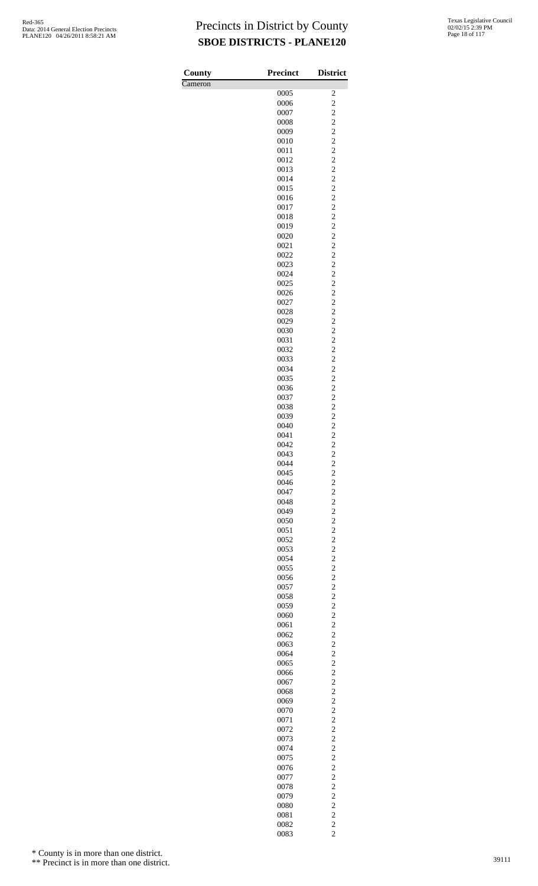# Precincts in District by County

## SBOE DISTRICTS - PLANE120

| County | Precinct | District |
|---|---|---|
| Cameron | | |
| | 0005 | 2 |
| | 0006 | 2 |
| | 0007 | 2 |
| | 0008 | 2 |
| | 0009 | 2 |
| | 0010 | 2 |
| | 0011 | 2 |
| | 0012 | 2 |
| | 0013 | 2 |
| | 0014 | 2 |
| | 0015 | 2 |
| | 0016 | 2 |
| | 0017 | 2 |
| | 0018 | 2 |
| | 0019 | 2 |
| | 0020 | 2 |
| | 0021 | 2 |
| | 0022 | 2 |
| | 0023 | 2 |
| | 0024 | 2 |
| | 0025 | 2 |
| | 0026 | 2 |
| | 0027 | 2 |
| | 0028 | 2 |
| | 0029 | 2 |
| | 0030 | 2 |
| | 0031 | 2 |
| | 0032 | 2 |
| | 0033 | 2 |
| | 0034 | 2 |
| | 0035 | 2 |
| | 0036 | 2 |
| | 0037 | 2 |
| | 0038 | 2 |
| | 0039 | 2 |
| | 0040 | 2 |
| | 0041 | 2 |
| | 0042 | 2 |
| | 0043 | 2 |
| | 0044 | 2 |
| | 0045 | 2 |
| | 0046 | 2 |
| | 0047 | 2 |
| | 0048 | 2 |
| | 0049 | 2 |
| | 0050 | 2 |
| | 0051 | 2 |
| | 0052 | 2 |
| | 0053 | 2 |
| | 0054 | 2 |
| | 0055 | 2 |
| | 0056 | 2 |
| | 0057 | 2 |
| | 0058 | 2 |
| | 0059 | 2 |
| | 0060 | 2 |
| | 0061 | 2 |
| | 0062 | 2 |
| | 0063 | 2 |
| | 0064 | 2 |
| | 0065 | 2 |
| | 0066 | 2 |
| | 0067 | 2 |
| | 0068 | 2 |
| | 0069 | 2 |
| | 0070 | 2 |
| | 0071 | 2 |
| | 0072 | 2 |
| | 0073 | 2 |
| | 0074 | 2 |
| | 0075 | 2 |
| | 0076 | 2 |
| | 0077 | 2 |
| | 0078 | 2 |
| | 0079 | 2 |
| | 0080 | 2 |
| | 0081 | 2 |
| | 0082 | 2 |
| | 0083 | 2 |

\* County is in more than one district.

\*\* Precinct is in more than one district.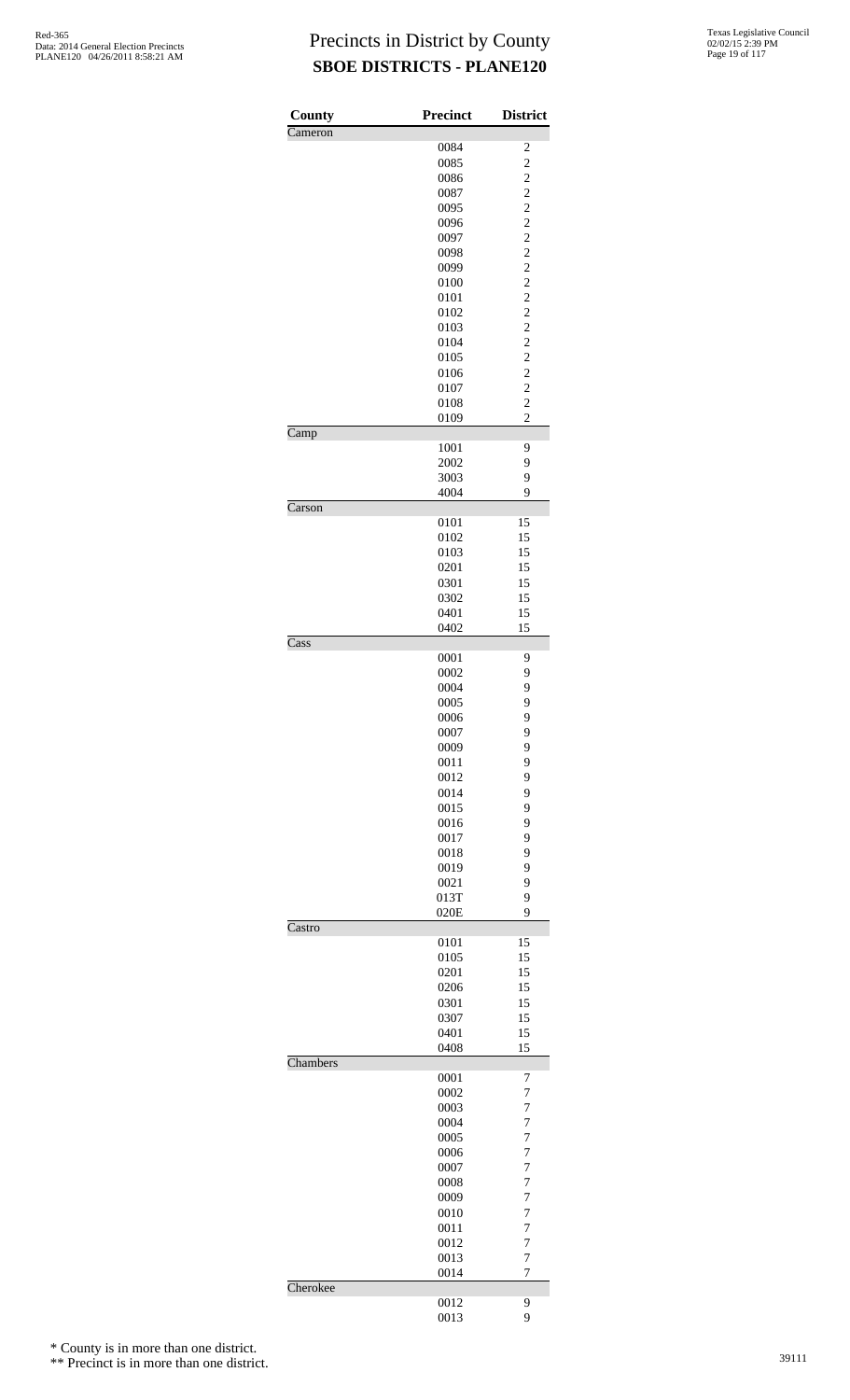# Precincts in District by County

## SBOE DISTRICTS - PLANE120

| County | Precinct | District |
|---|---|---|
| Cameron | | |
| | 0084 | 2 |
| | 0085 | 2 |
| | 0086 | 2 |
| | 0087 | 2 |
| | 0095 | 2 |
| | 0096 | 2 |
| | 0097 | 2 |
| | 0098 | 2 |
| | 0099 | 2 |
| | 0100 | 2 |
| | 0101 | 2 |
| | 0102 | 2 |
| | 0103 | 2 |
| | 0104 | 2 |
| | 0105 | 2 |
| | 0106 | 2 |
| | 0107 | 2 |
| | 0108 | 2 |
| | 0109 | 2 |
| Camp | | |
| | 1001 | 9 |
| | 2002 | 9 |
| | 3003 | 9 |
| | 4004 | 9 |
| Carson | | |
| | 0101 | 15 |
| | 0102 | 15 |
| | 0103 | 15 |
| | 0201 | 15 |
| | 0301 | 15 |
| | 0302 | 15 |
| | 0401 | 15 |
| | 0402 | 15 |
| Cass | | |
| | 0001 | 9 |
| | 0002 | 9 |
| | 0004 | 9 |
| | 0005 | 9 |
| | 0006 | 9 |
| | 0007 | 9 |
| | 0009 | 9 |
| | 0011 | 9 |
| | 0012 | 9 |
| | 0014 | 9 |
| | 0015 | 9 |
| | 0016 | 9 |
| | 0017 | 9 |
| | 0018 | 9 |
| | 0019 | 9 |
| | 0021 | 9 |
| | 013T | 9 |
| | 020E | 9 |
| Castro | | |
| | 0101 | 15 |
| | 0105 | 15 |
| | 0201 | 15 |
| | 0206 | 15 |
| | 0301 | 15 |
| | 0307 | 15 |
| | 0401 | 15 |
| | 0408 | 15 |
| Chambers | | |
| | 0001 | 7 |
| | 0002 | 7 |
| | 0003 | 7 |
| | 0004 | 7 |
| | 0005 | 7 |
| | 0006 | 7 |
| | 0007 | 7 |
| | 0008 | 7 |
| | 0009 | 7 |
| | 0010 | 7 |
| | 0011 | 7 |
| | 0012 | 7 |
| | 0013 | 7 |
| | 0014 | 7 |
| Cherokee | | |
| | 0012 | 9 |
| | 0013 | 9 |

\* County is in more than one district.

\*\* Precinct is in more than one district.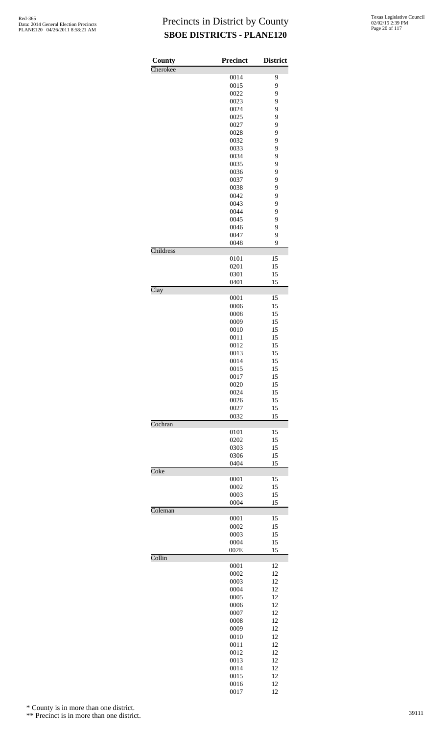# Precincts in District by County
## SBOE DISTRICTS - PLANE120

| County | Precinct | District |
|---|---|---|
| Cherokee | | |
| | 0014 | 9 |
| | 0015 | 9 |
| | 0022 | 9 |
| | 0023 | 9 |
| | 0024 | 9 |
| | 0025 | 9 |
| | 0027 | 9 |
| | 0028 | 9 |
| | 0032 | 9 |
| | 0033 | 9 |
| | 0034 | 9 |
| | 0035 | 9 |
| | 0036 | 9 |
| | 0037 | 9 |
| | 0038 | 9 |
| | 0042 | 9 |
| | 0043 | 9 |
| | 0044 | 9 |
| | 0045 | 9 |
| | 0046 | 9 |
| | 0047 | 9 |
| | 0048 | 9 |
| Childress | | |
| | 0101 | 15 |
| | 0201 | 15 |
| | 0301 | 15 |
| | 0401 | 15 |
| Clay | | |
| | 0001 | 15 |
| | 0006 | 15 |
| | 0008 | 15 |
| | 0009 | 15 |
| | 0010 | 15 |
| | 0011 | 15 |
| | 0012 | 15 |
| | 0013 | 15 |
| | 0014 | 15 |
| | 0015 | 15 |
| | 0017 | 15 |
| | 0020 | 15 |
| | 0024 | 15 |
| | 0026 | 15 |
| | 0027 | 15 |
| | 0032 | 15 |
| Cochran | | |
| | 0101 | 15 |
| | 0202 | 15 |
| | 0303 | 15 |
| | 0306 | 15 |
| | 0404 | 15 |
| Coke | | |
| | 0001 | 15 |
| | 0002 | 15 |
| | 0003 | 15 |
| | 0004 | 15 |
| Coleman | | |
| | 0001 | 15 |
| | 0002 | 15 |
| | 0003 | 15 |
| | 0004 | 15 |
| | 002E | 15 |
| Collin | | |
| | 0001 | 12 |
| | 0002 | 12 |
| | 0003 | 12 |
| | 0004 | 12 |
| | 0005 | 12 |
| | 0006 | 12 |
| | 0007 | 12 |
| | 0008 | 12 |
| | 0009 | 12 |
| | 0010 | 12 |
| | 0011 | 12 |
| | 0012 | 12 |
| | 0013 | 12 |
| | 0014 | 12 |
| | 0015 | 12 |
| | 0016 | 12 |
| | 0017 | 12 |

\* County is in more than one district.

\*\* Precinct is in more than one district.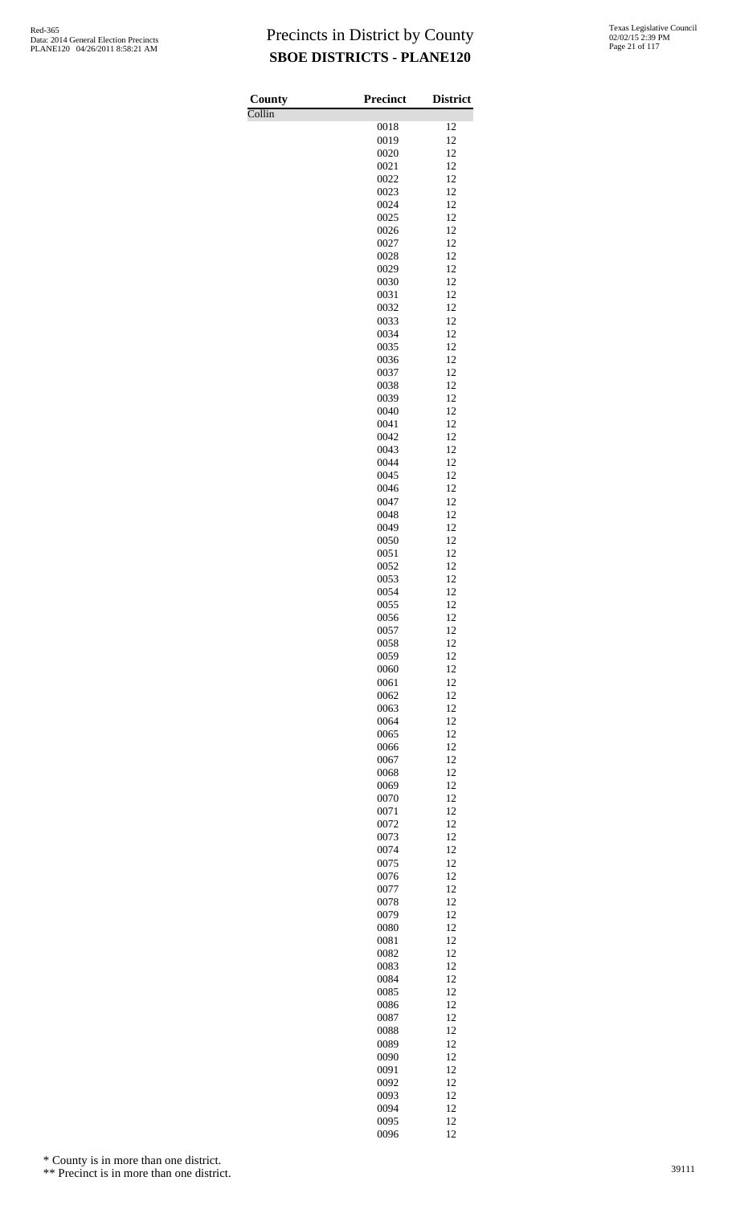# Precincts in District by County
## SBOE DISTRICTS - PLANE120

| County | Precinct | District |
|---|---|---|
| Collin | | |
| | 0018 | 12 |
| | 0019 | 12 |
| | 0020 | 12 |
| | 0021 | 12 |
| | 0022 | 12 |
| | 0023 | 12 |
| | 0024 | 12 |
| | 0025 | 12 |
| | 0026 | 12 |
| | 0027 | 12 |
| | 0028 | 12 |
| | 0029 | 12 |
| | 0030 | 12 |
| | 0031 | 12 |
| | 0032 | 12 |
| | 0033 | 12 |
| | 0034 | 12 |
| | 0035 | 12 |
| | 0036 | 12 |
| | 0037 | 12 |
| | 0038 | 12 |
| | 0039 | 12 |
| | 0040 | 12 |
| | 0041 | 12 |
| | 0042 | 12 |
| | 0043 | 12 |
| | 0044 | 12 |
| | 0045 | 12 |
| | 0046 | 12 |
| | 0047 | 12 |
| | 0048 | 12 |
| | 0049 | 12 |
| | 0050 | 12 |
| | 0051 | 12 |
| | 0052 | 12 |
| | 0053 | 12 |
| | 0054 | 12 |
| | 0055 | 12 |
| | 0056 | 12 |
| | 0057 | 12 |
| | 0058 | 12 |
| | 0059 | 12 |
| | 0060 | 12 |
| | 0061 | 12 |
| | 0062 | 12 |
| | 0063 | 12 |
| | 0064 | 12 |
| | 0065 | 12 |
| | 0066 | 12 |
| | 0067 | 12 |
| | 0068 | 12 |
| | 0069 | 12 |
| | 0070 | 12 |
| | 0071 | 12 |
| | 0072 | 12 |
| | 0073 | 12 |
| | 0074 | 12 |
| | 0075 | 12 |
| | 0076 | 12 |
| | 0077 | 12 |
| | 0078 | 12 |
| | 0079 | 12 |
| | 0080 | 12 |
| | 0081 | 12 |
| | 0082 | 12 |
| | 0083 | 12 |
| | 0084 | 12 |
| | 0085 | 12 |
| | 0086 | 12 |
| | 0087 | 12 |
| | 0088 | 12 |
| | 0089 | 12 |
| | 0090 | 12 |
| | 0091 | 12 |
| | 0092 | 12 |
| | 0093 | 12 |
| | 0094 | 12 |
| | 0095 | 12 |
| | 0096 | 12 |

* County is in more than one district.

** Precinct is in more than one district.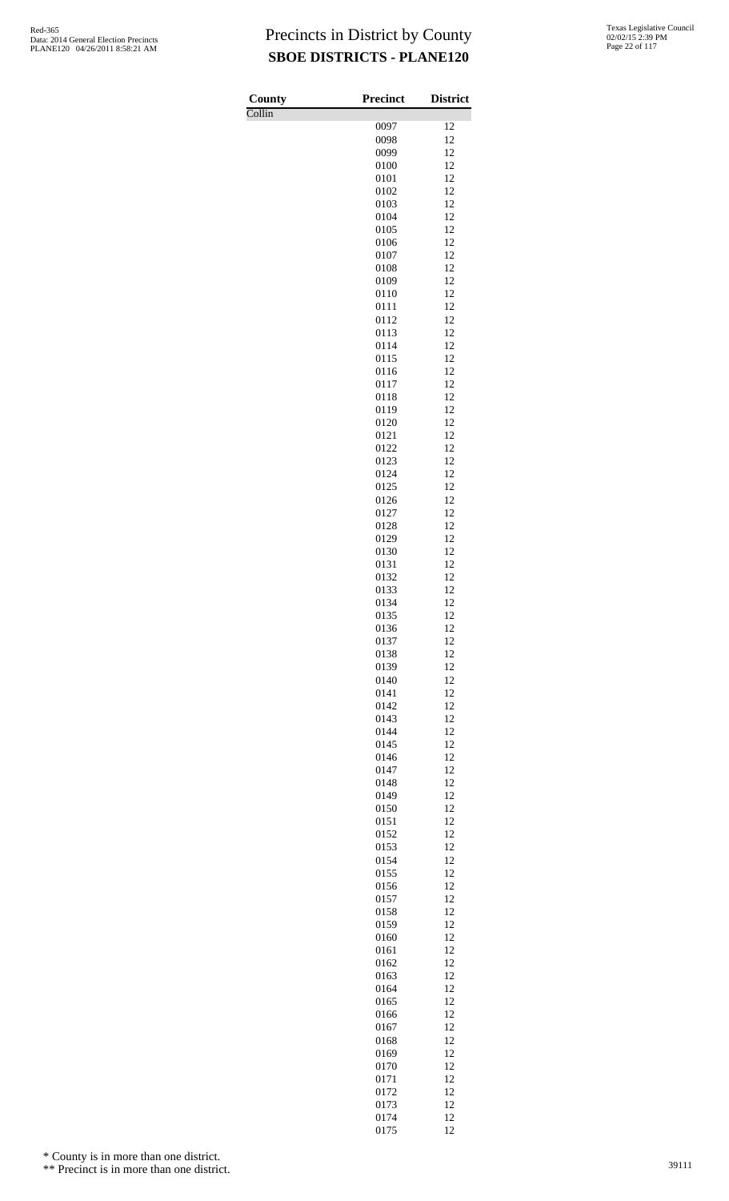# Precincts in District by County

## SBOE DISTRICTS - PLANE120

Red-365
Data: 2014 General Election Precincts
PLANE120 04/26/2011 8:58:21 AM

Texas Legislative Council
02/02/15 2:39 PM

| County | Precinct | District |
|---|---|---|
| Collin | | |
| | 0097 | 12 |
| | 0098 | 12 |
| | 0099 | 12 |
| | 0100 | 12 |
| | 0101 | 12 |
| | 0102 | 12 |
| | 0103 | 12 |
| | 0104 | 12 |
| | 0105 | 12 |
| | 0106 | 12 |
| | 0107 | 12 |
| | 0108 | 12 |
| | 0109 | 12 |
| | 0110 | 12 |
| | 0111 | 12 |
| | 0112 | 12 |
| | 0113 | 12 |
| | 0114 | 12 |
| | 0115 | 12 |
| | 0116 | 12 |
| | 0117 | 12 |
| | 0118 | 12 |
| | 0119 | 12 |
| | 0120 | 12 |
| | 0121 | 12 |
| | 0122 | 12 |
| | 0123 | 12 |
| | 0124 | 12 |
| | 0125 | 12 |
| | 0126 | 12 |
| | 0127 | 12 |
| | 0128 | 12 |
| | 0129 | 12 |
| | 0130 | 12 |
| | 0131 | 12 |
| | 0132 | 12 |
| | 0133 | 12 |
| | 0134 | 12 |
| | 0135 | 12 |
| | 0136 | 12 |
| | 0137 | 12 |
| | 0138 | 12 |
| | 0139 | 12 |
| | 0140 | 12 |
| | 0141 | 12 |
| | 0142 | 12 |
| | 0143 | 12 |
| | 0144 | 12 |
| | 0145 | 12 |
| | 0146 | 12 |
| | 0147 | 12 |
| | 0148 | 12 |
| | 0149 | 12 |
| | 0150 | 12 |
| | 0151 | 12 |
| | 0152 | 12 |
| | 0153 | 12 |
| | 0154 | 12 |
| | 0155 | 12 |
| | 0156 | 12 |
| | 0157 | 12 |
| | 0158 | 12 |
| | 0159 | 12 |
| | 0160 | 12 |
| | 0161 | 12 |
| | 0162 | 12 |
| | 0163 | 12 |
| | 0164 | 12 |
| | 0165 | 12 |
| | 0166 | 12 |
| | 0167 | 12 |
| | 0168 | 12 |
| | 0169 | 12 |
| | 0170 | 12 |
| | 0171 | 12 |
| | 0172 | 12 |
| | 0173 | 12 |
| | 0174 | 12 |
| | 0175 | 12 |

\* County is in more than one district.

\*\* Precinct is in more than one district.

39111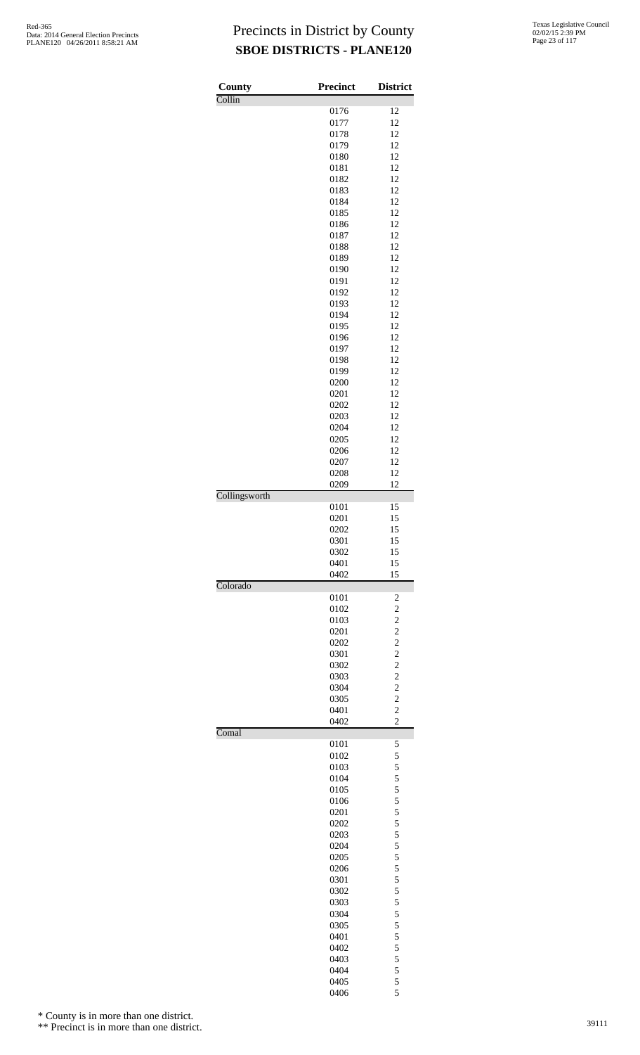# Precincts in District by County

## SBOE DISTRICTS - PLANE120

Red-365
Data: 2014 General Election Precincts
PLANE120 04/26/2011 8:58:21 AM

Texas Legislative Council
02/02/15 2:39 PM

| County | Precinct | District |
|---|---|---|
| Collin | | |
| | 0176 | 12 |
| | 0177 | 12 |
| | 0178 | 12 |
| | 0179 | 12 |
| | 0180 | 12 |
| | 0181 | 12 |
| | 0182 | 12 |
| | 0183 | 12 |
| | 0184 | 12 |
| | 0185 | 12 |
| | 0186 | 12 |
| | 0187 | 12 |
| | 0188 | 12 |
| | 0189 | 12 |
| | 0190 | 12 |
| | 0191 | 12 |
| | 0192 | 12 |
| | 0193 | 12 |
| | 0194 | 12 |
| | 0195 | 12 |
| | 0196 | 12 |
| | 0197 | 12 |
| | 0198 | 12 |
| | 0199 | 12 |
| | 0200 | 12 |
| | 0201 | 12 |
| | 0202 | 12 |
| | 0203 | 12 |
| | 0204 | 12 |
| | 0205 | 12 |
| | 0206 | 12 |
| | 0207 | 12 |
| | 0208 | 12 |
| | 0209 | 12 |
| Collingsworth | | |
| | 0101 | 15 |
| | 0201 | 15 |
| | 0202 | 15 |
| | 0301 | 15 |
| | 0302 | 15 |
| | 0401 | 15 |
| | 0402 | 15 |
| Colorado | | |
| | 0101 | 2 |
| | 0102 | 2 |
| | 0103 | 2 |
| | 0201 | 2 |
| | 0202 | 2 |
| | 0301 | 2 |
| | 0302 | 2 |
| | 0303 | 2 |
| | 0304 | 2 |
| | 0305 | 2 |
| | 0401 | 2 |
| | 0402 | 2 |
| Comal | | |
| | 0101 | 5 |
| | 0102 | 5 |
| | 0103 | 5 |
| | 0104 | 5 |
| | 0105 | 5 |
| | 0106 | 5 |
| | 0201 | 5 |
| | 0202 | 5 |
| | 0203 | 5 |
| | 0204 | 5 |
| | 0205 | 5 |
| | 0206 | 5 |
| | 0301 | 5 |
| | 0302 | 5 |
| | 0303 | 5 |
| | 0304 | 5 |
| | 0305 | 5 |
| | 0401 | 5 |
| | 0402 | 5 |
| | 0403 | 5 |
| | 0404 | 5 |
| | 0405 | 5 |
| | 0406 | 5 |

\* County is in more than one district.

\*\* Precinct is in more than one district.

39111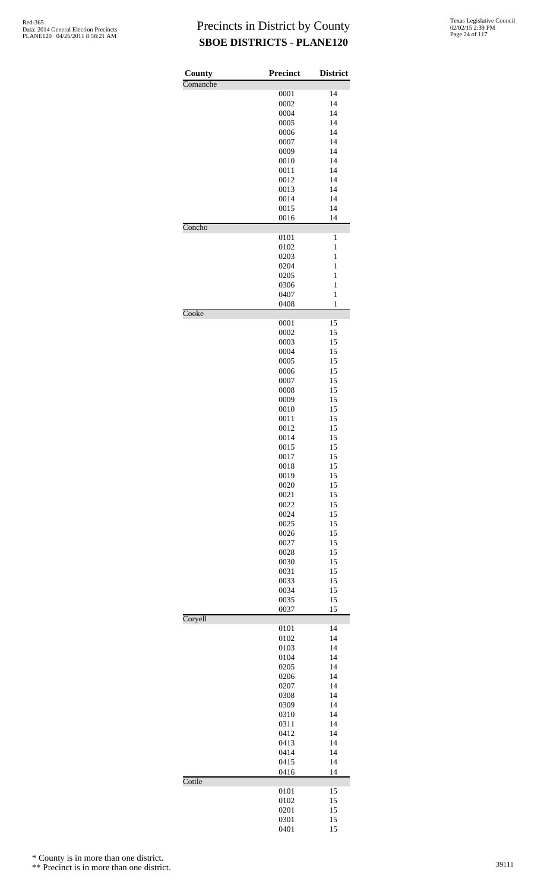# Precincts in District by County

## SBOE DISTRICTS - PLANE120

| County | Precinct | District |
|---|---|---|
| Comanche | | |
| | 0001 | 14 |
| | 0002 | 14 |
| | 0004 | 14 |
| | 0005 | 14 |
| | 0006 | 14 |
| | 0007 | 14 |
| | 0009 | 14 |
| | 0010 | 14 |
| | 0011 | 14 |
| | 0012 | 14 |
| | 0013 | 14 |
| | 0014 | 14 |
| | 0015 | 14 |
| | 0016 | 14 |
| Concho | | |
| | 0101 | 1 |
| | 0102 | 1 |
| | 0203 | 1 |
| | 0204 | 1 |
| | 0205 | 1 |
| | 0306 | 1 |
| | 0407 | 1 |
| | 0408 | 1 |
| Cooke | | |
| | 0001 | 15 |
| | 0002 | 15 |
| | 0003 | 15 |
| | 0004 | 15 |
| | 0005 | 15 |
| | 0006 | 15 |
| | 0007 | 15 |
| | 0008 | 15 |
| | 0009 | 15 |
| | 0010 | 15 |
| | 0011 | 15 |
| | 0012 | 15 |
| | 0014 | 15 |
| | 0015 | 15 |
| | 0017 | 15 |
| | 0018 | 15 |
| | 0019 | 15 |
| | 0020 | 15 |
| | 0021 | 15 |
| | 0022 | 15 |
| | 0024 | 15 |
| | 0025 | 15 |
| | 0026 | 15 |
| | 0027 | 15 |
| | 0028 | 15 |
| | 0030 | 15 |
| | 0031 | 15 |
| | 0033 | 15 |
| | 0034 | 15 |
| | 0035 | 15 |
| | 0037 | 15 |
| Coryell | | |
| | 0101 | 14 |
| | 0102 | 14 |
| | 0103 | 14 |
| | 0104 | 14 |
| | 0205 | 14 |
| | 0206 | 14 |
| | 0207 | 14 |
| | 0308 | 14 |
| | 0309 | 14 |
| | 0310 | 14 |
| | 0311 | 14 |
| | 0412 | 14 |
| | 0413 | 14 |
| | 0414 | 14 |
| | 0415 | 14 |
| | 0416 | 14 |
| Cottle | | |
| | 0101 | 15 |
| | 0102 | 15 |
| | 0201 | 15 |
| | 0301 | 15 |
| | 0401 | 15 |

* County is in more than one district.

** Precinct is in more than one district.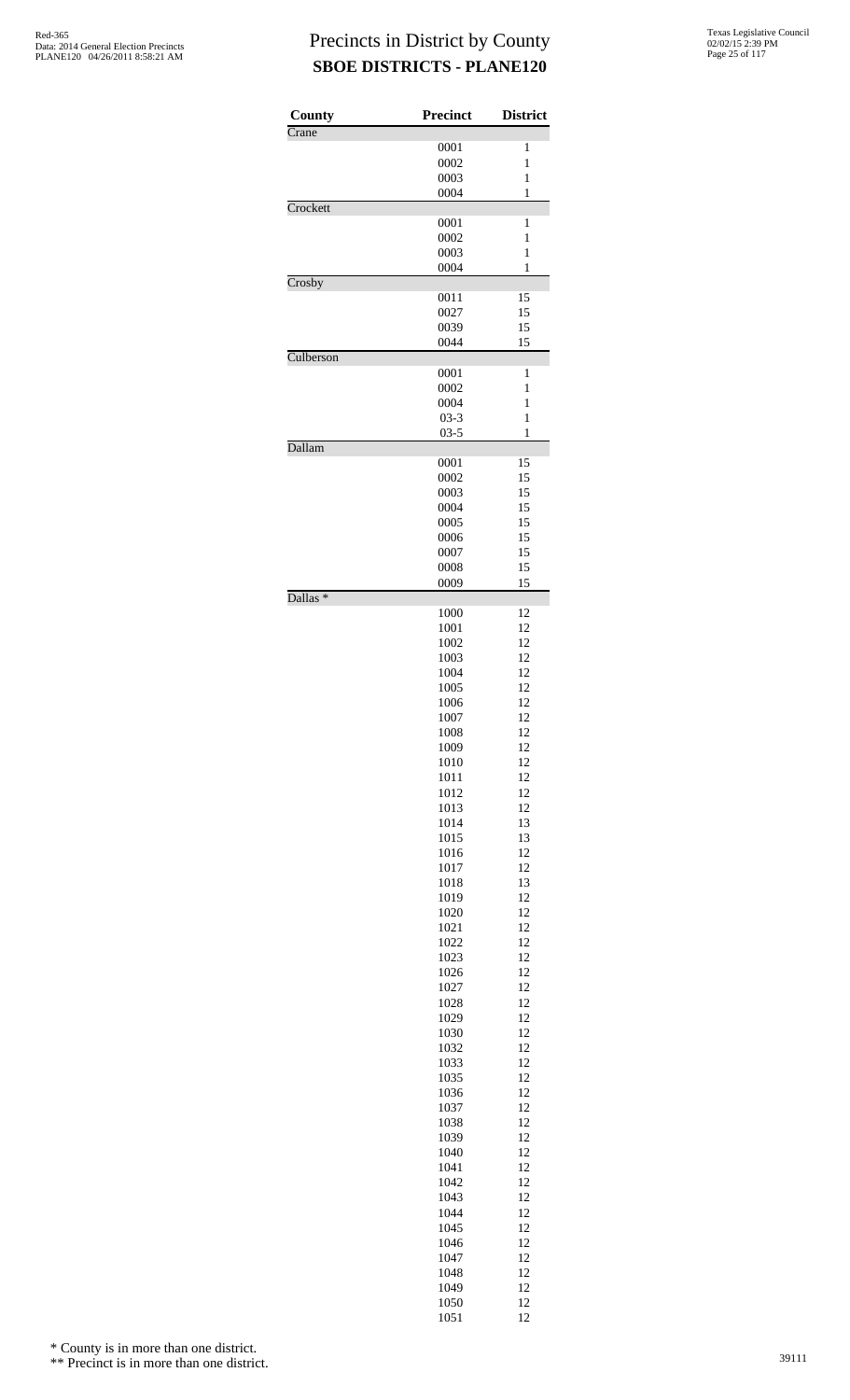# Precincts in District by County

## SBOE DISTRICTS - PLANE120

| County | Precinct | District |
|---|---|---|
| Crane | | |
| | 0001 | 1 |
| | 0002 | 1 |
| | 0003 | 1 |
| | 0004 | 1 |
| Crockett | | |
| | 0001 | 1 |
| | 0002 | 1 |
| | 0003 | 1 |
| | 0004 | 1 |
| Crosby | | |
| | 0011 | 15 |
| | 0027 | 15 |
| | 0039 | 15 |
| | 0044 | 15 |
| Culberson | | |
| | 0001 | 1 |
| | 0002 | 1 |
| | 0004 | 1 |
| | 03-3 | 1 |
| | 03-5 | 1 |
| Dallam | | |
| | 0001 | 15 |
| | 0002 | 15 |
| | 0003 | 15 |
| | 0004 | 15 |
| | 0005 | 15 |
| | 0006 | 15 |
| | 0007 | 15 |
| | 0008 | 15 |
| | 0009 | 15 |
| Dallas * | | |
| | 1000 | 12 |
| | 1001 | 12 |
| | 1002 | 12 |
| | 1003 | 12 |
| | 1004 | 12 |
| | 1005 | 12 |
| | 1006 | 12 |
| | 1007 | 12 |
| | 1008 | 12 |
| | 1009 | 12 |
| | 1010 | 12 |
| | 1011 | 12 |
| | 1012 | 12 |
| | 1013 | 12 |
| | 1014 | 13 |
| | 1015 | 13 |
| | 1016 | 12 |
| | 1017 | 12 |
| | 1018 | 13 |
| | 1019 | 12 |
| | 1020 | 12 |
| | 1021 | 12 |
| | 1022 | 12 |
| | 1023 | 12 |
| | 1026 | 12 |
| | 1027 | 12 |
| | 1028 | 12 |
| | 1029 | 12 |
| | 1030 | 12 |
| | 1032 | 12 |
| | 1033 | 12 |
| | 1035 | 12 |
| | 1036 | 12 |
| | 1037 | 12 |
| | 1038 | 12 |
| | 1039 | 12 |
| | 1040 | 12 |
| | 1041 | 12 |
| | 1042 | 12 |
| | 1043 | 12 |
| | 1044 | 12 |
| | 1045 | 12 |
| | 1046 | 12 |
| | 1047 | 12 |
| | 1048 | 12 |
| | 1049 | 12 |
| | 1050 | 12 |
| | 1051 | 12 |

\* County is in more than one district.

\*\* Precinct is in more than one district.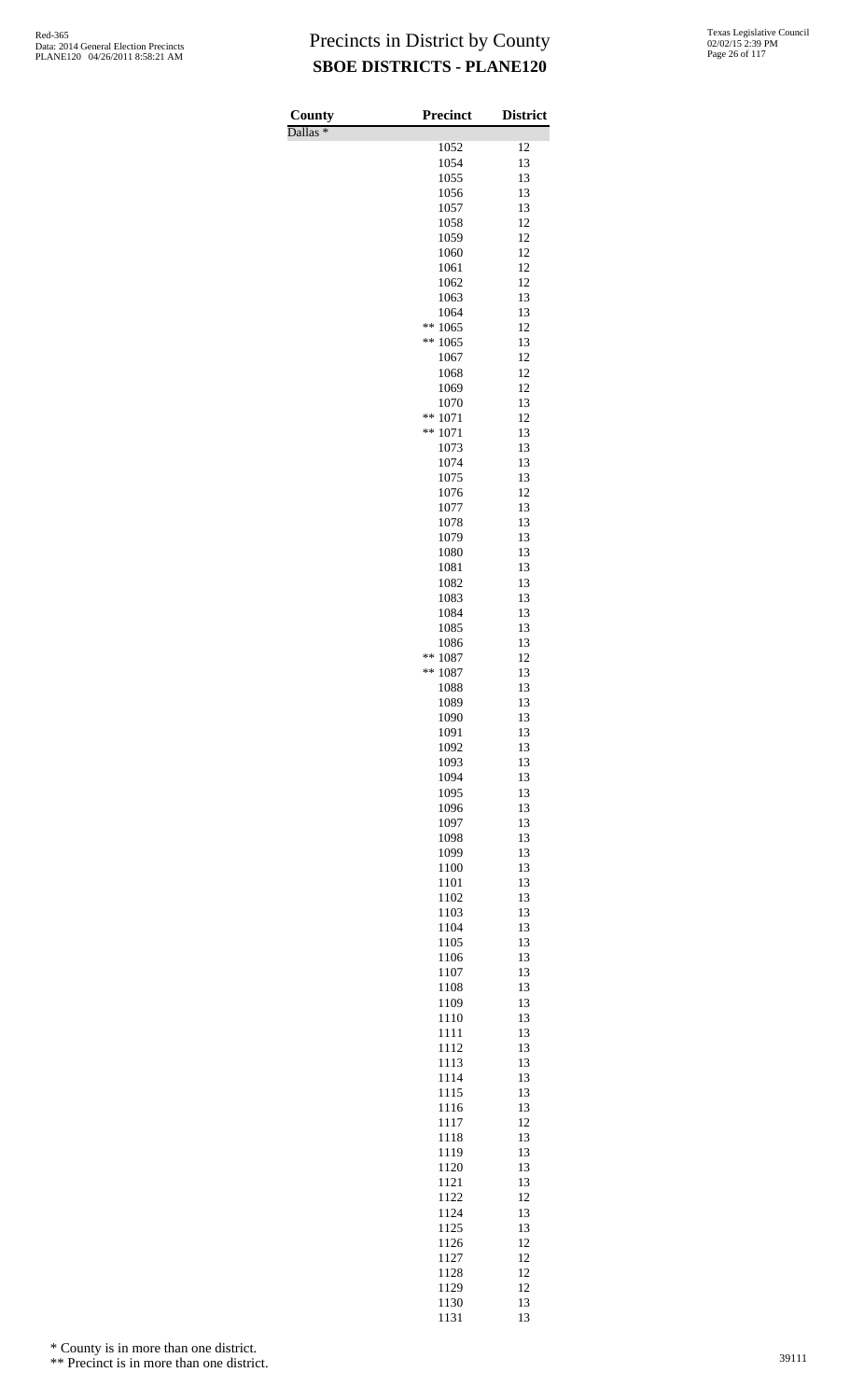# Precincts in District by County

## SBOE DISTRICTS - PLANE120

| County | Precinct | District |
|---|---|---|
| Dallas * | | |
| | 1052 | 12 |
| | 1054 | 13 |
| | 1055 | 13 |
| | 1056 | 13 |
| | 1057 | 13 |
| | 1058 | 12 |
| | 1059 | 12 |
| | 1060 | 12 |
| | 1061 | 12 |
| | 1062 | 12 |
| | 1063 | 13 |
| | 1064 | 13 |
| | ** 1065 | 12 |
| | ** 1065 | 13 |
| | 1067 | 12 |
| | 1068 | 12 |
| | 1069 | 12 |
| | 1070 | 13 |
| | ** 1071 | 12 |
| | ** 1071 | 13 |
| | 1073 | 13 |
| | 1074 | 13 |
| | 1075 | 13 |
| | 1076 | 12 |
| | 1077 | 13 |
| | 1078 | 13 |
| | 1079 | 13 |
| | 1080 | 13 |
| | 1081 | 13 |
| | 1082 | 13 |
| | 1083 | 13 |
| | 1084 | 13 |
| | 1085 | 13 |
| | 1086 | 13 |
| | ** 1087 | 12 |
| | ** 1087 | 13 |
| | 1088 | 13 |
| | 1089 | 13 |
| | 1090 | 13 |
| | 1091 | 13 |
| | 1092 | 13 |
| | 1093 | 13 |
| | 1094 | 13 |
| | 1095 | 13 |
| | 1096 | 13 |
| | 1097 | 13 |
| | 1098 | 13 |
| | 1099 | 13 |
| | 1100 | 13 |
| | 1101 | 13 |
| | 1102 | 13 |
| | 1103 | 13 |
| | 1104 | 13 |
| | 1105 | 13 |
| | 1106 | 13 |
| | 1107 | 13 |
| | 1108 | 13 |
| | 1109 | 13 |
| | 1110 | 13 |
| | 1111 | 13 |
| | 1112 | 13 |
| | 1113 | 13 |
| | 1114 | 13 |
| | 1115 | 13 |
| | 1116 | 13 |
| | 1117 | 12 |
| | 1118 | 13 |
| | 1119 | 13 |
| | 1120 | 13 |
| | 1121 | 13 |
| | 1122 | 12 |
| | 1124 | 13 |
| | 1125 | 13 |
| | 1126 | 12 |
| | 1127 | 12 |
| | 1128 | 12 |
| | 1129 | 12 |
| | 1130 | 13 |
| | 1131 | 13 |

\* County is in more than one district.

\*\* Precinct is in more than one district.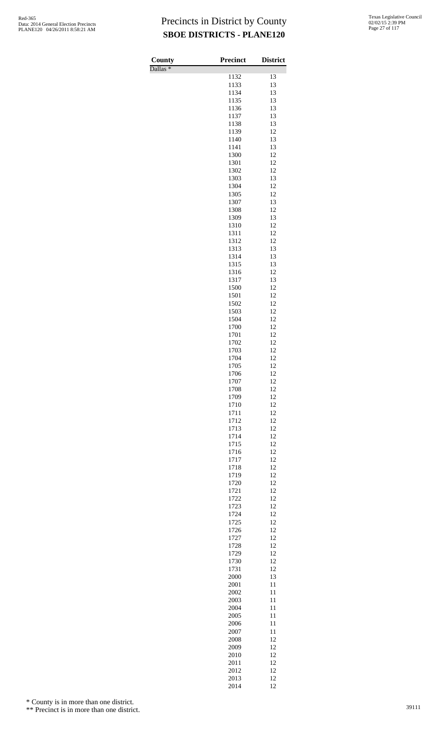# Precincts in District by County
## SBOE DISTRICTS - PLANE120

| County | Precinct | District |
|---|---|---|
| Dallas * | | |
| | 1132 | 13 |
| | 1133 | 13 |
| | 1134 | 13 |
| | 1135 | 13 |
| | 1136 | 13 |
| | 1137 | 13 |
| | 1138 | 13 |
| | 1139 | 12 |
| | 1140 | 13 |
| | 1141 | 13 |
| | 1300 | 12 |
| | 1301 | 12 |
| | 1302 | 12 |
| | 1303 | 13 |
| | 1304 | 12 |
| | 1305 | 12 |
| | 1307 | 13 |
| | 1308 | 12 |
| | 1309 | 13 |
| | 1310 | 12 |
| | 1311 | 12 |
| | 1312 | 12 |
| | 1313 | 13 |
| | 1314 | 13 |
| | 1315 | 13 |
| | 1316 | 12 |
| | 1317 | 13 |
| | 1500 | 12 |
| | 1501 | 12 |
| | 1502 | 12 |
| | 1503 | 12 |
| | 1504 | 12 |
| | 1700 | 12 |
| | 1701 | 12 |
| | 1702 | 12 |
| | 1703 | 12 |
| | 1704 | 12 |
| | 1705 | 12 |
| | 1706 | 12 |
| | 1707 | 12 |
| | 1708 | 12 |
| | 1709 | 12 |
| | 1710 | 12 |
| | 1711 | 12 |
| | 1712 | 12 |
| | 1713 | 12 |
| | 1714 | 12 |
| | 1715 | 12 |
| | 1716 | 12 |
| | 1717 | 12 |
| | 1718 | 12 |
| | 1719 | 12 |
| | 1720 | 12 |
| | 1721 | 12 |
| | 1722 | 12 |
| | 1723 | 12 |
| | 1724 | 12 |
| | 1725 | 12 |
| | 1726 | 12 |
| | 1727 | 12 |
| | 1728 | 12 |
| | 1729 | 12 |
| | 1730 | 12 |
| | 1731 | 12 |
| | 2000 | 13 |
| | 2001 | 11 |
| | 2002 | 11 |
| | 2003 | 11 |
| | 2004 | 11 |
| | 2005 | 11 |
| | 2006 | 11 |
| | 2007 | 11 |
| | 2008 | 12 |
| | 2009 | 12 |
| | 2010 | 12 |
| | 2011 | 12 |
| | 2012 | 12 |
| | 2013 | 12 |
| | 2014 | 12 |

\* County is in more than one district.

\*\* Precinct is in more than one district.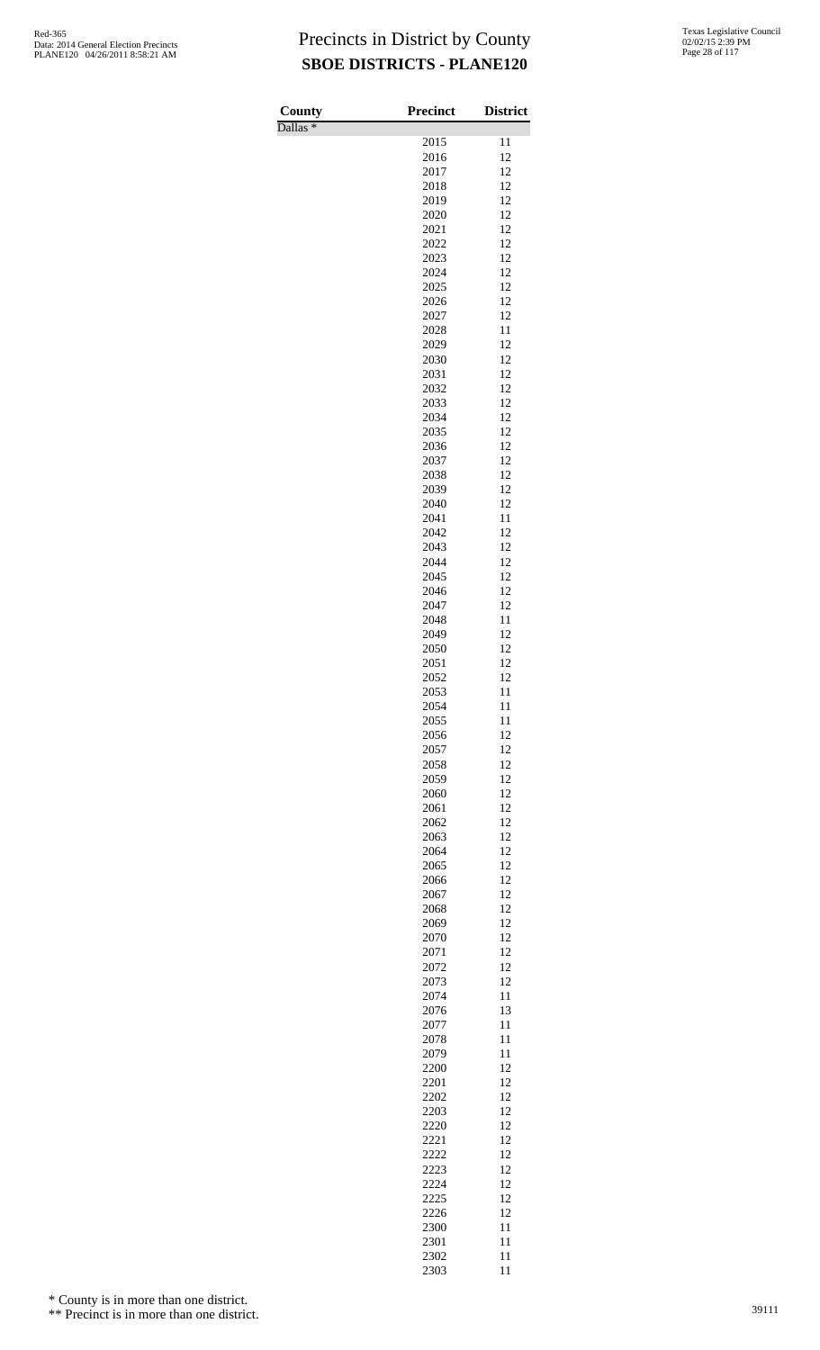# Precincts in District by County

## SBOE DISTRICTS - PLANE120

| County | Precinct | District |
|---|---|---|
| Dallas * | | |
| | 2015 | 11 |
| | 2016 | 12 |
| | 2017 | 12 |
| | 2018 | 12 |
| | 2019 | 12 |
| | 2020 | 12 |
| | 2021 | 12 |
| | 2022 | 12 |
| | 2023 | 12 |
| | 2024 | 12 |
| | 2025 | 12 |
| | 2026 | 12 |
| | 2027 | 12 |
| | 2028 | 11 |
| | 2029 | 12 |
| | 2030 | 12 |
| | 2031 | 12 |
| | 2032 | 12 |
| | 2033 | 12 |
| | 2034 | 12 |
| | 2035 | 12 |
| | 2036 | 12 |
| | 2037 | 12 |
| | 2038 | 12 |
| | 2039 | 12 |
| | 2040 | 12 |
| | 2041 | 11 |
| | 2042 | 12 |
| | 2043 | 12 |
| | 2044 | 12 |
| | 2045 | 12 |
| | 2046 | 12 |
| | 2047 | 12 |
| | 2048 | 11 |
| | 2049 | 12 |
| | 2050 | 12 |
| | 2051 | 12 |
| | 2052 | 12 |
| | 2053 | 11 |
| | 2054 | 11 |
| | 2055 | 11 |
| | 2056 | 12 |
| | 2057 | 12 |
| | 2058 | 12 |
| | 2059 | 12 |
| | 2060 | 12 |
| | 2061 | 12 |
| | 2062 | 12 |
| | 2063 | 12 |
| | 2064 | 12 |
| | 2065 | 12 |
| | 2066 | 12 |
| | 2067 | 12 |
| | 2068 | 12 |
| | 2069 | 12 |
| | 2070 | 12 |
| | 2071 | 12 |
| | 2072 | 12 |
| | 2073 | 12 |
| | 2074 | 11 |
| | 2076 | 13 |
| | 2077 | 11 |
| | 2078 | 11 |
| | 2079 | 11 |
| | 2200 | 12 |
| | 2201 | 12 |
| | 2202 | 12 |
| | 2203 | 12 |
| | 2220 | 12 |
| | 2221 | 12 |
| | 2222 | 12 |
| | 2223 | 12 |
| | 2224 | 12 |
| | 2225 | 12 |
| | 2226 | 12 |
| | 2300 | 11 |
| | 2301 | 11 |
| | 2302 | 11 |
| | 2303 | 11 |

\* County is in more than one district.

\** Precinct is in more than one district.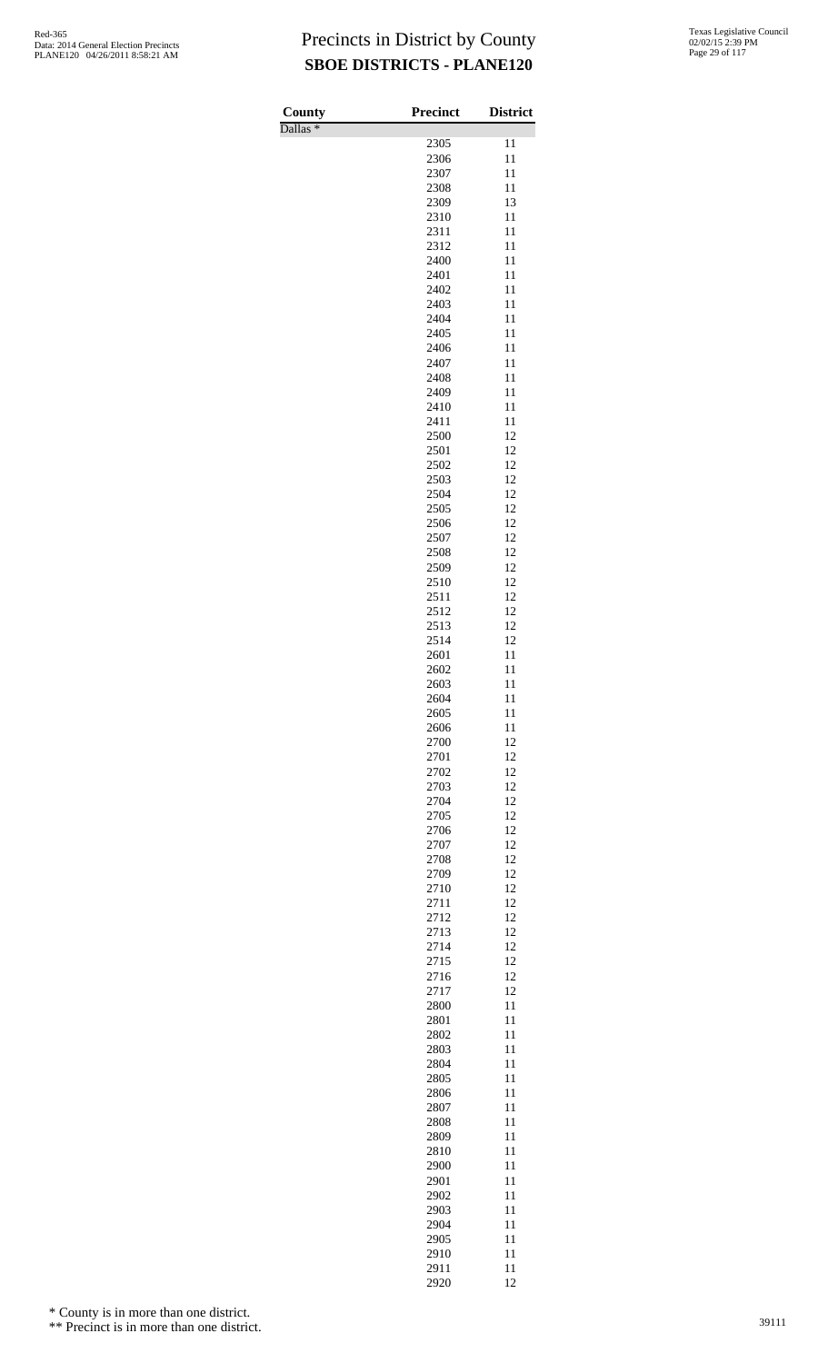# Precincts in District by County

## SBOE DISTRICTS - PLANE120

Red-365
Data: 2014 General Election Precincts
PLANE120 04/26/2011 8:58:21 AM

Texas Legislative Council
02/02/15 2:39 PM

| County | Precinct | District |
|---|---|---|
| Dallas * | | |
| | 2305 | 11 |
| | 2306 | 11 |
| | 2307 | 11 |
| | 2308 | 11 |
| | 2309 | 13 |
| | 2310 | 11 |
| | 2311 | 11 |
| | 2312 | 11 |
| | 2400 | 11 |
| | 2401 | 11 |
| | 2402 | 11 |
| | 2403 | 11 |
| | 2404 | 11 |
| | 2405 | 11 |
| | 2406 | 11 |
| | 2407 | 11 |
| | 2408 | 11 |
| | 2409 | 11 |
| | 2410 | 11 |
| | 2411 | 11 |
| | 2500 | 12 |
| | 2501 | 12 |
| | 2502 | 12 |
| | 2503 | 12 |
| | 2504 | 12 |
| | 2505 | 12 |
| | 2506 | 12 |
| | 2507 | 12 |
| | 2508 | 12 |
| | 2509 | 12 |
| | 2510 | 12 |
| | 2511 | 12 |
| | 2512 | 12 |
| | 2513 | 12 |
| | 2514 | 12 |
| | 2601 | 11 |
| | 2602 | 11 |
| | 2603 | 11 |
| | 2604 | 11 |
| | 2605 | 11 |
| | 2606 | 11 |
| | 2700 | 12 |
| | 2701 | 12 |
| | 2702 | 12 |
| | 2703 | 12 |
| | 2704 | 12 |
| | 2705 | 12 |
| | 2706 | 12 |
| | 2707 | 12 |
| | 2708 | 12 |
| | 2709 | 12 |
| | 2710 | 12 |
| | 2711 | 12 |
| | 2712 | 12 |
| | 2713 | 12 |
| | 2714 | 12 |
| | 2715 | 12 |
| | 2716 | 12 |
| | 2717 | 12 |
| | 2800 | 11 |
| | 2801 | 11 |
| | 2802 | 11 |
| | 2803 | 11 |
| | 2804 | 11 |
| | 2805 | 11 |
| | 2806 | 11 |
| | 2807 | 11 |
| | 2808 | 11 |
| | 2809 | 11 |
| | 2810 | 11 |
| | 2900 | 11 |
| | 2901 | 11 |
| | 2902 | 11 |
| | 2903 | 11 |
| | 2904 | 11 |
| | 2905 | 11 |
| | 2910 | 11 |
| | 2911 | 11 |
| | 2920 | 12 |

* County is in more than one district.

** Precinct is in more than one district.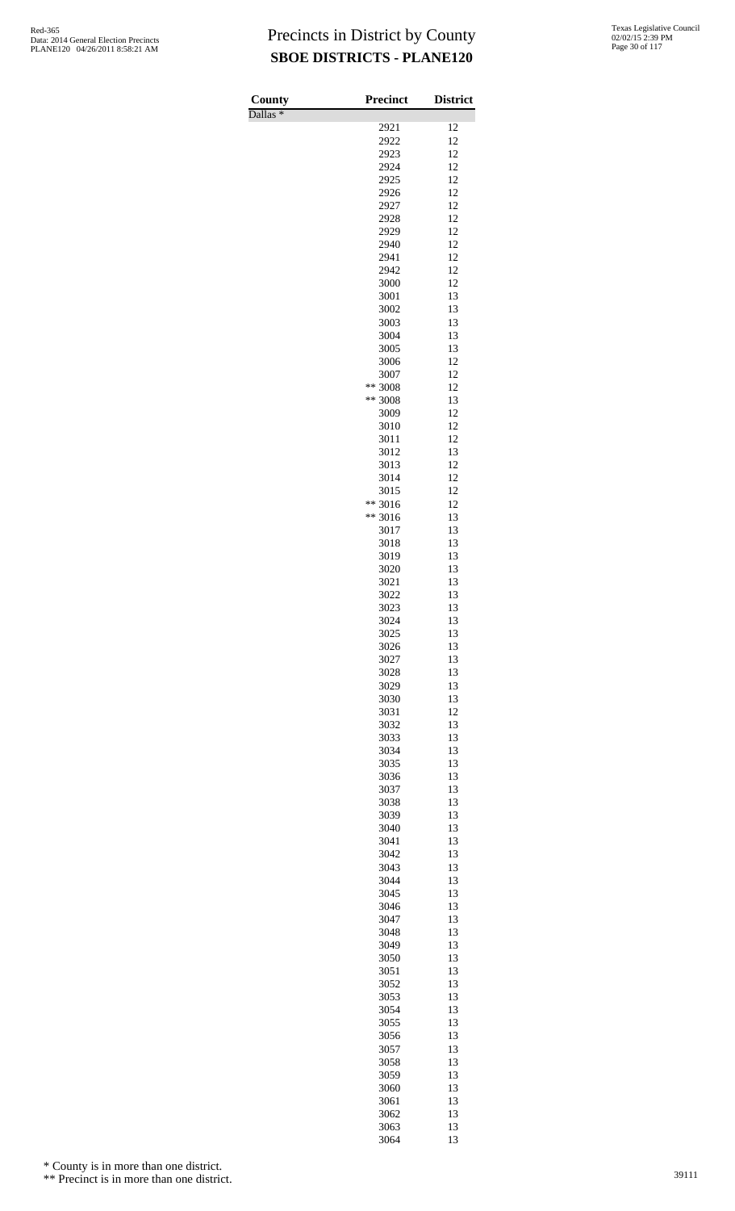# Precincts in District by County

## SBOE DISTRICTS - PLANE120

| County | Precinct | District |
|---|---|---|
| Dallas * | | |
| | 2921 | 12 |
| | 2922 | 12 |
| | 2923 | 12 |
| | 2924 | 12 |
| | 2925 | 12 |
| | 2926 | 12 |
| | 2927 | 12 |
| | 2928 | 12 |
| | 2929 | 12 |
| | 2940 | 12 |
| | 2941 | 12 |
| | 2942 | 12 |
| | 3000 | 12 |
| | 3001 | 13 |
| | 3002 | 13 |
| | 3003 | 13 |
| | 3004 | 13 |
| | 3005 | 13 |
| | 3006 | 12 |
| | 3007 | 12 |
| | ** 3008 | 12 |
| | ** 3008 | 13 |
| | 3009 | 12 |
| | 3010 | 12 |
| | 3011 | 12 |
| | 3012 | 13 |
| | 3013 | 12 |
| | 3014 | 12 |
| | 3015 | 12 |
| | ** 3016 | 12 |
| | ** 3016 | 13 |
| | 3017 | 13 |
| | 3018 | 13 |
| | 3019 | 13 |
| | 3020 | 13 |
| | 3021 | 13 |
| | 3022 | 13 |
| | 3023 | 13 |
| | 3024 | 13 |
| | 3025 | 13 |
| | 3026 | 13 |
| | 3027 | 13 |
| | 3028 | 13 |
| | 3029 | 13 |
| | 3030 | 13 |
| | 3031 | 12 |
| | 3032 | 13 |
| | 3033 | 13 |
| | 3034 | 13 |
| | 3035 | 13 |
| | 3036 | 13 |
| | 3037 | 13 |
| | 3038 | 13 |
| | 3039 | 13 |
| | 3040 | 13 |
| | 3041 | 13 |
| | 3042 | 13 |
| | 3043 | 13 |
| | 3044 | 13 |
| | 3045 | 13 |
| | 3046 | 13 |
| | 3047 | 13 |
| | 3048 | 13 |
| | 3049 | 13 |
| | 3050 | 13 |
| | 3051 | 13 |
| | 3052 | 13 |
| | 3053 | 13 |
| | 3054 | 13 |
| | 3055 | 13 |
| | 3056 | 13 |
| | 3057 | 13 |
| | 3058 | 13 |
| | 3059 | 13 |
| | 3060 | 13 |
| | 3061 | 13 |
| | 3062 | 13 |
| | 3063 | 13 |
| | 3064 | 13 |

\* County is in more than one district.

\*\* Precinct is in more than one district.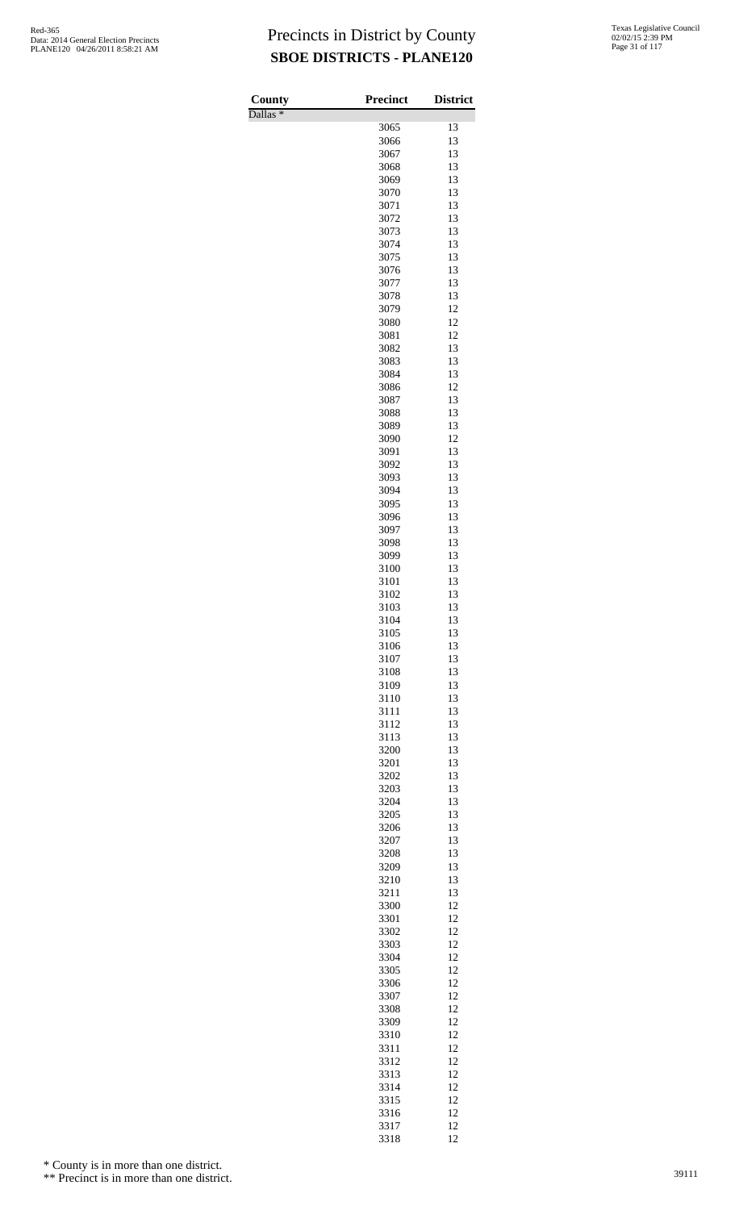# Precincts in District by County

## SBOE DISTRICTS - PLANE120

| County | Precinct | District |
|---|---|---|
| Dallas * | | |
| | 3065 | 13 |
| | 3066 | 13 |
| | 3067 | 13 |
| | 3068 | 13 |
| | 3069 | 13 |
| | 3070 | 13 |
| | 3071 | 13 |
| | 3072 | 13 |
| | 3073 | 13 |
| | 3074 | 13 |
| | 3075 | 13 |
| | 3076 | 13 |
| | 3077 | 13 |
| | 3078 | 13 |
| | 3079 | 12 |
| | 3080 | 12 |
| | 3081 | 12 |
| | 3082 | 13 |
| | 3083 | 13 |
| | 3084 | 13 |
| | 3086 | 12 |
| | 3087 | 13 |
| | 3088 | 13 |
| | 3089 | 13 |
| | 3090 | 12 |
| | 3091 | 13 |
| | 3092 | 13 |
| | 3093 | 13 |
| | 3094 | 13 |
| | 3095 | 13 |
| | 3096 | 13 |
| | 3097 | 13 |
| | 3098 | 13 |
| | 3099 | 13 |
| | 3100 | 13 |
| | 3101 | 13 |
| | 3102 | 13 |
| | 3103 | 13 |
| | 3104 | 13 |
| | 3105 | 13 |
| | 3106 | 13 |
| | 3107 | 13 |
| | 3108 | 13 |
| | 3109 | 13 |
| | 3110 | 13 |
| | 3111 | 13 |
| | 3112 | 13 |
| | 3113 | 13 |
| | 3200 | 13 |
| | 3201 | 13 |
| | 3202 | 13 |
| | 3203 | 13 |
| | 3204 | 13 |
| | 3205 | 13 |
| | 3206 | 13 |
| | 3207 | 13 |
| | 3208 | 13 |
| | 3209 | 13 |
| | 3210 | 13 |
| | 3211 | 13 |
| | 3300 | 12 |
| | 3301 | 12 |
| | 3302 | 12 |
| | 3303 | 12 |
| | 3304 | 12 |
| | 3305 | 12 |
| | 3306 | 12 |
| | 3307 | 12 |
| | 3308 | 12 |
| | 3309 | 12 |
| | 3310 | 12 |
| | 3311 | 12 |
| | 3312 | 12 |
| | 3313 | 12 |
| | 3314 | 12 |
| | 3315 | 12 |
| | 3316 | 12 |
| | 3317 | 12 |
| | 3318 | 12 |

* County is in more than one district.

** Precinct is in more than one district.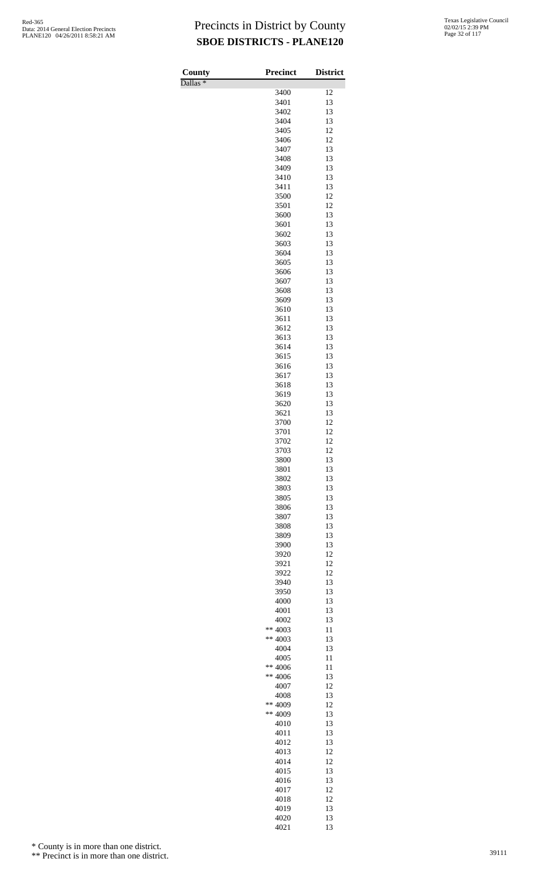# Precincts in District by County

## SBOE DISTRICTS - PLANE120

| County | Precinct | District |
|---|---|---|
| Dallas * | | |
| | 3400 | 12 |
| | 3401 | 13 |
| | 3402 | 13 |
| | 3404 | 13 |
| | 3405 | 12 |
| | 3406 | 12 |
| | 3407 | 13 |
| | 3408 | 13 |
| | 3409 | 13 |
| | 3410 | 13 |
| | 3411 | 13 |
| | 3500 | 12 |
| | 3501 | 12 |
| | 3600 | 13 |
| | 3601 | 13 |
| | 3602 | 13 |
| | 3603 | 13 |
| | 3604 | 13 |
| | 3605 | 13 |
| | 3606 | 13 |
| | 3607 | 13 |
| | 3608 | 13 |
| | 3609 | 13 |
| | 3610 | 13 |
| | 3611 | 13 |
| | 3612 | 13 |
| | 3613 | 13 |
| | 3614 | 13 |
| | 3615 | 13 |
| | 3616 | 13 |
| | 3617 | 13 |
| | 3618 | 13 |
| | 3619 | 13 |
| | 3620 | 13 |
| | 3621 | 13 |
| | 3700 | 12 |
| | 3701 | 12 |
| | 3702 | 12 |
| | 3703 | 12 |
| | 3800 | 13 |
| | 3801 | 13 |
| | 3802 | 13 |
| | 3803 | 13 |
| | 3805 | 13 |
| | 3806 | 13 |
| | 3807 | 13 |
| | 3808 | 13 |
| | 3809 | 13 |
| | 3900 | 13 |
| | 3920 | 12 |
| | 3921 | 12 |
| | 3922 | 12 |
| | 3940 | 13 |
| | 3950 | 13 |
| | 4000 | 13 |
| | 4001 | 13 |
| | 4002 | 13 |
| | ** 4003 | 11 |
| | ** 4003 | 13 |
| | 4004 | 13 |
| | 4005 | 11 |
| | ** 4006 | 11 |
| | ** 4006 | 13 |
| | 4007 | 12 |
| | 4008 | 13 |
| | ** 4009 | 12 |
| | ** 4009 | 13 |
| | 4010 | 13 |
| | 4011 | 13 |
| | 4012 | 13 |
| | 4013 | 12 |
| | 4014 | 12 |
| | 4015 | 13 |
| | 4016 | 13 |
| | 4017 | 12 |
| | 4018 | 12 |
| | 4019 | 13 |
| | 4020 | 13 |
| | 4021 | 13 |

* County is in more than one district.

** Precinct is in more than one district.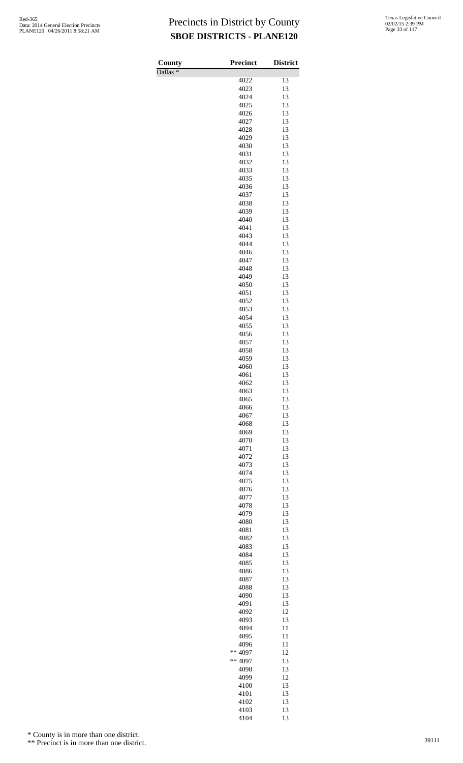# Precincts in District by County
## SBOE DISTRICTS - PLANE120

| County | Precinct | District |
|---|---|---|
| Dallas * | | |
| | 4022 | 13 |
| | 4023 | 13 |
| | 4024 | 13 |
| | 4025 | 13 |
| | 4026 | 13 |
| | 4027 | 13 |
| | 4028 | 13 |
| | 4029 | 13 |
| | 4030 | 13 |
| | 4031 | 13 |
| | 4032 | 13 |
| | 4033 | 13 |
| | 4035 | 13 |
| | 4036 | 13 |
| | 4037 | 13 |
| | 4038 | 13 |
| | 4039 | 13 |
| | 4040 | 13 |
| | 4041 | 13 |
| | 4043 | 13 |
| | 4044 | 13 |
| | 4046 | 13 |
| | 4047 | 13 |
| | 4048 | 13 |
| | 4049 | 13 |
| | 4050 | 13 |
| | 4051 | 13 |
| | 4052 | 13 |
| | 4053 | 13 |
| | 4054 | 13 |
| | 4055 | 13 |
| | 4056 | 13 |
| | 4057 | 13 |
| | 4058 | 13 |
| | 4059 | 13 |
| | 4060 | 13 |
| | 4061 | 13 |
| | 4062 | 13 |
| | 4063 | 13 |
| | 4065 | 13 |
| | 4066 | 13 |
| | 4067 | 13 |
| | 4068 | 13 |
| | 4069 | 13 |
| | 4070 | 13 |
| | 4071 | 13 |
| | 4072 | 13 |
| | 4073 | 13 |
| | 4074 | 13 |
| | 4075 | 13 |
| | 4076 | 13 |
| | 4077 | 13 |
| | 4078 | 13 |
| | 4079 | 13 |
| | 4080 | 13 |
| | 4081 | 13 |
| | 4082 | 13 |
| | 4083 | 13 |
| | 4084 | 13 |
| | 4085 | 13 |
| | 4086 | 13 |
| | 4087 | 13 |
| | 4088 | 13 |
| | 4090 | 13 |
| | 4091 | 13 |
| | 4092 | 12 |
| | 4093 | 13 |
| | 4094 | 11 |
| | 4095 | 11 |
| | 4096 | 11 |
| | ** 4097 | 12 |
| | ** 4097 | 13 |
| | 4098 | 13 |
| | 4099 | 12 |
| | 4100 | 13 |
| | 4101 | 13 |
| | 4102 | 13 |
| | 4103 | 13 |
| | 4104 | 13 |

\* County is in more than one district.

\*\* Precinct is in more than one district.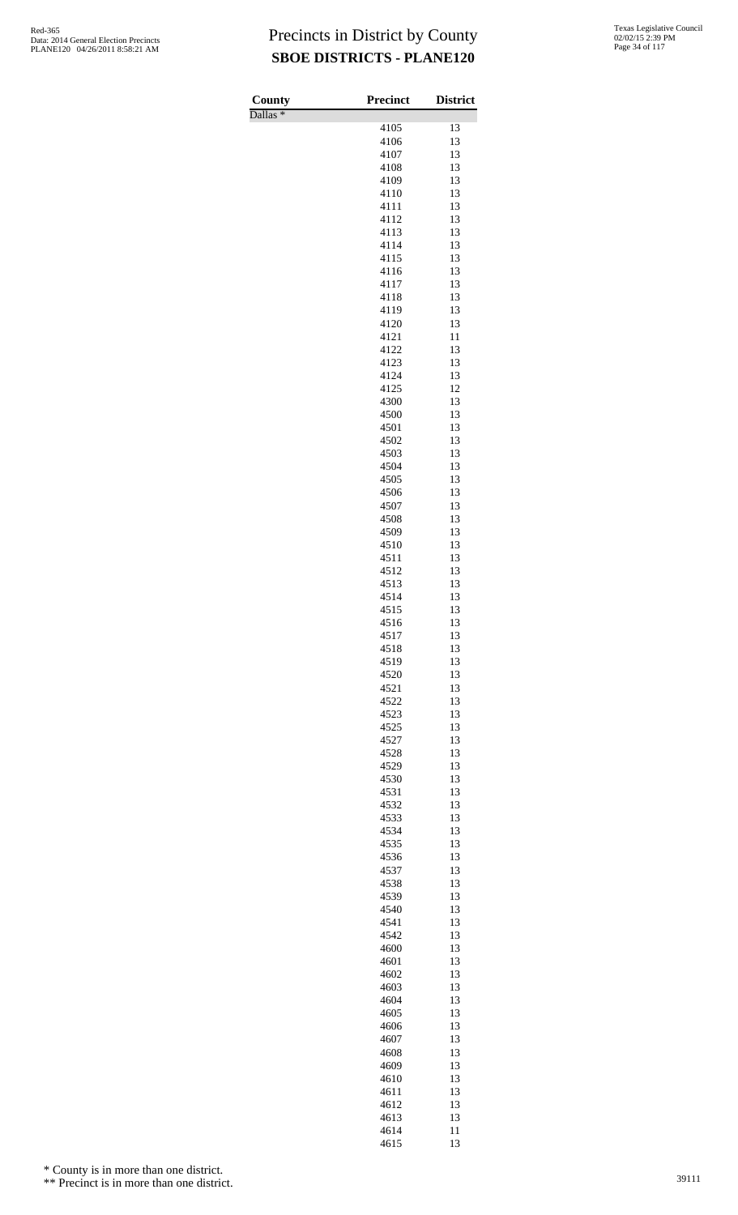# Precincts in District by County

## SBOE DISTRICTS - PLANE120

| County | Precinct | District |
|---|---|---|
| Dallas * | | |
| | 4105 | 13 |
| | 4106 | 13 |
| | 4107 | 13 |
| | 4108 | 13 |
| | 4109 | 13 |
| | 4110 | 13 |
| | 4111 | 13 |
| | 4112 | 13 |
| | 4113 | 13 |
| | 4114 | 13 |
| | 4115 | 13 |
| | 4116 | 13 |
| | 4117 | 13 |
| | 4118 | 13 |
| | 4119 | 13 |
| | 4120 | 13 |
| | 4121 | 11 |
| | 4122 | 13 |
| | 4123 | 13 |
| | 4124 | 13 |
| | 4125 | 12 |
| | 4300 | 13 |
| | 4500 | 13 |
| | 4501 | 13 |
| | 4502 | 13 |
| | 4503 | 13 |
| | 4504 | 13 |
| | 4505 | 13 |
| | 4506 | 13 |
| | 4507 | 13 |
| | 4508 | 13 |
| | 4509 | 13 |
| | 4510 | 13 |
| | 4511 | 13 |
| | 4512 | 13 |
| | 4513 | 13 |
| | 4514 | 13 |
| | 4515 | 13 |
| | 4516 | 13 |
| | 4517 | 13 |
| | 4518 | 13 |
| | 4519 | 13 |
| | 4520 | 13 |
| | 4521 | 13 |
| | 4522 | 13 |
| | 4523 | 13 |
| | 4525 | 13 |
| | 4527 | 13 |
| | 4528 | 13 |
| | 4529 | 13 |
| | 4530 | 13 |
| | 4531 | 13 |
| | 4532 | 13 |
| | 4533 | 13 |
| | 4534 | 13 |
| | 4535 | 13 |
| | 4536 | 13 |
| | 4537 | 13 |
| | 4538 | 13 |
| | 4539 | 13 |
| | 4540 | 13 |
| | 4541 | 13 |
| | 4542 | 13 |
| | 4600 | 13 |
| | 4601 | 13 |
| | 4602 | 13 |
| | 4603 | 13 |
| | 4604 | 13 |
| | 4605 | 13 |
| | 4606 | 13 |
| | 4607 | 13 |
| | 4608 | 13 |
| | 4609 | 13 |
| | 4610 | 13 |
| | 4611 | 13 |
| | 4612 | 13 |
| | 4613 | 13 |
| | 4614 | 11 |
| | 4615 | 13 |

\* County is in more than one district.

\*\* Precinct is in more than one district.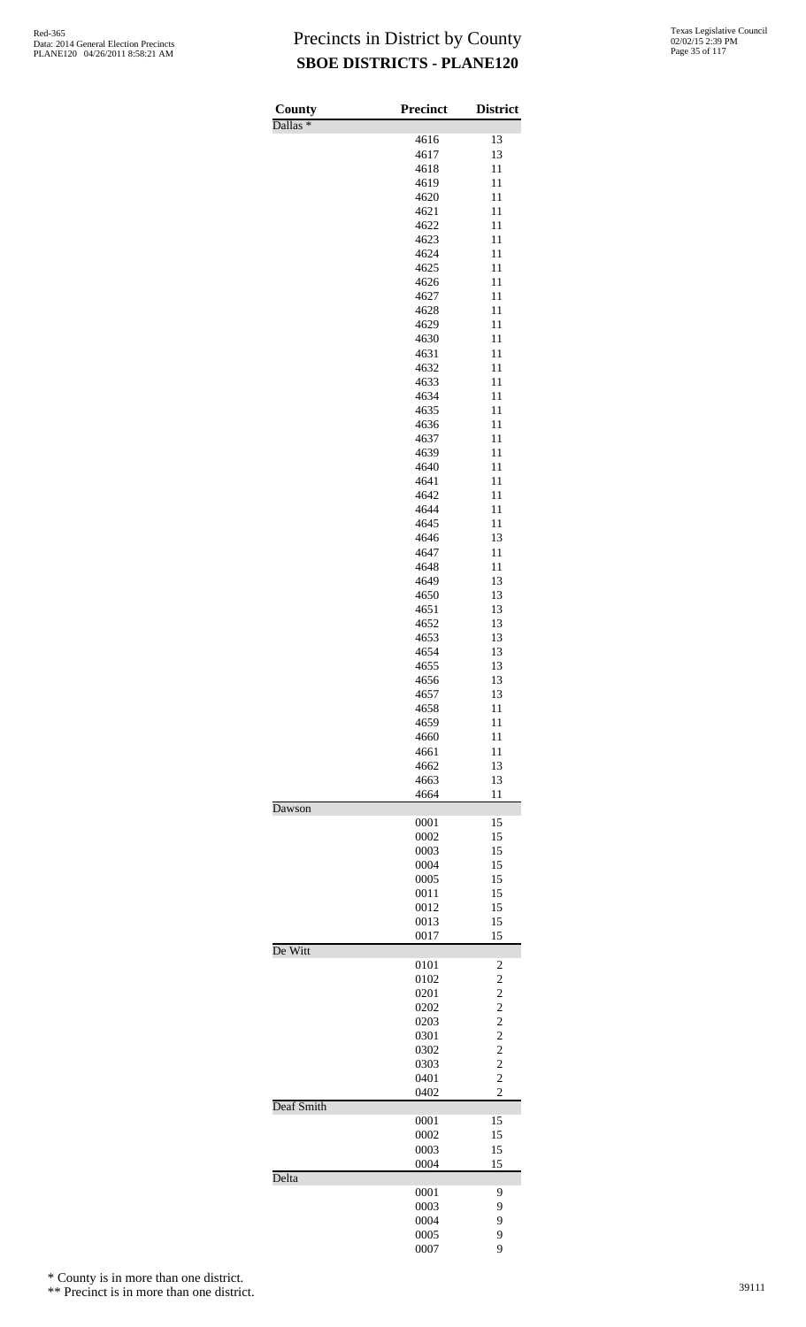# Precincts in District by County
## SBOE DISTRICTS - PLANE120

| County | Precinct | District |
|---|---|---|
| Dallas * | | |
| | 4616 | 13 |
| | 4617 | 13 |
| | 4618 | 11 |
| | 4619 | 11 |
| | 4620 | 11 |
| | 4621 | 11 |
| | 4622 | 11 |
| | 4623 | 11 |
| | 4624 | 11 |
| | 4625 | 11 |
| | 4626 | 11 |
| | 4627 | 11 |
| | 4628 | 11 |
| | 4629 | 11 |
| | 4630 | 11 |
| | 4631 | 11 |
| | 4632 | 11 |
| | 4633 | 11 |
| | 4634 | 11 |
| | 4635 | 11 |
| | 4636 | 11 |
| | 4637 | 11 |
| | 4639 | 11 |
| | 4640 | 11 |
| | 4641 | 11 |
| | 4642 | 11 |
| | 4644 | 11 |
| | 4645 | 11 |
| | 4646 | 13 |
| | 4647 | 11 |
| | 4648 | 11 |
| | 4649 | 13 |
| | 4650 | 13 |
| | 4651 | 13 |
| | 4652 | 13 |
| | 4653 | 13 |
| | 4654 | 13 |
| | 4655 | 13 |
| | 4656 | 13 |
| | 4657 | 13 |
| | 4658 | 11 |
| | 4659 | 11 |
| | 4660 | 11 |
| | 4661 | 11 |
| | 4662 | 13 |
| | 4663 | 13 |
| | 4664 | 11 |
| Dawson | | |
| | 0001 | 15 |
| | 0002 | 15 |
| | 0003 | 15 |
| | 0004 | 15 |
| | 0005 | 15 |
| | 0011 | 15 |
| | 0012 | 15 |
| | 0013 | 15 |
| | 0017 | 15 |
| De Witt | | |
| | 0101 | 2 |
| | 0102 | 2 |
| | 0201 | 2 |
| | 0202 | 2 |
| | 0203 | 2 |
| | 0301 | 2 |
| | 0302 | 2 |
| | 0303 | 2 |
| | 0401 | 2 |
| | 0402 | 2 |
| Deaf Smith | | |
| | 0001 | 15 |
| | 0002 | 15 |
| | 0003 | 15 |
| | 0004 | 15 |
| Delta | | |
| | 0001 | 9 |
| | 0003 | 9 |
| | 0004 | 9 |
| | 0005 | 9 |
| | 0007 | 9 |

\* County is in more than one district.

\*\* Precinct is in more than one district.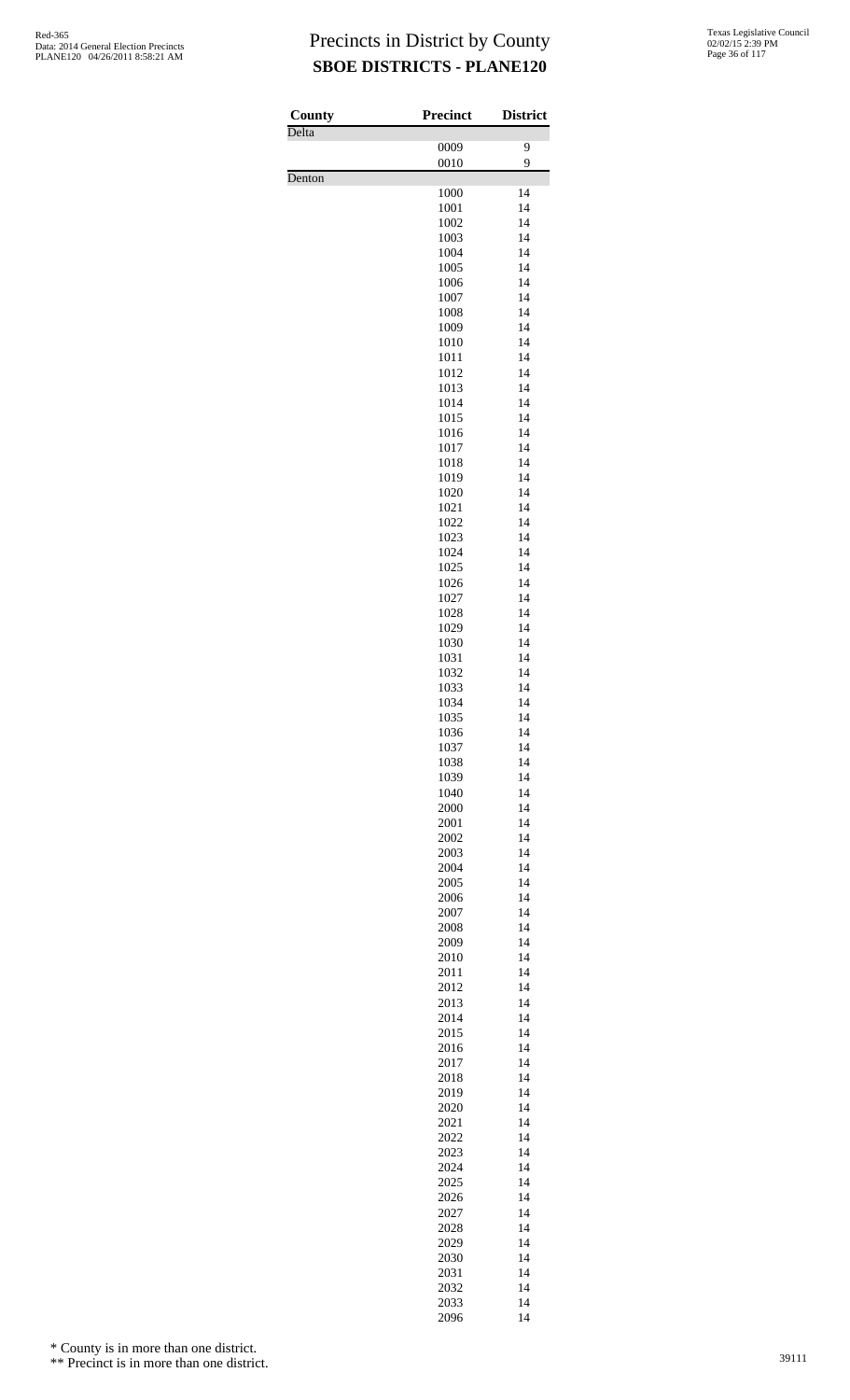# Precincts in District by County

## SBOE DISTRICTS - PLANE120

| County | Precinct | District |
|---|---|---|
| Delta | | |
| | 0009 | 9 |
| | 0010 | 9 |
| Denton | | |
| | 1000 | 14 |
| | 1001 | 14 |
| | 1002 | 14 |
| | 1003 | 14 |
| | 1004 | 14 |
| | 1005 | 14 |
| | 1006 | 14 |
| | 1007 | 14 |
| | 1008 | 14 |
| | 1009 | 14 |
| | 1010 | 14 |
| | 1011 | 14 |
| | 1012 | 14 |
| | 1013 | 14 |
| | 1014 | 14 |
| | 1015 | 14 |
| | 1016 | 14 |
| | 1017 | 14 |
| | 1018 | 14 |
| | 1019 | 14 |
| | 1020 | 14 |
| | 1021 | 14 |
| | 1022 | 14 |
| | 1023 | 14 |
| | 1024 | 14 |
| | 1025 | 14 |
| | 1026 | 14 |
| | 1027 | 14 |
| | 1028 | 14 |
| | 1029 | 14 |
| | 1030 | 14 |
| | 1031 | 14 |
| | 1032 | 14 |
| | 1033 | 14 |
| | 1034 | 14 |
| | 1035 | 14 |
| | 1036 | 14 |
| | 1037 | 14 |
| | 1038 | 14 |
| | 1039 | 14 |
| | 1040 | 14 |
| | 2000 | 14 |
| | 2001 | 14 |
| | 2002 | 14 |
| | 2003 | 14 |
| | 2004 | 14 |
| | 2005 | 14 |
| | 2006 | 14 |
| | 2007 | 14 |
| | 2008 | 14 |
| | 2009 | 14 |
| | 2010 | 14 |
| | 2011 | 14 |
| | 2012 | 14 |
| | 2013 | 14 |
| | 2014 | 14 |
| | 2015 | 14 |
| | 2016 | 14 |
| | 2017 | 14 |
| | 2018 | 14 |
| | 2019 | 14 |
| | 2020 | 14 |
| | 2021 | 14 |
| | 2022 | 14 |
| | 2023 | 14 |
| | 2024 | 14 |
| | 2025 | 14 |
| | 2026 | 14 |
| | 2027 | 14 |
| | 2028 | 14 |
| | 2029 | 14 |
| | 2030 | 14 |
| | 2031 | 14 |
| | 2032 | 14 |
| | 2033 | 14 |
| | 2096 | 14 |

\* County is in more than one district.

\*\* Precinct is in more than one district.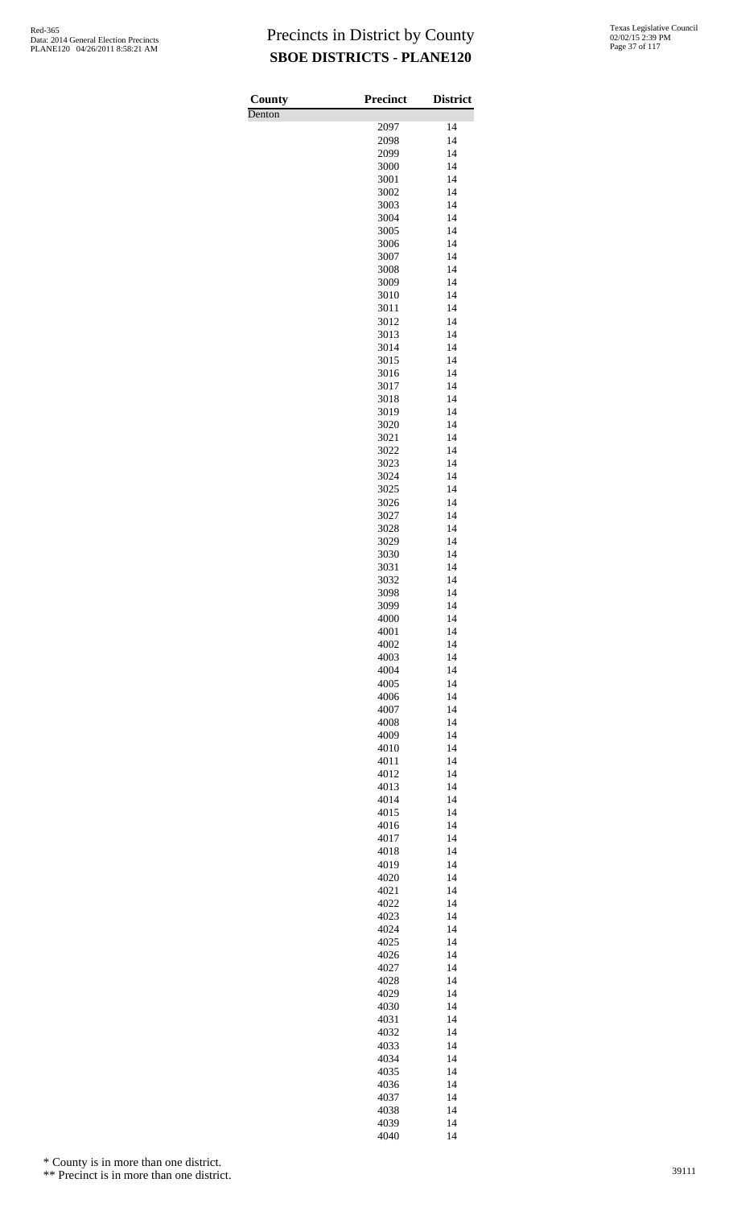# Precincts in District by County

## SBOE DISTRICTS - PLANE120

Red-365
Data: 2014 General Election Precincts
PLANE120 04/26/2011 8:58:21 AM

Texas Legislative Council
02/02/15 2:39 PM

| County | Precinct | District |
|---|---|---|
| Denton | | |
| | 2097 | 14 |
| | 2098 | 14 |
| | 2099 | 14 |
| | 3000 | 14 |
| | 3001 | 14 |
| | 3002 | 14 |
| | 3003 | 14 |
| | 3004 | 14 |
| | 3005 | 14 |
| | 3006 | 14 |
| | 3007 | 14 |
| | 3008 | 14 |
| | 3009 | 14 |
| | 3010 | 14 |
| | 3011 | 14 |
| | 3012 | 14 |
| | 3013 | 14 |
| | 3014 | 14 |
| | 3015 | 14 |
| | 3016 | 14 |
| | 3017 | 14 |
| | 3018 | 14 |
| | 3019 | 14 |
| | 3020 | 14 |
| | 3021 | 14 |
| | 3022 | 14 |
| | 3023 | 14 |
| | 3024 | 14 |
| | 3025 | 14 |
| | 3026 | 14 |
| | 3027 | 14 |
| | 3028 | 14 |
| | 3029 | 14 |
| | 3030 | 14 |
| | 3031 | 14 |
| | 3032 | 14 |
| | 3098 | 14 |
| | 3099 | 14 |
| | 4000 | 14 |
| | 4001 | 14 |
| | 4002 | 14 |
| | 4003 | 14 |
| | 4004 | 14 |
| | 4005 | 14 |
| | 4006 | 14 |
| | 4007 | 14 |
| | 4008 | 14 |
| | 4009 | 14 |
| | 4010 | 14 |
| | 4011 | 14 |
| | 4012 | 14 |
| | 4013 | 14 |
| | 4014 | 14 |
| | 4015 | 14 |
| | 4016 | 14 |
| | 4017 | 14 |
| | 4018 | 14 |
| | 4019 | 14 |
| | 4020 | 14 |
| | 4021 | 14 |
| | 4022 | 14 |
| | 4023 | 14 |
| | 4024 | 14 |
| | 4025 | 14 |
| | 4026 | 14 |
| | 4027 | 14 |
| | 4028 | 14 |
| | 4029 | 14 |
| | 4030 | 14 |
| | 4031 | 14 |
| | 4032 | 14 |
| | 4033 | 14 |
| | 4034 | 14 |
| | 4035 | 14 |
| | 4036 | 14 |
| | 4037 | 14 |
| | 4038 | 14 |
| | 4039 | 14 |
| | 4040 | 14 |

\* County is in more than one district.

\*\* Precinct is in more than one district.

39111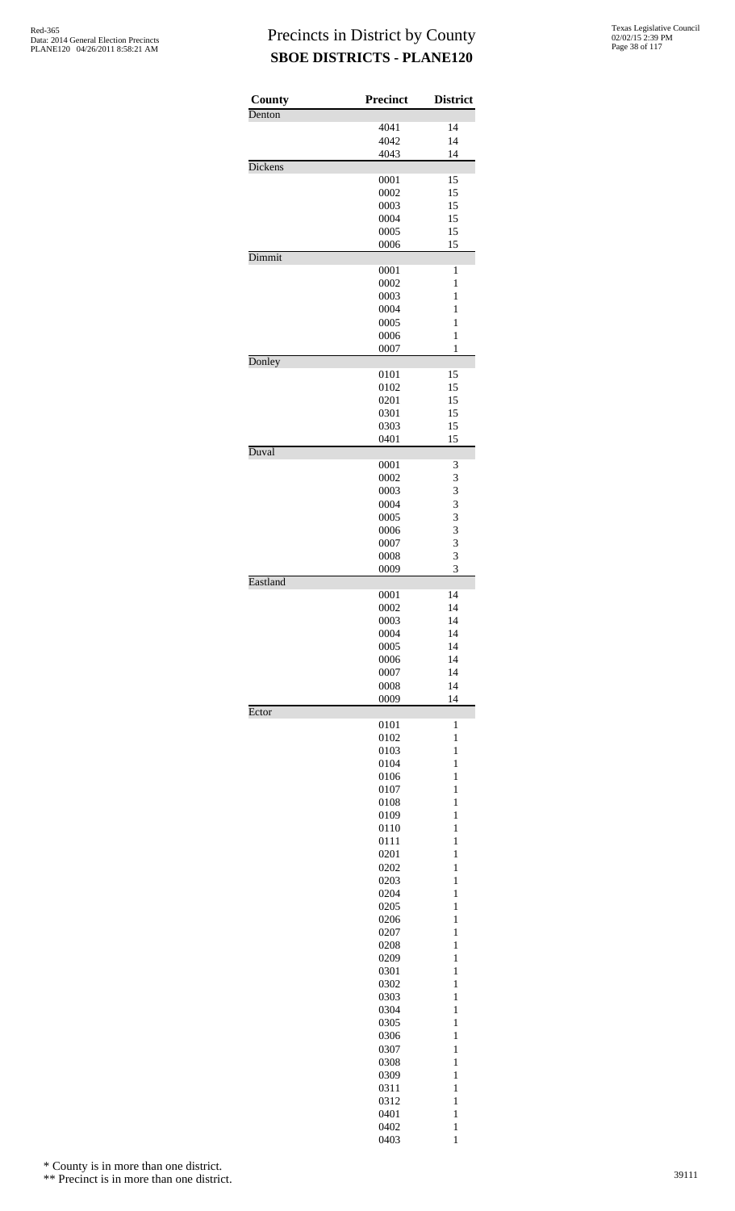# Precincts in District by County

## SBOE DISTRICTS - PLANE120

| County | Precinct | District |
|---|---|---|
| Denton | | |
| | 4041 | 14 |
| | 4042 | 14 |
| | 4043 | 14 |
| Dickens | | |
| | 0001 | 15 |
| | 0002 | 15 |
| | 0003 | 15 |
| | 0004 | 15 |
| | 0005 | 15 |
| | 0006 | 15 |
| Dimmit | | |
| | 0001 | 1 |
| | 0002 | 1 |
| | 0003 | 1 |
| | 0004 | 1 |
| | 0005 | 1 |
| | 0006 | 1 |
| | 0007 | 1 |
| Donley | | |
| | 0101 | 15 |
| | 0102 | 15 |
| | 0201 | 15 |
| | 0301 | 15 |
| | 0303 | 15 |
| | 0401 | 15 |
| Duval | | |
| | 0001 | 3 |
| | 0002 | 3 |
| | 0003 | 3 |
| | 0004 | 3 |
| | 0005 | 3 |
| | 0006 | 3 |
| | 0007 | 3 |
| | 0008 | 3 |
| | 0009 | 3 |
| Eastland | | |
| | 0001 | 14 |
| | 0002 | 14 |
| | 0003 | 14 |
| | 0004 | 14 |
| | 0005 | 14 |
| | 0006 | 14 |
| | 0007 | 14 |
| | 0008 | 14 |
| | 0009 | 14 |
| Ector | | |
| | 0101 | 1 |
| | 0102 | 1 |
| | 0103 | 1 |
| | 0104 | 1 |
| | 0106 | 1 |
| | 0107 | 1 |
| | 0108 | 1 |
| | 0109 | 1 |
| | 0110 | 1 |
| | 0111 | 1 |
| | 0201 | 1 |
| | 0202 | 1 |
| | 0203 | 1 |
| | 0204 | 1 |
| | 0205 | 1 |
| | 0206 | 1 |
| | 0207 | 1 |
| | 0208 | 1 |
| | 0209 | 1 |
| | 0301 | 1 |
| | 0302 | 1 |
| | 0303 | 1 |
| | 0304 | 1 |
| | 0305 | 1 |
| | 0306 | 1 |
| | 0307 | 1 |
| | 0308 | 1 |
| | 0309 | 1 |
| | 0311 | 1 |
| | 0312 | 1 |
| | 0401 | 1 |
| | 0402 | 1 |
| | 0403 | 1 |

\* County is in more than one district.

\*\* Precinct is in more than one district.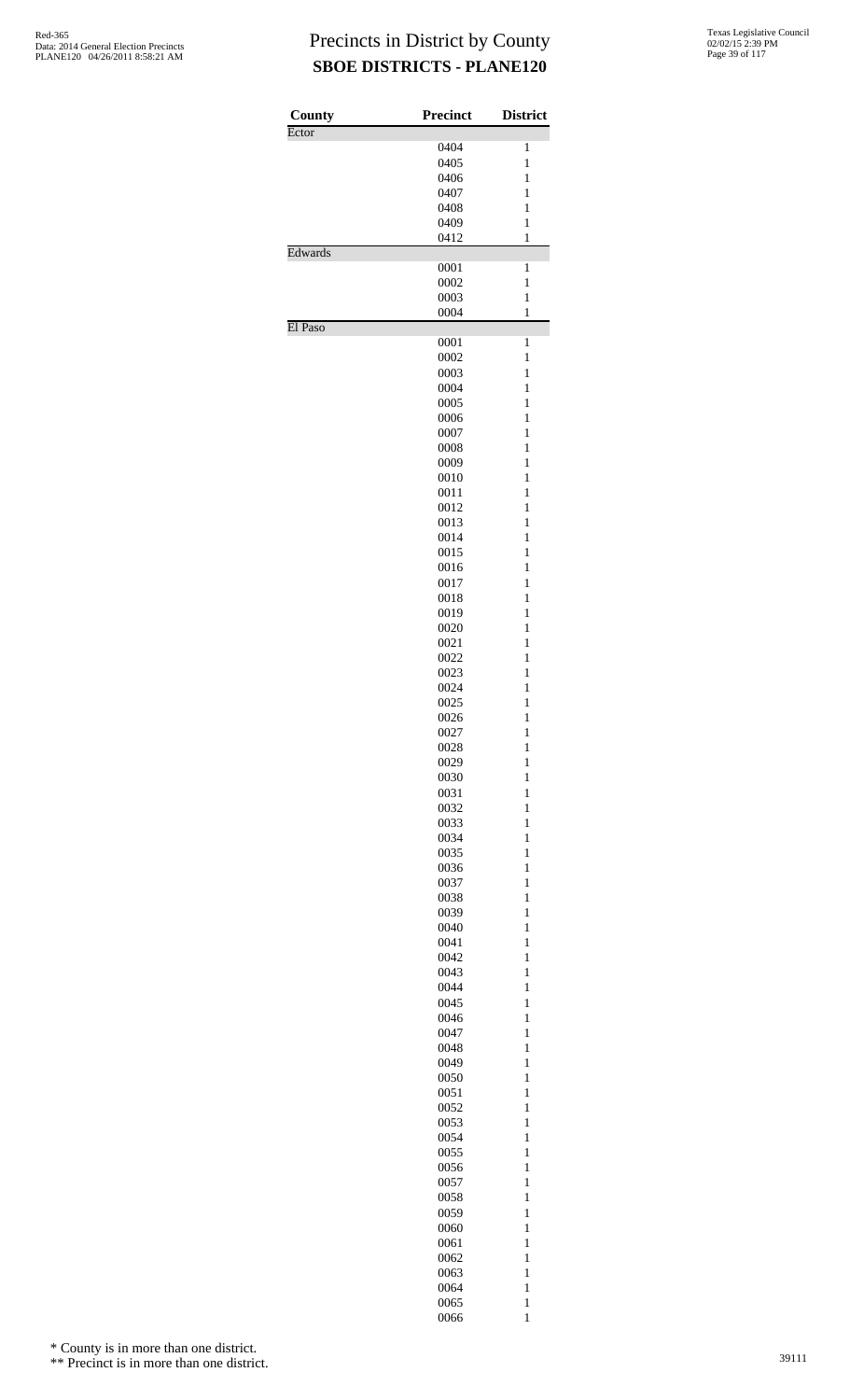# Precincts in District by County

## SBOE DISTRICTS - PLANE120

| County | Precinct | District |
|---|---|---|
| Ector | | |
| | 0404 | 1 |
| | 0405 | 1 |
| | 0406 | 1 |
| | 0407 | 1 |
| | 0408 | 1 |
| | 0409 | 1 |
| | 0412 | 1 |
| Edwards | | |
| | 0001 | 1 |
| | 0002 | 1 |
| | 0003 | 1 |
| | 0004 | 1 |
| El Paso | | |
| | 0001 | 1 |
| | 0002 | 1 |
| | 0003 | 1 |
| | 0004 | 1 |
| | 0005 | 1 |
| | 0006 | 1 |
| | 0007 | 1 |
| | 0008 | 1 |
| | 0009 | 1 |
| | 0010 | 1 |
| | 0011 | 1 |
| | 0012 | 1 |
| | 0013 | 1 |
| | 0014 | 1 |
| | 0015 | 1 |
| | 0016 | 1 |
| | 0017 | 1 |
| | 0018 | 1 |
| | 0019 | 1 |
| | 0020 | 1 |
| | 0021 | 1 |
| | 0022 | 1 |
| | 0023 | 1 |
| | 0024 | 1 |
| | 0025 | 1 |
| | 0026 | 1 |
| | 0027 | 1 |
| | 0028 | 1 |
| | 0029 | 1 |
| | 0030 | 1 |
| | 0031 | 1 |
| | 0032 | 1 |
| | 0033 | 1 |
| | 0034 | 1 |
| | 0035 | 1 |
| | 0036 | 1 |
| | 0037 | 1 |
| | 0038 | 1 |
| | 0039 | 1 |
| | 0040 | 1 |
| | 0041 | 1 |
| | 0042 | 1 |
| | 0043 | 1 |
| | 0044 | 1 |
| | 0045 | 1 |
| | 0046 | 1 |
| | 0047 | 1 |
| | 0048 | 1 |
| | 0049 | 1 |
| | 0050 | 1 |
| | 0051 | 1 |
| | 0052 | 1 |
| | 0053 | 1 |
| | 0054 | 1 |
| | 0055 | 1 |
| | 0056 | 1 |
| | 0057 | 1 |
| | 0058 | 1 |
| | 0059 | 1 |
| | 0060 | 1 |
| | 0061 | 1 |
| | 0062 | 1 |
| | 0063 | 1 |
| | 0064 | 1 |
| | 0065 | 1 |
| | 0066 | 1 |

* County is in more than one district.

** Precinct is in more than one district.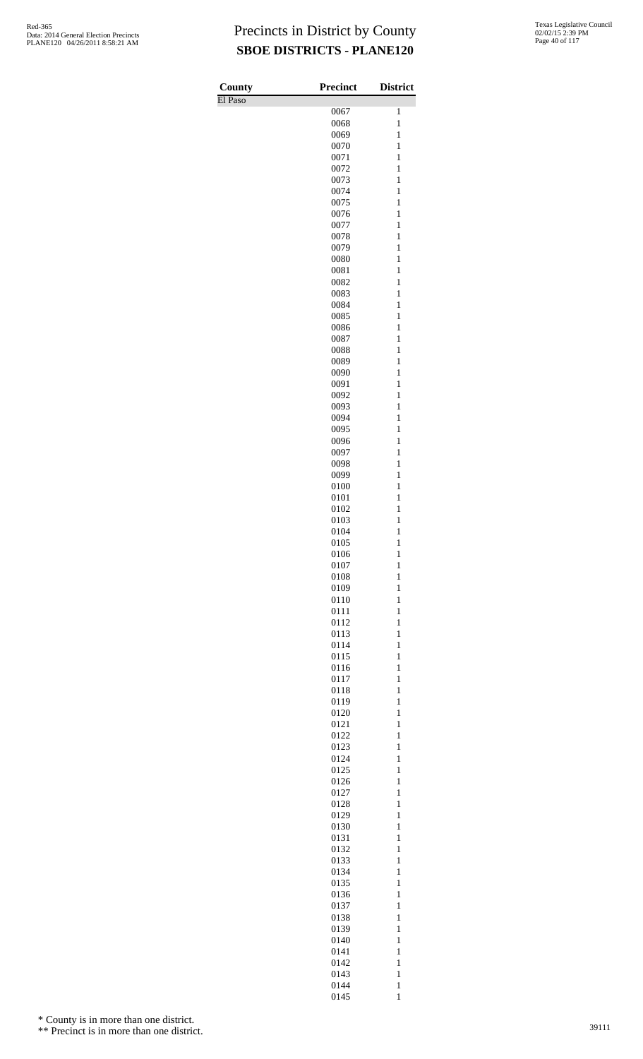# Precincts in District by County

## SBOE DISTRICTS - PLANE120

Red-365
Data: 2014 General Election Precincts
PLANE120 04/26/2011 8:58:21 AM

Texas Legislative Council
02/02/15 2:39 PM

| County | Precinct | District |
|---|---|---|
| El Paso | | |
| | 0067 | 1 |
| | 0068 | 1 |
| | 0069 | 1 |
| | 0070 | 1 |
| | 0071 | 1 |
| | 0072 | 1 |
| | 0073 | 1 |
| | 0074 | 1 |
| | 0075 | 1 |
| | 0076 | 1 |
| | 0077 | 1 |
| | 0078 | 1 |
| | 0079 | 1 |
| | 0080 | 1 |
| | 0081 | 1 |
| | 0082 | 1 |
| | 0083 | 1 |
| | 0084 | 1 |
| | 0085 | 1 |
| | 0086 | 1 |
| | 0087 | 1 |
| | 0088 | 1 |
| | 0089 | 1 |
| | 0090 | 1 |
| | 0091 | 1 |
| | 0092 | 1 |
| | 0093 | 1 |
| | 0094 | 1 |
| | 0095 | 1 |
| | 0096 | 1 |
| | 0097 | 1 |
| | 0098 | 1 |
| | 0099 | 1 |
| | 0100 | 1 |
| | 0101 | 1 |
| | 0102 | 1 |
| | 0103 | 1 |
| | 0104 | 1 |
| | 0105 | 1 |
| | 0106 | 1 |
| | 0107 | 1 |
| | 0108 | 1 |
| | 0109 | 1 |
| | 0110 | 1 |
| | 0111 | 1 |
| | 0112 | 1 |
| | 0113 | 1 |
| | 0114 | 1 |
| | 0115 | 1 |
| | 0116 | 1 |
| | 0117 | 1 |
| | 0118 | 1 |
| | 0119 | 1 |
| | 0120 | 1 |
| | 0121 | 1 |
| | 0122 | 1 |
| | 0123 | 1 |
| | 0124 | 1 |
| | 0125 | 1 |
| | 0126 | 1 |
| | 0127 | 1 |
| | 0128 | 1 |
| | 0129 | 1 |
| | 0130 | 1 |
| | 0131 | 1 |
| | 0132 | 1 |
| | 0133 | 1 |
| | 0134 | 1 |
| | 0135 | 1 |
| | 0136 | 1 |
| | 0137 | 1 |
| | 0138 | 1 |
| | 0139 | 1 |
| | 0140 | 1 |
| | 0141 | 1 |
| | 0142 | 1 |
| | 0143 | 1 |
| | 0144 | 1 |
| | 0145 | 1 |

\* County is in more than one district.

\*\* Precinct is in more than one district.

39111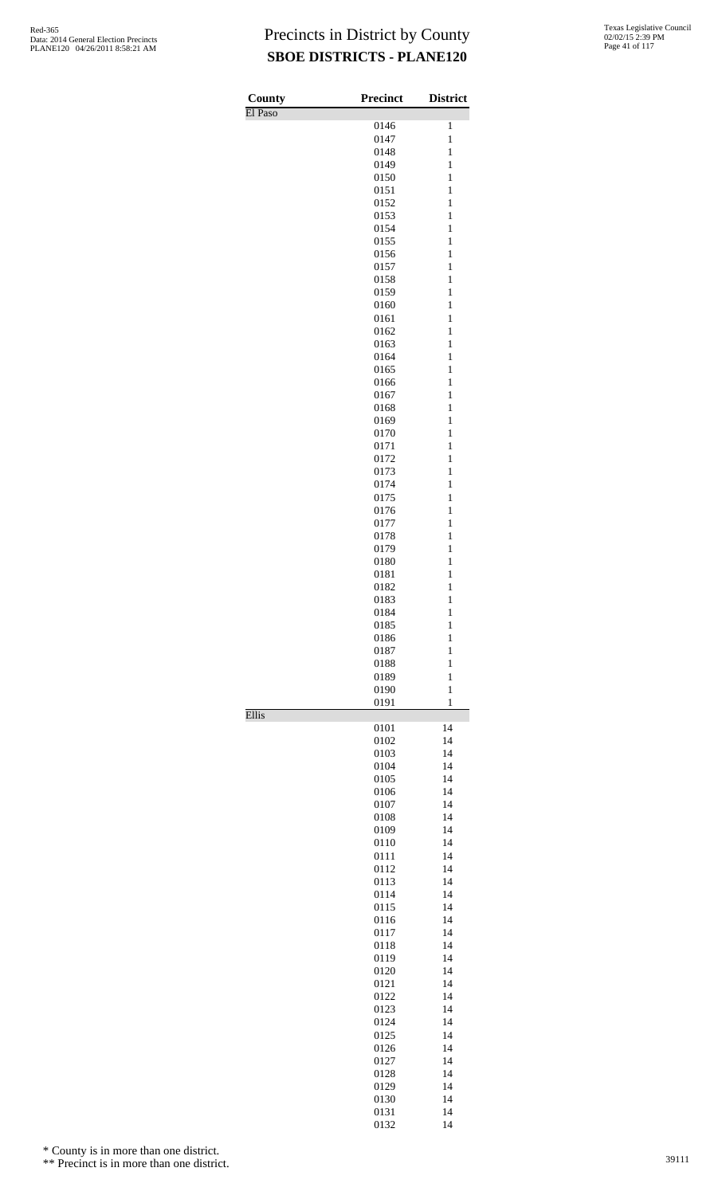# Precincts in District by County

## SBOE DISTRICTS - PLANE120

| County | Precinct | District |
|---|---|---|
| El Paso | | |
| | 0146 | 1 |
| | 0147 | 1 |
| | 0148 | 1 |
| | 0149 | 1 |
| | 0150 | 1 |
| | 0151 | 1 |
| | 0152 | 1 |
| | 0153 | 1 |
| | 0154 | 1 |
| | 0155 | 1 |
| | 0156 | 1 |
| | 0157 | 1 |
| | 0158 | 1 |
| | 0159 | 1 |
| | 0160 | 1 |
| | 0161 | 1 |
| | 0162 | 1 |
| | 0163 | 1 |
| | 0164 | 1 |
| | 0165 | 1 |
| | 0166 | 1 |
| | 0167 | 1 |
| | 0168 | 1 |
| | 0169 | 1 |
| | 0170 | 1 |
| | 0171 | 1 |
| | 0172 | 1 |
| | 0173 | 1 |
| | 0174 | 1 |
| | 0175 | 1 |
| | 0176 | 1 |
| | 0177 | 1 |
| | 0178 | 1 |
| | 0179 | 1 |
| | 0180 | 1 |
| | 0181 | 1 |
| | 0182 | 1 |
| | 0183 | 1 |
| | 0184 | 1 |
| | 0185 | 1 |
| | 0186 | 1 |
| | 0187 | 1 |
| | 0188 | 1 |
| | 0189 | 1 |
| | 0190 | 1 |
| | 0191 | 1 |
| Ellis | | |
| | 0101 | 14 |
| | 0102 | 14 |
| | 0103 | 14 |
| | 0104 | 14 |
| | 0105 | 14 |
| | 0106 | 14 |
| | 0107 | 14 |
| | 0108 | 14 |
| | 0109 | 14 |
| | 0110 | 14 |
| | 0111 | 14 |
| | 0112 | 14 |
| | 0113 | 14 |
| | 0114 | 14 |
| | 0115 | 14 |
| | 0116 | 14 |
| | 0117 | 14 |
| | 0118 | 14 |
| | 0119 | 14 |
| | 0120 | 14 |
| | 0121 | 14 |
| | 0122 | 14 |
| | 0123 | 14 |
| | 0124 | 14 |
| | 0125 | 14 |
| | 0126 | 14 |
| | 0127 | 14 |
| | 0128 | 14 |
| | 0129 | 14 |
| | 0130 | 14 |
| | 0131 | 14 |
| | 0132 | 14 |

\* County is in more than one district.

\*\* Precinct is in more than one district.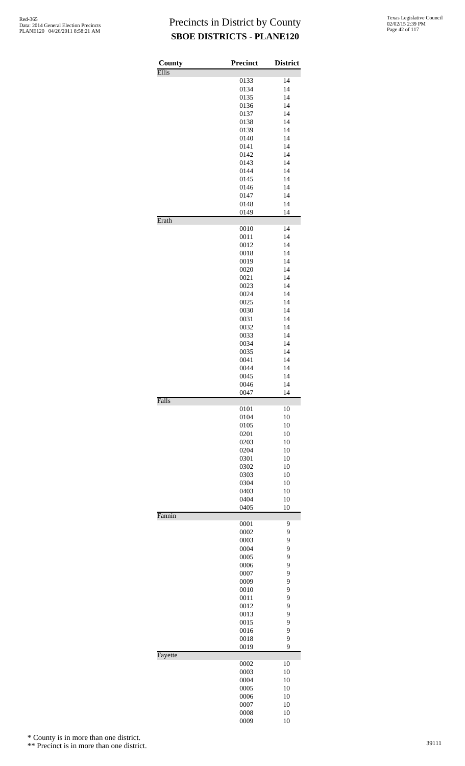# Precincts in District by County
## SBOE DISTRICTS - PLANE120

| County | Precinct | District |
|---|---|---|
| Ellis | | |
| | 0133 | 14 |
| | 0134 | 14 |
| | 0135 | 14 |
| | 0136 | 14 |
| | 0137 | 14 |
| | 0138 | 14 |
| | 0139 | 14 |
| | 0140 | 14 |
| | 0141 | 14 |
| | 0142 | 14 |
| | 0143 | 14 |
| | 0144 | 14 |
| | 0145 | 14 |
| | 0146 | 14 |
| | 0147 | 14 |
| | 0148 | 14 |
| | 0149 | 14 |
| Erath | | |
| | 0010 | 14 |
| | 0011 | 14 |
| | 0012 | 14 |
| | 0018 | 14 |
| | 0019 | 14 |
| | 0020 | 14 |
| | 0021 | 14 |
| | 0023 | 14 |
| | 0024 | 14 |
| | 0025 | 14 |
| | 0030 | 14 |
| | 0031 | 14 |
| | 0032 | 14 |
| | 0033 | 14 |
| | 0034 | 14 |
| | 0035 | 14 |
| | 0041 | 14 |
| | 0044 | 14 |
| | 0045 | 14 |
| | 0046 | 14 |
| | 0047 | 14 |
| Falls | | |
| | 0101 | 10 |
| | 0104 | 10 |
| | 0105 | 10 |
| | 0201 | 10 |
| | 0203 | 10 |
| | 0204 | 10 |
| | 0301 | 10 |
| | 0302 | 10 |
| | 0303 | 10 |
| | 0304 | 10 |
| | 0403 | 10 |
| | 0404 | 10 |
| | 0405 | 10 |
| Fannin | | |
| | 0001 | 9 |
| | 0002 | 9 |
| | 0003 | 9 |
| | 0004 | 9 |
| | 0005 | 9 |
| | 0006 | 9 |
| | 0007 | 9 |
| | 0009 | 9 |
| | 0010 | 9 |
| | 0011 | 9 |
| | 0012 | 9 |
| | 0013 | 9 |
| | 0015 | 9 |
| | 0016 | 9 |
| | 0018 | 9 |
| | 0019 | 9 |
| Fayette | | |
| | 0002 | 10 |
| | 0003 | 10 |
| | 0004 | 10 |
| | 0005 | 10 |
| | 0006 | 10 |
| | 0007 | 10 |
| | 0008 | 10 |
| | 0009 | 10 |

\* County is in more than one district.

\*\* Precinct is in more than one district.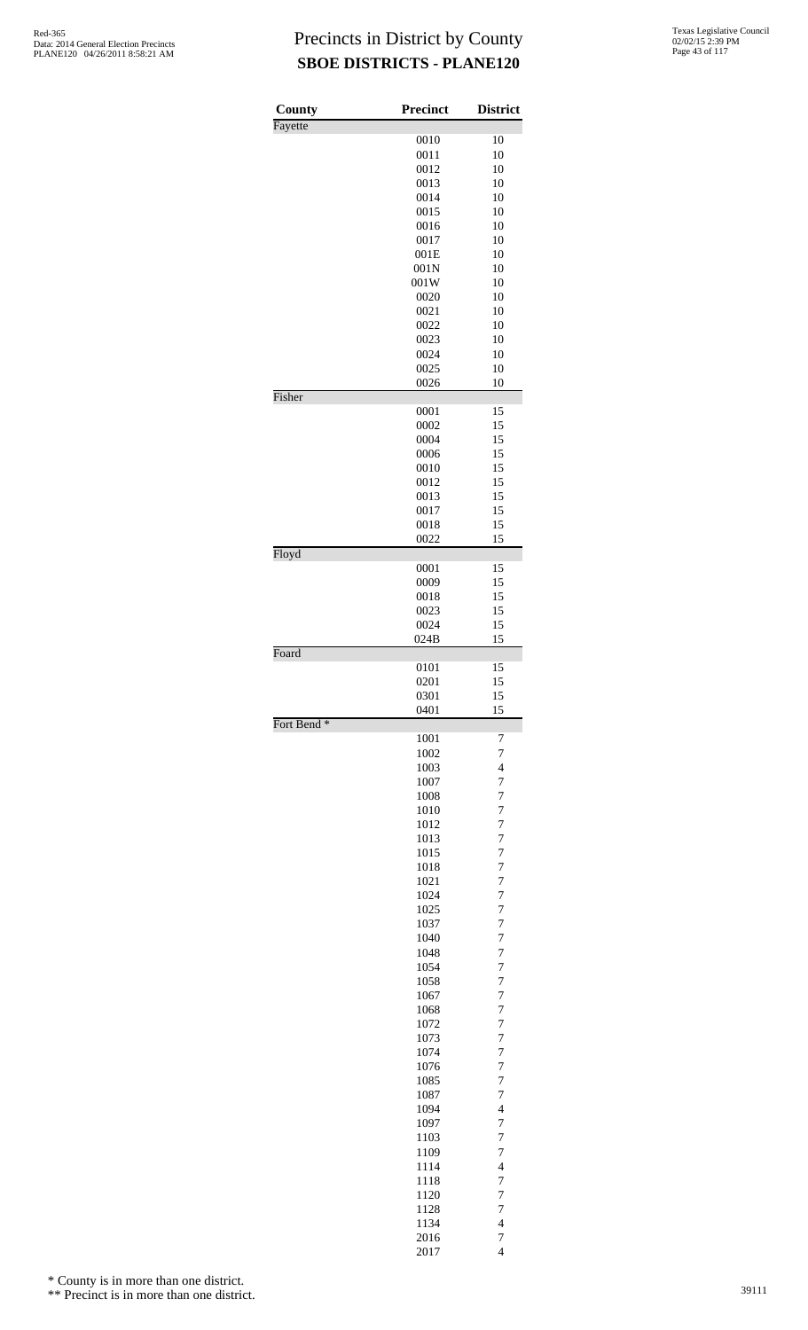# Precincts in District by County

## SBOE DISTRICTS - PLANE120

| County | Precinct | District |
|---|---|---|
| Fayette | | |
| | 0010 | 10 |
| | 0011 | 10 |
| | 0012 | 10 |
| | 0013 | 10 |
| | 0014 | 10 |
| | 0015 | 10 |
| | 0016 | 10 |
| | 0017 | 10 |
| | 001E | 10 |
| | 001N | 10 |
| | 001W | 10 |
| | 0020 | 10 |
| | 0021 | 10 |
| | 0022 | 10 |
| | 0023 | 10 |
| | 0024 | 10 |
| | 0025 | 10 |
| | 0026 | 10 |
| Fisher | | |
| | 0001 | 15 |
| | 0002 | 15 |
| | 0004 | 15 |
| | 0006 | 15 |
| | 0010 | 15 |
| | 0012 | 15 |
| | 0013 | 15 |
| | 0017 | 15 |
| | 0018 | 15 |
| | 0022 | 15 |
| Floyd | | |
| | 0001 | 15 |
| | 0009 | 15 |
| | 0018 | 15 |
| | 0023 | 15 |
| | 0024 | 15 |
| | 024B | 15 |
| Foard | | |
| | 0101 | 15 |
| | 0201 | 15 |
| | 0301 | 15 |
| | 0401 | 15 |
| Fort Bend * | | |
| | 1001 | 7 |
| | 1002 | 7 |
| | 1003 | 4 |
| | 1007 | 7 |
| | 1008 | 7 |
| | 1010 | 7 |
| | 1012 | 7 |
| | 1013 | 7 |
| | 1015 | 7 |
| | 1018 | 7 |
| | 1021 | 7 |
| | 1024 | 7 |
| | 1025 | 7 |
| | 1037 | 7 |
| | 1040 | 7 |
| | 1048 | 7 |
| | 1054 | 7 |
| | 1058 | 7 |
| | 1067 | 7 |
| | 1068 | 7 |
| | 1072 | 7 |
| | 1073 | 7 |
| | 1074 | 7 |
| | 1076 | 7 |
| | 1085 | 7 |
| | 1087 | 7 |
| | 1094 | 4 |
| | 1097 | 7 |
| | 1103 | 7 |
| | 1109 | 7 |
| | 1114 | 4 |
| | 1118 | 7 |
| | 1120 | 7 |
| | 1128 | 7 |
| | 1134 | 4 |
| | 2016 | 7 |
| | 2017 | 4 |

\* County is in more than one district.

\*\* Precinct is in more than one district.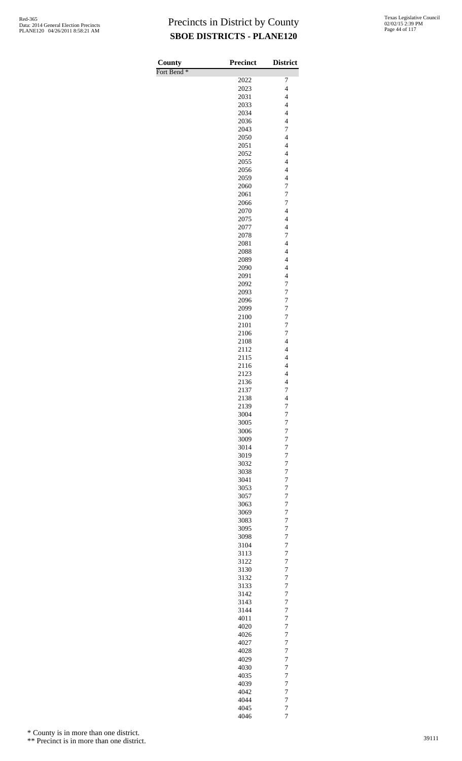# Precincts in District by County

## SBOE DISTRICTS - PLANE120

| County | Precinct | District |
|---|---|---|
| Fort Bend * | | |
| | 2022 | 7 |
| | 2023 | 4 |
| | 2031 | 4 |
| | 2033 | 4 |
| | 2034 | 4 |
| | 2036 | 4 |
| | 2043 | 7 |
| | 2050 | 4 |
| | 2051 | 4 |
| | 2052 | 4 |
| | 2055 | 4 |
| | 2056 | 4 |
| | 2059 | 4 |
| | 2060 | 7 |
| | 2061 | 7 |
| | 2066 | 7 |
| | 2070 | 4 |
| | 2075 | 4 |
| | 2077 | 4 |
| | 2078 | 7 |
| | 2081 | 4 |
| | 2088 | 4 |
| | 2089 | 4 |
| | 2090 | 4 |
| | 2091 | 4 |
| | 2092 | 7 |
| | 2093 | 7 |
| | 2096 | 7 |
| | 2099 | 7 |
| | 2100 | 7 |
| | 2101 | 7 |
| | 2106 | 7 |
| | 2108 | 4 |
| | 2112 | 4 |
| | 2115 | 4 |
| | 2116 | 4 |
| | 2123 | 4 |
| | 2136 | 4 |
| | 2137 | 7 |
| | 2138 | 4 |
| | 2139 | 7 |
| | 3004 | 7 |
| | 3005 | 7 |
| | 3006 | 7 |
| | 3009 | 7 |
| | 3014 | 7 |
| | 3019 | 7 |
| | 3032 | 7 |
| | 3038 | 7 |
| | 3041 | 7 |
| | 3053 | 7 |
| | 3057 | 7 |
| | 3063 | 7 |
| | 3069 | 7 |
| | 3083 | 7 |
| | 3095 | 7 |
| | 3098 | 7 |
| | 3104 | 7 |
| | 3113 | 7 |
| | 3122 | 7 |
| | 3130 | 7 |
| | 3132 | 7 |
| | 3133 | 7 |
| | 3142 | 7 |
| | 3143 | 7 |
| | 3144 | 7 |
| | 4011 | 7 |
| | 4020 | 7 |
| | 4026 | 7 |
| | 4027 | 7 |
| | 4028 | 7 |
| | 4029 | 7 |
| | 4030 | 7 |
| | 4035 | 7 |
| | 4039 | 7 |
| | 4042 | 7 |
| | 4044 | 7 |
| | 4045 | 7 |
| | 4046 | 7 |

\* County is in more than one district.

\*\* Precinct is in more than one district.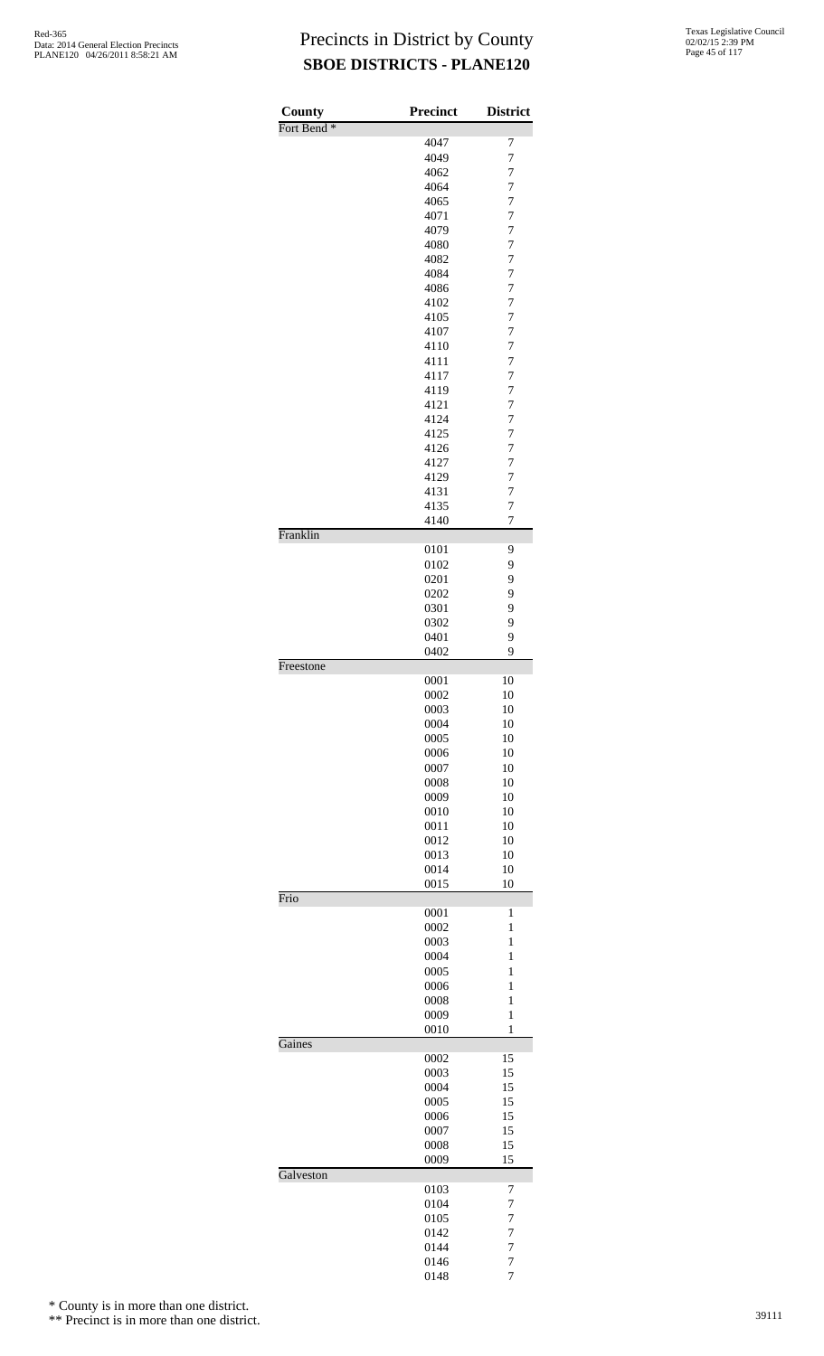# Precincts in District by County
## SBOE DISTRICTS - PLANE120

| County | Precinct | District |
|---|---|---|
| Fort Bend * | | |
| | 4047 | 7 |
| | 4049 | 7 |
| | 4062 | 7 |
| | 4064 | 7 |
| | 4065 | 7 |
| | 4071 | 7 |
| | 4079 | 7 |
| | 4080 | 7 |
| | 4082 | 7 |
| | 4084 | 7 |
| | 4086 | 7 |
| | 4102 | 7 |
| | 4105 | 7 |
| | 4107 | 7 |
| | 4110 | 7 |
| | 4111 | 7 |
| | 4117 | 7 |
| | 4119 | 7 |
| | 4121 | 7 |
| | 4124 | 7 |
| | 4125 | 7 |
| | 4126 | 7 |
| | 4127 | 7 |
| | 4129 | 7 |
| | 4131 | 7 |
| | 4135 | 7 |
| | 4140 | 7 |
| Franklin | | |
| | 0101 | 9 |
| | 0102 | 9 |
| | 0201 | 9 |
| | 0202 | 9 |
| | 0301 | 9 |
| | 0302 | 9 |
| | 0401 | 9 |
| | 0402 | 9 |
| Freestone | | |
| | 0001 | 10 |
| | 0002 | 10 |
| | 0003 | 10 |
| | 0004 | 10 |
| | 0005 | 10 |
| | 0006 | 10 |
| | 0007 | 10 |
| | 0008 | 10 |
| | 0009 | 10 |
| | 0010 | 10 |
| | 0011 | 10 |
| | 0012 | 10 |
| | 0013 | 10 |
| | 0014 | 10 |
| | 0015 | 10 |
| Frio | | |
| | 0001 | 1 |
| | 0002 | 1 |
| | 0003 | 1 |
| | 0004 | 1 |
| | 0005 | 1 |
| | 0006 | 1 |
| | 0008 | 1 |
| | 0009 | 1 |
| | 0010 | 1 |
| Gaines | | |
| | 0002 | 15 |
| | 0003 | 15 |
| | 0004 | 15 |
| | 0005 | 15 |
| | 0006 | 15 |
| | 0007 | 15 |
| | 0008 | 15 |
| | 0009 | 15 |
| Galveston | | |
| | 0103 | 7 |
| | 0104 | 7 |
| | 0105 | 7 |
| | 0142 | 7 |
| | 0144 | 7 |
| | 0146 | 7 |
| | 0148 | 7 |

\* County is in more than one district.

\*\* Precinct is in more than one district.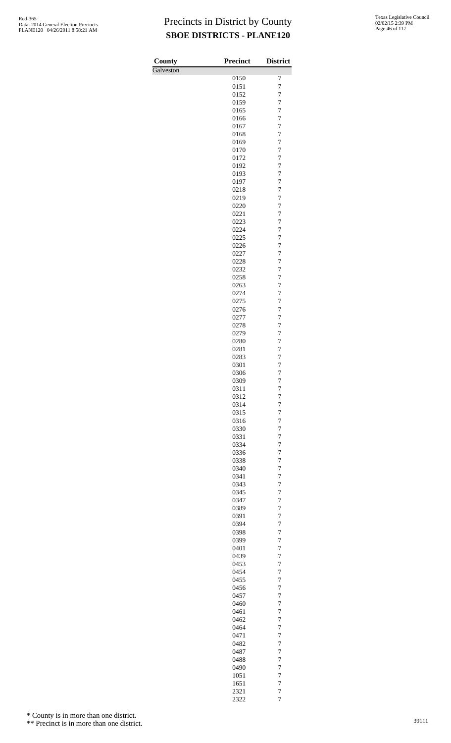# Precincts in District by County

## SBOE DISTRICTS - PLANE120

Red-365
Data: 2014 General Election Precincts
PLANE120 04/26/2011 8:58:21 AM

Texas Legislative Council
02/02/15 2:39 PM

| County | Precinct | District |
|---|---|---|
| Galveston | | |
| | 0150 | 7 |
| | 0151 | 7 |
| | 0152 | 7 |
| | 0159 | 7 |
| | 0165 | 7 |
| | 0166 | 7 |
| | 0167 | 7 |
| | 0168 | 7 |
| | 0169 | 7 |
| | 0170 | 7 |
| | 0172 | 7 |
| | 0192 | 7 |
| | 0193 | 7 |
| | 0197 | 7 |
| | 0218 | 7 |
| | 0219 | 7 |
| | 0220 | 7 |
| | 0221 | 7 |
| | 0223 | 7 |
| | 0224 | 7 |
| | 0225 | 7 |
| | 0226 | 7 |
| | 0227 | 7 |
| | 0228 | 7 |
| | 0232 | 7 |
| | 0258 | 7 |
| | 0263 | 7 |
| | 0274 | 7 |
| | 0275 | 7 |
| | 0276 | 7 |
| | 0277 | 7 |
| | 0278 | 7 |
| | 0279 | 7 |
| | 0280 | 7 |
| | 0281 | 7 |
| | 0283 | 7 |
| | 0301 | 7 |
| | 0306 | 7 |
| | 0309 | 7 |
| | 0311 | 7 |
| | 0312 | 7 |
| | 0314 | 7 |
| | 0315 | 7 |
| | 0316 | 7 |
| | 0330 | 7 |
| | 0331 | 7 |
| | 0334 | 7 |
| | 0336 | 7 |
| | 0338 | 7 |
| | 0340 | 7 |
| | 0341 | 7 |
| | 0343 | 7 |
| | 0345 | 7 |
| | 0347 | 7 |
| | 0389 | 7 |
| | 0391 | 7 |
| | 0394 | 7 |
| | 0398 | 7 |
| | 0399 | 7 |
| | 0401 | 7 |
| | 0439 | 7 |
| | 0453 | 7 |
| | 0454 | 7 |
| | 0455 | 7 |
| | 0456 | 7 |
| | 0457 | 7 |
| | 0460 | 7 |
| | 0461 | 7 |
| | 0462 | 7 |
| | 0464 | 7 |
| | 0471 | 7 |
| | 0482 | 7 |
| | 0487 | 7 |
| | 0488 | 7 |
| | 0490 | 7 |
| | 1051 | 7 |
| | 1651 | 7 |
| | 2321 | 7 |
| | 2322 | 7 |

\* County is in more than one district.

\*\* Precinct is in more than one district.

39111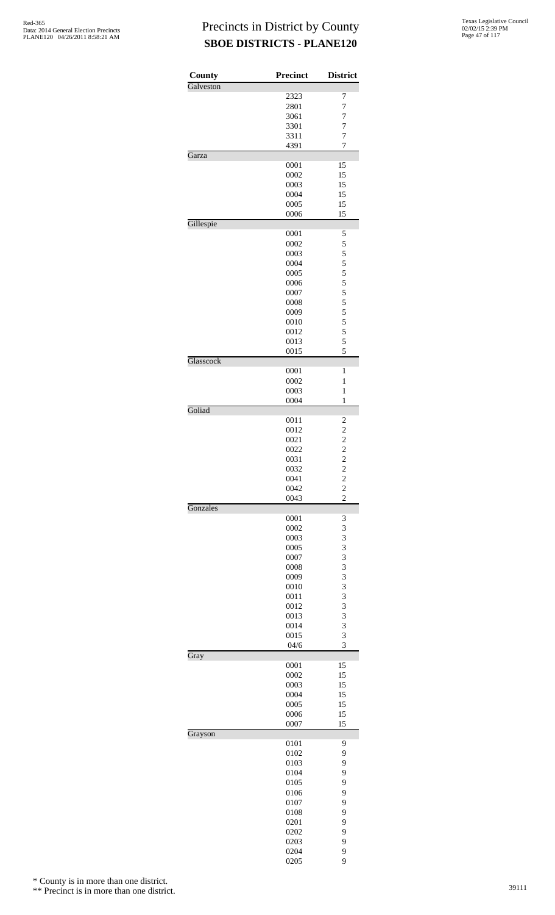# Precincts in District by County

## SBOE DISTRICTS - PLANE120

| County | Precinct | District |
|---|---|---|
| Galveston | | |
| | 2323 | 7 |
| | 2801 | 7 |
| | 3061 | 7 |
| | 3301 | 7 |
| | 3311 | 7 |
| | 4391 | 7 |
| Garza | | |
| | 0001 | 15 |
| | 0002 | 15 |
| | 0003 | 15 |
| | 0004 | 15 |
| | 0005 | 15 |
| | 0006 | 15 |
| Gillespie | | |
| | 0001 | 5 |
| | 0002 | 5 |
| | 0003 | 5 |
| | 0004 | 5 |
| | 0005 | 5 |
| | 0006 | 5 |
| | 0007 | 5 |
| | 0008 | 5 |
| | 0009 | 5 |
| | 0010 | 5 |
| | 0012 | 5 |
| | 0013 | 5 |
| | 0015 | 5 |
| Glasscock | | |
| | 0001 | 1 |
| | 0002 | 1 |
| | 0003 | 1 |
| | 0004 | 1 |
| Goliad | | |
| | 0011 | 2 |
| | 0012 | 2 |
| | 0021 | 2 |
| | 0022 | 2 |
| | 0031 | 2 |
| | 0032 | 2 |
| | 0041 | 2 |
| | 0042 | 2 |
| | 0043 | 2 |
| Gonzales | | |
| | 0001 | 3 |
| | 0002 | 3 |
| | 0003 | 3 |
| | 0005 | 3 |
| | 0007 | 3 |
| | 0008 | 3 |
| | 0009 | 3 |
| | 0010 | 3 |
| | 0011 | 3 |
| | 0012 | 3 |
| | 0013 | 3 |
| | 0014 | 3 |
| | 0015 | 3 |
| | 04/6 | 3 |
| Gray | | |
| | 0001 | 15 |
| | 0002 | 15 |
| | 0003 | 15 |
| | 0004 | 15 |
| | 0005 | 15 |
| | 0006 | 15 |
| | 0007 | 15 |
| Grayson | | |
| | 0101 | 9 |
| | 0102 | 9 |
| | 0103 | 9 |
| | 0104 | 9 |
| | 0105 | 9 |
| | 0106 | 9 |
| | 0107 | 9 |
| | 0108 | 9 |
| | 0201 | 9 |
| | 0202 | 9 |
| | 0203 | 9 |
| | 0204 | 9 |
| | 0205 | 9 |

\* County is in more than one district.

\*\* Precinct is in more than one district.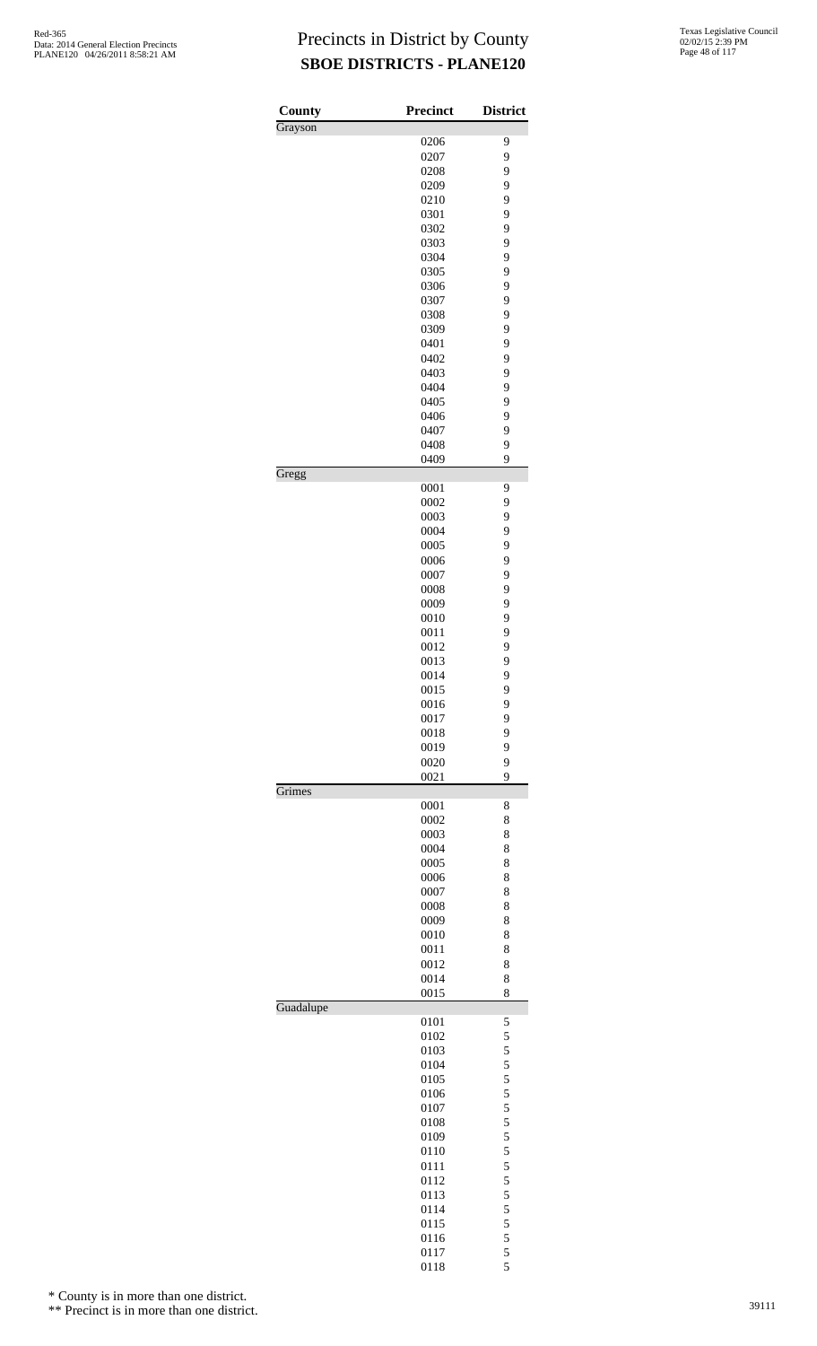# Precincts in District by County
## SBOE DISTRICTS - PLANE120

| County | Precinct | District |
|---|---|---|
| Grayson | | |
| | 0206 | 9 |
| | 0207 | 9 |
| | 0208 | 9 |
| | 0209 | 9 |
| | 0210 | 9 |
| | 0301 | 9 |
| | 0302 | 9 |
| | 0303 | 9 |
| | 0304 | 9 |
| | 0305 | 9 |
| | 0306 | 9 |
| | 0307 | 9 |
| | 0308 | 9 |
| | 0309 | 9 |
| | 0401 | 9 |
| | 0402 | 9 |
| | 0403 | 9 |
| | 0404 | 9 |
| | 0405 | 9 |
| | 0406 | 9 |
| | 0407 | 9 |
| | 0408 | 9 |
| | 0409 | 9 |
| Gregg | | |
| | 0001 | 9 |
| | 0002 | 9 |
| | 0003 | 9 |
| | 0004 | 9 |
| | 0005 | 9 |
| | 0006 | 9 |
| | 0007 | 9 |
| | 0008 | 9 |
| | 0009 | 9 |
| | 0010 | 9 |
| | 0011 | 9 |
| | 0012 | 9 |
| | 0013 | 9 |
| | 0014 | 9 |
| | 0015 | 9 |
| | 0016 | 9 |
| | 0017 | 9 |
| | 0018 | 9 |
| | 0019 | 9 |
| | 0020 | 9 |
| | 0021 | 9 |
| Grimes | | |
| | 0001 | 8 |
| | 0002 | 8 |
| | 0003 | 8 |
| | 0004 | 8 |
| | 0005 | 8 |
| | 0006 | 8 |
| | 0007 | 8 |
| | 0008 | 8 |
| | 0009 | 8 |
| | 0010 | 8 |
| | 0011 | 8 |
| | 0012 | 8 |
| | 0014 | 8 |
| | 0015 | 8 |
| Guadalupe | | |
| | 0101 | 5 |
| | 0102 | 5 |
| | 0103 | 5 |
| | 0104 | 5 |
| | 0105 | 5 |
| | 0106 | 5 |
| | 0107 | 5 |
| | 0108 | 5 |
| | 0109 | 5 |
| | 0110 | 5 |
| | 0111 | 5 |
| | 0112 | 5 |
| | 0113 | 5 |
| | 0114 | 5 |
| | 0115 | 5 |
| | 0116 | 5 |
| | 0117 | 5 |
| | 0118 | 5 |

\* County is in more than one district.

\*\* Precinct is in more than one district.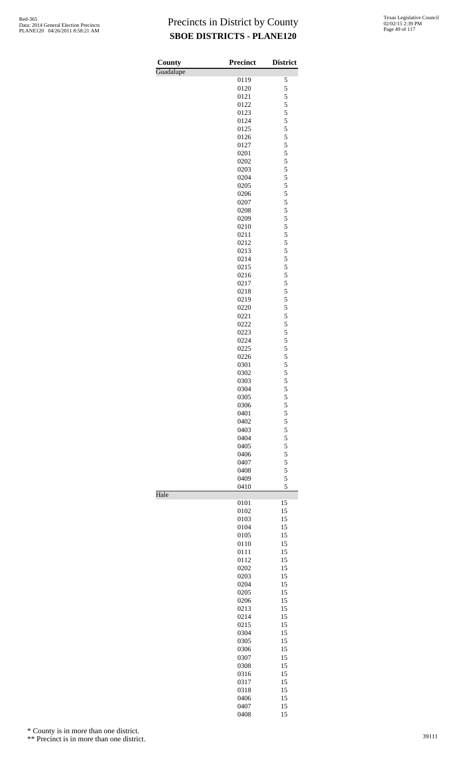# Precincts in District by County
## SBOE DISTRICTS - PLANE120

| County | Precinct | District |
|---|---|---|
| Guadalupe | | |
| | 0119 | 5 |
| | 0120 | 5 |
| | 0121 | 5 |
| | 0122 | 5 |
| | 0123 | 5 |
| | 0124 | 5 |
| | 0125 | 5 |
| | 0126 | 5 |
| | 0127 | 5 |
| | 0201 | 5 |
| | 0202 | 5 |
| | 0203 | 5 |
| | 0204 | 5 |
| | 0205 | 5 |
| | 0206 | 5 |
| | 0207 | 5 |
| | 0208 | 5 |
| | 0209 | 5 |
| | 0210 | 5 |
| | 0211 | 5 |
| | 0212 | 5 |
| | 0213 | 5 |
| | 0214 | 5 |
| | 0215 | 5 |
| | 0216 | 5 |
| | 0217 | 5 |
| | 0218 | 5 |
| | 0219 | 5 |
| | 0220 | 5 |
| | 0221 | 5 |
| | 0222 | 5 |
| | 0223 | 5 |
| | 0224 | 5 |
| | 0225 | 5 |
| | 0226 | 5 |
| | 0301 | 5 |
| | 0302 | 5 |
| | 0303 | 5 |
| | 0304 | 5 |
| | 0305 | 5 |
| | 0306 | 5 |
| | 0401 | 5 |
| | 0402 | 5 |
| | 0403 | 5 |
| | 0404 | 5 |
| | 0405 | 5 |
| | 0406 | 5 |
| | 0407 | 5 |
| | 0408 | 5 |
| | 0409 | 5 |
| | 0410 | 5 |
| Hale | | |
| | 0101 | 15 |
| | 0102 | 15 |
| | 0103 | 15 |
| | 0104 | 15 |
| | 0105 | 15 |
| | 0110 | 15 |
| | 0111 | 15 |
| | 0112 | 15 |
| | 0202 | 15 |
| | 0203 | 15 |
| | 0204 | 15 |
| | 0205 | 15 |
| | 0206 | 15 |
| | 0213 | 15 |
| | 0214 | 15 |
| | 0215 | 15 |
| | 0304 | 15 |
| | 0305 | 15 |
| | 0306 | 15 |
| | 0307 | 15 |
| | 0308 | 15 |
| | 0316 | 15 |
| | 0317 | 15 |
| | 0318 | 15 |
| | 0406 | 15 |
| | 0407 | 15 |
| | 0408 | 15 |

\* County is in more than one district.

\*\* Precinct is in more than one district.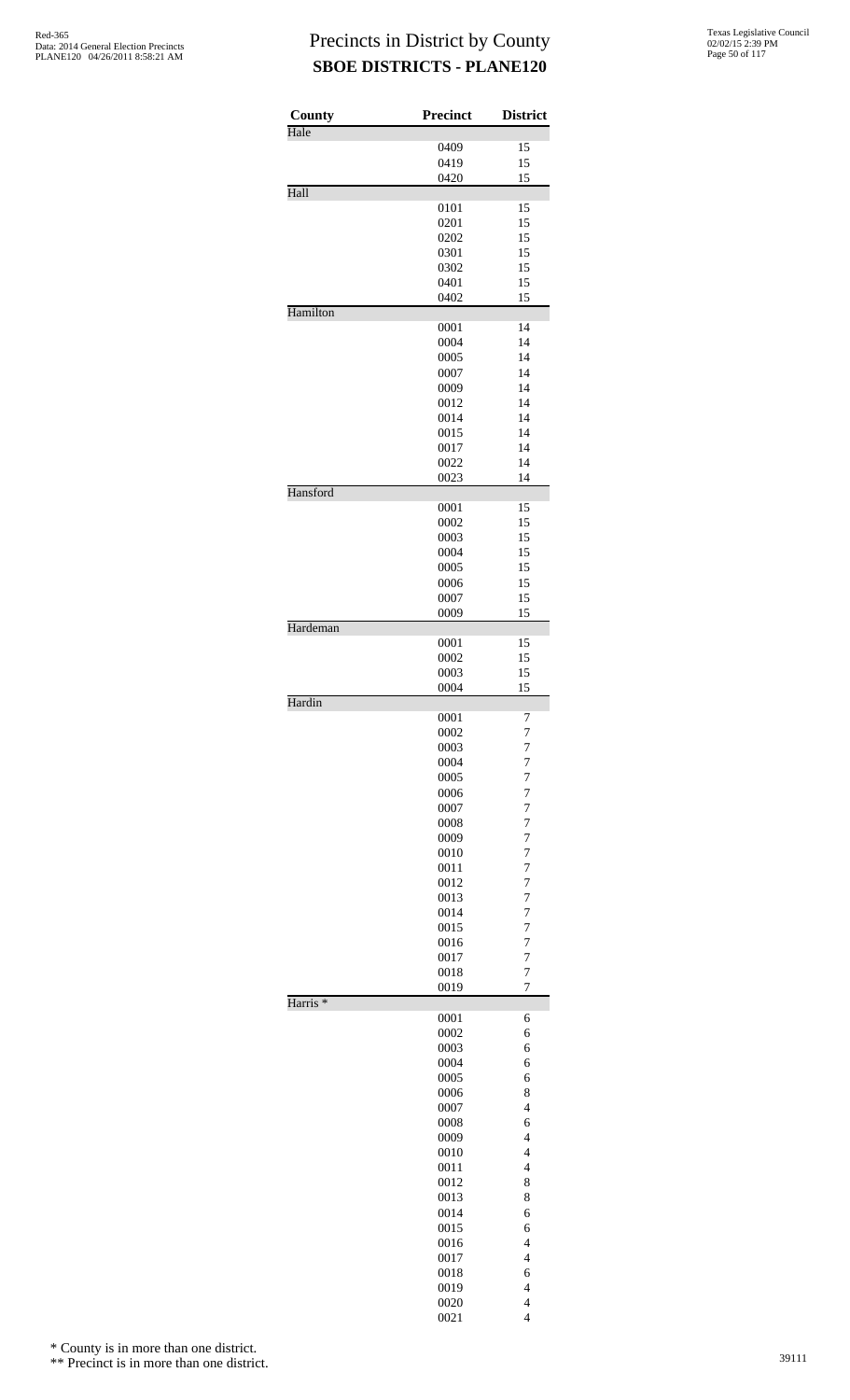# Precincts in District by County

## SBOE DISTRICTS - PLANE120

| County | Precinct | District |
|---|---|---|
| Hale | | |
| | 0409 | 15 |
| | 0419 | 15 |
| | 0420 | 15 |
| Hall | | |
| | 0101 | 15 |
| | 0201 | 15 |
| | 0202 | 15 |
| | 0301 | 15 |
| | 0302 | 15 |
| | 0401 | 15 |
| | 0402 | 15 |
| Hamilton | | |
| | 0001 | 14 |
| | 0004 | 14 |
| | 0005 | 14 |
| | 0007 | 14 |
| | 0009 | 14 |
| | 0012 | 14 |
| | 0014 | 14 |
| | 0015 | 14 |
| | 0017 | 14 |
| | 0022 | 14 |
| | 0023 | 14 |
| Hansford | | |
| | 0001 | 15 |
| | 0002 | 15 |
| | 0003 | 15 |
| | 0004 | 15 |
| | 0005 | 15 |
| | 0006 | 15 |
| | 0007 | 15 |
| | 0009 | 15 |
| Hardeman | | |
| | 0001 | 15 |
| | 0002 | 15 |
| | 0003 | 15 |
| | 0004 | 15 |
| Hardin | | |
| | 0001 | 7 |
| | 0002 | 7 |
| | 0003 | 7 |
| | 0004 | 7 |
| | 0005 | 7 |
| | 0006 | 7 |
| | 0007 | 7 |
| | 0008 | 7 |
| | 0009 | 7 |
| | 0010 | 7 |
| | 0011 | 7 |
| | 0012 | 7 |
| | 0013 | 7 |
| | 0014 | 7 |
| | 0015 | 7 |
| | 0016 | 7 |
| | 0017 | 7 |
| | 0018 | 7 |
| | 0019 | 7 |
| Harris * | | |
| | 0001 | 6 |
| | 0002 | 6 |
| | 0003 | 6 |
| | 0004 | 6 |
| | 0005 | 6 |
| | 0006 | 8 |
| | 0007 | 4 |
| | 0008 | 6 |
| | 0009 | 4 |
| | 0010 | 4 |
| | 0011 | 4 |
| | 0012 | 8 |
| | 0013 | 8 |
| | 0014 | 6 |
| | 0015 | 6 |
| | 0016 | 4 |
| | 0017 | 4 |
| | 0018 | 6 |
| | 0019 | 4 |
| | 0020 | 4 |
| | 0021 | 4 |

\* County is in more than one district.

\*\* Precinct is in more than one district.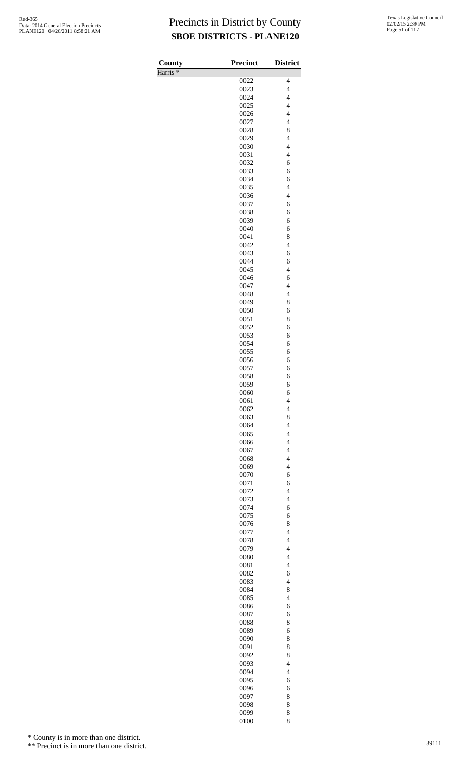# Precincts in District by County

## SBOE DISTRICTS - PLANE120

| County | Precinct | District |
|---|---|---|
| Harris * | | |
| | 0022 | 4 |
| | 0023 | 4 |
| | 0024 | 4 |
| | 0025 | 4 |
| | 0026 | 4 |
| | 0027 | 4 |
| | 0028 | 8 |
| | 0029 | 4 |
| | 0030 | 4 |
| | 0031 | 4 |
| | 0032 | 6 |
| | 0033 | 6 |
| | 0034 | 6 |
| | 0035 | 4 |
| | 0036 | 4 |
| | 0037 | 6 |
| | 0038 | 6 |
| | 0039 | 6 |
| | 0040 | 6 |
| | 0041 | 8 |
| | 0042 | 4 |
| | 0043 | 6 |
| | 0044 | 6 |
| | 0045 | 4 |
| | 0046 | 6 |
| | 0047 | 4 |
| | 0048 | 4 |
| | 0049 | 8 |
| | 0050 | 6 |
| | 0051 | 8 |
| | 0052 | 6 |
| | 0053 | 6 |
| | 0054 | 6 |
| | 0055 | 6 |
| | 0056 | 6 |
| | 0057 | 6 |
| | 0058 | 6 |
| | 0059 | 6 |
| | 0060 | 6 |
| | 0061 | 4 |
| | 0062 | 4 |
| | 0063 | 8 |
| | 0064 | 4 |
| | 0065 | 4 |
| | 0066 | 4 |
| | 0067 | 4 |
| | 0068 | 4 |
| | 0069 | 4 |
| | 0070 | 6 |
| | 0071 | 6 |
| | 0072 | 4 |
| | 0073 | 4 |
| | 0074 | 6 |
| | 0075 | 6 |
| | 0076 | 8 |
| | 0077 | 4 |
| | 0078 | 4 |
| | 0079 | 4 |
| | 0080 | 4 |
| | 0081 | 4 |
| | 0082 | 6 |
| | 0083 | 4 |
| | 0084 | 8 |
| | 0085 | 4 |
| | 0086 | 6 |
| | 0087 | 6 |
| | 0088 | 8 |
| | 0089 | 6 |
| | 0090 | 8 |
| | 0091 | 8 |
| | 0092 | 8 |
| | 0093 | 4 |
| | 0094 | 4 |
| | 0095 | 6 |
| | 0096 | 6 |
| | 0097 | 8 |
| | 0098 | 8 |
| | 0099 | 8 |
| | 0100 | 8 |

\* County is in more than one district.

\*\* Precinct is in more than one district.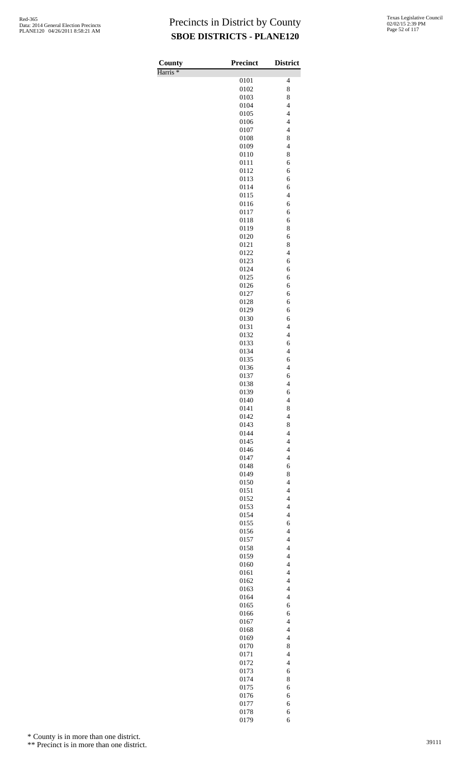# Precincts in District by County

## SBOE DISTRICTS - PLANE120

| County | Precinct | District |
|---|---|---|
| Harris * | | |
| | 0101 | 4 |
| | 0102 | 8 |
| | 0103 | 8 |
| | 0104 | 4 |
| | 0105 | 4 |
| | 0106 | 4 |
| | 0107 | 4 |
| | 0108 | 8 |
| | 0109 | 4 |
| | 0110 | 8 |
| | 0111 | 6 |
| | 0112 | 6 |
| | 0113 | 6 |
| | 0114 | 6 |
| | 0115 | 4 |
| | 0116 | 6 |
| | 0117 | 6 |
| | 0118 | 6 |
| | 0119 | 8 |
| | 0120 | 6 |
| | 0121 | 8 |
| | 0122 | 4 |
| | 0123 | 6 |
| | 0124 | 6 |
| | 0125 | 6 |
| | 0126 | 6 |
| | 0127 | 6 |
| | 0128 | 6 |
| | 0129 | 6 |
| | 0130 | 6 |
| | 0131 | 4 |
| | 0132 | 4 |
| | 0133 | 6 |
| | 0134 | 4 |
| | 0135 | 6 |
| | 0136 | 4 |
| | 0137 | 6 |
| | 0138 | 4 |
| | 0139 | 6 |
| | 0140 | 4 |
| | 0141 | 8 |
| | 0142 | 4 |
| | 0143 | 8 |
| | 0144 | 4 |
| | 0145 | 4 |
| | 0146 | 4 |
| | 0147 | 4 |
| | 0148 | 6 |
| | 0149 | 8 |
| | 0150 | 4 |
| | 0151 | 4 |
| | 0152 | 4 |
| | 0153 | 4 |
| | 0154 | 4 |
| | 0155 | 6 |
| | 0156 | 4 |
| | 0157 | 4 |
| | 0158 | 4 |
| | 0159 | 4 |
| | 0160 | 4 |
| | 0161 | 4 |
| | 0162 | 4 |
| | 0163 | 4 |
| | 0164 | 4 |
| | 0165 | 6 |
| | 0166 | 6 |
| | 0167 | 4 |
| | 0168 | 4 |
| | 0169 | 4 |
| | 0170 | 8 |
| | 0171 | 4 |
| | 0172 | 4 |
| | 0173 | 6 |
| | 0174 | 8 |
| | 0175 | 6 |
| | 0176 | 6 |
| | 0177 | 6 |
| | 0178 | 6 |
| | 0179 | 6 |

* County is in more than one district.

** Precinct is in more than one district.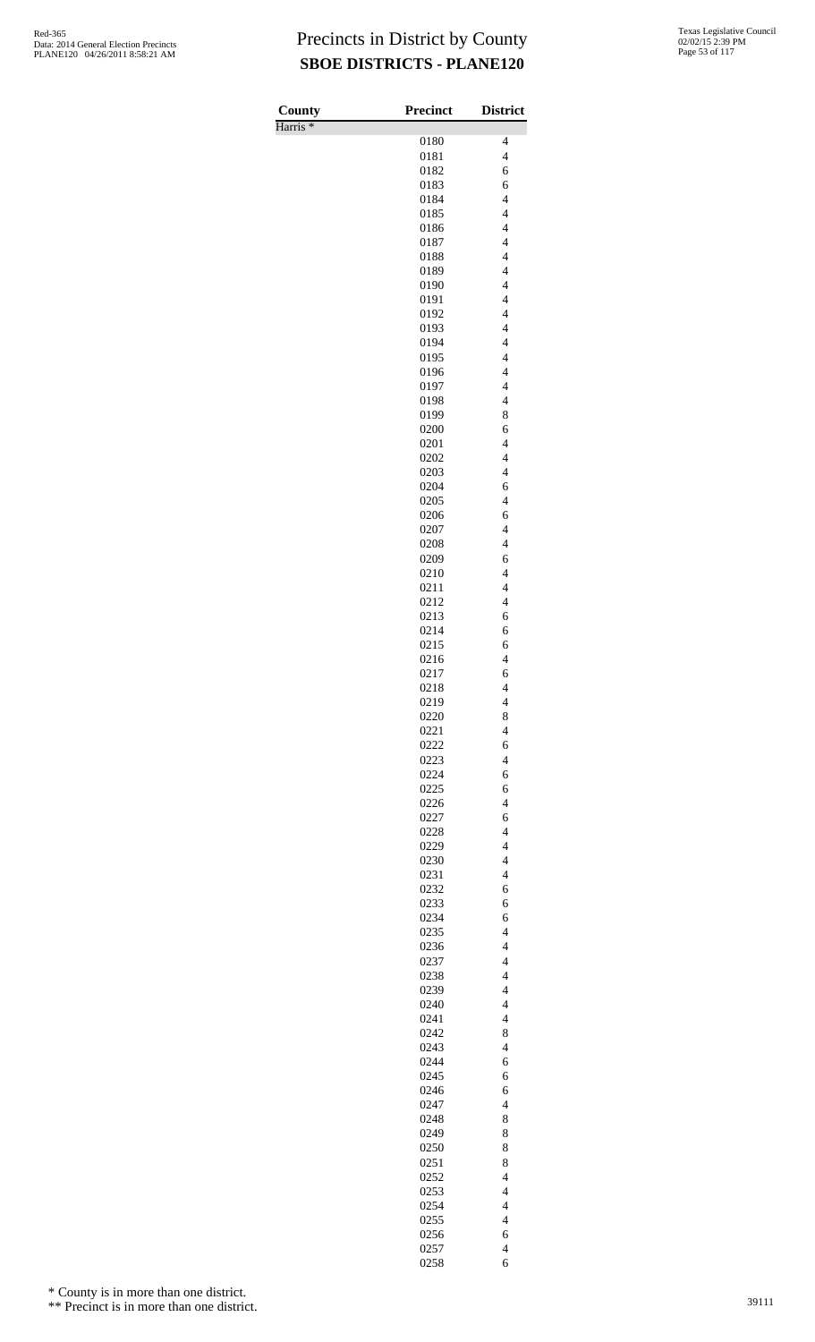# Precincts in District by County

## SBOE DISTRICTS - PLANE120

Red-365
Data: 2014 General Election Precincts
PLANE120 04/26/2011 8:58:21 AM

Texas Legislative Council
02/02/15 2:39 PM

| County | Precinct | District |
|---|---|---|
| Harris * | | |
| | 0180 | 4 |
| | 0181 | 4 |
| | 0182 | 6 |
| | 0183 | 6 |
| | 0184 | 4 |
| | 0185 | 4 |
| | 0186 | 4 |
| | 0187 | 4 |
| | 0188 | 4 |
| | 0189 | 4 |
| | 0190 | 4 |
| | 0191 | 4 |
| | 0192 | 4 |
| | 0193 | 4 |
| | 0194 | 4 |
| | 0195 | 4 |
| | 0196 | 4 |
| | 0197 | 4 |
| | 0198 | 4 |
| | 0199 | 8 |
| | 0200 | 6 |
| | 0201 | 4 |
| | 0202 | 4 |
| | 0203 | 4 |
| | 0204 | 6 |
| | 0205 | 4 |
| | 0206 | 6 |
| | 0207 | 4 |
| | 0208 | 4 |
| | 0209 | 6 |
| | 0210 | 4 |
| | 0211 | 4 |
| | 0212 | 4 |
| | 0213 | 6 |
| | 0214 | 6 |
| | 0215 | 6 |
| | 0216 | 4 |
| | 0217 | 6 |
| | 0218 | 4 |
| | 0219 | 4 |
| | 0220 | 8 |
| | 0221 | 4 |
| | 0222 | 6 |
| | 0223 | 4 |
| | 0224 | 6 |
| | 0225 | 6 |
| | 0226 | 4 |
| | 0227 | 6 |
| | 0228 | 4 |
| | 0229 | 4 |
| | 0230 | 4 |
| | 0231 | 4 |
| | 0232 | 6 |
| | 0233 | 6 |
| | 0234 | 6 |
| | 0235 | 4 |
| | 0236 | 4 |
| | 0237 | 4 |
| | 0238 | 4 |
| | 0239 | 4 |
| | 0240 | 4 |
| | 0241 | 4 |
| | 0242 | 8 |
| | 0243 | 4 |
| | 0244 | 6 |
| | 0245 | 6 |
| | 0246 | 6 |
| | 0247 | 4 |
| | 0248 | 8 |
| | 0249 | 8 |
| | 0250 | 8 |
| | 0251 | 8 |
| | 0252 | 4 |
| | 0253 | 4 |
| | 0254 | 4 |
| | 0255 | 4 |
| | 0256 | 6 |
| | 0257 | 4 |
| | 0258 | 6 |

\* County is in more than one district.

\*\* Precinct is in more than one district.

39111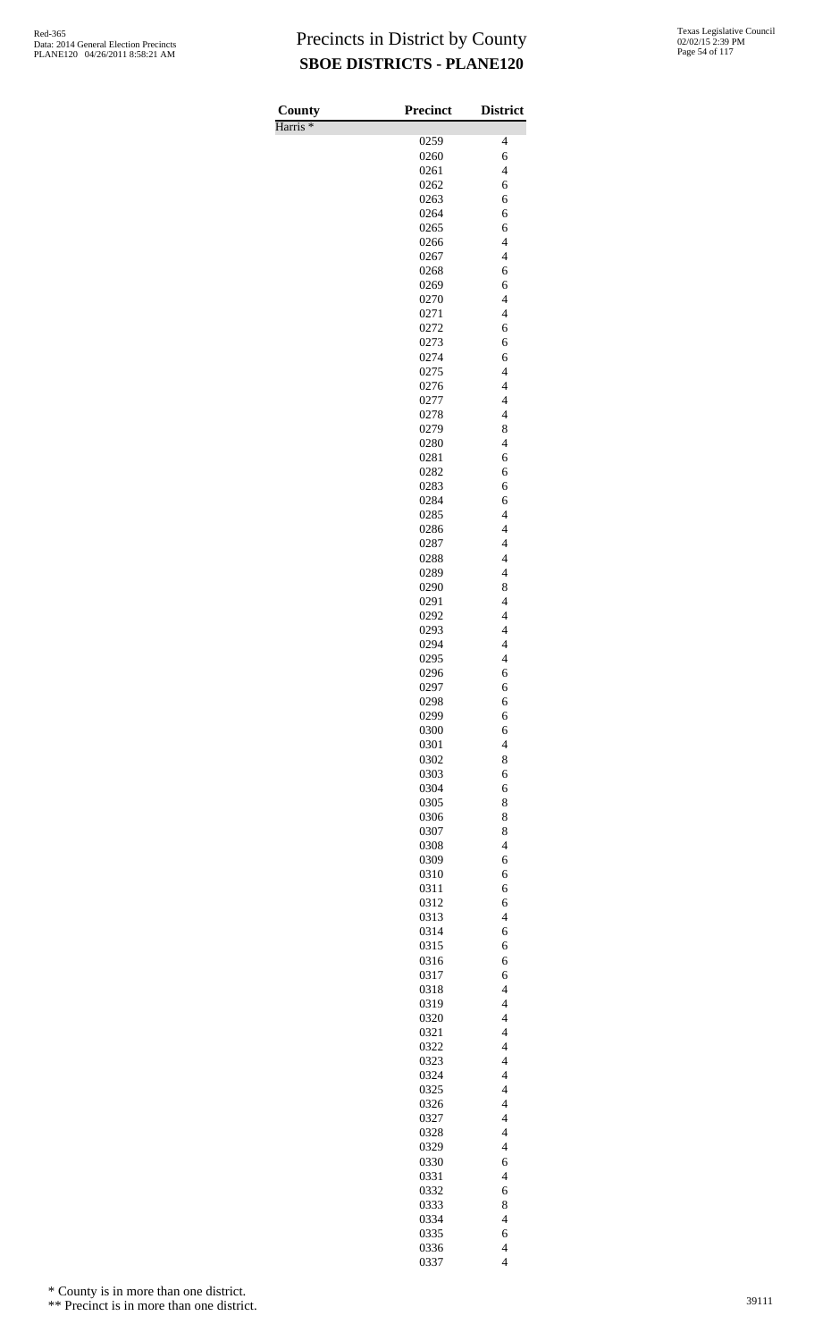# Precincts in District by County

## SBOE DISTRICTS - PLANE120

| County | Precinct | District |
|---|---|---|
| Harris * | | |
| | 0259 | 4 |
| | 0260 | 6 |
| | 0261 | 4 |
| | 0262 | 6 |
| | 0263 | 6 |
| | 0264 | 6 |
| | 0265 | 6 |
| | 0266 | 4 |
| | 0267 | 4 |
| | 0268 | 6 |
| | 0269 | 6 |
| | 0270 | 4 |
| | 0271 | 4 |
| | 0272 | 6 |
| | 0273 | 6 |
| | 0274 | 6 |
| | 0275 | 4 |
| | 0276 | 4 |
| | 0277 | 4 |
| | 0278 | 4 |
| | 0279 | 8 |
| | 0280 | 4 |
| | 0281 | 6 |
| | 0282 | 6 |
| | 0283 | 6 |
| | 0284 | 6 |
| | 0285 | 4 |
| | 0286 | 4 |
| | 0287 | 4 |
| | 0288 | 4 |
| | 0289 | 4 |
| | 0290 | 8 |
| | 0291 | 4 |
| | 0292 | 4 |
| | 0293 | 4 |
| | 0294 | 4 |
| | 0295 | 4 |
| | 0296 | 6 |
| | 0297 | 6 |
| | 0298 | 6 |
| | 0299 | 6 |
| | 0300 | 6 |
| | 0301 | 4 |
| | 0302 | 8 |
| | 0303 | 6 |
| | 0304 | 6 |
| | 0305 | 8 |
| | 0306 | 8 |
| | 0307 | 8 |
| | 0308 | 4 |
| | 0309 | 6 |
| | 0310 | 6 |
| | 0311 | 6 |
| | 0312 | 6 |
| | 0313 | 4 |
| | 0314 | 6 |
| | 0315 | 6 |
| | 0316 | 6 |
| | 0317 | 6 |
| | 0318 | 4 |
| | 0319 | 4 |
| | 0320 | 4 |
| | 0321 | 4 |
| | 0322 | 4 |
| | 0323 | 4 |
| | 0324 | 4 |
| | 0325 | 4 |
| | 0326 | 4 |
| | 0327 | 4 |
| | 0328 | 4 |
| | 0329 | 4 |
| | 0330 | 6 |
| | 0331 | 4 |
| | 0332 | 6 |
| | 0333 | 8 |
| | 0334 | 4 |
| | 0335 | 6 |
| | 0336 | 4 |
| | 0337 | 4 |

* County is in more than one district.

** Precinct is in more than one district.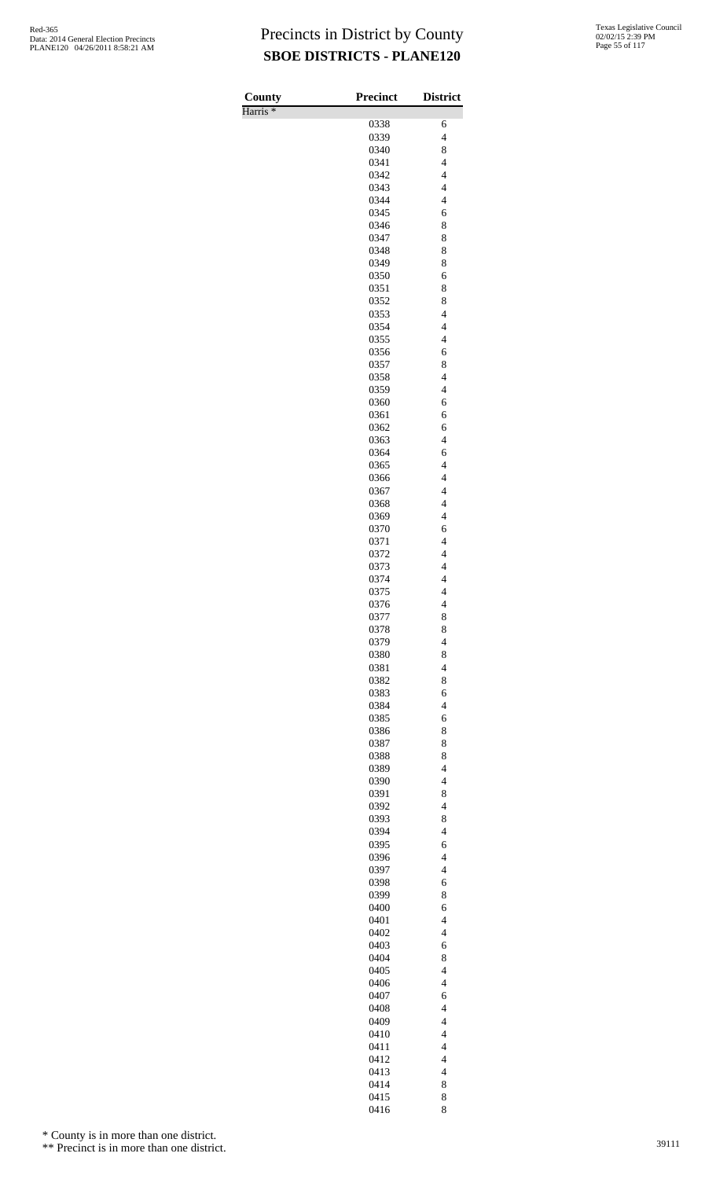# Precincts in District by County

## SBOE DISTRICTS - PLANE120

| County | Precinct | District |
|---|---|---|
| Harris * | | |
| | 0338 | 6 |
| | 0339 | 4 |
| | 0340 | 8 |
| | 0341 | 4 |
| | 0342 | 4 |
| | 0343 | 4 |
| | 0344 | 4 |
| | 0345 | 6 |
| | 0346 | 8 |
| | 0347 | 8 |
| | 0348 | 8 |
| | 0349 | 8 |
| | 0350 | 6 |
| | 0351 | 8 |
| | 0352 | 8 |
| | 0353 | 4 |
| | 0354 | 4 |
| | 0355 | 4 |
| | 0356 | 6 |
| | 0357 | 8 |
| | 0358 | 4 |
| | 0359 | 4 |
| | 0360 | 6 |
| | 0361 | 6 |
| | 0362 | 6 |
| | 0363 | 4 |
| | 0364 | 6 |
| | 0365 | 4 |
| | 0366 | 4 |
| | 0367 | 4 |
| | 0368 | 4 |
| | 0369 | 4 |
| | 0370 | 6 |
| | 0371 | 4 |
| | 0372 | 4 |
| | 0373 | 4 |
| | 0374 | 4 |
| | 0375 | 4 |
| | 0376 | 4 |
| | 0377 | 8 |
| | 0378 | 8 |
| | 0379 | 4 |
| | 0380 | 8 |
| | 0381 | 4 |
| | 0382 | 8 |
| | 0383 | 6 |
| | 0384 | 4 |
| | 0385 | 6 |
| | 0386 | 8 |
| | 0387 | 8 |
| | 0388 | 8 |
| | 0389 | 4 |
| | 0390 | 4 |
| | 0391 | 8 |
| | 0392 | 4 |
| | 0393 | 8 |
| | 0394 | 4 |
| | 0395 | 6 |
| | 0396 | 4 |
| | 0397 | 4 |
| | 0398 | 6 |
| | 0399 | 8 |
| | 0400 | 6 |
| | 0401 | 4 |
| | 0402 | 4 |
| | 0403 | 6 |
| | 0404 | 8 |
| | 0405 | 4 |
| | 0406 | 4 |
| | 0407 | 6 |
| | 0408 | 4 |
| | 0409 | 4 |
| | 0410 | 4 |
| | 0411 | 4 |
| | 0412 | 4 |
| | 0413 | 4 |
| | 0414 | 8 |
| | 0415 | 8 |
| | 0416 | 8 |

\* County is in more than one district.

\** Precinct is in more than one district.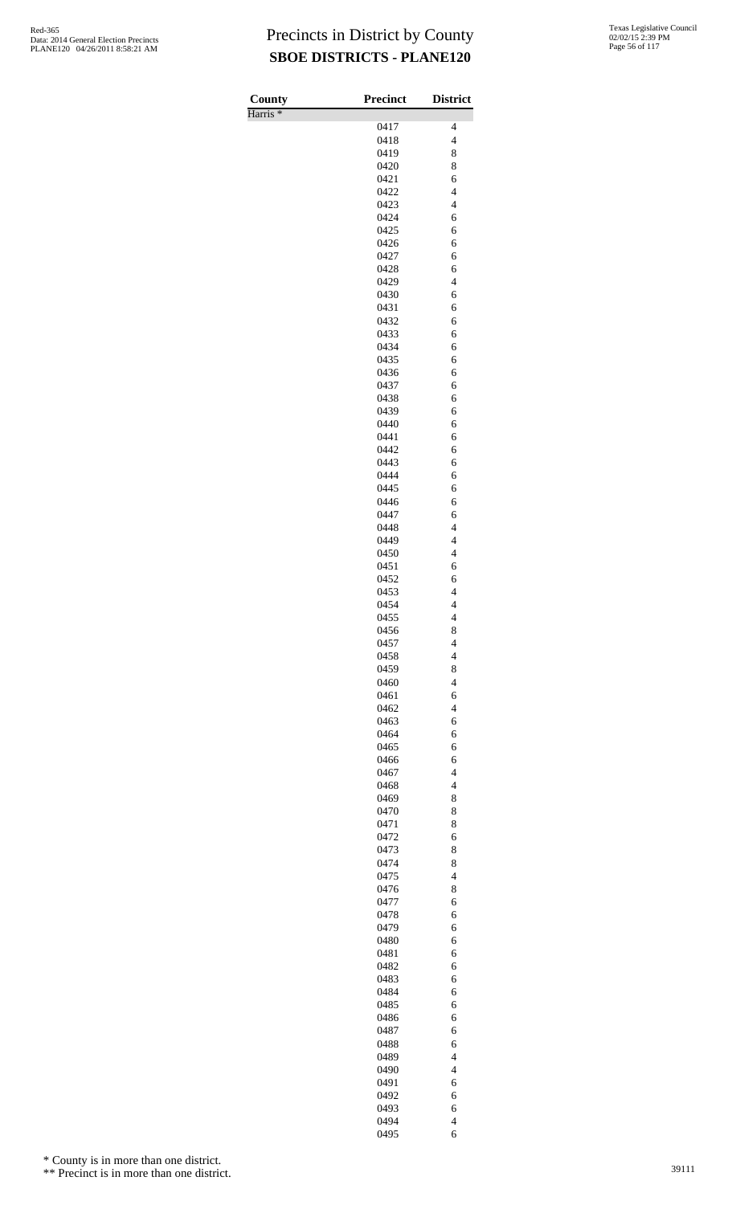# Precincts in District by County

## SBOE DISTRICTS - PLANE120

| County | Precinct | District |
|---|---|---|
| Harris * | | |
| | 0417 | 4 |
| | 0418 | 4 |
| | 0419 | 8 |
| | 0420 | 8 |
| | 0421 | 6 |
| | 0422 | 4 |
| | 0423 | 4 |
| | 0424 | 6 |
| | 0425 | 6 |
| | 0426 | 6 |
| | 0427 | 6 |
| | 0428 | 6 |
| | 0429 | 4 |
| | 0430 | 6 |
| | 0431 | 6 |
| | 0432 | 6 |
| | 0433 | 6 |
| | 0434 | 6 |
| | 0435 | 6 |
| | 0436 | 6 |
| | 0437 | 6 |
| | 0438 | 6 |
| | 0439 | 6 |
| | 0440 | 6 |
| | 0441 | 6 |
| | 0442 | 6 |
| | 0443 | 6 |
| | 0444 | 6 |
| | 0445 | 6 |
| | 0446 | 6 |
| | 0447 | 6 |
| | 0448 | 4 |
| | 0449 | 4 |
| | 0450 | 4 |
| | 0451 | 6 |
| | 0452 | 6 |
| | 0453 | 4 |
| | 0454 | 4 |
| | 0455 | 4 |
| | 0456 | 8 |
| | 0457 | 4 |
| | 0458 | 4 |
| | 0459 | 8 |
| | 0460 | 4 |
| | 0461 | 6 |
| | 0462 | 4 |
| | 0463 | 6 |
| | 0464 | 6 |
| | 0465 | 6 |
| | 0466 | 6 |
| | 0467 | 4 |
| | 0468 | 4 |
| | 0469 | 8 |
| | 0470 | 8 |
| | 0471 | 8 |
| | 0472 | 6 |
| | 0473 | 8 |
| | 0474 | 8 |
| | 0475 | 4 |
| | 0476 | 8 |
| | 0477 | 6 |
| | 0478 | 6 |
| | 0479 | 6 |
| | 0480 | 6 |
| | 0481 | 6 |
| | 0482 | 6 |
| | 0483 | 6 |
| | 0484 | 6 |
| | 0485 | 6 |
| | 0486 | 6 |
| | 0487 | 6 |
| | 0488 | 6 |
| | 0489 | 4 |
| | 0490 | 4 |
| | 0491 | 6 |
| | 0492 | 6 |
| | 0493 | 6 |
| | 0494 | 4 |
| | 0495 | 6 |

\* County is in more than one district.

\*\* Precinct is in more than one district.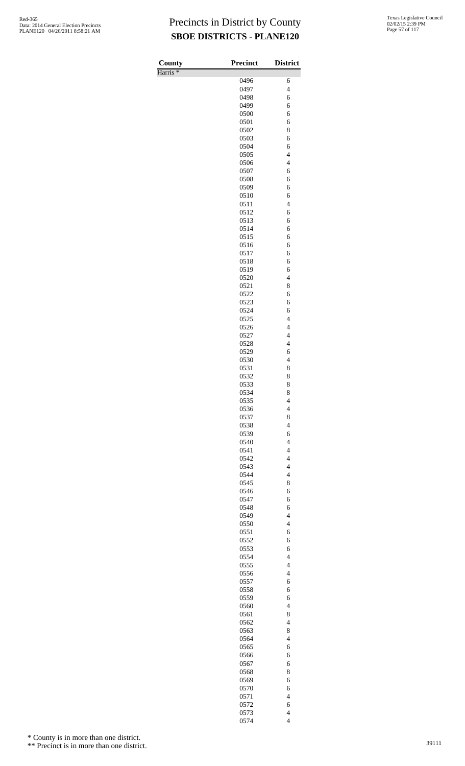# Precincts in District by County

## SBOE DISTRICTS - PLANE120

Red-365
Data: 2014 General Election Precincts
PLANE120 04/26/2011 8:58:21 AM

Texas Legislative Council
02/02/15 2:39 PM

| County | Precinct | District |
|---|---|---|
| Harris * | | |
| | 0496 | 6 |
| | 0497 | 4 |
| | 0498 | 6 |
| | 0499 | 6 |
| | 0500 | 6 |
| | 0501 | 6 |
| | 0502 | 8 |
| | 0503 | 6 |
| | 0504 | 6 |
| | 0505 | 4 |
| | 0506 | 4 |
| | 0507 | 6 |
| | 0508 | 6 |
| | 0509 | 6 |
| | 0510 | 6 |
| | 0511 | 4 |
| | 0512 | 6 |
| | 0513 | 6 |
| | 0514 | 6 |
| | 0515 | 6 |
| | 0516 | 6 |
| | 0517 | 6 |
| | 0518 | 6 |
| | 0519 | 6 |
| | 0520 | 4 |
| | 0521 | 8 |
| | 0522 | 6 |
| | 0523 | 6 |
| | 0524 | 6 |
| | 0525 | 4 |
| | 0526 | 4 |
| | 0527 | 4 |
| | 0528 | 4 |
| | 0529 | 6 |
| | 0530 | 4 |
| | 0531 | 8 |
| | 0532 | 8 |
| | 0533 | 8 |
| | 0534 | 8 |
| | 0535 | 4 |
| | 0536 | 4 |
| | 0537 | 8 |
| | 0538 | 4 |
| | 0539 | 6 |
| | 0540 | 4 |
| | 0541 | 4 |
| | 0542 | 4 |
| | 0543 | 4 |
| | 0544 | 4 |
| | 0545 | 8 |
| | 0546 | 6 |
| | 0547 | 6 |
| | 0548 | 6 |
| | 0549 | 4 |
| | 0550 | 4 |
| | 0551 | 6 |
| | 0552 | 6 |
| | 0553 | 6 |
| | 0554 | 4 |
| | 0555 | 4 |
| | 0556 | 4 |
| | 0557 | 6 |
| | 0558 | 6 |
| | 0559 | 6 |
| | 0560 | 4 |
| | 0561 | 8 |
| | 0562 | 4 |
| | 0563 | 8 |
| | 0564 | 4 |
| | 0565 | 6 |
| | 0566 | 6 |
| | 0567 | 6 |
| | 0568 | 8 |
| | 0569 | 6 |
| | 0570 | 6 |
| | 0571 | 4 |
| | 0572 | 6 |
| | 0573 | 4 |
| | 0574 | 4 |

\* County is in more than one district.

\*\* Precinct is in more than one district.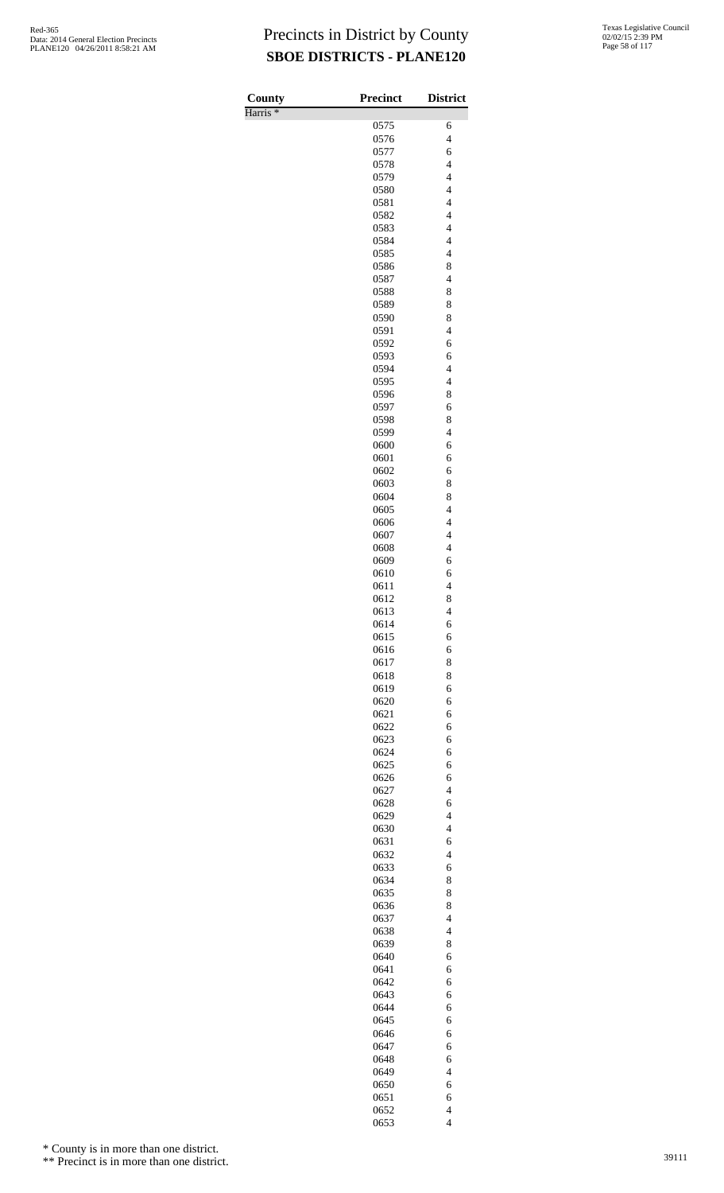# Precincts in District by County

## SBOE DISTRICTS - PLANE120

| County | Precinct | District |
|---|---|---|
| Harris * | | |
| | 0575 | 6 |
| | 0576 | 4 |
| | 0577 | 6 |
| | 0578 | 4 |
| | 0579 | 4 |
| | 0580 | 4 |
| | 0581 | 4 |
| | 0582 | 4 |
| | 0583 | 4 |
| | 0584 | 4 |
| | 0585 | 4 |
| | 0586 | 8 |
| | 0587 | 4 |
| | 0588 | 8 |
| | 0589 | 8 |
| | 0590 | 8 |
| | 0591 | 4 |
| | 0592 | 6 |
| | 0593 | 6 |
| | 0594 | 4 |
| | 0595 | 4 |
| | 0596 | 8 |
| | 0597 | 6 |
| | 0598 | 8 |
| | 0599 | 4 |
| | 0600 | 6 |
| | 0601 | 6 |
| | 0602 | 6 |
| | 0603 | 8 |
| | 0604 | 8 |
| | 0605 | 4 |
| | 0606 | 4 |
| | 0607 | 4 |
| | 0608 | 4 |
| | 0609 | 6 |
| | 0610 | 6 |
| | 0611 | 4 |
| | 0612 | 8 |
| | 0613 | 4 |
| | 0614 | 6 |
| | 0615 | 6 |
| | 0616 | 6 |
| | 0617 | 8 |
| | 0618 | 8 |
| | 0619 | 6 |
| | 0620 | 6 |
| | 0621 | 6 |
| | 0622 | 6 |
| | 0623 | 6 |
| | 0624 | 6 |
| | 0625 | 6 |
| | 0626 | 6 |
| | 0627 | 4 |
| | 0628 | 6 |
| | 0629 | 4 |
| | 0630 | 4 |
| | 0631 | 6 |
| | 0632 | 4 |
| | 0633 | 6 |
| | 0634 | 8 |
| | 0635 | 8 |
| | 0636 | 8 |
| | 0637 | 4 |
| | 0638 | 4 |
| | 0639 | 8 |
| | 0640 | 6 |
| | 0641 | 6 |
| | 0642 | 6 |
| | 0643 | 6 |
| | 0644 | 6 |
| | 0645 | 6 |
| | 0646 | 6 |
| | 0647 | 6 |
| | 0648 | 6 |
| | 0649 | 4 |
| | 0650 | 6 |
| | 0651 | 6 |
| | 0652 | 4 |
| | 0653 | 4 |

\* County is in more than one district.

\*\* Precinct is in more than one district.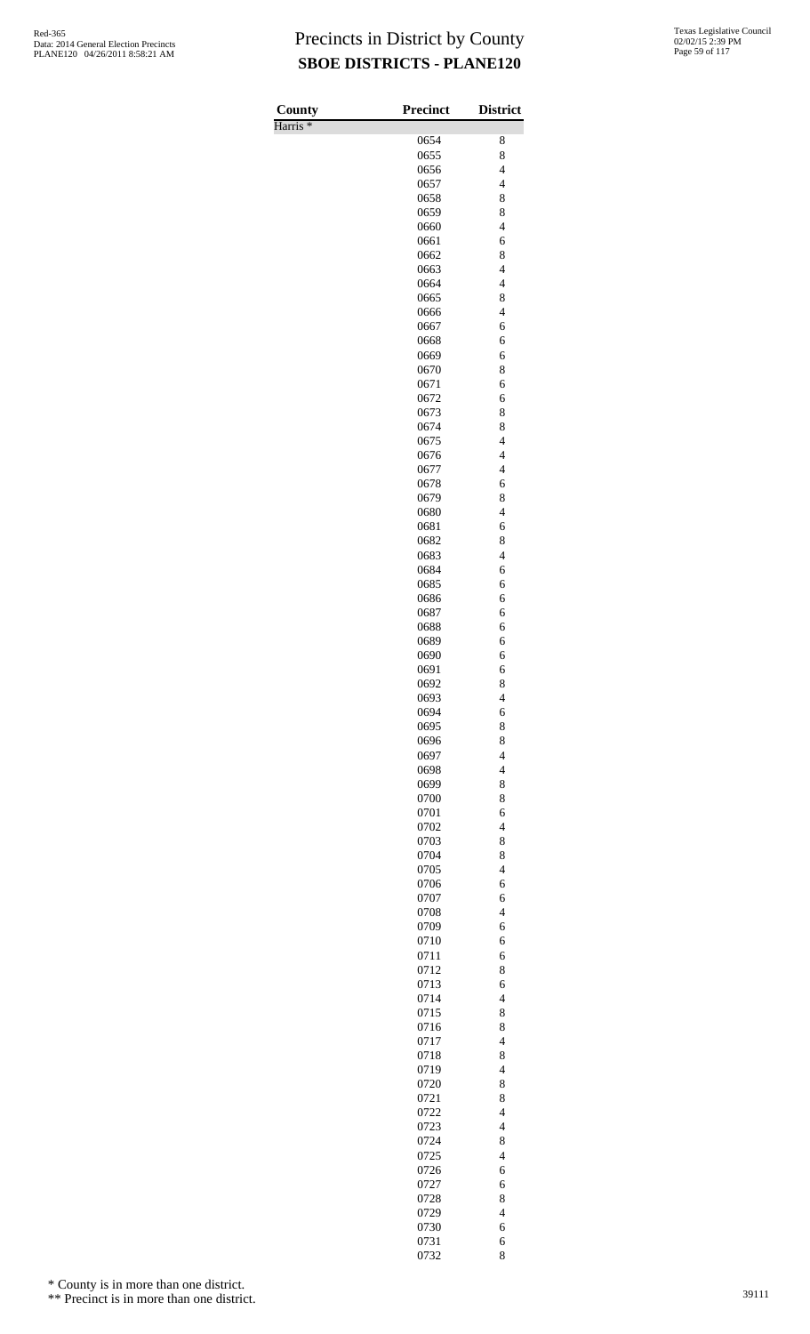# Precincts in District by County
## SBOE DISTRICTS - PLANE120

| County | Precinct | District |
|---|---|---|
| Harris * | | |
| | 0654 | 8 |
| | 0655 | 8 |
| | 0656 | 4 |
| | 0657 | 4 |
| | 0658 | 8 |
| | 0659 | 8 |
| | 0660 | 4 |
| | 0661 | 6 |
| | 0662 | 8 |
| | 0663 | 4 |
| | 0664 | 4 |
| | 0665 | 8 |
| | 0666 | 4 |
| | 0667 | 6 |
| | 0668 | 6 |
| | 0669 | 6 |
| | 0670 | 8 |
| | 0671 | 6 |
| | 0672 | 6 |
| | 0673 | 8 |
| | 0674 | 8 |
| | 0675 | 4 |
| | 0676 | 4 |
| | 0677 | 4 |
| | 0678 | 6 |
| | 0679 | 8 |
| | 0680 | 4 |
| | 0681 | 6 |
| | 0682 | 8 |
| | 0683 | 4 |
| | 0684 | 6 |
| | 0685 | 6 |
| | 0686 | 6 |
| | 0687 | 6 |
| | 0688 | 6 |
| | 0689 | 6 |
| | 0690 | 6 |
| | 0691 | 6 |
| | 0692 | 8 |
| | 0693 | 4 |
| | 0694 | 6 |
| | 0695 | 8 |
| | 0696 | 8 |
| | 0697 | 4 |
| | 0698 | 4 |
| | 0699 | 8 |
| | 0700 | 8 |
| | 0701 | 6 |
| | 0702 | 4 |
| | 0703 | 8 |
| | 0704 | 8 |
| | 0705 | 4 |
| | 0706 | 6 |
| | 0707 | 6 |
| | 0708 | 4 |
| | 0709 | 6 |
| | 0710 | 6 |
| | 0711 | 6 |
| | 0712 | 8 |
| | 0713 | 6 |
| | 0714 | 4 |
| | 0715 | 8 |
| | 0716 | 8 |
| | 0717 | 4 |
| | 0718 | 8 |
| | 0719 | 4 |
| | 0720 | 8 |
| | 0721 | 8 |
| | 0722 | 4 |
| | 0723 | 4 |
| | 0724 | 8 |
| | 0725 | 4 |
| | 0726 | 6 |
| | 0727 | 6 |
| | 0728 | 8 |
| | 0729 | 4 |
| | 0730 | 6 |
| | 0731 | 6 |
| | 0732 | 8 |

\* County is in more than one district.

\*\* Precinct is in more than one district.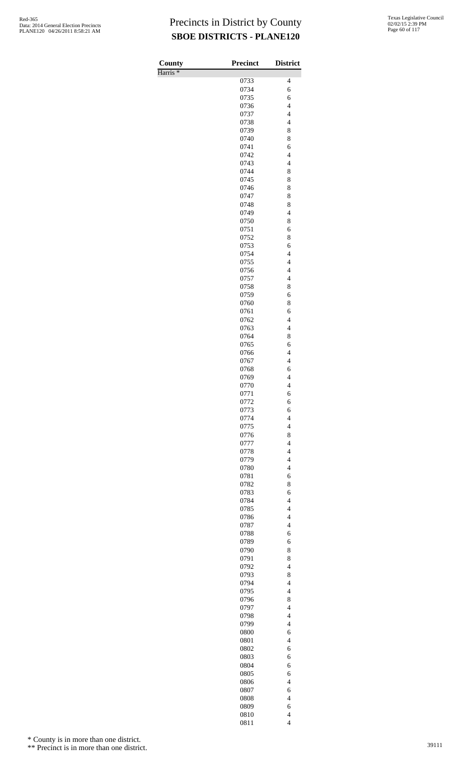# Precincts in District by County

## SBOE DISTRICTS - PLANE120

| County | Precinct | District |
|---|---|---|
| Harris * | | |
| | 0733 | 4 |
| | 0734 | 6 |
| | 0735 | 6 |
| | 0736 | 4 |
| | 0737 | 4 |
| | 0738 | 4 |
| | 0739 | 8 |
| | 0740 | 8 |
| | 0741 | 6 |
| | 0742 | 4 |
| | 0743 | 4 |
| | 0744 | 8 |
| | 0745 | 8 |
| | 0746 | 8 |
| | 0747 | 8 |
| | 0748 | 8 |
| | 0749 | 4 |
| | 0750 | 8 |
| | 0751 | 6 |
| | 0752 | 8 |
| | 0753 | 6 |
| | 0754 | 4 |
| | 0755 | 4 |
| | 0756 | 4 |
| | 0757 | 4 |
| | 0758 | 8 |
| | 0759 | 6 |
| | 0760 | 8 |
| | 0761 | 6 |
| | 0762 | 4 |
| | 0763 | 4 |
| | 0764 | 8 |
| | 0765 | 6 |
| | 0766 | 4 |
| | 0767 | 4 |
| | 0768 | 6 |
| | 0769 | 4 |
| | 0770 | 4 |
| | 0771 | 6 |
| | 0772 | 6 |
| | 0773 | 6 |
| | 0774 | 4 |
| | 0775 | 4 |
| | 0776 | 8 |
| | 0777 | 4 |
| | 0778 | 4 |
| | 0779 | 4 |
| | 0780 | 4 |
| | 0781 | 6 |
| | 0782 | 8 |
| | 0783 | 6 |
| | 0784 | 4 |
| | 0785 | 4 |
| | 0786 | 4 |
| | 0787 | 4 |
| | 0788 | 6 |
| | 0789 | 6 |
| | 0790 | 8 |
| | 0791 | 8 |
| | 0792 | 4 |
| | 0793 | 8 |
| | 0794 | 4 |
| | 0795 | 4 |
| | 0796 | 8 |
| | 0797 | 4 |
| | 0798 | 4 |
| | 0799 | 4 |
| | 0800 | 6 |
| | 0801 | 4 |
| | 0802 | 6 |
| | 0803 | 6 |
| | 0804 | 6 |
| | 0805 | 6 |
| | 0806 | 4 |
| | 0807 | 6 |
| | 0808 | 4 |
| | 0809 | 6 |
| | 0810 | 4 |
| | 0811 | 4 |

\* County is in more than one district.

\** Precinct is in more than one district.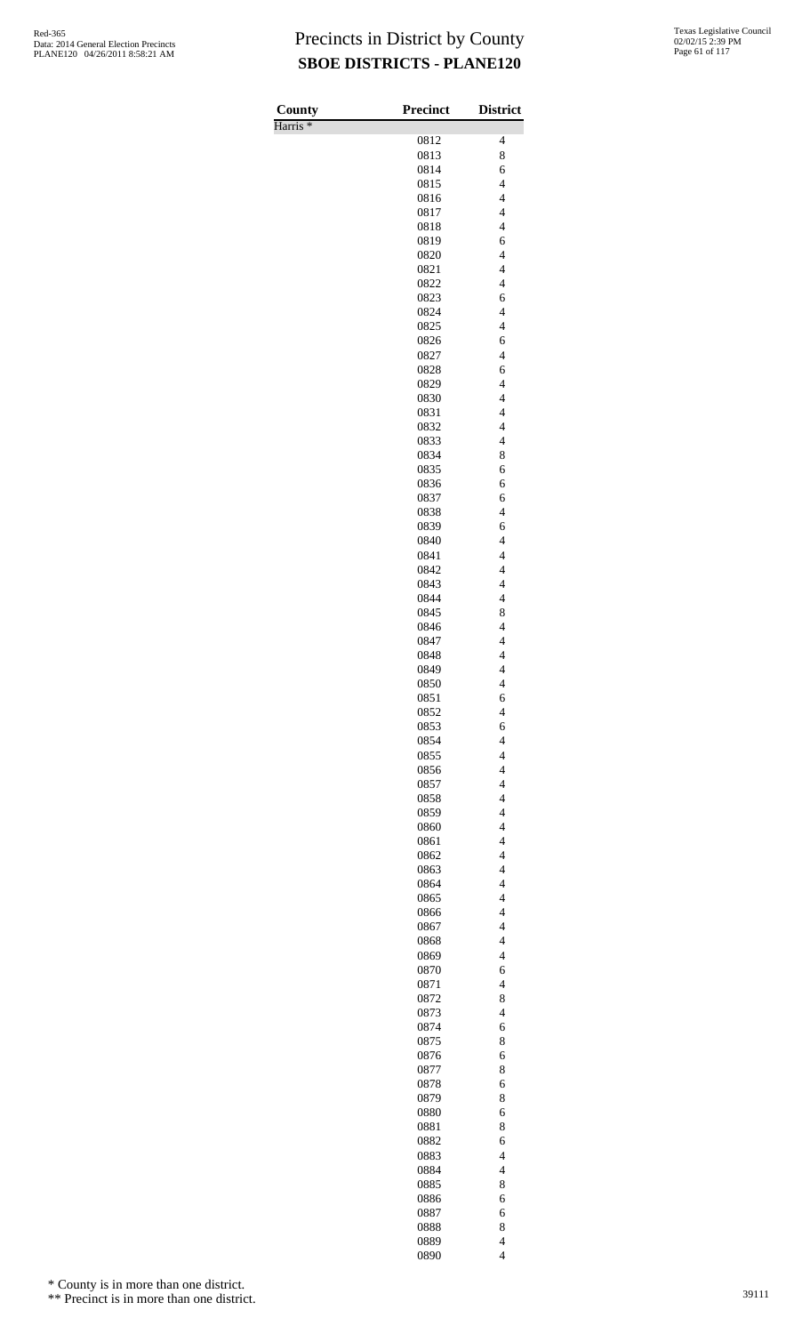# Precincts in District by County

## SBOE DISTRICTS - PLANE120

| County | Precinct | District |
|---|---|---|
| Harris * | | |
| | 0812 | 4 |
| | 0813 | 8 |
| | 0814 | 6 |
| | 0815 | 4 |
| | 0816 | 4 |
| | 0817 | 4 |
| | 0818 | 4 |
| | 0819 | 6 |
| | 0820 | 4 |
| | 0821 | 4 |
| | 0822 | 4 |
| | 0823 | 6 |
| | 0824 | 4 |
| | 0825 | 4 |
| | 0826 | 6 |
| | 0827 | 4 |
| | 0828 | 6 |
| | 0829 | 4 |
| | 0830 | 4 |
| | 0831 | 4 |
| | 0832 | 4 |
| | 0833 | 4 |
| | 0834 | 8 |
| | 0835 | 6 |
| | 0836 | 6 |
| | 0837 | 6 |
| | 0838 | 4 |
| | 0839 | 6 |
| | 0840 | 4 |
| | 0841 | 4 |
| | 0842 | 4 |
| | 0843 | 4 |
| | 0844 | 4 |
| | 0845 | 8 |
| | 0846 | 4 |
| | 0847 | 4 |
| | 0848 | 4 |
| | 0849 | 4 |
| | 0850 | 4 |
| | 0851 | 6 |
| | 0852 | 4 |
| | 0853 | 6 |
| | 0854 | 4 |
| | 0855 | 4 |
| | 0856 | 4 |
| | 0857 | 4 |
| | 0858 | 4 |
| | 0859 | 4 |
| | 0860 | 4 |
| | 0861 | 4 |
| | 0862 | 4 |
| | 0863 | 4 |
| | 0864 | 4 |
| | 0865 | 4 |
| | 0866 | 4 |
| | 0867 | 4 |
| | 0868 | 4 |
| | 0869 | 4 |
| | 0870 | 6 |
| | 0871 | 4 |
| | 0872 | 8 |
| | 0873 | 4 |
| | 0874 | 6 |
| | 0875 | 8 |
| | 0876 | 6 |
| | 0877 | 8 |
| | 0878 | 6 |
| | 0879 | 8 |
| | 0880 | 6 |
| | 0881 | 8 |
| | 0882 | 6 |
| | 0883 | 4 |
| | 0884 | 4 |
| | 0885 | 8 |
| | 0886 | 6 |
| | 0887 | 6 |
| | 0888 | 8 |
| | 0889 | 4 |
| | 0890 | 4 |

\* County is in more than one district.

\*\* Precinct is in more than one district.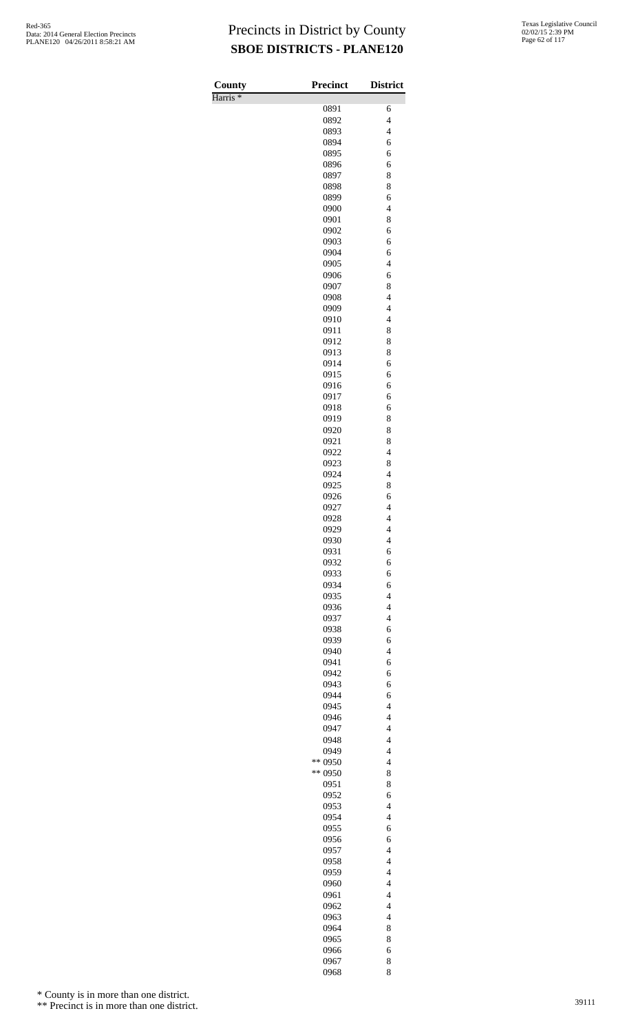# Precincts in District by County

## SBOE DISTRICTS - PLANE120

| County | Precinct | District |
|---|---|---|
| Harris * | | |
| | 0891 | 6 |
| | 0892 | 4 |
| | 0893 | 4 |
| | 0894 | 6 |
| | 0895 | 6 |
| | 0896 | 6 |
| | 0897 | 8 |
| | 0898 | 8 |
| | 0899 | 6 |
| | 0900 | 4 |
| | 0901 | 8 |
| | 0902 | 6 |
| | 0903 | 6 |
| | 0904 | 6 |
| | 0905 | 4 |
| | 0906 | 6 |
| | 0907 | 8 |
| | 0908 | 4 |
| | 0909 | 4 |
| | 0910 | 4 |
| | 0911 | 8 |
| | 0912 | 8 |
| | 0913 | 8 |
| | 0914 | 6 |
| | 0915 | 6 |
| | 0916 | 6 |
| | 0917 | 6 |
| | 0918 | 6 |
| | 0919 | 8 |
| | 0920 | 8 |
| | 0921 | 8 |
| | 0922 | 4 |
| | 0923 | 8 |
| | 0924 | 4 |
| | 0925 | 8 |
| | 0926 | 6 |
| | 0927 | 4 |
| | 0928 | 4 |
| | 0929 | 4 |
| | 0930 | 4 |
| | 0931 | 6 |
| | 0932 | 6 |
| | 0933 | 6 |
| | 0934 | 6 |
| | 0935 | 4 |
| | 0936 | 4 |
| | 0937 | 4 |
| | 0938 | 6 |
| | 0939 | 6 |
| | 0940 | 4 |
| | 0941 | 6 |
| | 0942 | 6 |
| | 0943 | 6 |
| | 0944 | 6 |
| | 0945 | 4 |
| | 0946 | 4 |
| | 0947 | 4 |
| | 0948 | 4 |
| | 0949 | 4 |
| | ** 0950 | 4 |
| | ** 0950 | 8 |
| | 0951 | 8 |
| | 0952 | 6 |
| | 0953 | 4 |
| | 0954 | 4 |
| | 0955 | 6 |
| | 0956 | 6 |
| | 0957 | 4 |
| | 0958 | 4 |
| | 0959 | 4 |
| | 0960 | 4 |
| | 0961 | 4 |
| | 0962 | 4 |
| | 0963 | 4 |
| | 0964 | 8 |
| | 0965 | 8 |
| | 0966 | 6 |
| | 0967 | 8 |
| | 0968 | 8 |

\* County is in more than one district.

\*\* Precinct is in more than one district.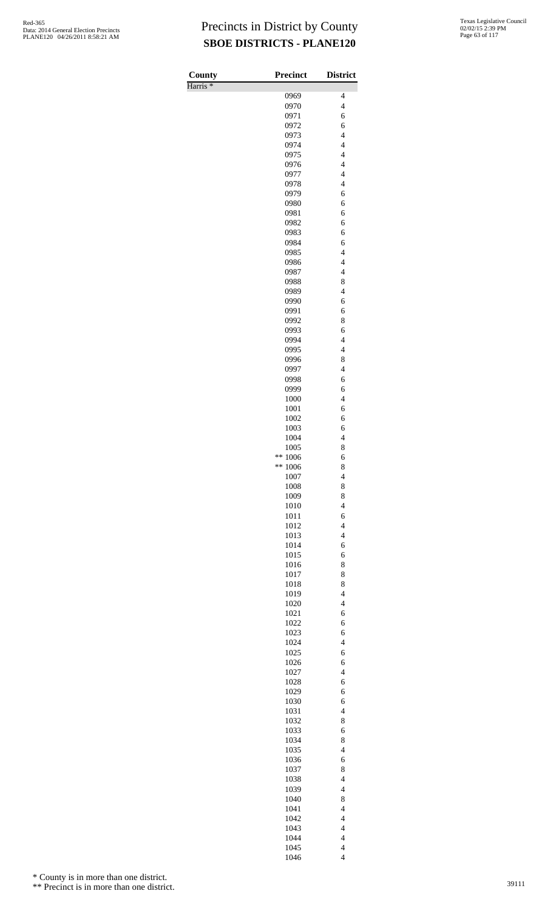# Precincts in District by County
## SBOE DISTRICTS - PLANE120

| County | Precinct | District |
|---|---|---|
| Harris * | | |
| | 0969 | 4 |
| | 0970 | 4 |
| | 0971 | 6 |
| | 0972 | 6 |
| | 0973 | 4 |
| | 0974 | 4 |
| | 0975 | 4 |
| | 0976 | 4 |
| | 0977 | 4 |
| | 0978 | 4 |
| | 0979 | 6 |
| | 0980 | 6 |
| | 0981 | 6 |
| | 0982 | 6 |
| | 0983 | 6 |
| | 0984 | 6 |
| | 0985 | 4 |
| | 0986 | 4 |
| | 0987 | 4 |
| | 0988 | 8 |
| | 0989 | 4 |
| | 0990 | 6 |
| | 0991 | 6 |
| | 0992 | 8 |
| | 0993 | 6 |
| | 0994 | 4 |
| | 0995 | 4 |
| | 0996 | 8 |
| | 0997 | 4 |
| | 0998 | 6 |
| | 0999 | 6 |
| | 1000 | 4 |
| | 1001 | 6 |
| | 1002 | 6 |
| | 1003 | 6 |
| | 1004 | 4 |
| | 1005 | 8 |
| | ** 1006 | 6 |
| | ** 1006 | 8 |
| | 1007 | 4 |
| | 1008 | 8 |
| | 1009 | 8 |
| | 1010 | 4 |
| | 1011 | 6 |
| | 1012 | 4 |
| | 1013 | 4 |
| | 1014 | 6 |
| | 1015 | 6 |
| | 1016 | 8 |
| | 1017 | 8 |
| | 1018 | 8 |
| | 1019 | 4 |
| | 1020 | 4 |
| | 1021 | 6 |
| | 1022 | 6 |
| | 1023 | 6 |
| | 1024 | 4 |
| | 1025 | 6 |
| | 1026 | 6 |
| | 1027 | 4 |
| | 1028 | 6 |
| | 1029 | 6 |
| | 1030 | 6 |
| | 1031 | 4 |
| | 1032 | 8 |
| | 1033 | 6 |
| | 1034 | 8 |
| | 1035 | 4 |
| | 1036 | 6 |
| | 1037 | 8 |
| | 1038 | 4 |
| | 1039 | 4 |
| | 1040 | 8 |
| | 1041 | 4 |
| | 1042 | 4 |
| | 1043 | 4 |
| | 1044 | 4 |
| | 1045 | 4 |
| | 1046 | 4 |

\* County is in more than one district.

\** Precinct is in more than one district.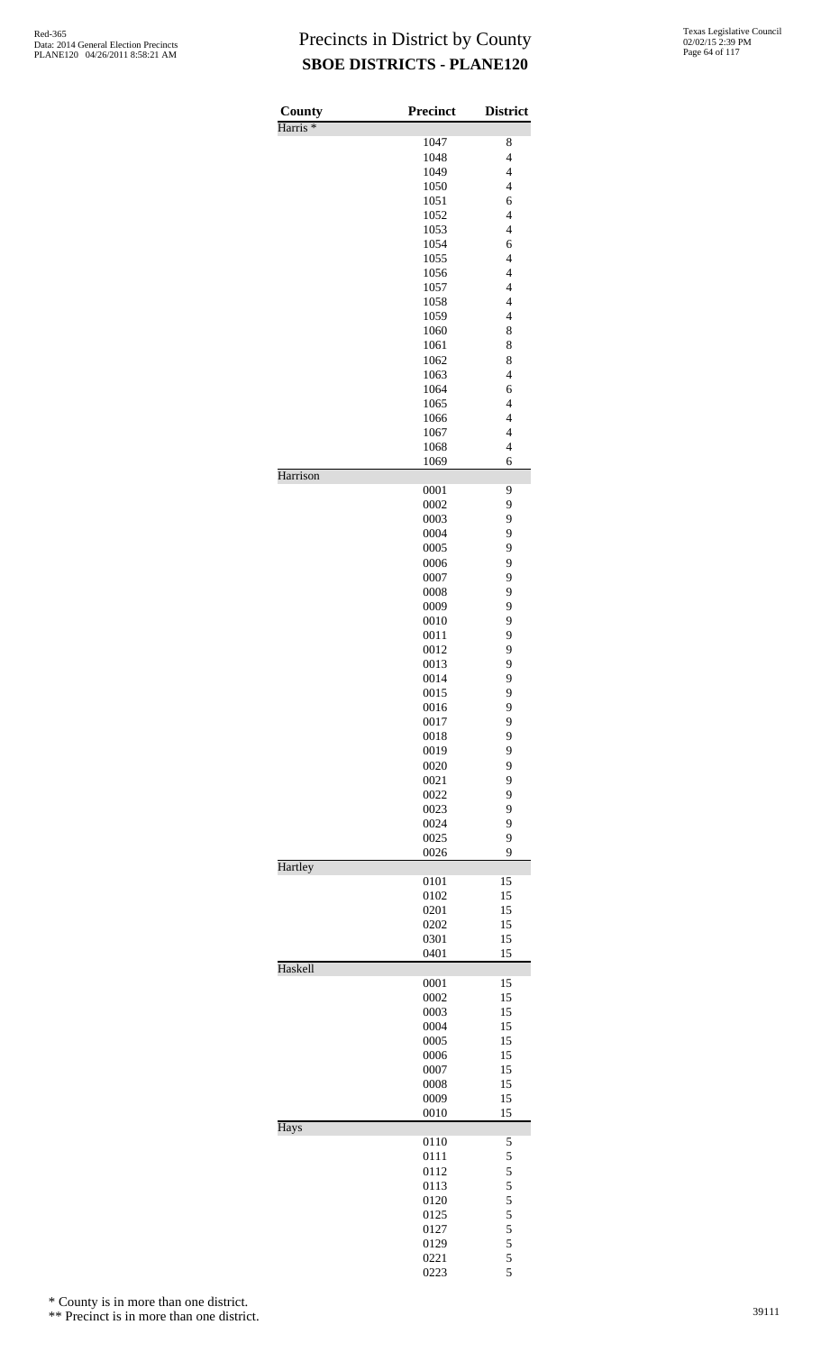# Precincts in District by County
## SBOE DISTRICTS - PLANE120

| County | Precinct | District |
|---|---|---|
| Harris * | | |
| | 1047 | 8 |
| | 1048 | 4 |
| | 1049 | 4 |
| | 1050 | 4 |
| | 1051 | 6 |
| | 1052 | 4 |
| | 1053 | 4 |
| | 1054 | 6 |
| | 1055 | 4 |
| | 1056 | 4 |
| | 1057 | 4 |
| | 1058 | 4 |
| | 1059 | 4 |
| | 1060 | 8 |
| | 1061 | 8 |
| | 1062 | 8 |
| | 1063 | 4 |
| | 1064 | 6 |
| | 1065 | 4 |
| | 1066 | 4 |
| | 1067 | 4 |
| | 1068 | 4 |
| | 1069 | 6 |
| Harrison | | |
| | 0001 | 9 |
| | 0002 | 9 |
| | 0003 | 9 |
| | 0004 | 9 |
| | 0005 | 9 |
| | 0006 | 9 |
| | 0007 | 9 |
| | 0008 | 9 |
| | 0009 | 9 |
| | 0010 | 9 |
| | 0011 | 9 |
| | 0012 | 9 |
| | 0013 | 9 |
| | 0014 | 9 |
| | 0015 | 9 |
| | 0016 | 9 |
| | 0017 | 9 |
| | 0018 | 9 |
| | 0019 | 9 |
| | 0020 | 9 |
| | 0021 | 9 |
| | 0022 | 9 |
| | 0023 | 9 |
| | 0024 | 9 |
| | 0025 | 9 |
| | 0026 | 9 |
| Hartley | | |
| | 0101 | 15 |
| | 0102 | 15 |
| | 0201 | 15 |
| | 0202 | 15 |
| | 0301 | 15 |
| | 0401 | 15 |
| Haskell | | |
| | 0001 | 15 |
| | 0002 | 15 |
| | 0003 | 15 |
| | 0004 | 15 |
| | 0005 | 15 |
| | 0006 | 15 |
| | 0007 | 15 |
| | 0008 | 15 |
| | 0009 | 15 |
| | 0010 | 15 |
| Hays | | |
| | 0110 | 5 |
| | 0111 | 5 |
| | 0112 | 5 |
| | 0113 | 5 |
| | 0120 | 5 |
| | 0125 | 5 |
| | 0127 | 5 |
| | 0129 | 5 |
| | 0221 | 5 |
| | 0223 | 5 |

\* County is in more than one district.

\*\* Precinct is in more than one district.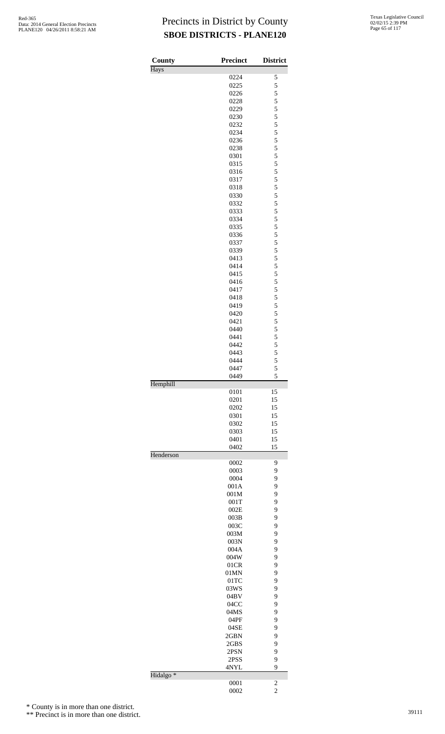# Precincts in District by County
## SBOE DISTRICTS - PLANE120

| County | Precinct | District |
|---|---|---|
| Hays | | |
| | 0224 | 5 |
| | 0225 | 5 |
| | 0226 | 5 |
| | 0228 | 5 |
| | 0229 | 5 |
| | 0230 | 5 |
| | 0232 | 5 |
| | 0234 | 5 |
| | 0236 | 5 |
| | 0238 | 5 |
| | 0301 | 5 |
| | 0315 | 5 |
| | 0316 | 5 |
| | 0317 | 5 |
| | 0318 | 5 |
| | 0330 | 5 |
| | 0332 | 5 |
| | 0333 | 5 |
| | 0334 | 5 |
| | 0335 | 5 |
| | 0336 | 5 |
| | 0337 | 5 |
| | 0339 | 5 |
| | 0413 | 5 |
| | 0414 | 5 |
| | 0415 | 5 |
| | 0416 | 5 |
| | 0417 | 5 |
| | 0418 | 5 |
| | 0419 | 5 |
| | 0420 | 5 |
| | 0421 | 5 |
| | 0440 | 5 |
| | 0441 | 5 |
| | 0442 | 5 |
| | 0443 | 5 |
| | 0444 | 5 |
| | 0447 | 5 |
| | 0449 | 5 |
| Hemphill | | |
| | 0101 | 15 |
| | 0201 | 15 |
| | 0202 | 15 |
| | 0301 | 15 |
| | 0302 | 15 |
| | 0303 | 15 |
| | 0401 | 15 |
| | 0402 | 15 |
| Henderson | | |
| | 0002 | 9 |
| | 0003 | 9 |
| | 0004 | 9 |
| | 001A | 9 |
| | 001M | 9 |
| | 001T | 9 |
| | 002E | 9 |
| | 003B | 9 |
| | 003C | 9 |
| | 003M | 9 |
| | 003N | 9 |
| | 004A | 9 |
| | 004W | 9 |
| | 01CR | 9 |
| | 01MN | 9 |
| | 01TC | 9 |
| | 03WS | 9 |
| | 04BV | 9 |
| | 04CC | 9 |
| | 04MS | 9 |
| | 04PF | 9 |
| | 04SE | 9 |
| | 2GBN | 9 |
| | 2GBS | 9 |
| | 2PSN | 9 |
| | 2PSS | 9 |
| | 4NYL | 9 |
| Hidalgo * | | |
| | 0001 | 2 |
| | 0002 | 2 |

\* County is in more than one district.

\*\* Precinct is in more than one district.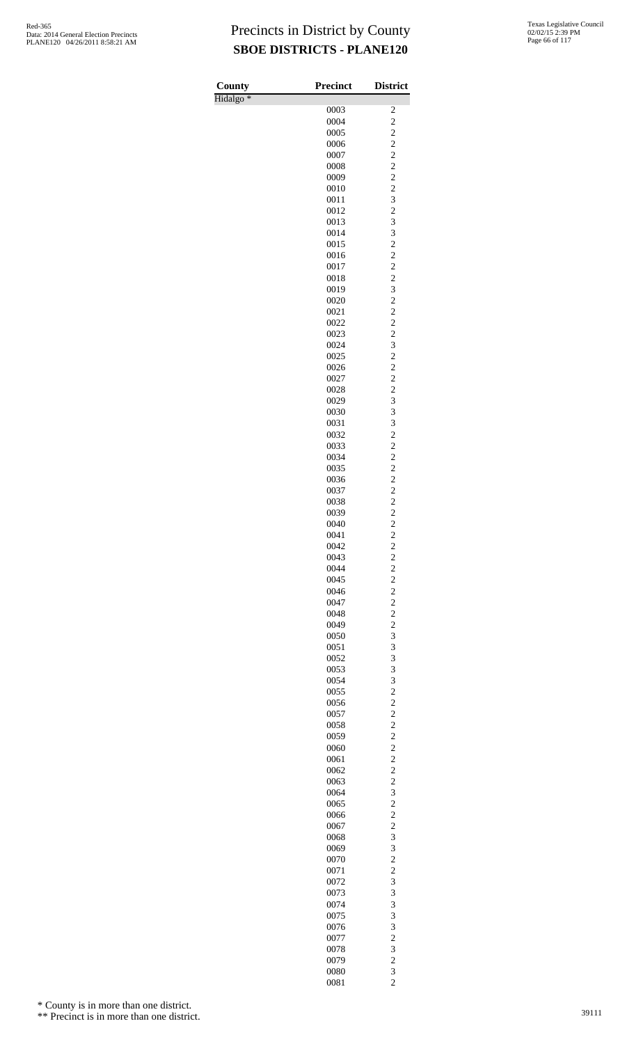Red-365
Data: 2014 General Election Precincts
PLANE120 04/26/2011 8:58:21 AM

# Precincts in District by County
## SBOE DISTRICTS - PLANE120

Texas Legislative Council
02/02/15 2:39 PM

| County | Precinct | District |
|---|---|---|
| Hidalgo * | | |
| | 0003 | 2 |
| | 0004 | 2 |
| | 0005 | 2 |
| | 0006 | 2 |
| | 0007 | 2 |
| | 0008 | 2 |
| | 0009 | 2 |
| | 0010 | 2 |
| | 0011 | 3 |
| | 0012 | 2 |
| | 0013 | 3 |
| | 0014 | 3 |
| | 0015 | 2 |
| | 0016 | 2 |
| | 0017 | 2 |
| | 0018 | 2 |
| | 0019 | 3 |
| | 0020 | 2 |
| | 0021 | 2 |
| | 0022 | 2 |
| | 0023 | 2 |
| | 0024 | 3 |
| | 0025 | 2 |
| | 0026 | 2 |
| | 0027 | 2 |
| | 0028 | 2 |
| | 0029 | 3 |
| | 0030 | 3 |
| | 0031 | 3 |
| | 0032 | 2 |
| | 0033 | 2 |
| | 0034 | 2 |
| | 0035 | 2 |
| | 0036 | 2 |
| | 0037 | 2 |
| | 0038 | 2 |
| | 0039 | 2 |
| | 0040 | 2 |
| | 0041 | 2 |
| | 0042 | 2 |
| | 0043 | 2 |
| | 0044 | 2 |
| | 0045 | 2 |
| | 0046 | 2 |
| | 0047 | 2 |
| | 0048 | 2 |
| | 0049 | 2 |
| | 0050 | 3 |
| | 0051 | 3 |
| | 0052 | 3 |
| | 0053 | 3 |
| | 0054 | 3 |
| | 0055 | 2 |
| | 0056 | 2 |
| | 0057 | 2 |
| | 0058 | 2 |
| | 0059 | 2 |
| | 0060 | 2 |
| | 0061 | 2 |
| | 0062 | 2 |
| | 0063 | 2 |
| | 0064 | 3 |
| | 0065 | 2 |
| | 0066 | 2 |
| | 0067 | 2 |
| | 0068 | 3 |
| | 0069 | 3 |
| | 0070 | 2 |
| | 0071 | 2 |
| | 0072 | 3 |
| | 0073 | 3 |
| | 0074 | 3 |
| | 0075 | 3 |
| | 0076 | 3 |
| | 0077 | 2 |
| | 0078 | 3 |
| | 0079 | 2 |
| | 0080 | 3 |
| | 0081 | 2 |

* County is in more than one district.

** Precinct is in more than one district.

39111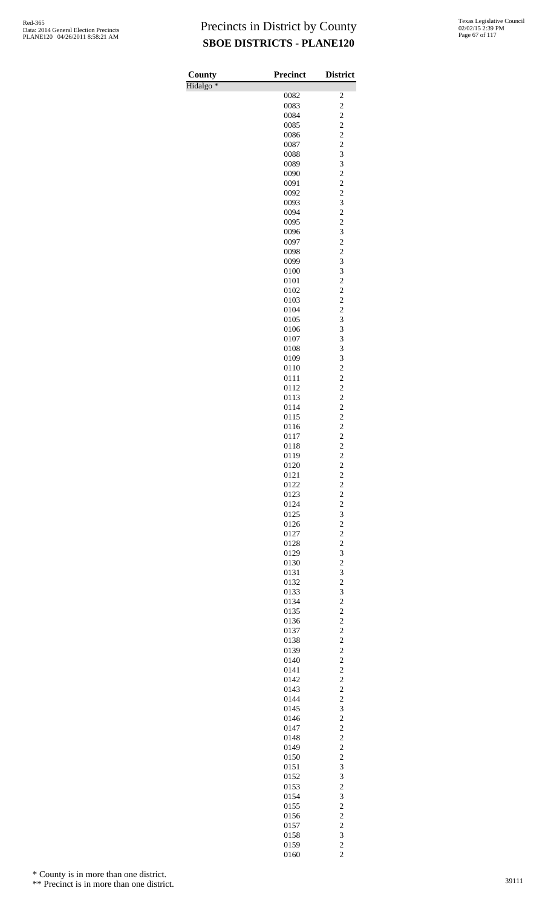# Precincts in District by County

## SBOE DISTRICTS - PLANE120

| County | Precinct | District |
|---|---|---|
| Hidalgo * | | |
| | 0082 | 2 |
| | 0083 | 2 |
| | 0084 | 2 |
| | 0085 | 2 |
| | 0086 | 2 |
| | 0087 | 2 |
| | 0088 | 3 |
| | 0089 | 3 |
| | 0090 | 2 |
| | 0091 | 2 |
| | 0092 | 2 |
| | 0093 | 3 |
| | 0094 | 2 |
| | 0095 | 2 |
| | 0096 | 3 |
| | 0097 | 2 |
| | 0098 | 2 |
| | 0099 | 3 |
| | 0100 | 3 |
| | 0101 | 2 |
| | 0102 | 2 |
| | 0103 | 2 |
| | 0104 | 2 |
| | 0105 | 3 |
| | 0106 | 3 |
| | 0107 | 3 |
| | 0108 | 3 |
| | 0109 | 3 |
| | 0110 | 2 |
| | 0111 | 2 |
| | 0112 | 2 |
| | 0113 | 2 |
| | 0114 | 2 |
| | 0115 | 2 |
| | 0116 | 2 |
| | 0117 | 2 |
| | 0118 | 2 |
| | 0119 | 2 |
| | 0120 | 2 |
| | 0121 | 2 |
| | 0122 | 2 |
| | 0123 | 2 |
| | 0124 | 2 |
| | 0125 | 3 |
| | 0126 | 2 |
| | 0127 | 2 |
| | 0128 | 2 |
| | 0129 | 3 |
| | 0130 | 2 |
| | 0131 | 3 |
| | 0132 | 2 |
| | 0133 | 3 |
| | 0134 | 2 |
| | 0135 | 2 |
| | 0136 | 2 |
| | 0137 | 2 |
| | 0138 | 2 |
| | 0139 | 2 |
| | 0140 | 2 |
| | 0141 | 2 |
| | 0142 | 2 |
| | 0143 | 2 |
| | 0144 | 2 |
| | 0145 | 3 |
| | 0146 | 2 |
| | 0147 | 2 |
| | 0148 | 2 |
| | 0149 | 2 |
| | 0150 | 2 |
| | 0151 | 3 |
| | 0152 | 3 |
| | 0153 | 2 |
| | 0154 | 3 |
| | 0155 | 2 |
| | 0156 | 2 |
| | 0157 | 2 |
| | 0158 | 3 |
| | 0159 | 2 |
| | 0160 | 2 |

\* County is in more than one district.

\*\* Precinct is in more than one district.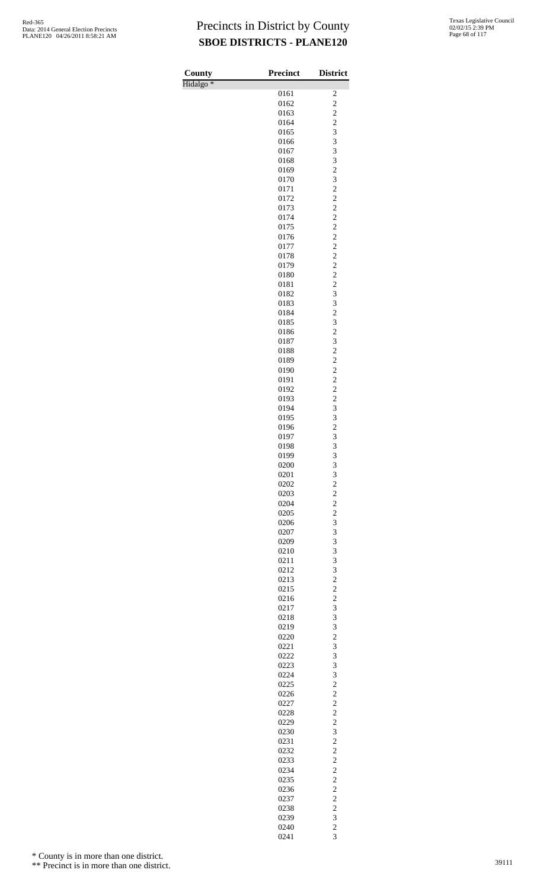# Precincts in District by County
## SBOE DISTRICTS - PLANE120

| County | Precinct | District |
|---|---|---|
| Hidalgo * | | |
| | 0161 | 2 |
| | 0162 | 2 |
| | 0163 | 2 |
| | 0164 | 2 |
| | 0165 | 3 |
| | 0166 | 3 |
| | 0167 | 3 |
| | 0168 | 3 |
| | 0169 | 2 |
| | 0170 | 3 |
| | 0171 | 2 |
| | 0172 | 2 |
| | 0173 | 2 |
| | 0174 | 2 |
| | 0175 | 2 |
| | 0176 | 2 |
| | 0177 | 2 |
| | 0178 | 2 |
| | 0179 | 2 |
| | 0180 | 2 |
| | 0181 | 2 |
| | 0182 | 3 |
| | 0183 | 3 |
| | 0184 | 2 |
| | 0185 | 3 |
| | 0186 | 2 |
| | 0187 | 3 |
| | 0188 | 2 |
| | 0189 | 2 |
| | 0190 | 2 |
| | 0191 | 2 |
| | 0192 | 2 |
| | 0193 | 2 |
| | 0194 | 3 |
| | 0195 | 3 |
| | 0196 | 2 |
| | 0197 | 3 |
| | 0198 | 3 |
| | 0199 | 3 |
| | 0200 | 3 |
| | 0201 | 3 |
| | 0202 | 2 |
| | 0203 | 2 |
| | 0204 | 2 |
| | 0205 | 2 |
| | 0206 | 3 |
| | 0207 | 3 |
| | 0209 | 3 |
| | 0210 | 3 |
| | 0211 | 3 |
| | 0212 | 3 |
| | 0213 | 2 |
| | 0215 | 2 |
| | 0216 | 2 |
| | 0217 | 3 |
| | 0218 | 3 |
| | 0219 | 3 |
| | 0220 | 2 |
| | 0221 | 3 |
| | 0222 | 3 |
| | 0223 | 3 |
| | 0224 | 3 |
| | 0225 | 2 |
| | 0226 | 2 |
| | 0227 | 2 |
| | 0228 | 2 |
| | 0229 | 2 |
| | 0230 | 3 |
| | 0231 | 2 |
| | 0232 | 2 |
| | 0233 | 2 |
| | 0234 | 2 |
| | 0235 | 2 |
| | 0236 | 2 |
| | 0237 | 2 |
| | 0238 | 2 |
| | 0239 | 3 |
| | 0240 | 2 |
| | 0241 | 3 |

\* County is in more than one district.

\*\* Precinct is in more than one district.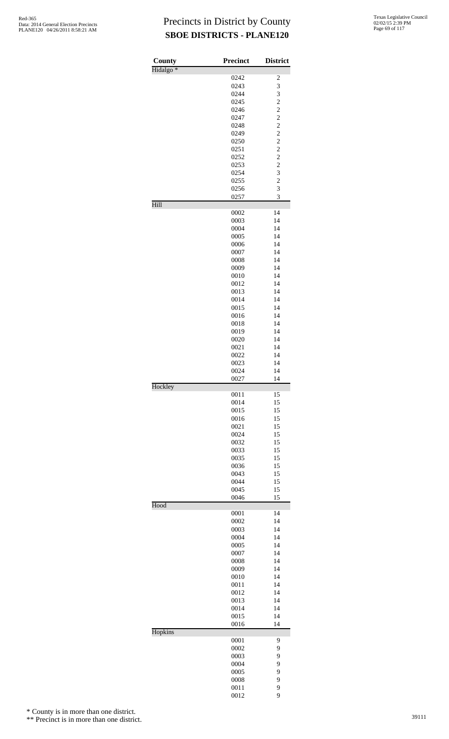# Precincts in District by County

## SBOE DISTRICTS - PLANE120

| County | Precinct | District |
|---|---|---|
| Hidalgo * | | |
| | 0242 | 2 |
| | 0243 | 3 |
| | 0244 | 3 |
| | 0245 | 2 |
| | 0246 | 2 |
| | 0247 | 2 |
| | 0248 | 2 |
| | 0249 | 2 |
| | 0250 | 2 |
| | 0251 | 2 |
| | 0252 | 2 |
| | 0253 | 2 |
| | 0254 | 3 |
| | 0255 | 2 |
| | 0256 | 3 |
| | 0257 | 3 |
| Hill | | |
| | 0002 | 14 |
| | 0003 | 14 |
| | 0004 | 14 |
| | 0005 | 14 |
| | 0006 | 14 |
| | 0007 | 14 |
| | 0008 | 14 |
| | 0009 | 14 |
| | 0010 | 14 |
| | 0012 | 14 |
| | 0013 | 14 |
| | 0014 | 14 |
| | 0015 | 14 |
| | 0016 | 14 |
| | 0018 | 14 |
| | 0019 | 14 |
| | 0020 | 14 |
| | 0021 | 14 |
| | 0022 | 14 |
| | 0023 | 14 |
| | 0024 | 14 |
| | 0027 | 14 |
| Hockley | | |
| | 0011 | 15 |
| | 0014 | 15 |
| | 0015 | 15 |
| | 0016 | 15 |
| | 0021 | 15 |
| | 0024 | 15 |
| | 0032 | 15 |
| | 0033 | 15 |
| | 0035 | 15 |
| | 0036 | 15 |
| | 0043 | 15 |
| | 0044 | 15 |
| | 0045 | 15 |
| | 0046 | 15 |
| Hood | | |
| | 0001 | 14 |
| | 0002 | 14 |
| | 0003 | 14 |
| | 0004 | 14 |
| | 0005 | 14 |
| | 0007 | 14 |
| | 0008 | 14 |
| | 0009 | 14 |
| | 0010 | 14 |
| | 0011 | 14 |
| | 0012 | 14 |
| | 0013 | 14 |
| | 0014 | 14 |
| | 0015 | 14 |
| | 0016 | 14 |
| Hopkins | | |
| | 0001 | 9 |
| | 0002 | 9 |
| | 0003 | 9 |
| | 0004 | 9 |
| | 0005 | 9 |
| | 0008 | 9 |
| | 0011 | 9 |
| | 0012 | 9 |

\* County is in more than one district.

\*\* Precinct is in more than one district.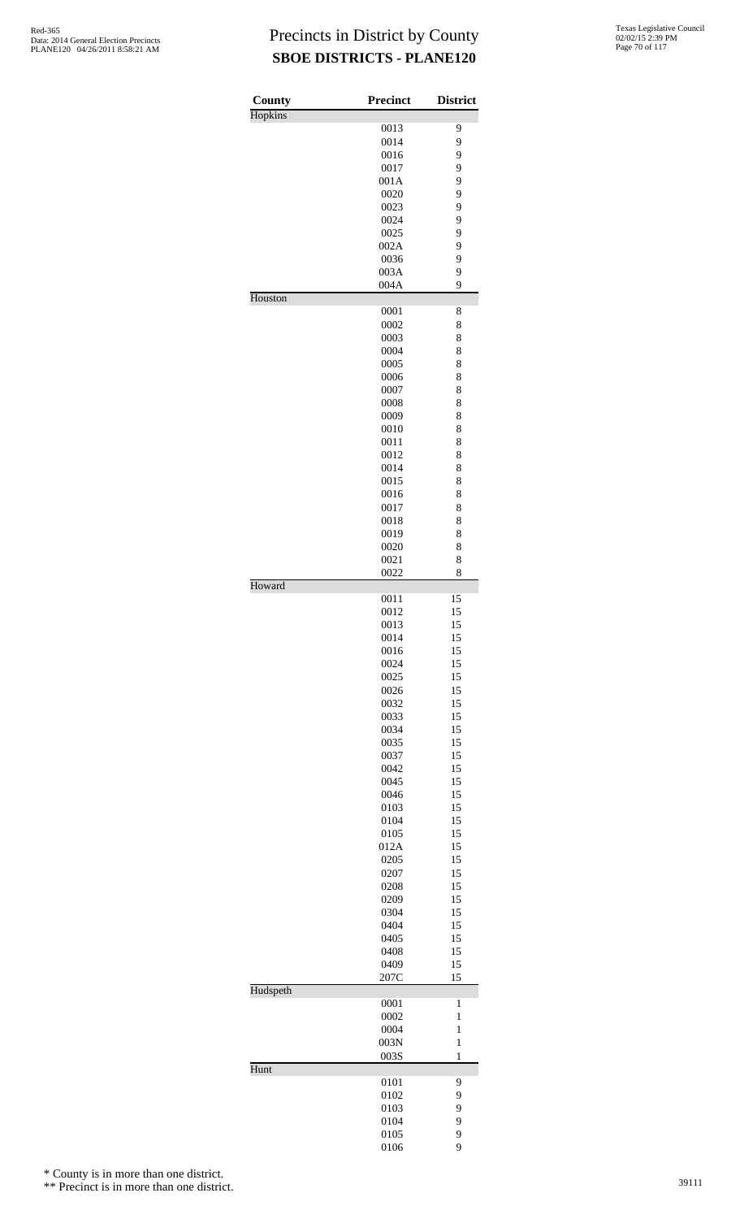# Precincts in District by County

## SBOE DISTRICTS - PLANE120

| County | Precinct | District |
|---|---|---|
| Hopkins | | |
| | 0013 | 9 |
| | 0014 | 9 |
| | 0016 | 9 |
| | 0017 | 9 |
| | 001A | 9 |
| | 0020 | 9 |
| | 0023 | 9 |
| | 0024 | 9 |
| | 0025 | 9 |
| | 002A | 9 |
| | 0036 | 9 |
| | 003A | 9 |
| | 004A | 9 |
| Houston | | |
| | 0001 | 8 |
| | 0002 | 8 |
| | 0003 | 8 |
| | 0004 | 8 |
| | 0005 | 8 |
| | 0006 | 8 |
| | 0007 | 8 |
| | 0008 | 8 |
| | 0009 | 8 |
| | 0010 | 8 |
| | 0011 | 8 |
| | 0012 | 8 |
| | 0014 | 8 |
| | 0015 | 8 |
| | 0016 | 8 |
| | 0017 | 8 |
| | 0018 | 8 |
| | 0019 | 8 |
| | 0020 | 8 |
| | 0021 | 8 |
| | 0022 | 8 |
| Howard | | |
| | 0011 | 15 |
| | 0012 | 15 |
| | 0013 | 15 |
| | 0014 | 15 |
| | 0016 | 15 |
| | 0024 | 15 |
| | 0025 | 15 |
| | 0026 | 15 |
| | 0032 | 15 |
| | 0033 | 15 |
| | 0034 | 15 |
| | 0035 | 15 |
| | 0037 | 15 |
| | 0042 | 15 |
| | 0045 | 15 |
| | 0046 | 15 |
| | 0103 | 15 |
| | 0104 | 15 |
| | 0105 | 15 |
| | 012A | 15 |
| | 0205 | 15 |
| | 0207 | 15 |
| | 0208 | 15 |
| | 0209 | 15 |
| | 0304 | 15 |
| | 0404 | 15 |
| | 0405 | 15 |
| | 0408 | 15 |
| | 0409 | 15 |
| | 207C | 15 |
| Hudspeth | | |
| | 0001 | 1 |
| | 0002 | 1 |
| | 0004 | 1 |
| | 003N | 1 |
| | 003S | 1 |
| Hunt | | |
| | 0101 | 9 |
| | 0102 | 9 |
| | 0103 | 9 |
| | 0104 | 9 |
| | 0105 | 9 |
| | 0106 | 9 |

\* County is in more than one district.

\*\* Precinct is in more than one district.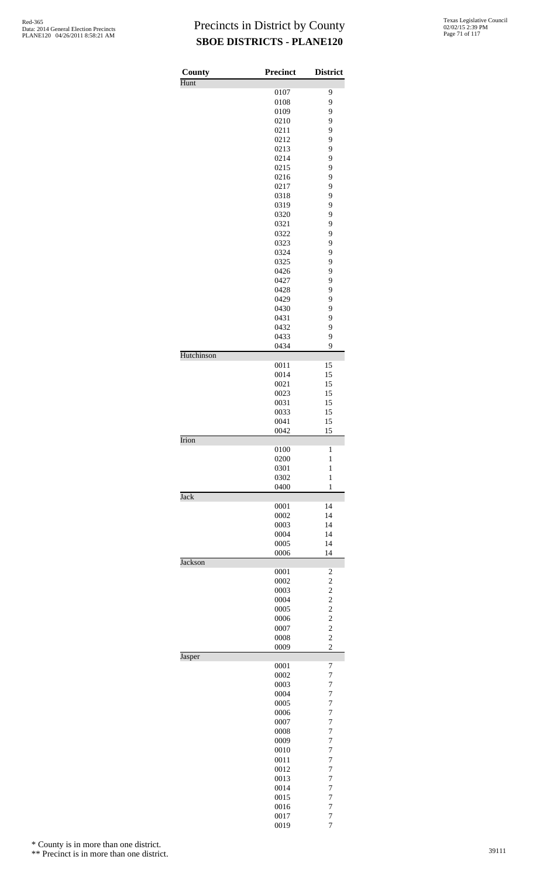# Precincts in District by County
## SBOE DISTRICTS - PLANE120

| County | Precinct | District |
|---|---|---|
| Hunt | | |
| | 0107 | 9 |
| | 0108 | 9 |
| | 0109 | 9 |
| | 0210 | 9 |
| | 0211 | 9 |
| | 0212 | 9 |
| | 0213 | 9 |
| | 0214 | 9 |
| | 0215 | 9 |
| | 0216 | 9 |
| | 0217 | 9 |
| | 0318 | 9 |
| | 0319 | 9 |
| | 0320 | 9 |
| | 0321 | 9 |
| | 0322 | 9 |
| | 0323 | 9 |
| | 0324 | 9 |
| | 0325 | 9 |
| | 0426 | 9 |
| | 0427 | 9 |
| | 0428 | 9 |
| | 0429 | 9 |
| | 0430 | 9 |
| | 0431 | 9 |
| | 0432 | 9 |
| | 0433 | 9 |
| | 0434 | 9 |
| Hutchinson | | |
| | 0011 | 15 |
| | 0014 | 15 |
| | 0021 | 15 |
| | 0023 | 15 |
| | 0031 | 15 |
| | 0033 | 15 |
| | 0041 | 15 |
| | 0042 | 15 |
| Irion | | |
| | 0100 | 1 |
| | 0200 | 1 |
| | 0301 | 1 |
| | 0302 | 1 |
| | 0400 | 1 |
| Jack | | |
| | 0001 | 14 |
| | 0002 | 14 |
| | 0003 | 14 |
| | 0004 | 14 |
| | 0005 | 14 |
| | 0006 | 14 |
| Jackson | | |
| | 0001 | 2 |
| | 0002 | 2 |
| | 0003 | 2 |
| | 0004 | 2 |
| | 0005 | 2 |
| | 0006 | 2 |
| | 0007 | 2 |
| | 0008 | 2 |
| | 0009 | 2 |
| Jasper | | |
| | 0001 | 7 |
| | 0002 | 7 |
| | 0003 | 7 |
| | 0004 | 7 |
| | 0005 | 7 |
| | 0006 | 7 |
| | 0007 | 7 |
| | 0008 | 7 |
| | 0009 | 7 |
| | 0010 | 7 |
| | 0011 | 7 |
| | 0012 | 7 |
| | 0013 | 7 |
| | 0014 | 7 |
| | 0015 | 7 |
| | 0016 | 7 |
| | 0017 | 7 |
| | 0019 | 7 |

\* County is in more than one district.

\*\* Precinct is in more than one district.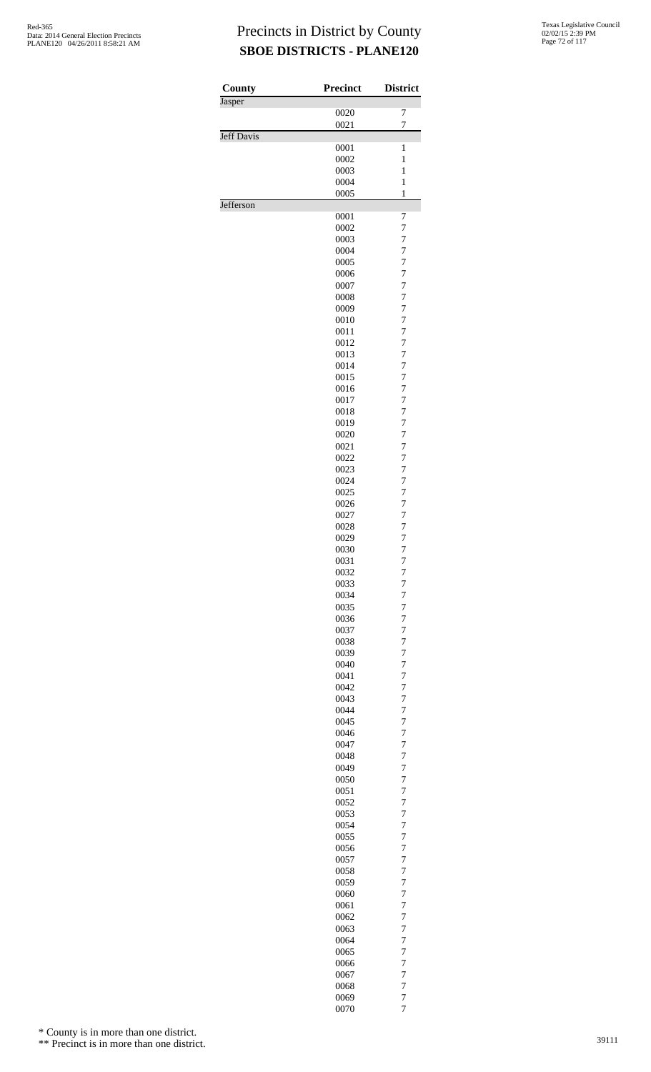# Precincts in District by County

**SBOE DISTRICTS - PLANE120**

| County | Precinct | District |
|---|---|---|
| Jasper | | |
| | 0020 | 7 |
| | 0021 | 7 |
| Jeff Davis | | |
| | 0001 | 1 |
| | 0002 | 1 |
| | 0003 | 1 |
| | 0004 | 1 |
| | 0005 | 1 |
| Jefferson | | |
| | 0001 | 7 |
| | 0002 | 7 |
| | 0003 | 7 |
| | 0004 | 7 |
| | 0005 | 7 |
| | 0006 | 7 |
| | 0007 | 7 |
| | 0008 | 7 |
| | 0009 | 7 |
| | 0010 | 7 |
| | 0011 | 7 |
| | 0012 | 7 |
| | 0013 | 7 |
| | 0014 | 7 |
| | 0015 | 7 |
| | 0016 | 7 |
| | 0017 | 7 |
| | 0018 | 7 |
| | 0019 | 7 |
| | 0020 | 7 |
| | 0021 | 7 |
| | 0022 | 7 |
| | 0023 | 7 |
| | 0024 | 7 |
| | 0025 | 7 |
| | 0026 | 7 |
| | 0027 | 7 |
| | 0028 | 7 |
| | 0029 | 7 |
| | 0030 | 7 |
| | 0031 | 7 |
| | 0032 | 7 |
| | 0033 | 7 |
| | 0034 | 7 |
| | 0035 | 7 |
| | 0036 | 7 |
| | 0037 | 7 |
| | 0038 | 7 |
| | 0039 | 7 |
| | 0040 | 7 |
| | 0041 | 7 |
| | 0042 | 7 |
| | 0043 | 7 |
| | 0044 | 7 |
| | 0045 | 7 |
| | 0046 | 7 |
| | 0047 | 7 |
| | 0048 | 7 |
| | 0049 | 7 |
| | 0050 | 7 |
| | 0051 | 7 |
| | 0052 | 7 |
| | 0053 | 7 |
| | 0054 | 7 |
| | 0055 | 7 |
| | 0056 | 7 |
| | 0057 | 7 |
| | 0058 | 7 |
| | 0059 | 7 |
| | 0060 | 7 |
| | 0061 | 7 |
| | 0062 | 7 |
| | 0063 | 7 |
| | 0064 | 7 |
| | 0065 | 7 |
| | 0066 | 7 |
| | 0067 | 7 |
| | 0068 | 7 |
| | 0069 | 7 |
| | 0070 | 7 |

\* County is in more than one district.

\*\* Precinct is in more than one district.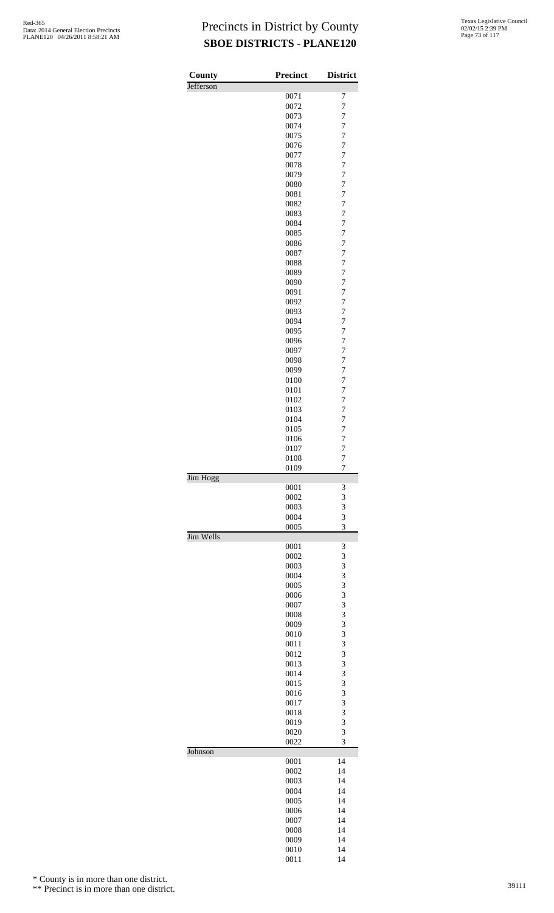# Precincts in District by County

## SBOE DISTRICTS - PLANE120

| County | Precinct | District |
|---|---|---|
| Jefferson | | |
| | 0071 | 7 |
| | 0072 | 7 |
| | 0073 | 7 |
| | 0074 | 7 |
| | 0075 | 7 |
| | 0076 | 7 |
| | 0077 | 7 |
| | 0078 | 7 |
| | 0079 | 7 |
| | 0080 | 7 |
| | 0081 | 7 |
| | 0082 | 7 |
| | 0083 | 7 |
| | 0084 | 7 |
| | 0085 | 7 |
| | 0086 | 7 |
| | 0087 | 7 |
| | 0088 | 7 |
| | 0089 | 7 |
| | 0090 | 7 |
| | 0091 | 7 |
| | 0092 | 7 |
| | 0093 | 7 |
| | 0094 | 7 |
| | 0095 | 7 |
| | 0096 | 7 |
| | 0097 | 7 |
| | 0098 | 7 |
| | 0099 | 7 |
| | 0100 | 7 |
| | 0101 | 7 |
| | 0102 | 7 |
| | 0103 | 7 |
| | 0104 | 7 |
| | 0105 | 7 |
| | 0106 | 7 |
| | 0107 | 7 |
| | 0108 | 7 |
| | 0109 | 7 |
| Jim Hogg | | |
| | 0001 | 3 |
| | 0002 | 3 |
| | 0003 | 3 |
| | 0004 | 3 |
| | 0005 | 3 |
| Jim Wells | | |
| | 0001 | 3 |
| | 0002 | 3 |
| | 0003 | 3 |
| | 0004 | 3 |
| | 0005 | 3 |
| | 0006 | 3 |
| | 0007 | 3 |
| | 0008 | 3 |
| | 0009 | 3 |
| | 0010 | 3 |
| | 0011 | 3 |
| | 0012 | 3 |
| | 0013 | 3 |
| | 0014 | 3 |
| | 0015 | 3 |
| | 0016 | 3 |
| | 0017 | 3 |
| | 0018 | 3 |
| | 0019 | 3 |
| | 0020 | 3 |
| | 0022 | 3 |
| Johnson | | |
| | 0001 | 14 |
| | 0002 | 14 |
| | 0003 | 14 |
| | 0004 | 14 |
| | 0005 | 14 |
| | 0006 | 14 |
| | 0007 | 14 |
| | 0008 | 14 |
| | 0009 | 14 |
| | 0010 | 14 |
| | 0011 | 14 |

\* County is in more than one district.

\*\* Precinct is in more than one district.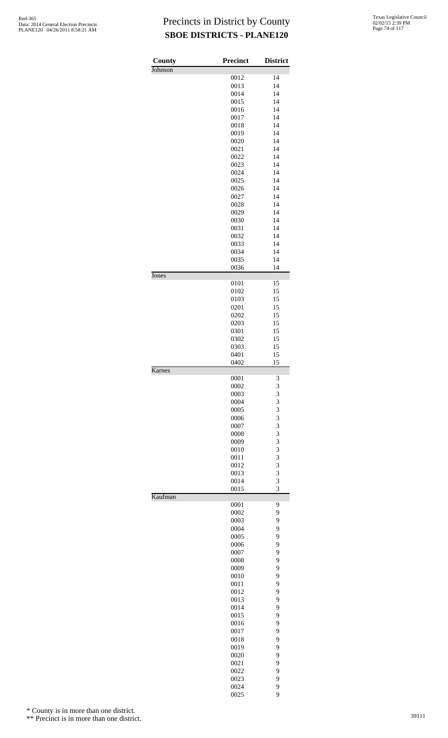# Precincts in District by County
## SBOE DISTRICTS - PLANE120

| County | Precinct | District |
|---|---|---|
| Johnson | | |
| | 0012 | 14 |
| | 0013 | 14 |
| | 0014 | 14 |
| | 0015 | 14 |
| | 0016 | 14 |
| | 0017 | 14 |
| | 0018 | 14 |
| | 0019 | 14 |
| | 0020 | 14 |
| | 0021 | 14 |
| | 0022 | 14 |
| | 0023 | 14 |
| | 0024 | 14 |
| | 0025 | 14 |
| | 0026 | 14 |
| | 0027 | 14 |
| | 0028 | 14 |
| | 0029 | 14 |
| | 0030 | 14 |
| | 0031 | 14 |
| | 0032 | 14 |
| | 0033 | 14 |
| | 0034 | 14 |
| | 0035 | 14 |
| | 0036 | 14 |
| Jones | | |
| | 0101 | 15 |
| | 0102 | 15 |
| | 0103 | 15 |
| | 0201 | 15 |
| | 0202 | 15 |
| | 0203 | 15 |
| | 0301 | 15 |
| | 0302 | 15 |
| | 0303 | 15 |
| | 0401 | 15 |
| | 0402 | 15 |
| Karnes | | |
| | 0001 | 3 |
| | 0002 | 3 |
| | 0003 | 3 |
| | 0004 | 3 |
| | 0005 | 3 |
| | 0006 | 3 |
| | 0007 | 3 |
| | 0008 | 3 |
| | 0009 | 3 |
| | 0010 | 3 |
| | 0011 | 3 |
| | 0012 | 3 |
| | 0013 | 3 |
| | 0014 | 3 |
| | 0015 | 3 |
| Kaufman | | |
| | 0001 | 9 |
| | 0002 | 9 |
| | 0003 | 9 |
| | 0004 | 9 |
| | 0005 | 9 |
| | 0006 | 9 |
| | 0007 | 9 |
| | 0008 | 9 |
| | 0009 | 9 |
| | 0010 | 9 |
| | 0011 | 9 |
| | 0012 | 9 |
| | 0013 | 9 |
| | 0014 | 9 |
| | 0015 | 9 |
| | 0016 | 9 |
| | 0017 | 9 |
| | 0018 | 9 |
| | 0019 | 9 |
| | 0020 | 9 |
| | 0021 | 9 |
| | 0022 | 9 |
| | 0023 | 9 |
| | 0024 | 9 |
| | 0025 | 9 |

\* County is in more than one district.

\*\* Precinct is in more than one district.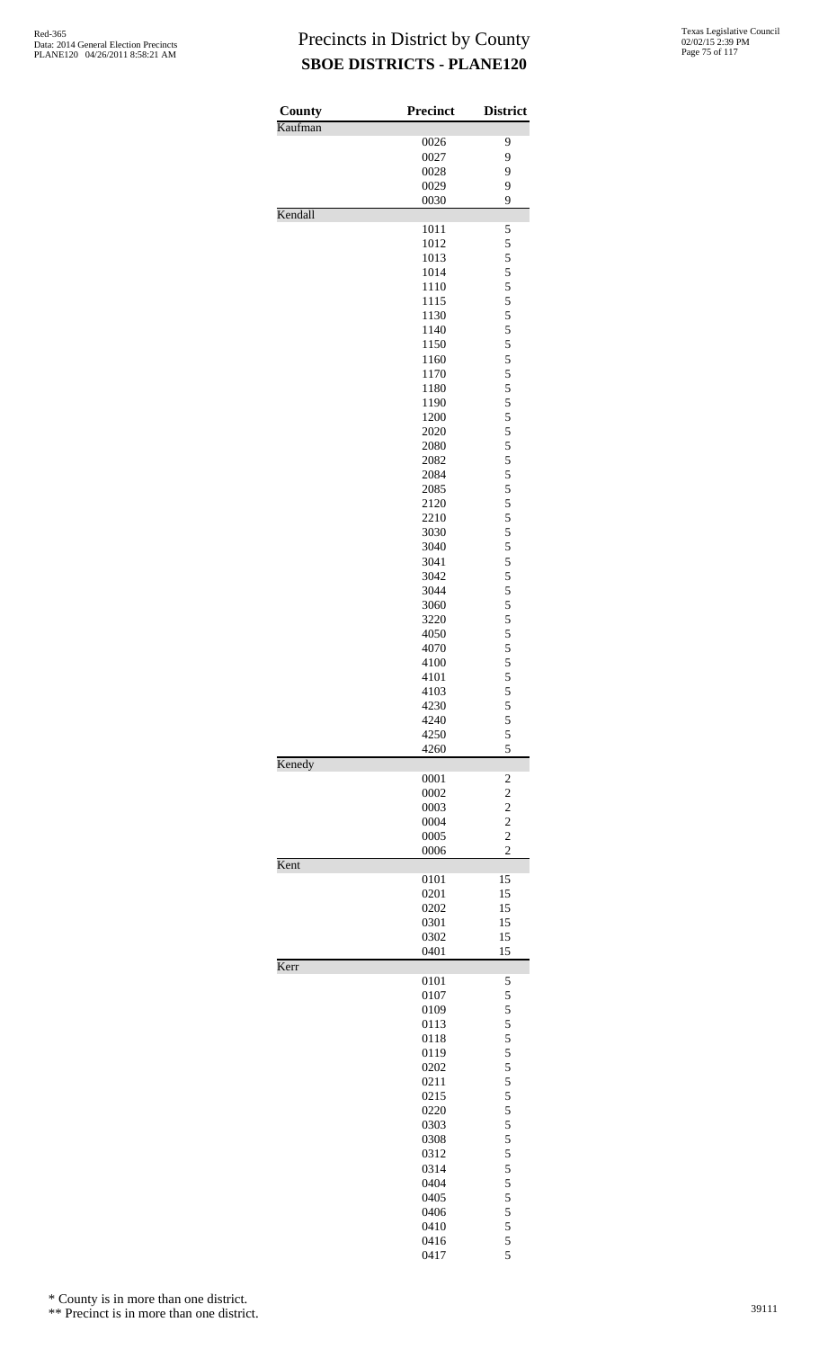# Precincts in District by County
## SBOE DISTRICTS - PLANE120

| County | Precinct | District |
|---|---|---|
| Kaufman | | |
| | 0026 | 9 |
| | 0027 | 9 |
| | 0028 | 9 |
| | 0029 | 9 |
| | 0030 | 9 |
| Kendall | | |
| | 1011 | 5 |
| | 1012 | 5 |
| | 1013 | 5 |
| | 1014 | 5 |
| | 1110 | 5 |
| | 1115 | 5 |
| | 1130 | 5 |
| | 1140 | 5 |
| | 1150 | 5 |
| | 1160 | 5 |
| | 1170 | 5 |
| | 1180 | 5 |
| | 1190 | 5 |
| | 1200 | 5 |
| | 2020 | 5 |
| | 2080 | 5 |
| | 2082 | 5 |
| | 2084 | 5 |
| | 2085 | 5 |
| | 2120 | 5 |
| | 2210 | 5 |
| | 3030 | 5 |
| | 3040 | 5 |
| | 3041 | 5 |
| | 3042 | 5 |
| | 3044 | 5 |
| | 3060 | 5 |
| | 3220 | 5 |
| | 4050 | 5 |
| | 4070 | 5 |
| | 4100 | 5 |
| | 4101 | 5 |
| | 4103 | 5 |
| | 4230 | 5 |
| | 4240 | 5 |
| | 4250 | 5 |
| | 4260 | 5 |
| Kenedy | | |
| | 0001 | 2 |
| | 0002 | 2 |
| | 0003 | 2 |
| | 0004 | 2 |
| | 0005 | 2 |
| | 0006 | 2 |
| Kent | | |
| | 0101 | 15 |
| | 0201 | 15 |
| | 0202 | 15 |
| | 0301 | 15 |
| | 0302 | 15 |
| | 0401 | 15 |
| Kerr | | |
| | 0101 | 5 |
| | 0107 | 5 |
| | 0109 | 5 |
| | 0113 | 5 |
| | 0118 | 5 |
| | 0119 | 5 |
| | 0202 | 5 |
| | 0211 | 5 |
| | 0215 | 5 |
| | 0220 | 5 |
| | 0303 | 5 |
| | 0308 | 5 |
| | 0312 | 5 |
| | 0314 | 5 |
| | 0404 | 5 |
| | 0405 | 5 |
| | 0406 | 5 |
| | 0410 | 5 |
| | 0416 | 5 |
| | 0417 | 5 |

\* County is in more than one district.

\*\* Precinct is in more than one district.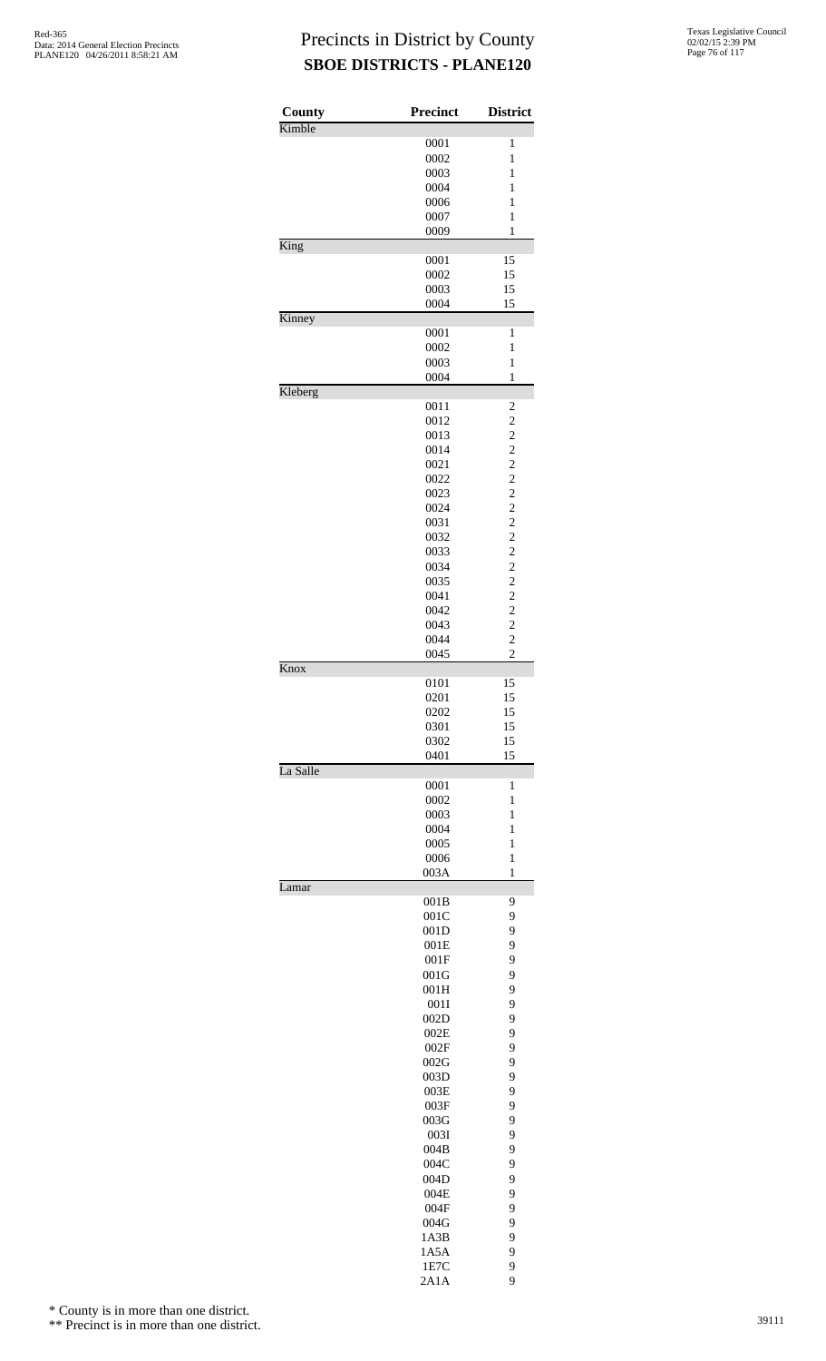# Precincts in District by County
## SBOE DISTRICTS - PLANE120

| County | Precinct | District |
|---|---|---|
| Kimble | | |
| | 0001 | 1 |
| | 0002 | 1 |
| | 0003 | 1 |
| | 0004 | 1 |
| | 0006 | 1 |
| | 0007 | 1 |
| | 0009 | 1 |
| King | | |
| | 0001 | 15 |
| | 0002 | 15 |
| | 0003 | 15 |
| | 0004 | 15 |
| Kinney | | |
| | 0001 | 1 |
| | 0002 | 1 |
| | 0003 | 1 |
| | 0004 | 1 |
| Kleberg | | |
| | 0011 | 2 |
| | 0012 | 2 |
| | 0013 | 2 |
| | 0014 | 2 |
| | 0021 | 2 |
| | 0022 | 2 |
| | 0023 | 2 |
| | 0024 | 2 |
| | 0031 | 2 |
| | 0032 | 2 |
| | 0033 | 2 |
| | 0034 | 2 |
| | 0035 | 2 |
| | 0041 | 2 |
| | 0042 | 2 |
| | 0043 | 2 |
| | 0044 | 2 |
| | 0045 | 2 |
| Knox | | |
| | 0101 | 15 |
| | 0201 | 15 |
| | 0202 | 15 |
| | 0301 | 15 |
| | 0302 | 15 |
| | 0401 | 15 |
| La Salle | | |
| | 0001 | 1 |
| | 0002 | 1 |
| | 0003 | 1 |
| | 0004 | 1 |
| | 0005 | 1 |
| | 0006 | 1 |
| | 003A | 1 |
| Lamar | | |
| | 001B | 9 |
| | 001C | 9 |
| | 001D | 9 |
| | 001E | 9 |
| | 001F | 9 |
| | 001G | 9 |
| | 001H | 9 |
| | 001I | 9 |
| | 002D | 9 |
| | 002E | 9 |
| | 002F | 9 |
| | 002G | 9 |
| | 003D | 9 |
| | 003E | 9 |
| | 003F | 9 |
| | 003G | 9 |
| | 003I | 9 |
| | 004B | 9 |
| | 004C | 9 |
| | 004D | 9 |
| | 004E | 9 |
| | 004F | 9 |
| | 004G | 9 |
| | 1A3B | 9 |
| | 1A5A | 9 |
| | 1E7C | 9 |
| | 2A1A | 9 |

\* County is in more than one district.

\*\* Precinct is in more than one district.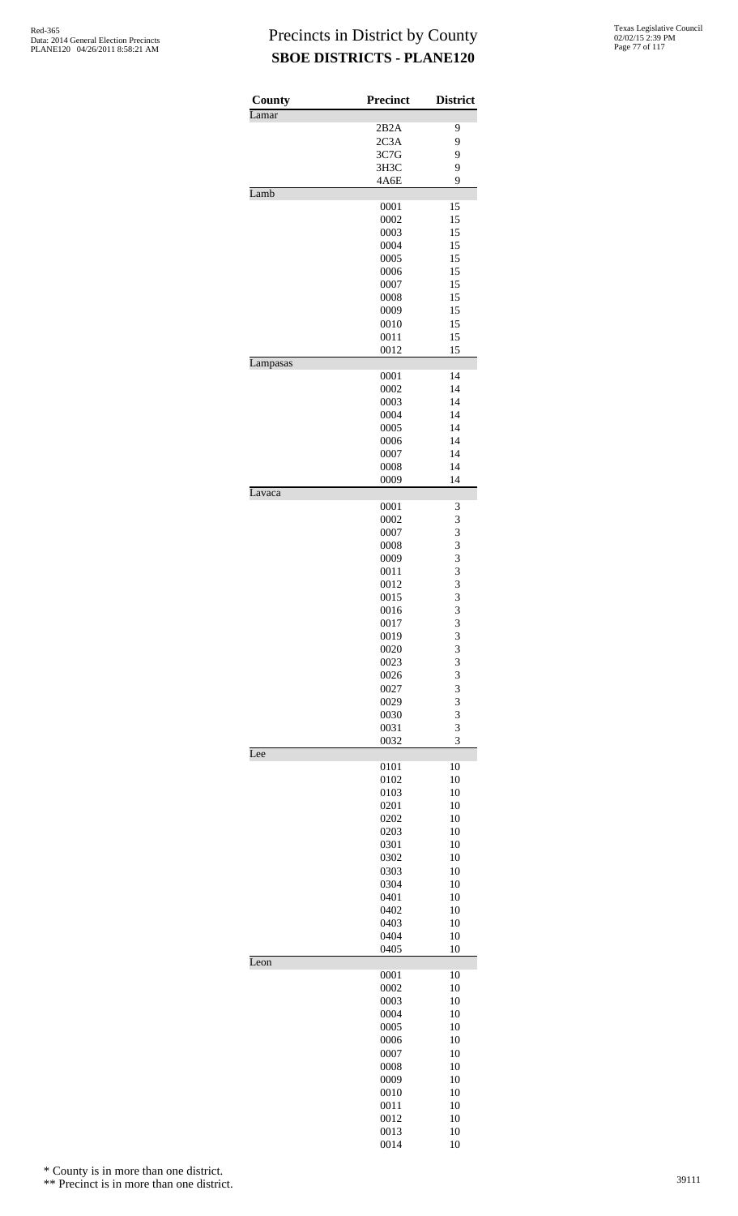# Precincts in District by County
## SBOE DISTRICTS - PLANE120

Red-365
Data: 2014 General Election Precincts
PLANE120 04/26/2011 8:58:21 AM

Texas Legislative Council
02/02/15 2:39 PM

| County | Precinct | District |
|---|---|---|
| Lamar | | |
| | 2B2A | 9 |
| | 2C3A | 9 |
| | 3C7G | 9 |
| | 3H3C | 9 |
| | 4A6E | 9 |
| Lamb | | |
| | 0001 | 15 |
| | 0002 | 15 |
| | 0003 | 15 |
| | 0004 | 15 |
| | 0005 | 15 |
| | 0006 | 15 |
| | 0007 | 15 |
| | 0008 | 15 |
| | 0009 | 15 |
| | 0010 | 15 |
| | 0011 | 15 |
| | 0012 | 15 |
| Lampasas | | |
| | 0001 | 14 |
| | 0002 | 14 |
| | 0003 | 14 |
| | 0004 | 14 |
| | 0005 | 14 |
| | 0006 | 14 |
| | 0007 | 14 |
| | 0008 | 14 |
| | 0009 | 14 |
| Lavaca | | |
| | 0001 | 3 |
| | 0002 | 3 |
| | 0007 | 3 |
| | 0008 | 3 |
| | 0009 | 3 |
| | 0011 | 3 |
| | 0012 | 3 |
| | 0015 | 3 |
| | 0016 | 3 |
| | 0017 | 3 |
| | 0019 | 3 |
| | 0020 | 3 |
| | 0023 | 3 |
| | 0026 | 3 |
| | 0027 | 3 |
| | 0029 | 3 |
| | 0030 | 3 |
| | 0031 | 3 |
| | 0032 | 3 |
| Lee | | |
| | 0101 | 10 |
| | 0102 | 10 |
| | 0103 | 10 |
| | 0201 | 10 |
| | 0202 | 10 |
| | 0203 | 10 |
| | 0301 | 10 |
| | 0302 | 10 |
| | 0303 | 10 |
| | 0304 | 10 |
| | 0401 | 10 |
| | 0402 | 10 |
| | 0403 | 10 |
| | 0404 | 10 |
| | 0405 | 10 |
| Leon | | |
| | 0001 | 10 |
| | 0002 | 10 |
| | 0003 | 10 |
| | 0004 | 10 |
| | 0005 | 10 |
| | 0006 | 10 |
| | 0007 | 10 |
| | 0008 | 10 |
| | 0009 | 10 |
| | 0010 | 10 |
| | 0011 | 10 |
| | 0012 | 10 |
| | 0013 | 10 |
| | 0014 | 10 |

\* County is in more than one district.

\*\* Precinct is in more than one district.

39111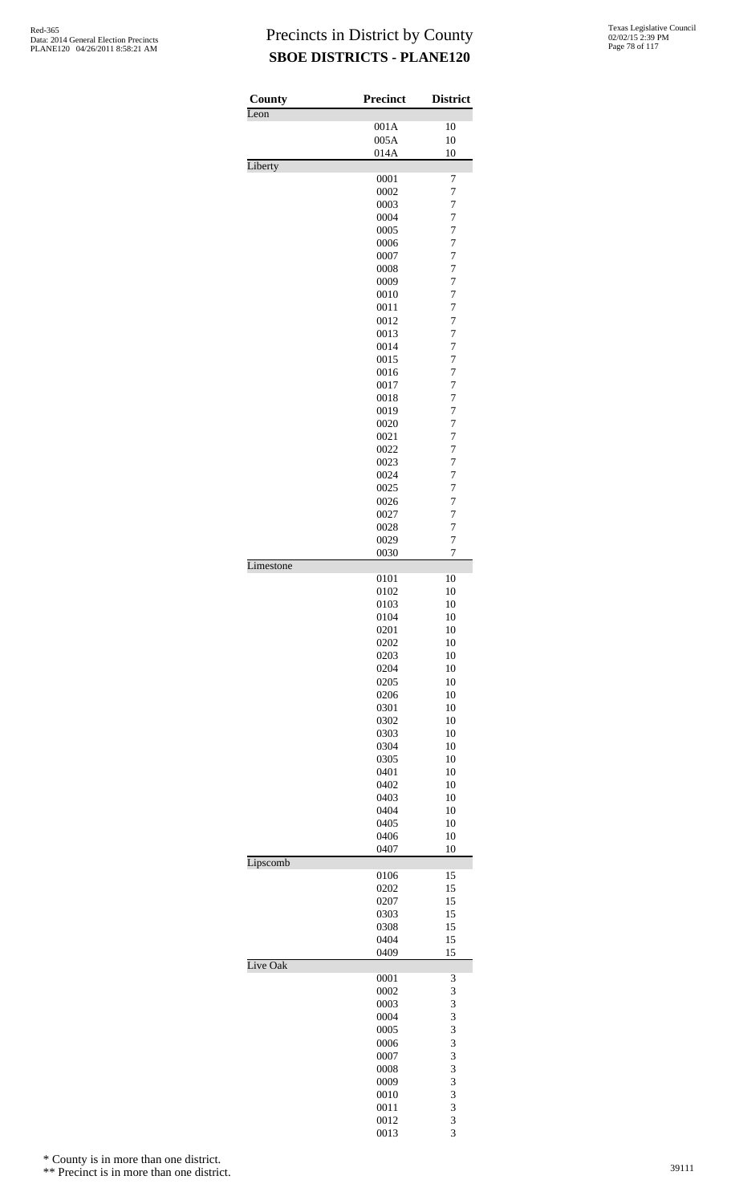# Precincts in District by County

## SBOE DISTRICTS - PLANE120

| County | Precinct | District |
|---|---|---|
| Leon | | |
| | 001A | 10 |
| | 005A | 10 |
| | 014A | 10 |
| Liberty | | |
| | 0001 | 7 |
| | 0002 | 7 |
| | 0003 | 7 |
| | 0004 | 7 |
| | 0005 | 7 |
| | 0006 | 7 |
| | 0007 | 7 |
| | 0008 | 7 |
| | 0009 | 7 |
| | 0010 | 7 |
| | 0011 | 7 |
| | 0012 | 7 |
| | 0013 | 7 |
| | 0014 | 7 |
| | 0015 | 7 |
| | 0016 | 7 |
| | 0017 | 7 |
| | 0018 | 7 |
| | 0019 | 7 |
| | 0020 | 7 |
| | 0021 | 7 |
| | 0022 | 7 |
| | 0023 | 7 |
| | 0024 | 7 |
| | 0025 | 7 |
| | 0026 | 7 |
| | 0027 | 7 |
| | 0028 | 7 |
| | 0029 | 7 |
| | 0030 | 7 |
| Limestone | | |
| | 0101 | 10 |
| | 0102 | 10 |
| | 0103 | 10 |
| | 0104 | 10 |
| | 0201 | 10 |
| | 0202 | 10 |
| | 0203 | 10 |
| | 0204 | 10 |
| | 0205 | 10 |
| | 0206 | 10 |
| | 0301 | 10 |
| | 0302 | 10 |
| | 0303 | 10 |
| | 0304 | 10 |
| | 0305 | 10 |
| | 0401 | 10 |
| | 0402 | 10 |
| | 0403 | 10 |
| | 0404 | 10 |
| | 0405 | 10 |
| | 0406 | 10 |
| | 0407 | 10 |
| Lipscomb | | |
| | 0106 | 15 |
| | 0202 | 15 |
| | 0207 | 15 |
| | 0303 | 15 |
| | 0308 | 15 |
| | 0404 | 15 |
| | 0409 | 15 |
| Live Oak | | |
| | 0001 | 3 |
| | 0002 | 3 |
| | 0003 | 3 |
| | 0004 | 3 |
| | 0005 | 3 |
| | 0006 | 3 |
| | 0007 | 3 |
| | 0008 | 3 |
| | 0009 | 3 |
| | 0010 | 3 |
| | 0011 | 3 |
| | 0012 | 3 |
| | 0013 | 3 |

\* County is in more than one district.

\*\* Precinct is in more than one district.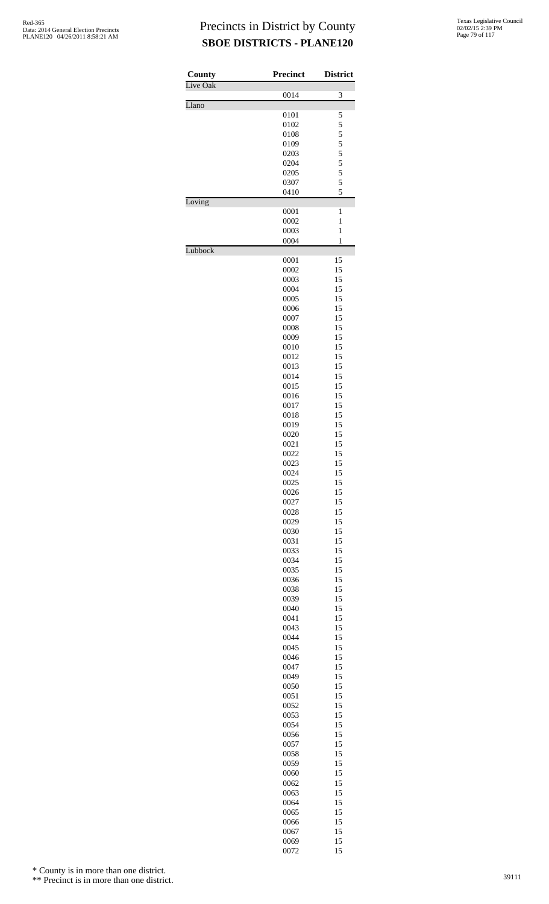# Precincts in District by County
## SBOE DISTRICTS - PLANE120

| County | Precinct | District |
|---|---|---|
| Live Oak | | |
| | 0014 | 3 |
| Llano | | |
| | 0101 | 5 |
| | 0102 | 5 |
| | 0108 | 5 |
| | 0109 | 5 |
| | 0203 | 5 |
| | 0204 | 5 |
| | 0205 | 5 |
| | 0307 | 5 |
| | 0410 | 5 |
| Loving | | |
| | 0001 | 1 |
| | 0002 | 1 |
| | 0003 | 1 |
| | 0004 | 1 |
| Lubbock | | |
| | 0001 | 15 |
| | 0002 | 15 |
| | 0003 | 15 |
| | 0004 | 15 |
| | 0005 | 15 |
| | 0006 | 15 |
| | 0007 | 15 |
| | 0008 | 15 |
| | 0009 | 15 |
| | 0010 | 15 |
| | 0012 | 15 |
| | 0013 | 15 |
| | 0014 | 15 |
| | 0015 | 15 |
| | 0016 | 15 |
| | 0017 | 15 |
| | 0018 | 15 |
| | 0019 | 15 |
| | 0020 | 15 |
| | 0021 | 15 |
| | 0022 | 15 |
| | 0023 | 15 |
| | 0024 | 15 |
| | 0025 | 15 |
| | 0026 | 15 |
| | 0027 | 15 |
| | 0028 | 15 |
| | 0029 | 15 |
| | 0030 | 15 |
| | 0031 | 15 |
| | 0033 | 15 |
| | 0034 | 15 |
| | 0035 | 15 |
| | 0036 | 15 |
| | 0038 | 15 |
| | 0039 | 15 |
| | 0040 | 15 |
| | 0041 | 15 |
| | 0043 | 15 |
| | 0044 | 15 |
| | 0045 | 15 |
| | 0046 | 15 |
| | 0047 | 15 |
| | 0049 | 15 |
| | 0050 | 15 |
| | 0051 | 15 |
| | 0052 | 15 |
| | 0053 | 15 |
| | 0054 | 15 |
| | 0056 | 15 |
| | 0057 | 15 |
| | 0058 | 15 |
| | 0059 | 15 |
| | 0060 | 15 |
| | 0062 | 15 |
| | 0063 | 15 |
| | 0064 | 15 |
| | 0065 | 15 |
| | 0066 | 15 |
| | 0067 | 15 |
| | 0069 | 15 |
| | 0072 | 15 |

\* County is in more than one district.

\*\* Precinct is in more than one district.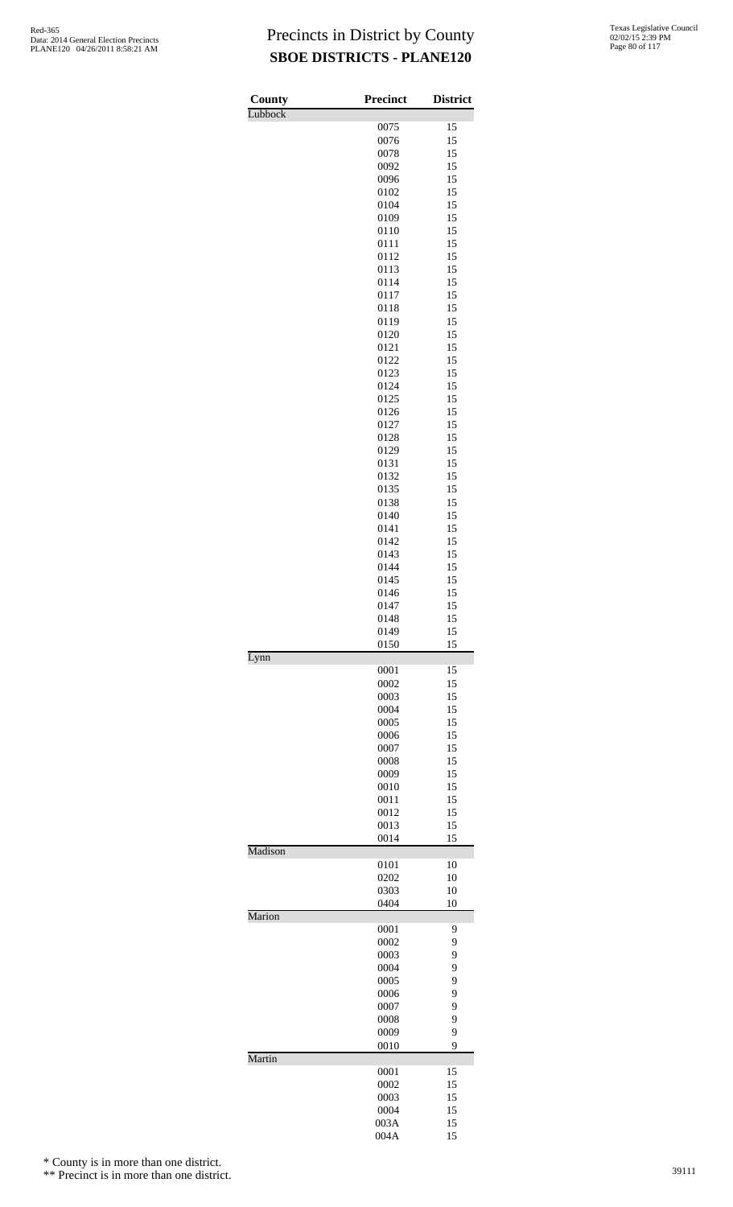# Precincts in District by County

## SBOE DISTRICTS - PLANE120

| County | Precinct | District |
|---|---|---|
| Lubbock | | |
| | 0075 | 15 |
| | 0076 | 15 |
| | 0078 | 15 |
| | 0092 | 15 |
| | 0096 | 15 |
| | 0102 | 15 |
| | 0104 | 15 |
| | 0109 | 15 |
| | 0110 | 15 |
| | 0111 | 15 |
| | 0112 | 15 |
| | 0113 | 15 |
| | 0114 | 15 |
| | 0117 | 15 |
| | 0118 | 15 |
| | 0119 | 15 |
| | 0120 | 15 |
| | 0121 | 15 |
| | 0122 | 15 |
| | 0123 | 15 |
| | 0124 | 15 |
| | 0125 | 15 |
| | 0126 | 15 |
| | 0127 | 15 |
| | 0128 | 15 |
| | 0129 | 15 |
| | 0131 | 15 |
| | 0132 | 15 |
| | 0135 | 15 |
| | 0138 | 15 |
| | 0140 | 15 |
| | 0141 | 15 |
| | 0142 | 15 |
| | 0143 | 15 |
| | 0144 | 15 |
| | 0145 | 15 |
| | 0146 | 15 |
| | 0147 | 15 |
| | 0148 | 15 |
| | 0149 | 15 |
| | 0150 | 15 |
| Lynn | | |
| | 0001 | 15 |
| | 0002 | 15 |
| | 0003 | 15 |
| | 0004 | 15 |
| | 0005 | 15 |
| | 0006 | 15 |
| | 0007 | 15 |
| | 0008 | 15 |
| | 0009 | 15 |
| | 0010 | 15 |
| | 0011 | 15 |
| | 0012 | 15 |
| | 0013 | 15 |
| | 0014 | 15 |
| Madison | | |
| | 0101 | 10 |
| | 0202 | 10 |
| | 0303 | 10 |
| | 0404 | 10 |
| Marion | | |
| | 0001 | 9 |
| | 0002 | 9 |
| | 0003 | 9 |
| | 0004 | 9 |
| | 0005 | 9 |
| | 0006 | 9 |
| | 0007 | 9 |
| | 0008 | 9 |
| | 0009 | 9 |
| | 0010 | 9 |
| Martin | | |
| | 0001 | 15 |
| | 0002 | 15 |
| | 0003 | 15 |
| | 0004 | 15 |
| | 003A | 15 |
| | 004A | 15 |

\* County is in more than one district.

\*\* Precinct is in more than one district.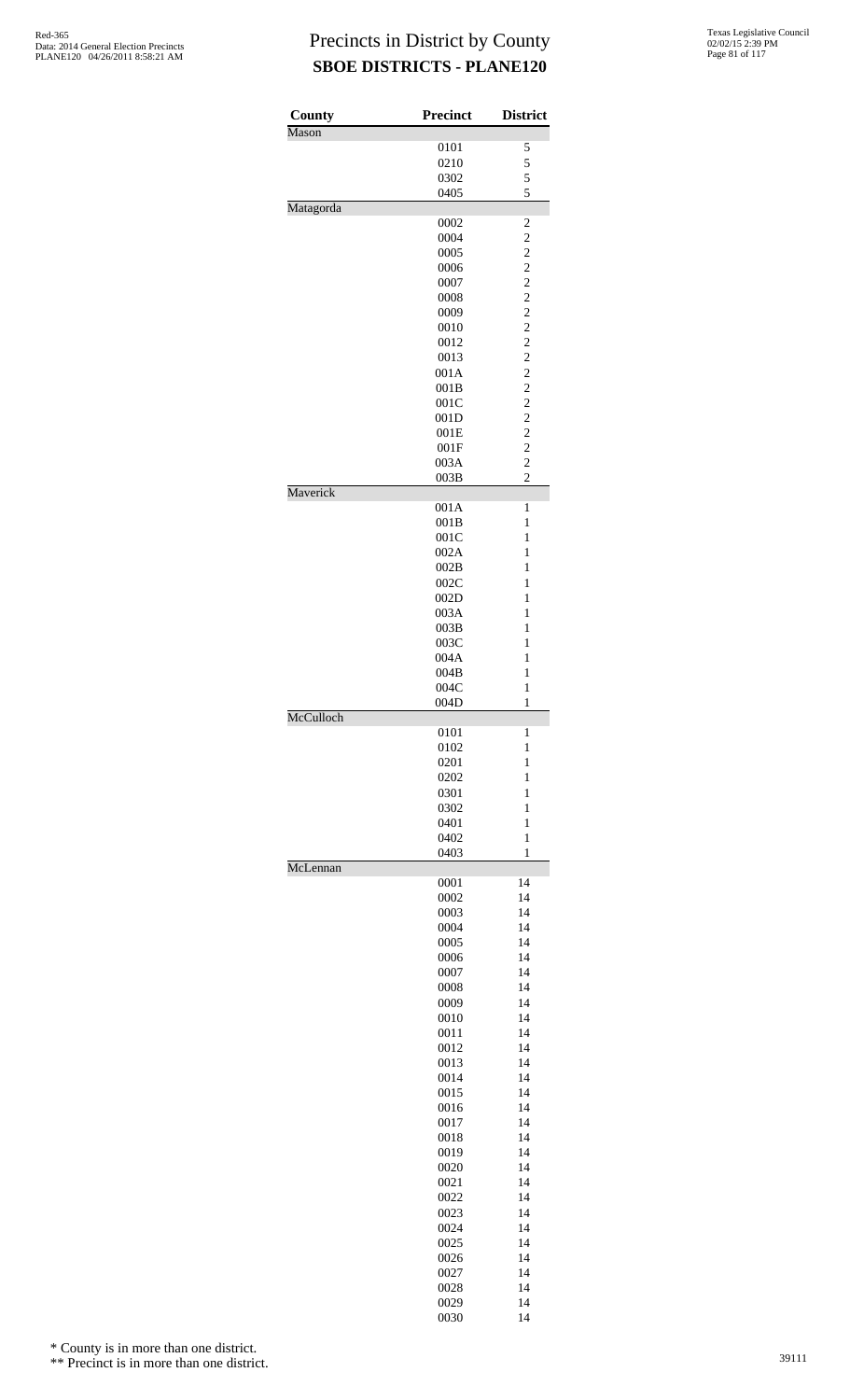# Precincts in District by County

## SBOE DISTRICTS - PLANE120

| County | Precinct | District |
|---|---|---|
| Mason | | |
| | 0101 | 5 |
| | 0210 | 5 |
| | 0302 | 5 |
| | 0405 | 5 |
| Matagorda | | |
| | 0002 | 2 |
| | 0004 | 2 |
| | 0005 | 2 |
| | 0006 | 2 |
| | 0007 | 2 |
| | 0008 | 2 |
| | 0009 | 2 |
| | 0010 | 2 |
| | 0012 | 2 |
| | 0013 | 2 |
| | 001A | 2 |
| | 001B | 2 |
| | 001C | 2 |
| | 001D | 2 |
| | 001E | 2 |
| | 001F | 2 |
| | 003A | 2 |
| | 003B | 2 |
| Maverick | | |
| | 001A | 1 |
| | 001B | 1 |
| | 001C | 1 |
| | 002A | 1 |
| | 002B | 1 |
| | 002C | 1 |
| | 002D | 1 |
| | 003A | 1 |
| | 003B | 1 |
| | 003C | 1 |
| | 004A | 1 |
| | 004B | 1 |
| | 004C | 1 |
| | 004D | 1 |
| McCulloch | | |
| | 0101 | 1 |
| | 0102 | 1 |
| | 0201 | 1 |
| | 0202 | 1 |
| | 0301 | 1 |
| | 0302 | 1 |
| | 0401 | 1 |
| | 0402 | 1 |
| | 0403 | 1 |
| McLennan | | |
| | 0001 | 14 |
| | 0002 | 14 |
| | 0003 | 14 |
| | 0004 | 14 |
| | 0005 | 14 |
| | 0006 | 14 |
| | 0007 | 14 |
| | 0008 | 14 |
| | 0009 | 14 |
| | 0010 | 14 |
| | 0011 | 14 |
| | 0012 | 14 |
| | 0013 | 14 |
| | 0014 | 14 |
| | 0015 | 14 |
| | 0016 | 14 |
| | 0017 | 14 |
| | 0018 | 14 |
| | 0019 | 14 |
| | 0020 | 14 |
| | 0021 | 14 |
| | 0022 | 14 |
| | 0023 | 14 |
| | 0024 | 14 |
| | 0025 | 14 |
| | 0026 | 14 |
| | 0027 | 14 |
| | 0028 | 14 |
| | 0029 | 14 |
| | 0030 | 14 |

\* County is in more than one district.

\*\* Precinct is in more than one district.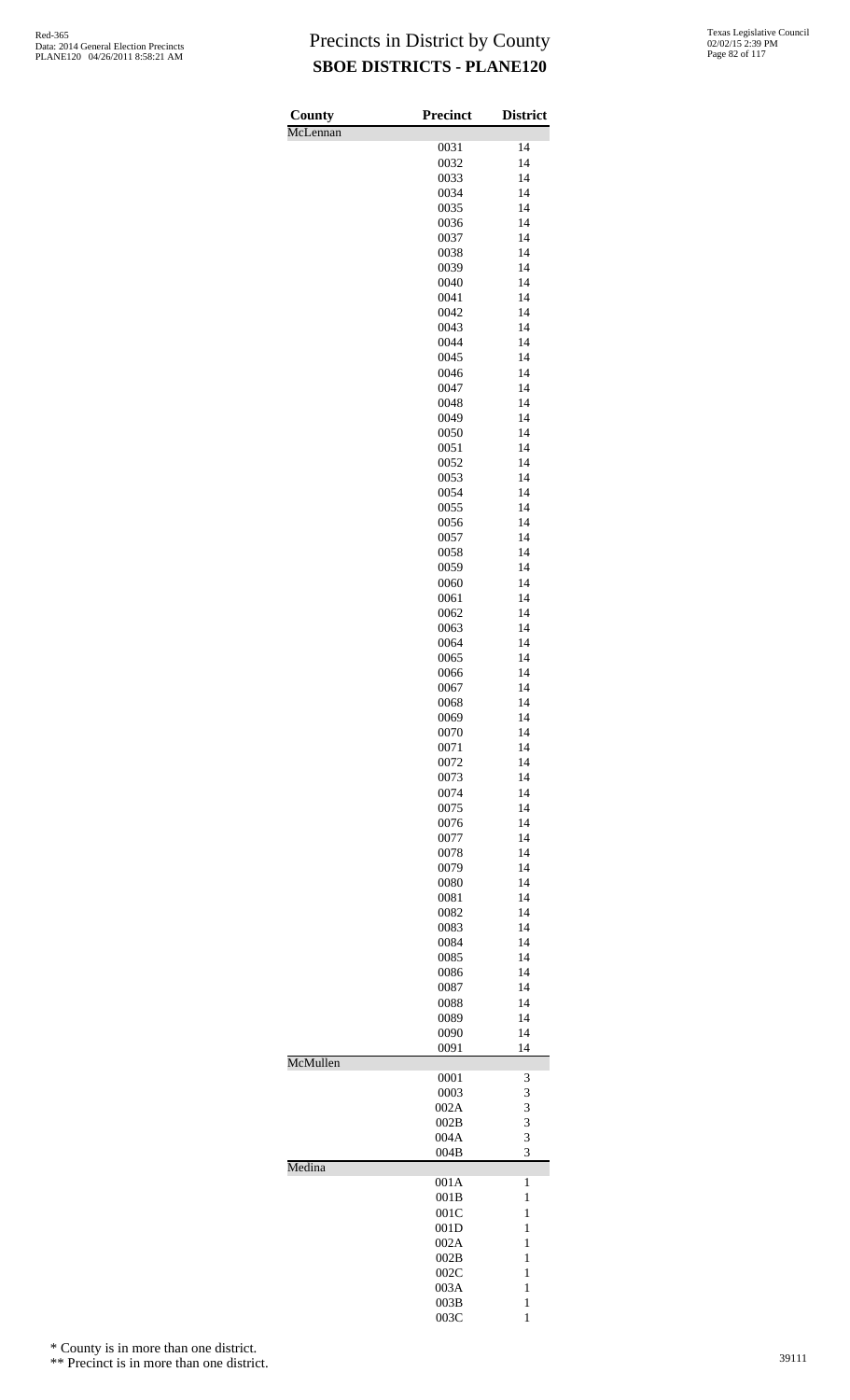# Precincts in District by County

## SBOE DISTRICTS - PLANE120

| County | Precinct | District |
|---|---|---|
| McLennan | | |
| | 0031 | 14 |
| | 0032 | 14 |
| | 0033 | 14 |
| | 0034 | 14 |
| | 0035 | 14 |
| | 0036 | 14 |
| | 0037 | 14 |
| | 0038 | 14 |
| | 0039 | 14 |
| | 0040 | 14 |
| | 0041 | 14 |
| | 0042 | 14 |
| | 0043 | 14 |
| | 0044 | 14 |
| | 0045 | 14 |
| | 0046 | 14 |
| | 0047 | 14 |
| | 0048 | 14 |
| | 0049 | 14 |
| | 0050 | 14 |
| | 0051 | 14 |
| | 0052 | 14 |
| | 0053 | 14 |
| | 0054 | 14 |
| | 0055 | 14 |
| | 0056 | 14 |
| | 0057 | 14 |
| | 0058 | 14 |
| | 0059 | 14 |
| | 0060 | 14 |
| | 0061 | 14 |
| | 0062 | 14 |
| | 0063 | 14 |
| | 0064 | 14 |
| | 0065 | 14 |
| | 0066 | 14 |
| | 0067 | 14 |
| | 0068 | 14 |
| | 0069 | 14 |
| | 0070 | 14 |
| | 0071 | 14 |
| | 0072 | 14 |
| | 0073 | 14 |
| | 0074 | 14 |
| | 0075 | 14 |
| | 0076 | 14 |
| | 0077 | 14 |
| | 0078 | 14 |
| | 0079 | 14 |
| | 0080 | 14 |
| | 0081 | 14 |
| | 0082 | 14 |
| | 0083 | 14 |
| | 0084 | 14 |
| | 0085 | 14 |
| | 0086 | 14 |
| | 0087 | 14 |
| | 0088 | 14 |
| | 0089 | 14 |
| | 0090 | 14 |
| | 0091 | 14 |
| McMullen | | |
| | 0001 | 3 |
| | 0003 | 3 |
| | 002A | 3 |
| | 002B | 3 |
| | 004A | 3 |
| | 004B | 3 |
| Medina | | |
| | 001A | 1 |
| | 001B | 1 |
| | 001C | 1 |
| | 001D | 1 |
| | 002A | 1 |
| | 002B | 1 |
| | 002C | 1 |
| | 003A | 1 |
| | 003B | 1 |
| | 003C | 1 |

\* County is in more than one district.

\*\* Precinct is in more than one district.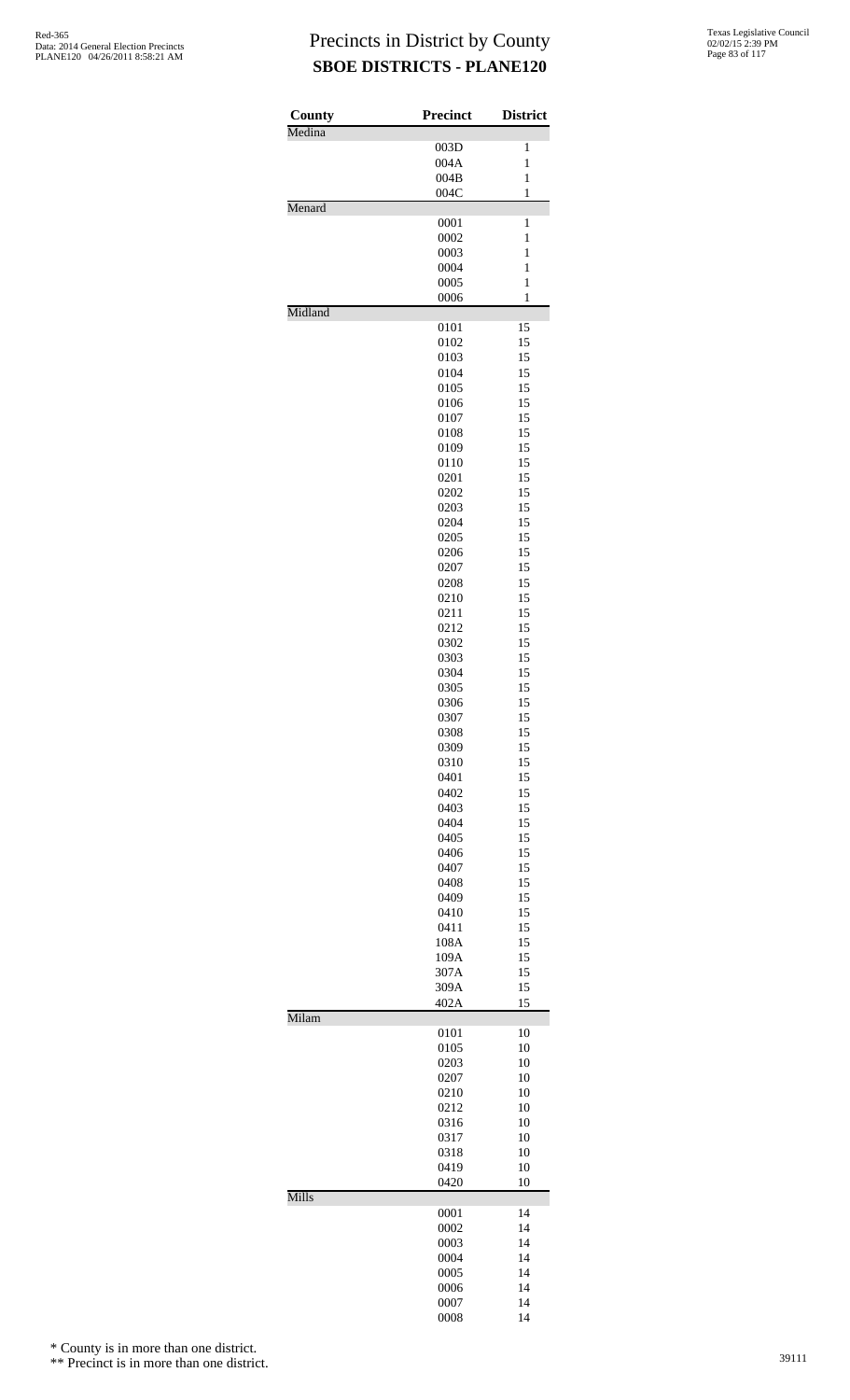# Precincts in District by County

## SBOE DISTRICTS - PLANE120

| County | Precinct | District |
|---|---|---|
| Medina | | |
| | 003D | 1 |
| | 004A | 1 |
| | 004B | 1 |
| | 004C | 1 |
| Menard | | |
| | 0001 | 1 |
| | 0002 | 1 |
| | 0003 | 1 |
| | 0004 | 1 |
| | 0005 | 1 |
| | 0006 | 1 |
| Midland | | |
| | 0101 | 15 |
| | 0102 | 15 |
| | 0103 | 15 |
| | 0104 | 15 |
| | 0105 | 15 |
| | 0106 | 15 |
| | 0107 | 15 |
| | 0108 | 15 |
| | 0109 | 15 |
| | 0110 | 15 |
| | 0201 | 15 |
| | 0202 | 15 |
| | 0203 | 15 |
| | 0204 | 15 |
| | 0205 | 15 |
| | 0206 | 15 |
| | 0207 | 15 |
| | 0208 | 15 |
| | 0210 | 15 |
| | 0211 | 15 |
| | 0212 | 15 |
| | 0302 | 15 |
| | 0303 | 15 |
| | 0304 | 15 |
| | 0305 | 15 |
| | 0306 | 15 |
| | 0307 | 15 |
| | 0308 | 15 |
| | 0309 | 15 |
| | 0310 | 15 |
| | 0401 | 15 |
| | 0402 | 15 |
| | 0403 | 15 |
| | 0404 | 15 |
| | 0405 | 15 |
| | 0406 | 15 |
| | 0407 | 15 |
| | 0408 | 15 |
| | 0409 | 15 |
| | 0410 | 15 |
| | 0411 | 15 |
| | 108A | 15 |
| | 109A | 15 |
| | 307A | 15 |
| | 309A | 15 |
| | 402A | 15 |
| Milam | | |
| | 0101 | 10 |
| | 0105 | 10 |
| | 0203 | 10 |
| | 0207 | 10 |
| | 0210 | 10 |
| | 0212 | 10 |
| | 0316 | 10 |
| | 0317 | 10 |
| | 0318 | 10 |
| | 0419 | 10 |
| | 0420 | 10 |
| Mills | | |
| | 0001 | 14 |
| | 0002 | 14 |
| | 0003 | 14 |
| | 0004 | 14 |
| | 0005 | 14 |
| | 0006 | 14 |
| | 0007 | 14 |
| | 0008 | 14 |

\* County is in more than one district.

\*\* Precinct is in more than one district.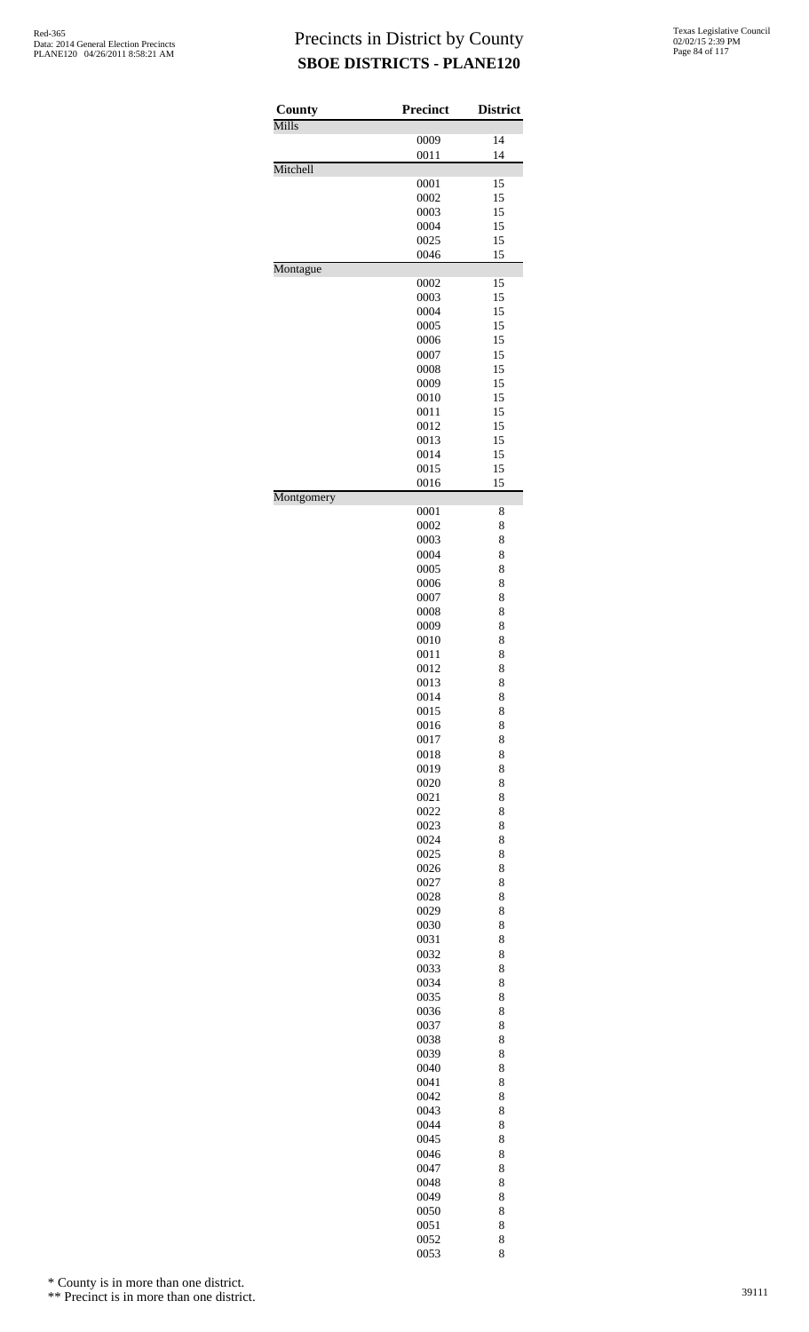# Precincts in District by County

## SBOE DISTRICTS - PLANE120

Red-365
Data: 2014 General Election Precincts
PLANE120 04/26/2011 8:58:21 AM

Texas Legislative Council
02/02/15 2:39 PM

| County | Precinct | District |
|---|---|---|
| Mills | | |
| | 0009 | 14 |
| | 0011 | 14 |
| Mitchell | | |
| | 0001 | 15 |
| | 0002 | 15 |
| | 0003 | 15 |
| | 0004 | 15 |
| | 0025 | 15 |
| | 0046 | 15 |
| Montague | | |
| | 0002 | 15 |
| | 0003 | 15 |
| | 0004 | 15 |
| | 0005 | 15 |
| | 0006 | 15 |
| | 0007 | 15 |
| | 0008 | 15 |
| | 0009 | 15 |
| | 0010 | 15 |
| | 0011 | 15 |
| | 0012 | 15 |
| | 0013 | 15 |
| | 0014 | 15 |
| | 0015 | 15 |
| | 0016 | 15 |
| Montgomery | | |
| | 0001 | 8 |
| | 0002 | 8 |
| | 0003 | 8 |
| | 0004 | 8 |
| | 0005 | 8 |
| | 0006 | 8 |
| | 0007 | 8 |
| | 0008 | 8 |
| | 0009 | 8 |
| | 0010 | 8 |
| | 0011 | 8 |
| | 0012 | 8 |
| | 0013 | 8 |
| | 0014 | 8 |
| | 0015 | 8 |
| | 0016 | 8 |
| | 0017 | 8 |
| | 0018 | 8 |
| | 0019 | 8 |
| | 0020 | 8 |
| | 0021 | 8 |
| | 0022 | 8 |
| | 0023 | 8 |
| | 0024 | 8 |
| | 0025 | 8 |
| | 0026 | 8 |
| | 0027 | 8 |
| | 0028 | 8 |
| | 0029 | 8 |
| | 0030 | 8 |
| | 0031 | 8 |
| | 0032 | 8 |
| | 0033 | 8 |
| | 0034 | 8 |
| | 0035 | 8 |
| | 0036 | 8 |
| | 0037 | 8 |
| | 0038 | 8 |
| | 0039 | 8 |
| | 0040 | 8 |
| | 0041 | 8 |
| | 0042 | 8 |
| | 0043 | 8 |
| | 0044 | 8 |
| | 0045 | 8 |
| | 0046 | 8 |
| | 0047 | 8 |
| | 0048 | 8 |
| | 0049 | 8 |
| | 0050 | 8 |
| | 0051 | 8 |
| | 0052 | 8 |
| | 0053 | 8 |

\* County is in more than one district.

\*\* Precinct is in more than one district.

39111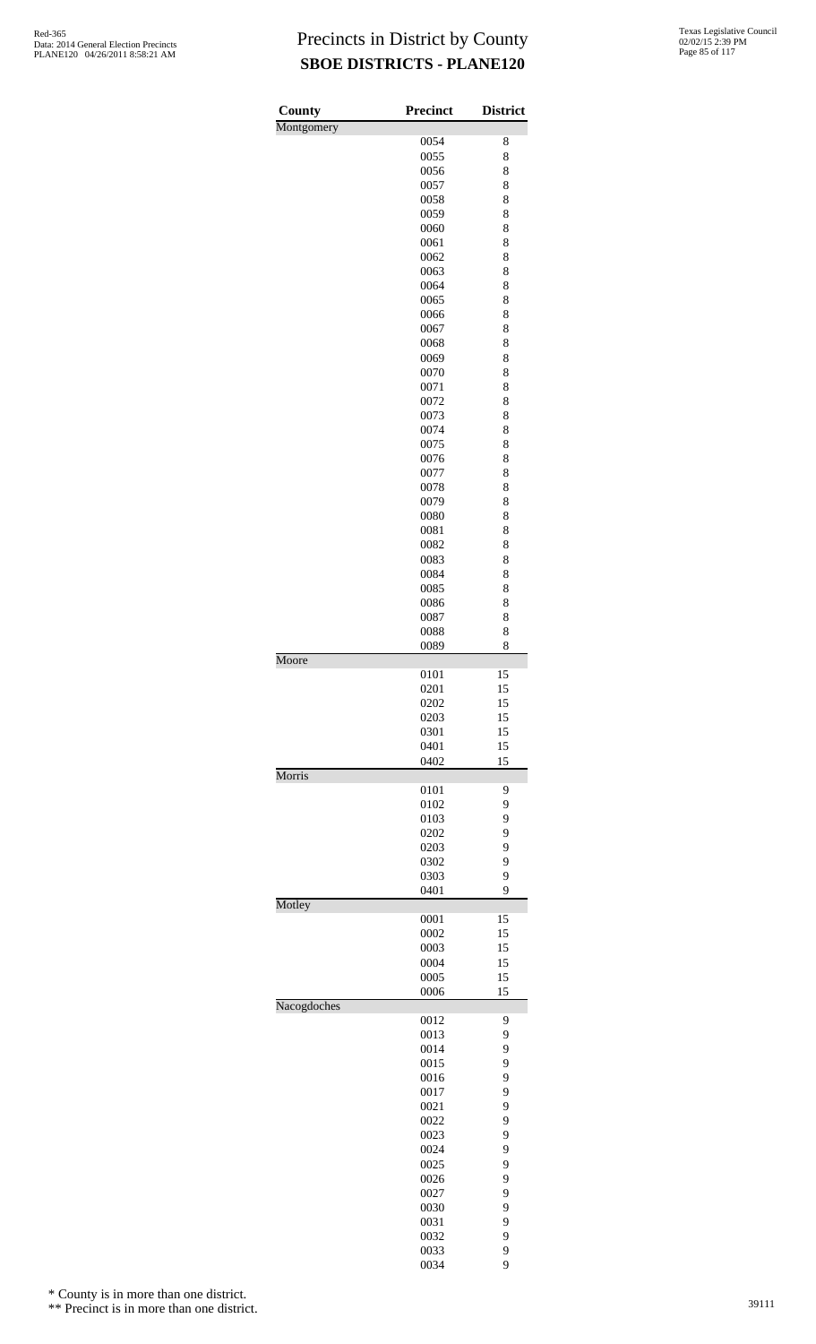# Precincts in District by County
## SBOE DISTRICTS - PLANE120

| County | Precinct | District |
|---|---|---|
| Montgomery | | |
| | 0054 | 8 |
| | 0055 | 8 |
| | 0056 | 8 |
| | 0057 | 8 |
| | 0058 | 8 |
| | 0059 | 8 |
| | 0060 | 8 |
| | 0061 | 8 |
| | 0062 | 8 |
| | 0063 | 8 |
| | 0064 | 8 |
| | 0065 | 8 |
| | 0066 | 8 |
| | 0067 | 8 |
| | 0068 | 8 |
| | 0069 | 8 |
| | 0070 | 8 |
| | 0071 | 8 |
| | 0072 | 8 |
| | 0073 | 8 |
| | 0074 | 8 |
| | 0075 | 8 |
| | 0076 | 8 |
| | 0077 | 8 |
| | 0078 | 8 |
| | 0079 | 8 |
| | 0080 | 8 |
| | 0081 | 8 |
| | 0082 | 8 |
| | 0083 | 8 |
| | 0084 | 8 |
| | 0085 | 8 |
| | 0086 | 8 |
| | 0087 | 8 |
| | 0088 | 8 |
| | 0089 | 8 |
| Moore | | |
| | 0101 | 15 |
| | 0201 | 15 |
| | 0202 | 15 |
| | 0203 | 15 |
| | 0301 | 15 |
| | 0401 | 15 |
| | 0402 | 15 |
| Morris | | |
| | 0101 | 9 |
| | 0102 | 9 |
| | 0103 | 9 |
| | 0202 | 9 |
| | 0203 | 9 |
| | 0302 | 9 |
| | 0303 | 9 |
| | 0401 | 9 |
| Motley | | |
| | 0001 | 15 |
| | 0002 | 15 |
| | 0003 | 15 |
| | 0004 | 15 |
| | 0005 | 15 |
| | 0006 | 15 |
| Nacogdoches | | |
| | 0012 | 9 |
| | 0013 | 9 |
| | 0014 | 9 |
| | 0015 | 9 |
| | 0016 | 9 |
| | 0017 | 9 |
| | 0021 | 9 |
| | 0022 | 9 |
| | 0023 | 9 |
| | 0024 | 9 |
| | 0025 | 9 |
| | 0026 | 9 |
| | 0027 | 9 |
| | 0030 | 9 |
| | 0031 | 9 |
| | 0032 | 9 |
| | 0033 | 9 |
| | 0034 | 9 |

\* County is in more than one district.

\*\* Precinct is in more than one district.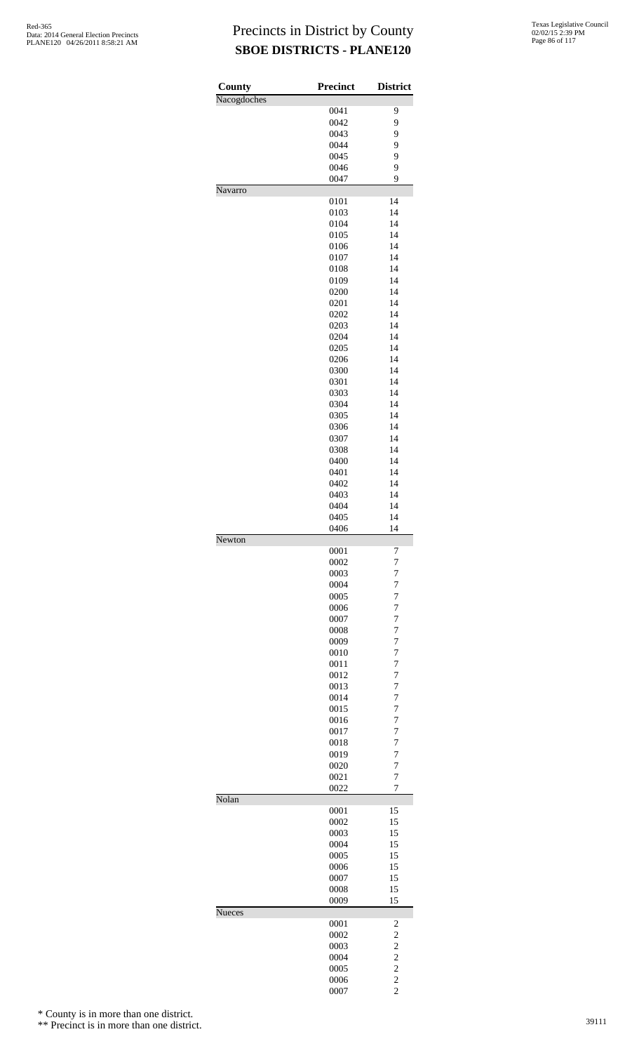# Precincts in District by County

## SBOE DISTRICTS - PLANE120

Red-365
Data: 2014 General Election Precincts
PLANE120 04/26/2011 8:58:21 AM

Texas Legislative Council
02/02/15 2:39 PM

| County | Precinct | District |
|---|---|---|
| Nacogdoches | | |
| | 0041 | 9 |
| | 0042 | 9 |
| | 0043 | 9 |
| | 0044 | 9 |
| | 0045 | 9 |
| | 0046 | 9 |
| | 0047 | 9 |
| Navarro | | |
| | 0101 | 14 |
| | 0103 | 14 |
| | 0104 | 14 |
| | 0105 | 14 |
| | 0106 | 14 |
| | 0107 | 14 |
| | 0108 | 14 |
| | 0109 | 14 |
| | 0200 | 14 |
| | 0201 | 14 |
| | 0202 | 14 |
| | 0203 | 14 |
| | 0204 | 14 |
| | 0205 | 14 |
| | 0206 | 14 |
| | 0300 | 14 |
| | 0301 | 14 |
| | 0303 | 14 |
| | 0304 | 14 |
| | 0305 | 14 |
| | 0306 | 14 |
| | 0307 | 14 |
| | 0308 | 14 |
| | 0400 | 14 |
| | 0401 | 14 |
| | 0402 | 14 |
| | 0403 | 14 |
| | 0404 | 14 |
| | 0405 | 14 |
| | 0406 | 14 |
| Newton | | |
| | 0001 | 7 |
| | 0002 | 7 |
| | 0003 | 7 |
| | 0004 | 7 |
| | 0005 | 7 |
| | 0006 | 7 |
| | 0007 | 7 |
| | 0008 | 7 |
| | 0009 | 7 |
| | 0010 | 7 |
| | 0011 | 7 |
| | 0012 | 7 |
| | 0013 | 7 |
| | 0014 | 7 |
| | 0015 | 7 |
| | 0016 | 7 |
| | 0017 | 7 |
| | 0018 | 7 |
| | 0019 | 7 |
| | 0020 | 7 |
| | 0021 | 7 |
| | 0022 | 7 |
| Nolan | | |
| | 0001 | 15 |
| | 0002 | 15 |
| | 0003 | 15 |
| | 0004 | 15 |
| | 0005 | 15 |
| | 0006 | 15 |
| | 0007 | 15 |
| | 0008 | 15 |
| | 0009 | 15 |
| Nueces | | |
| | 0001 | 2 |
| | 0002 | 2 |
| | 0003 | 2 |
| | 0004 | 2 |
| | 0005 | 2 |
| | 0006 | 2 |
| | 0007 | 2 |

\* County is in more than one district.

\*\* Precinct is in more than one district.

39111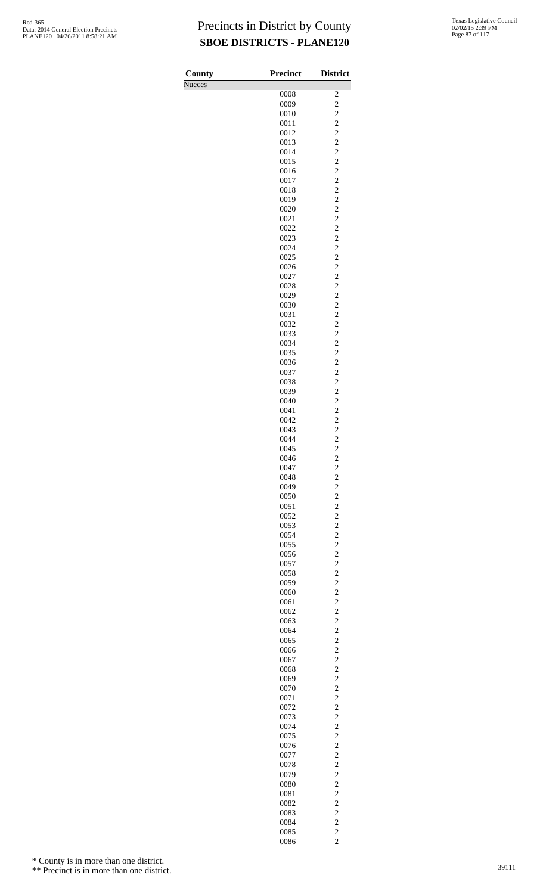# Precincts in District by County

## SBOE DISTRICTS - PLANE120

| County | Precinct | District |
|---|---|---|
| Nueces | | |
| | 0008 | 2 |
| | 0009 | 2 |
| | 0010 | 2 |
| | 0011 | 2 |
| | 0012 | 2 |
| | 0013 | 2 |
| | 0014 | 2 |
| | 0015 | 2 |
| | 0016 | 2 |
| | 0017 | 2 |
| | 0018 | 2 |
| | 0019 | 2 |
| | 0020 | 2 |
| | 0021 | 2 |
| | 0022 | 2 |
| | 0023 | 2 |
| | 0024 | 2 |
| | 0025 | 2 |
| | 0026 | 2 |
| | 0027 | 2 |
| | 0028 | 2 |
| | 0029 | 2 |
| | 0030 | 2 |
| | 0031 | 2 |
| | 0032 | 2 |
| | 0033 | 2 |
| | 0034 | 2 |
| | 0035 | 2 |
| | 0036 | 2 |
| | 0037 | 2 |
| | 0038 | 2 |
| | 0039 | 2 |
| | 0040 | 2 |
| | 0041 | 2 |
| | 0042 | 2 |
| | 0043 | 2 |
| | 0044 | 2 |
| | 0045 | 2 |
| | 0046 | 2 |
| | 0047 | 2 |
| | 0048 | 2 |
| | 0049 | 2 |
| | 0050 | 2 |
| | 0051 | 2 |
| | 0052 | 2 |
| | 0053 | 2 |
| | 0054 | 2 |
| | 0055 | 2 |
| | 0056 | 2 |
| | 0057 | 2 |
| | 0058 | 2 |
| | 0059 | 2 |
| | 0060 | 2 |
| | 0061 | 2 |
| | 0062 | 2 |
| | 0063 | 2 |
| | 0064 | 2 |
| | 0065 | 2 |
| | 0066 | 2 |
| | 0067 | 2 |
| | 0068 | 2 |
| | 0069 | 2 |
| | 0070 | 2 |
| | 0071 | 2 |
| | 0072 | 2 |
| | 0073 | 2 |
| | 0074 | 2 |
| | 0075 | 2 |
| | 0076 | 2 |
| | 0077 | 2 |
| | 0078 | 2 |
| | 0079 | 2 |
| | 0080 | 2 |
| | 0081 | 2 |
| | 0082 | 2 |
| | 0083 | 2 |
| | 0084 | 2 |
| | 0085 | 2 |
| | 0086 | 2 |

\* County is in more than one district.

\*\* Precinct is in more than one district.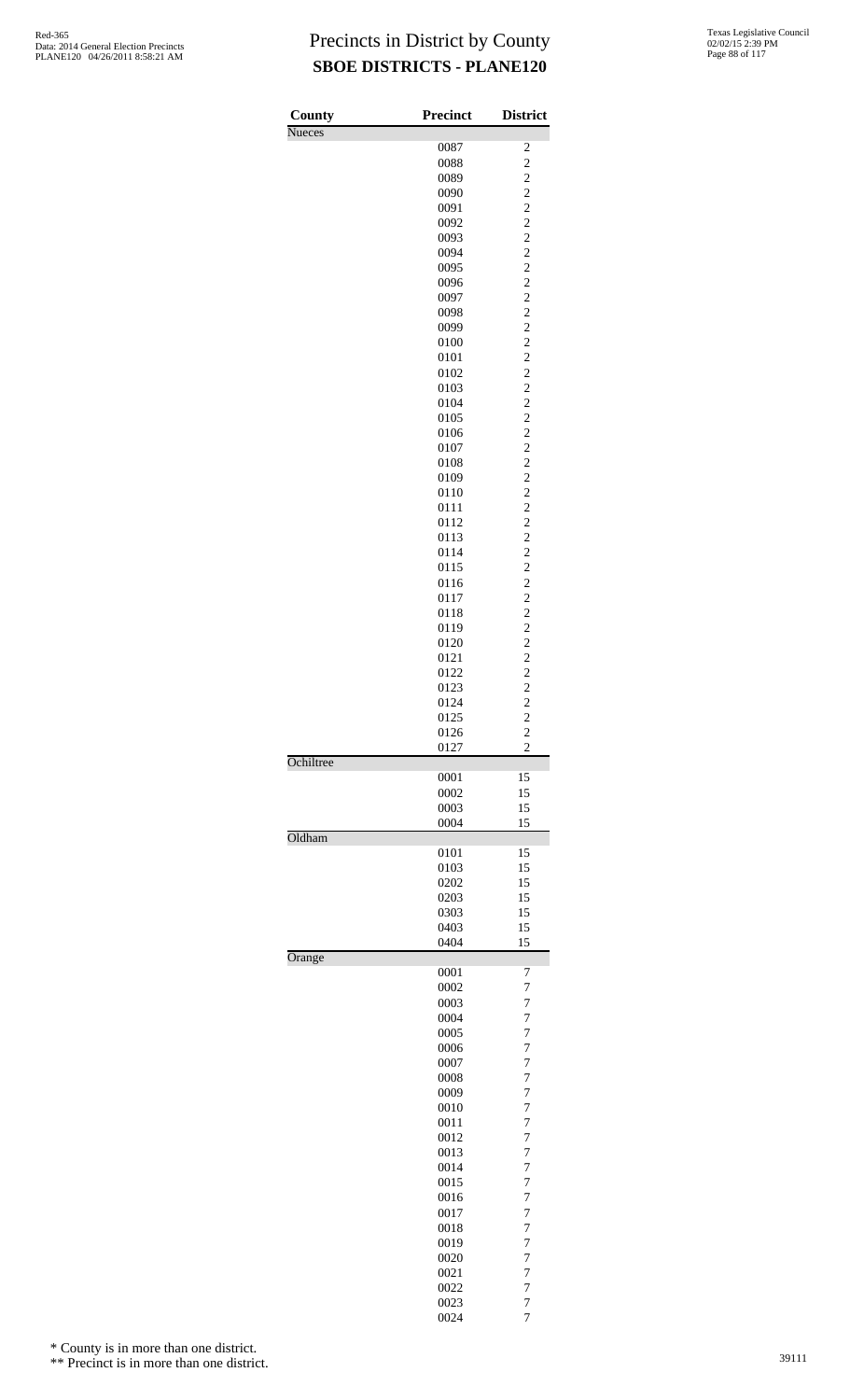# Precincts in District by County

## SBOE DISTRICTS - PLANE120

| County | Precinct | District |
|---|---|---|
| Nueces | | |
| | 0087 | 2 |
| | 0088 | 2 |
| | 0089 | 2 |
| | 0090 | 2 |
| | 0091 | 2 |
| | 0092 | 2 |
| | 0093 | 2 |
| | 0094 | 2 |
| | 0095 | 2 |
| | 0096 | 2 |
| | 0097 | 2 |
| | 0098 | 2 |
| | 0099 | 2 |
| | 0100 | 2 |
| | 0101 | 2 |
| | 0102 | 2 |
| | 0103 | 2 |
| | 0104 | 2 |
| | 0105 | 2 |
| | 0106 | 2 |
| | 0107 | 2 |
| | 0108 | 2 |
| | 0109 | 2 |
| | 0110 | 2 |
| | 0111 | 2 |
| | 0112 | 2 |
| | 0113 | 2 |
| | 0114 | 2 |
| | 0115 | 2 |
| | 0116 | 2 |
| | 0117 | 2 |
| | 0118 | 2 |
| | 0119 | 2 |
| | 0120 | 2 |
| | 0121 | 2 |
| | 0122 | 2 |
| | 0123 | 2 |
| | 0124 | 2 |
| | 0125 | 2 |
| | 0126 | 2 |
| | 0127 | 2 |
| Ochiltree | | |
| | 0001 | 15 |
| | 0002 | 15 |
| | 0003 | 15 |
| | 0004 | 15 |
| Oldham | | |
| | 0101 | 15 |
| | 0103 | 15 |
| | 0202 | 15 |
| | 0203 | 15 |
| | 0303 | 15 |
| | 0403 | 15 |
| | 0404 | 15 |
| Orange | | |
| | 0001 | 7 |
| | 0002 | 7 |
| | 0003 | 7 |
| | 0004 | 7 |
| | 0005 | 7 |
| | 0006 | 7 |
| | 0007 | 7 |
| | 0008 | 7 |
| | 0009 | 7 |
| | 0010 | 7 |
| | 0011 | 7 |
| | 0012 | 7 |
| | 0013 | 7 |
| | 0014 | 7 |
| | 0015 | 7 |
| | 0016 | 7 |
| | 0017 | 7 |
| | 0018 | 7 |
| | 0019 | 7 |
| | 0020 | 7 |
| | 0021 | 7 |
| | 0022 | 7 |
| | 0023 | 7 |
| | 0024 | 7 |

\* County is in more than one district.

\*\* Precinct is in more than one district.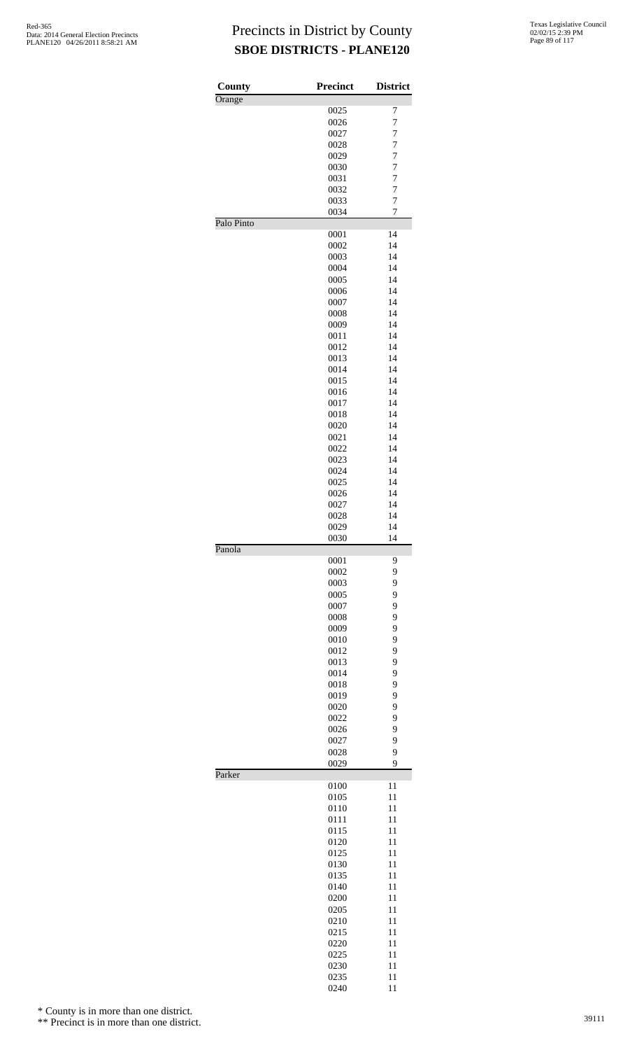# Precincts in District by County
## SBOE DISTRICTS - PLANE120

| County | Precinct | District |
|---|---|---|
| Orange | | |
| | 0025 | 7 |
| | 0026 | 7 |
| | 0027 | 7 |
| | 0028 | 7 |
| | 0029 | 7 |
| | 0030 | 7 |
| | 0031 | 7 |
| | 0032 | 7 |
| | 0033 | 7 |
| | 0034 | 7 |
| Palo Pinto | | |
| | 0001 | 14 |
| | 0002 | 14 |
| | 0003 | 14 |
| | 0004 | 14 |
| | 0005 | 14 |
| | 0006 | 14 |
| | 0007 | 14 |
| | 0008 | 14 |
| | 0009 | 14 |
| | 0011 | 14 |
| | 0012 | 14 |
| | 0013 | 14 |
| | 0014 | 14 |
| | 0015 | 14 |
| | 0016 | 14 |
| | 0017 | 14 |
| | 0018 | 14 |
| | 0020 | 14 |
| | 0021 | 14 |
| | 0022 | 14 |
| | 0023 | 14 |
| | 0024 | 14 |
| | 0025 | 14 |
| | 0026 | 14 |
| | 0027 | 14 |
| | 0028 | 14 |
| | 0029 | 14 |
| | 0030 | 14 |
| Panola | | |
| | 0001 | 9 |
| | 0002 | 9 |
| | 0003 | 9 |
| | 0005 | 9 |
| | 0007 | 9 |
| | 0008 | 9 |
| | 0009 | 9 |
| | 0010 | 9 |
| | 0012 | 9 |
| | 0013 | 9 |
| | 0014 | 9 |
| | 0018 | 9 |
| | 0019 | 9 |
| | 0020 | 9 |
| | 0022 | 9 |
| | 0026 | 9 |
| | 0027 | 9 |
| | 0028 | 9 |
| | 0029 | 9 |
| Parker | | |
| | 0100 | 11 |
| | 0105 | 11 |
| | 0110 | 11 |
| | 0111 | 11 |
| | 0115 | 11 |
| | 0120 | 11 |
| | 0125 | 11 |
| | 0130 | 11 |
| | 0135 | 11 |
| | 0140 | 11 |
| | 0200 | 11 |
| | 0205 | 11 |
| | 0210 | 11 |
| | 0215 | 11 |
| | 0220 | 11 |
| | 0225 | 11 |
| | 0230 | 11 |
| | 0235 | 11 |
| | 0240 | 11 |

\* County is in more than one district.

\*\* Precinct is in more than one district.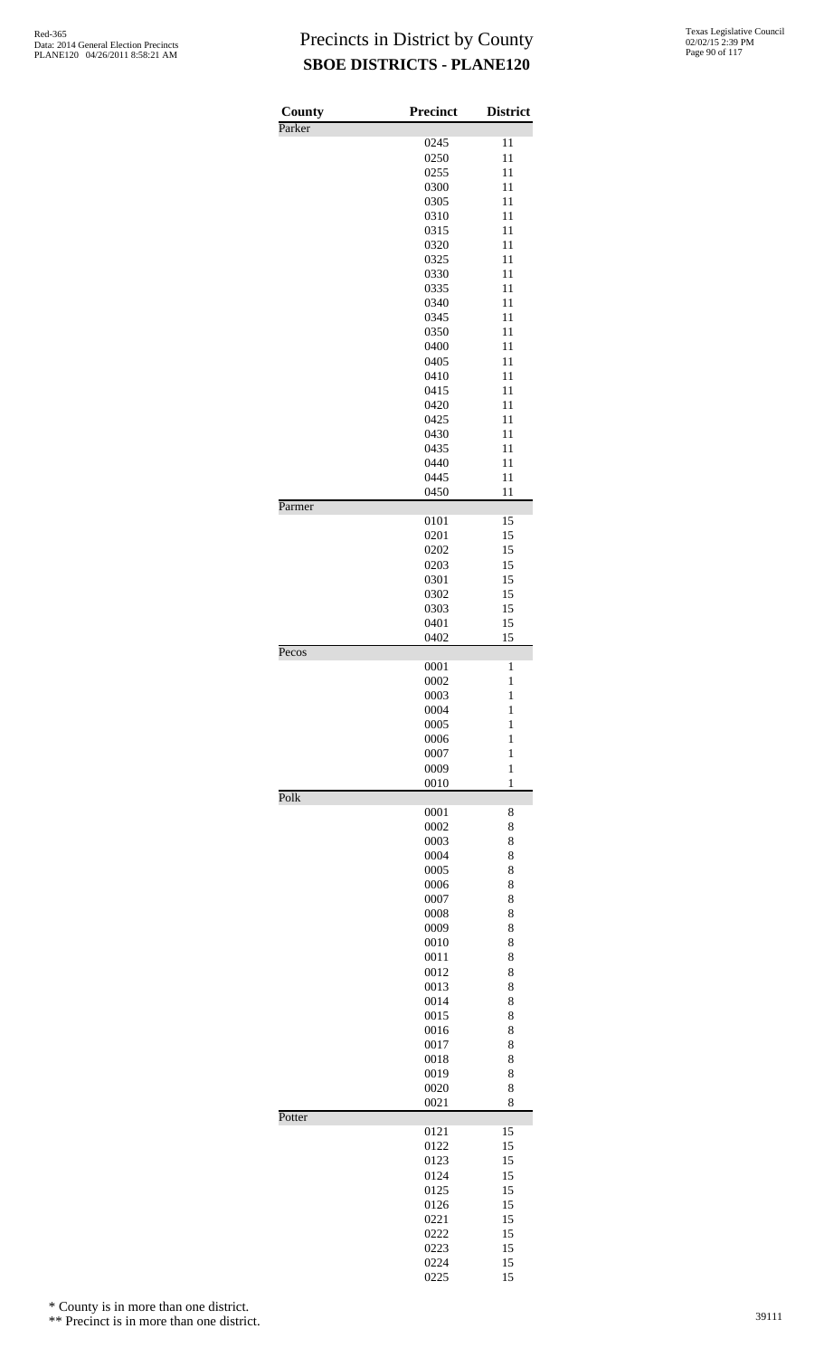# Precincts in District by County

## SBOE DISTRICTS - PLANE120

| County | Precinct | District |
|---|---|---|
| Parker | | |
| | 0245 | 11 |
| | 0250 | 11 |
| | 0255 | 11 |
| | 0300 | 11 |
| | 0305 | 11 |
| | 0310 | 11 |
| | 0315 | 11 |
| | 0320 | 11 |
| | 0325 | 11 |
| | 0330 | 11 |
| | 0335 | 11 |
| | 0340 | 11 |
| | 0345 | 11 |
| | 0350 | 11 |
| | 0400 | 11 |
| | 0405 | 11 |
| | 0410 | 11 |
| | 0415 | 11 |
| | 0420 | 11 |
| | 0425 | 11 |
| | 0430 | 11 |
| | 0435 | 11 |
| | 0440 | 11 |
| | 0445 | 11 |
| | 0450 | 11 |
| Parmer | | |
| | 0101 | 15 |
| | 0201 | 15 |
| | 0202 | 15 |
| | 0203 | 15 |
| | 0301 | 15 |
| | 0302 | 15 |
| | 0303 | 15 |
| | 0401 | 15 |
| | 0402 | 15 |
| Pecos | | |
| | 0001 | 1 |
| | 0002 | 1 |
| | 0003 | 1 |
| | 0004 | 1 |
| | 0005 | 1 |
| | 0006 | 1 |
| | 0007 | 1 |
| | 0009 | 1 |
| | 0010 | 1 |
| Polk | | |
| | 0001 | 8 |
| | 0002 | 8 |
| | 0003 | 8 |
| | 0004 | 8 |
| | 0005 | 8 |
| | 0006 | 8 |
| | 0007 | 8 |
| | 0008 | 8 |
| | 0009 | 8 |
| | 0010 | 8 |
| | 0011 | 8 |
| | 0012 | 8 |
| | 0013 | 8 |
| | 0014 | 8 |
| | 0015 | 8 |
| | 0016 | 8 |
| | 0017 | 8 |
| | 0018 | 8 |
| | 0019 | 8 |
| | 0020 | 8 |
| | 0021 | 8 |
| Potter | | |
| | 0121 | 15 |
| | 0122 | 15 |
| | 0123 | 15 |
| | 0124 | 15 |
| | 0125 | 15 |
| | 0126 | 15 |
| | 0221 | 15 |
| | 0222 | 15 |
| | 0223 | 15 |
| | 0224 | 15 |
| | 0225 | 15 |

\* County is in more than one district.

\** Precinct is in more than one district.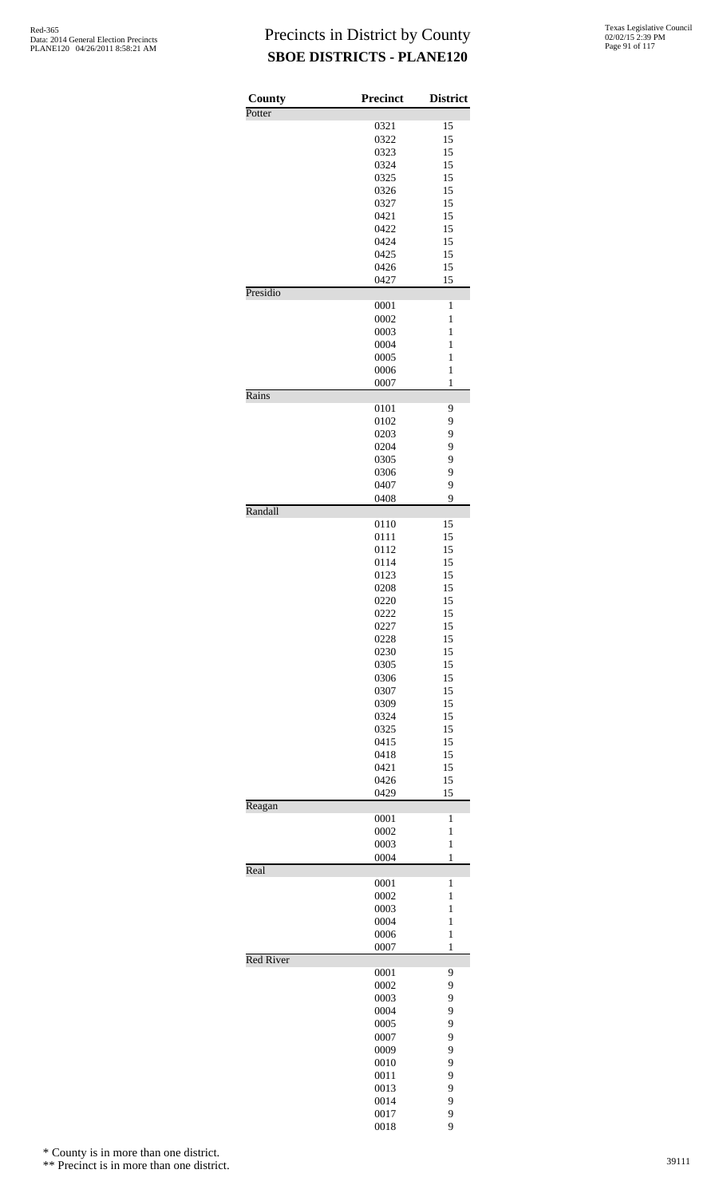# Precincts in District by County
## SBOE DISTRICTS - PLANE120

| County | Precinct | District |
|---|---|---|
| Potter | | |
| | 0321 | 15 |
| | 0322 | 15 |
| | 0323 | 15 |
| | 0324 | 15 |
| | 0325 | 15 |
| | 0326 | 15 |
| | 0327 | 15 |
| | 0421 | 15 |
| | 0422 | 15 |
| | 0424 | 15 |
| | 0425 | 15 |
| | 0426 | 15 |
| | 0427 | 15 |
| Presidio | | |
| | 0001 | 1 |
| | 0002 | 1 |
| | 0003 | 1 |
| | 0004 | 1 |
| | 0005 | 1 |
| | 0006 | 1 |
| | 0007 | 1 |
| Rains | | |
| | 0101 | 9 |
| | 0102 | 9 |
| | 0203 | 9 |
| | 0204 | 9 |
| | 0305 | 9 |
| | 0306 | 9 |
| | 0407 | 9 |
| | 0408 | 9 |
| Randall | | |
| | 0110 | 15 |
| | 0111 | 15 |
| | 0112 | 15 |
| | 0114 | 15 |
| | 0123 | 15 |
| | 0208 | 15 |
| | 0220 | 15 |
| | 0222 | 15 |
| | 0227 | 15 |
| | 0228 | 15 |
| | 0230 | 15 |
| | 0305 | 15 |
| | 0306 | 15 |
| | 0307 | 15 |
| | 0309 | 15 |
| | 0324 | 15 |
| | 0325 | 15 |
| | 0415 | 15 |
| | 0418 | 15 |
| | 0421 | 15 |
| | 0426 | 15 |
| | 0429 | 15 |
| Reagan | | |
| | 0001 | 1 |
| | 0002 | 1 |
| | 0003 | 1 |
| | 0004 | 1 |
| Real | | |
| | 0001 | 1 |
| | 0002 | 1 |
| | 0003 | 1 |
| | 0004 | 1 |
| | 0006 | 1 |
| | 0007 | 1 |
| Red River | | |
| | 0001 | 9 |
| | 0002 | 9 |
| | 0003 | 9 |
| | 0004 | 9 |
| | 0005 | 9 |
| | 0007 | 9 |
| | 0009 | 9 |
| | 0010 | 9 |
| | 0011 | 9 |
| | 0013 | 9 |
| | 0014 | 9 |
| | 0017 | 9 |
| | 0018 | 9 |

\* County is in more than one district.

\** Precinct is in more than one district.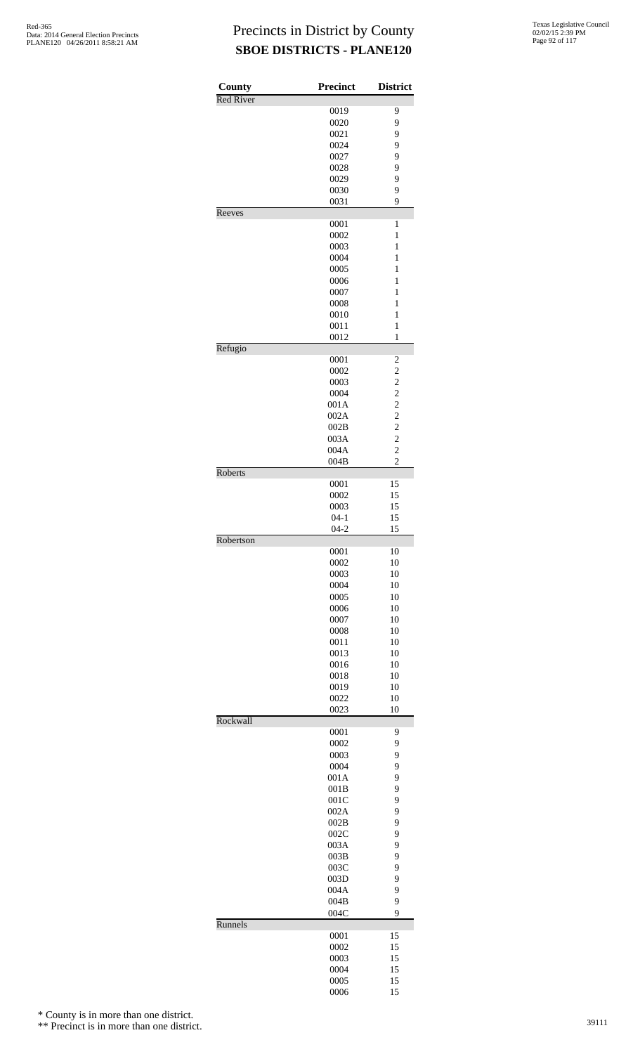# Precincts in District by County
## SBOE DISTRICTS - PLANE120

| County | Precinct | District |
|---|---|---|
| Red River | | |
| | 0019 | 9 |
| | 0020 | 9 |
| | 0021 | 9 |
| | 0024 | 9 |
| | 0027 | 9 |
| | 0028 | 9 |
| | 0029 | 9 |
| | 0030 | 9 |
| | 0031 | 9 |
| Reeves | | |
| | 0001 | 1 |
| | 0002 | 1 |
| | 0003 | 1 |
| | 0004 | 1 |
| | 0005 | 1 |
| | 0006 | 1 |
| | 0007 | 1 |
| | 0008 | 1 |
| | 0010 | 1 |
| | 0011 | 1 |
| | 0012 | 1 |
| Refugio | | |
| | 0001 | 2 |
| | 0002 | 2 |
| | 0003 | 2 |
| | 0004 | 2 |
| | 001A | 2 |
| | 002A | 2 |
| | 002B | 2 |
| | 003A | 2 |
| | 004A | 2 |
| | 004B | 2 |
| Roberts | | |
| | 0001 | 15 |
| | 0002 | 15 |
| | 0003 | 15 |
| | 04-1 | 15 |
| | 04-2 | 15 |
| Robertson | | |
| | 0001 | 10 |
| | 0002 | 10 |
| | 0003 | 10 |
| | 0004 | 10 |
| | 0005 | 10 |
| | 0006 | 10 |
| | 0007 | 10 |
| | 0008 | 10 |
| | 0011 | 10 |
| | 0013 | 10 |
| | 0016 | 10 |
| | 0018 | 10 |
| | 0019 | 10 |
| | 0022 | 10 |
| | 0023 | 10 |
| Rockwall | | |
| | 0001 | 9 |
| | 0002 | 9 |
| | 0003 | 9 |
| | 0004 | 9 |
| | 001A | 9 |
| | 001B | 9 |
| | 001C | 9 |
| | 002A | 9 |
| | 002B | 9 |
| | 002C | 9 |
| | 003A | 9 |
| | 003B | 9 |
| | 003C | 9 |
| | 003D | 9 |
| | 004A | 9 |
| | 004B | 9 |
| | 004C | 9 |
| Runnels | | |
| | 0001 | 15 |
| | 0002 | 15 |
| | 0003 | 15 |
| | 0004 | 15 |
| | 0005 | 15 |
| | 0006 | 15 |

\* County is in more than one district.

\*\* Precinct is in more than one district.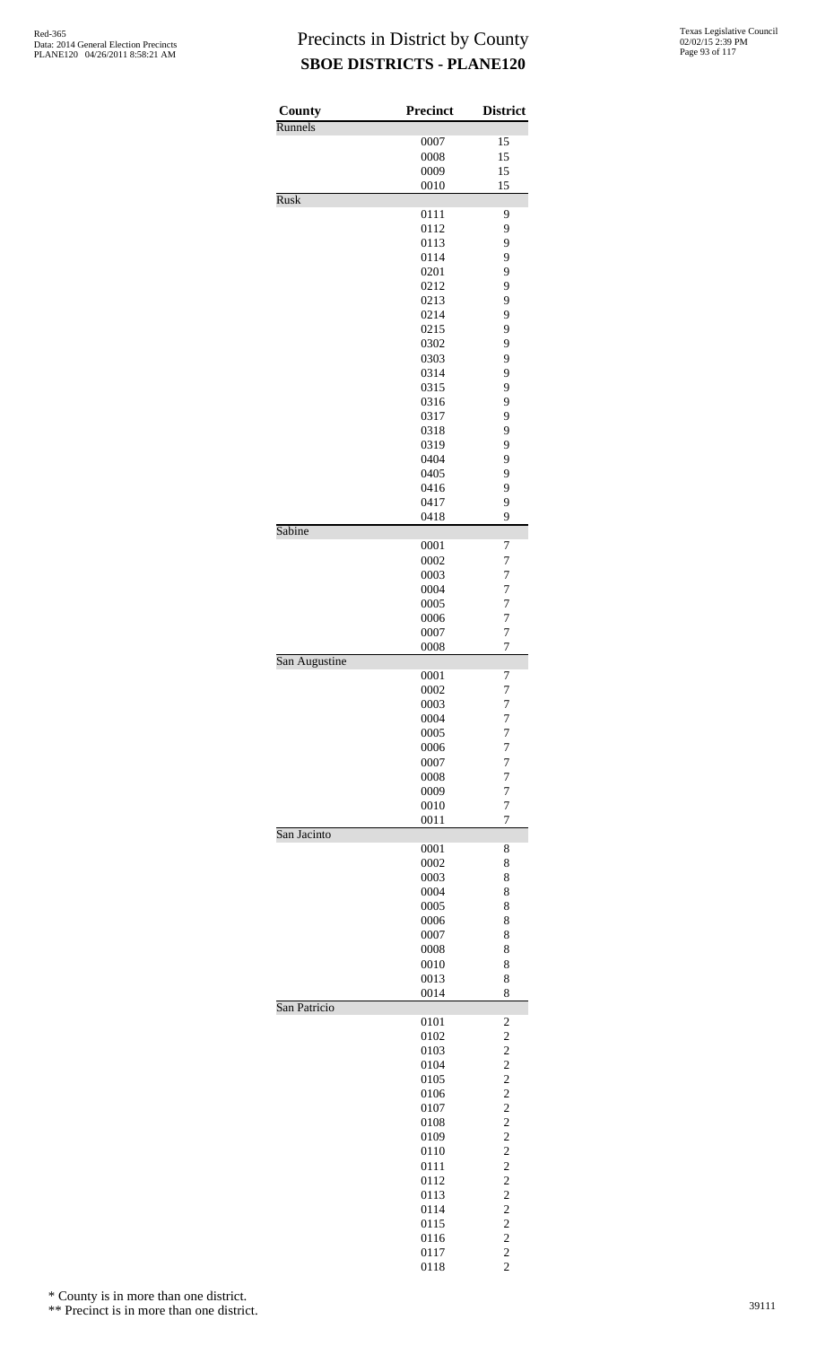# Precincts in District by County
## SBOE DISTRICTS - PLANE120

| County | Precinct | District |
|---|---|---|
| Runnels | | |
| | 0007 | 15 |
| | 0008 | 15 |
| | 0009 | 15 |
| | 0010 | 15 |
| Rusk | | |
| | 0111 | 9 |
| | 0112 | 9 |
| | 0113 | 9 |
| | 0114 | 9 |
| | 0201 | 9 |
| | 0212 | 9 |
| | 0213 | 9 |
| | 0214 | 9 |
| | 0215 | 9 |
| | 0302 | 9 |
| | 0303 | 9 |
| | 0314 | 9 |
| | 0315 | 9 |
| | 0316 | 9 |
| | 0317 | 9 |
| | 0318 | 9 |
| | 0319 | 9 |
| | 0404 | 9 |
| | 0405 | 9 |
| | 0416 | 9 |
| | 0417 | 9 |
| | 0418 | 9 |
| Sabine | | |
| | 0001 | 7 |
| | 0002 | 7 |
| | 0003 | 7 |
| | 0004 | 7 |
| | 0005 | 7 |
| | 0006 | 7 |
| | 0007 | 7 |
| | 0008 | 7 |
| San Augustine | | |
| | 0001 | 7 |
| | 0002 | 7 |
| | 0003 | 7 |
| | 0004 | 7 |
| | 0005 | 7 |
| | 0006 | 7 |
| | 0007 | 7 |
| | 0008 | 7 |
| | 0009 | 7 |
| | 0010 | 7 |
| | 0011 | 7 |
| San Jacinto | | |
| | 0001 | 8 |
| | 0002 | 8 |
| | 0003 | 8 |
| | 0004 | 8 |
| | 0005 | 8 |
| | 0006 | 8 |
| | 0007 | 8 |
| | 0008 | 8 |
| | 0010 | 8 |
| | 0013 | 8 |
| | 0014 | 8 |
| San Patricio | | |
| | 0101 | 2 |
| | 0102 | 2 |
| | 0103 | 2 |
| | 0104 | 2 |
| | 0105 | 2 |
| | 0106 | 2 |
| | 0107 | 2 |
| | 0108 | 2 |
| | 0109 | 2 |
| | 0110 | 2 |
| | 0111 | 2 |
| | 0112 | 2 |
| | 0113 | 2 |
| | 0114 | 2 |
| | 0115 | 2 |
| | 0116 | 2 |
| | 0117 | 2 |
| | 0118 | 2 |

\* County is in more than one district.

\*\* Precinct is in more than one district.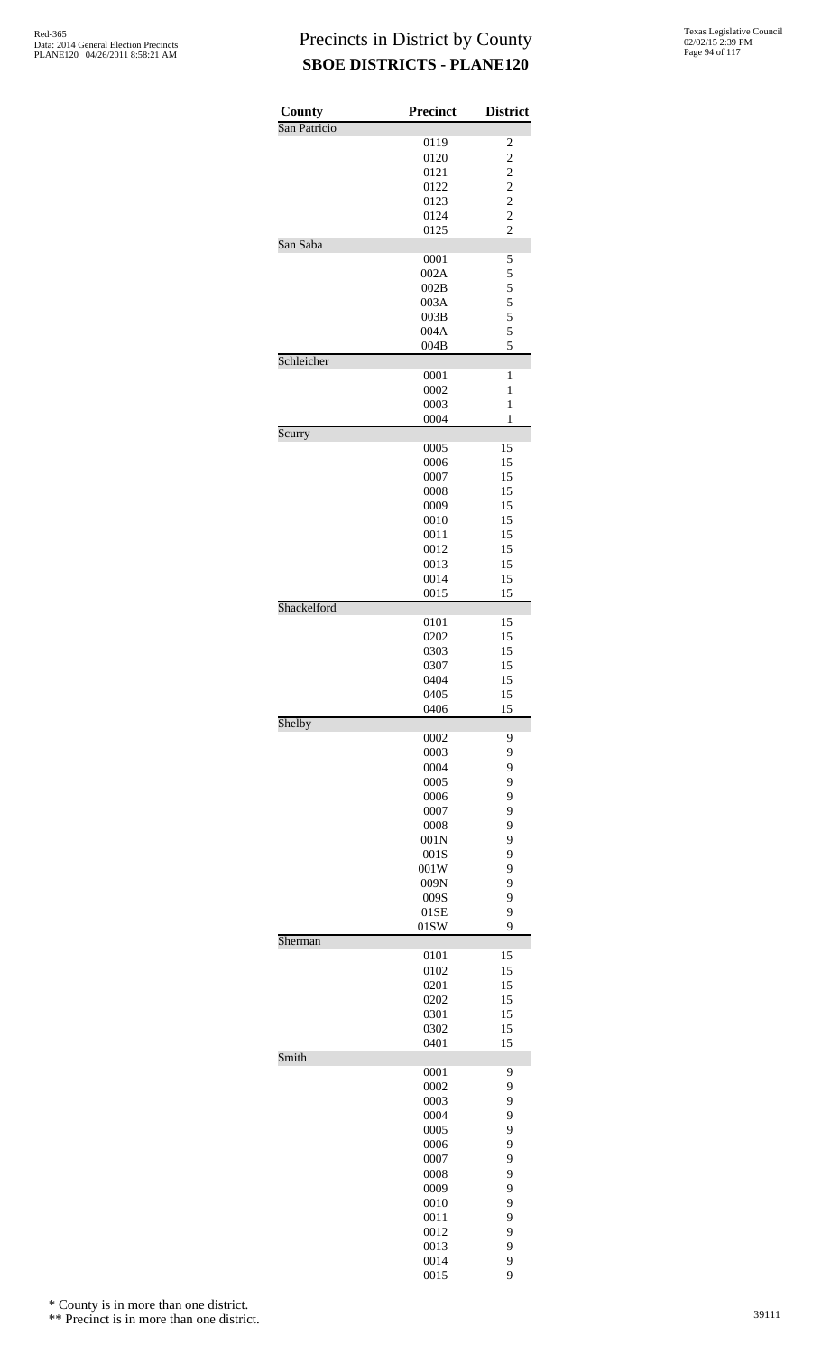# Precincts in District by County
## SBOE DISTRICTS - PLANE120

| County | Precinct | District |
|---|---|---|
| San Patricio | | |
| | 0119 | 2 |
| | 0120 | 2 |
| | 0121 | 2 |
| | 0122 | 2 |
| | 0123 | 2 |
| | 0124 | 2 |
| | 0125 | 2 |
| San Saba | | |
| | 0001 | 5 |
| | 002A | 5 |
| | 002B | 5 |
| | 003A | 5 |
| | 003B | 5 |
| | 004A | 5 |
| | 004B | 5 |
| Schleicher | | |
| | 0001 | 1 |
| | 0002 | 1 |
| | 0003 | 1 |
| | 0004 | 1 |
| Scurry | | |
| | 0005 | 15 |
| | 0006 | 15 |
| | 0007 | 15 |
| | 0008 | 15 |
| | 0009 | 15 |
| | 0010 | 15 |
| | 0011 | 15 |
| | 0012 | 15 |
| | 0013 | 15 |
| | 0014 | 15 |
| | 0015 | 15 |
| Shackelford | | |
| | 0101 | 15 |
| | 0202 | 15 |
| | 0303 | 15 |
| | 0307 | 15 |
| | 0404 | 15 |
| | 0405 | 15 |
| | 0406 | 15 |
| Shelby | | |
| | 0002 | 9 |
| | 0003 | 9 |
| | 0004 | 9 |
| | 0005 | 9 |
| | 0006 | 9 |
| | 0007 | 9 |
| | 0008 | 9 |
| | 001N | 9 |
| | 001S | 9 |
| | 001W | 9 |
| | 009N | 9 |
| | 009S | 9 |
| | 01SE | 9 |
| | 01SW | 9 |
| Sherman | | |
| | 0101 | 15 |
| | 0102 | 15 |
| | 0201 | 15 |
| | 0202 | 15 |
| | 0301 | 15 |
| | 0302 | 15 |
| | 0401 | 15 |
| Smith | | |
| | 0001 | 9 |
| | 0002 | 9 |
| | 0003 | 9 |
| | 0004 | 9 |
| | 0005 | 9 |
| | 0006 | 9 |
| | 0007 | 9 |
| | 0008 | 9 |
| | 0009 | 9 |
| | 0010 | 9 |
| | 0011 | 9 |
| | 0012 | 9 |
| | 0013 | 9 |
| | 0014 | 9 |
| | 0015 | 9 |

* County is in more than one district.

** Precinct is in more than one district.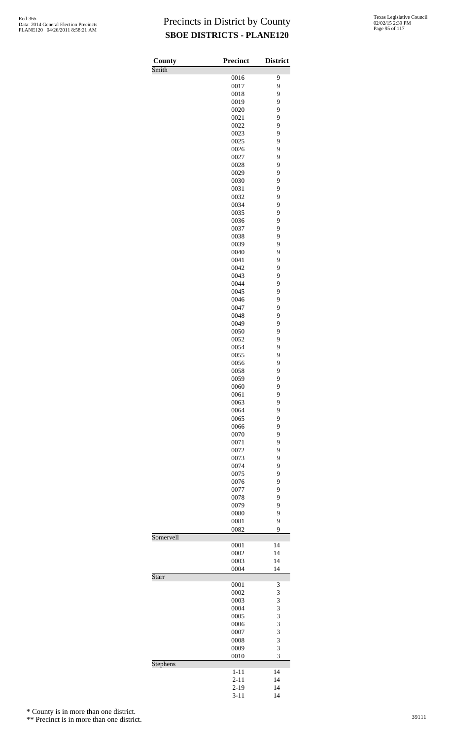# Precincts in District by County

## SBOE DISTRICTS - PLANE120

| County | Precinct | District |
|---|---|---|
| Smith | | |
| | 0016 | 9 |
| | 0017 | 9 |
| | 0018 | 9 |
| | 0019 | 9 |
| | 0020 | 9 |
| | 0021 | 9 |
| | 0022 | 9 |
| | 0023 | 9 |
| | 0025 | 9 |
| | 0026 | 9 |
| | 0027 | 9 |
| | 0028 | 9 |
| | 0029 | 9 |
| | 0030 | 9 |
| | 0031 | 9 |
| | 0032 | 9 |
| | 0034 | 9 |
| | 0035 | 9 |
| | 0036 | 9 |
| | 0037 | 9 |
| | 0038 | 9 |
| | 0039 | 9 |
| | 0040 | 9 |
| | 0041 | 9 |
| | 0042 | 9 |
| | 0043 | 9 |
| | 0044 | 9 |
| | 0045 | 9 |
| | 0046 | 9 |
| | 0047 | 9 |
| | 0048 | 9 |
| | 0049 | 9 |
| | 0050 | 9 |
| | 0052 | 9 |
| | 0054 | 9 |
| | 0055 | 9 |
| | 0056 | 9 |
| | 0058 | 9 |
| | 0059 | 9 |
| | 0060 | 9 |
| | 0061 | 9 |
| | 0063 | 9 |
| | 0064 | 9 |
| | 0065 | 9 |
| | 0066 | 9 |
| | 0070 | 9 |
| | 0071 | 9 |
| | 0072 | 9 |
| | 0073 | 9 |
| | 0074 | 9 |
| | 0075 | 9 |
| | 0076 | 9 |
| | 0077 | 9 |
| | 0078 | 9 |
| | 0079 | 9 |
| | 0080 | 9 |
| | 0081 | 9 |
| | 0082 | 9 |
| Somervell | | |
| | 0001 | 14 |
| | 0002 | 14 |
| | 0003 | 14 |
| | 0004 | 14 |
| Starr | | |
| | 0001 | 3 |
| | 0002 | 3 |
| | 0003 | 3 |
| | 0004 | 3 |
| | 0005 | 3 |
| | 0006 | 3 |
| | 0007 | 3 |
| | 0008 | 3 |
| | 0009 | 3 |
| | 0010 | 3 |
| Stephens | | |
| | 1-11 | 14 |
| | 2-11 | 14 |
| | 2-19 | 14 |
| | 3-11 | 14 |

\* County is in more than one district.

\** Precinct is in more than one district.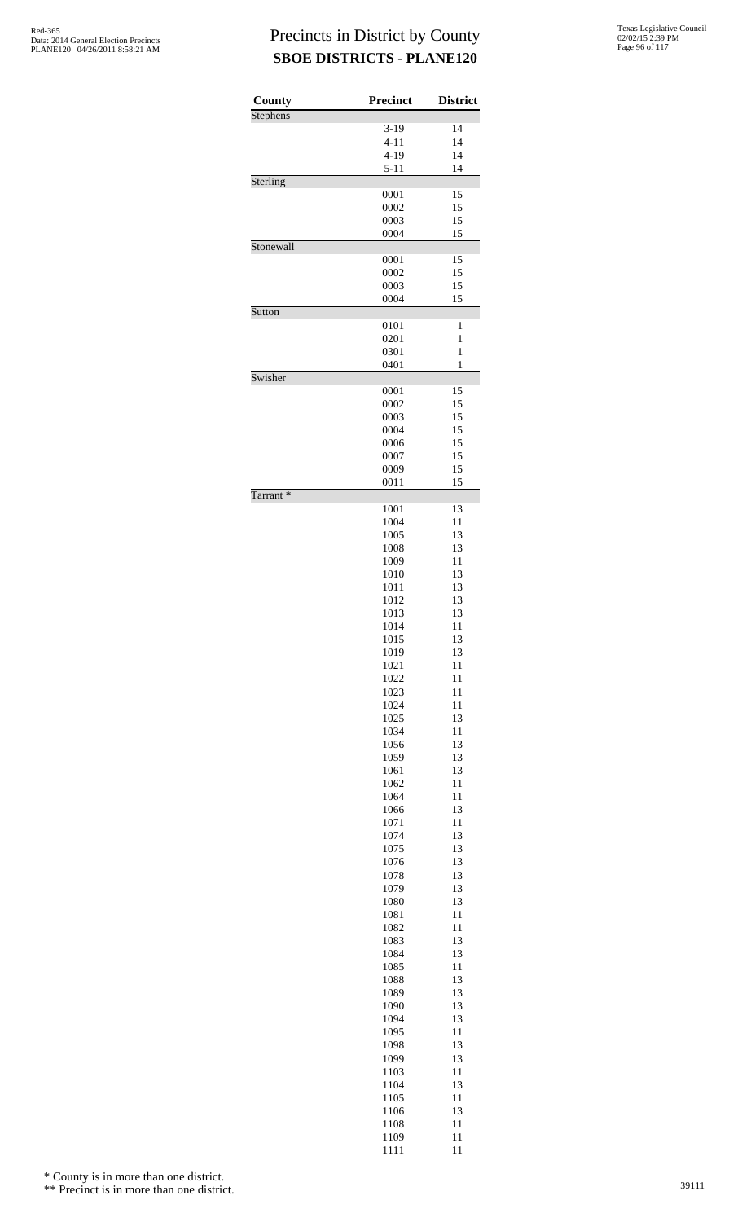# Precincts in District by County
## SBOE DISTRICTS - PLANE120

| County | Precinct | District |
|---|---|---|
| Stephens | | |
| | 3-19 | 14 |
| | 4-11 | 14 |
| | 4-19 | 14 |
| | 5-11 | 14 |
| Sterling | | |
| | 0001 | 15 |
| | 0002 | 15 |
| | 0003 | 15 |
| | 0004 | 15 |
| Stonewall | | |
| | 0001 | 15 |
| | 0002 | 15 |
| | 0003 | 15 |
| | 0004 | 15 |
| Sutton | | |
| | 0101 | 1 |
| | 0201 | 1 |
| | 0301 | 1 |
| | 0401 | 1 |
| Swisher | | |
| | 0001 | 15 |
| | 0002 | 15 |
| | 0003 | 15 |
| | 0004 | 15 |
| | 0006 | 15 |
| | 0007 | 15 |
| | 0009 | 15 |
| | 0011 | 15 |
| Tarrant * | | |
| | 1001 | 13 |
| | 1004 | 11 |
| | 1005 | 13 |
| | 1008 | 13 |
| | 1009 | 11 |
| | 1010 | 13 |
| | 1011 | 13 |
| | 1012 | 13 |
| | 1013 | 13 |
| | 1014 | 11 |
| | 1015 | 13 |
| | 1019 | 13 |
| | 1021 | 11 |
| | 1022 | 11 |
| | 1023 | 11 |
| | 1024 | 11 |
| | 1025 | 13 |
| | 1034 | 11 |
| | 1056 | 13 |
| | 1059 | 13 |
| | 1061 | 13 |
| | 1062 | 11 |
| | 1064 | 11 |
| | 1066 | 13 |
| | 1071 | 11 |
| | 1074 | 13 |
| | 1075 | 13 |
| | 1076 | 13 |
| | 1078 | 13 |
| | 1079 | 13 |
| | 1080 | 13 |
| | 1081 | 11 |
| | 1082 | 11 |
| | 1083 | 13 |
| | 1084 | 13 |
| | 1085 | 11 |
| | 1088 | 13 |
| | 1089 | 13 |
| | 1090 | 13 |
| | 1094 | 13 |
| | 1095 | 11 |
| | 1098 | 13 |
| | 1099 | 13 |
| | 1103 | 11 |
| | 1104 | 13 |
| | 1105 | 11 |
| | 1106 | 13 |
| | 1108 | 11 |
| | 1109 | 11 |
| | 1111 | 11 |

\* County is in more than one district.

\*\* Precinct is in more than one district.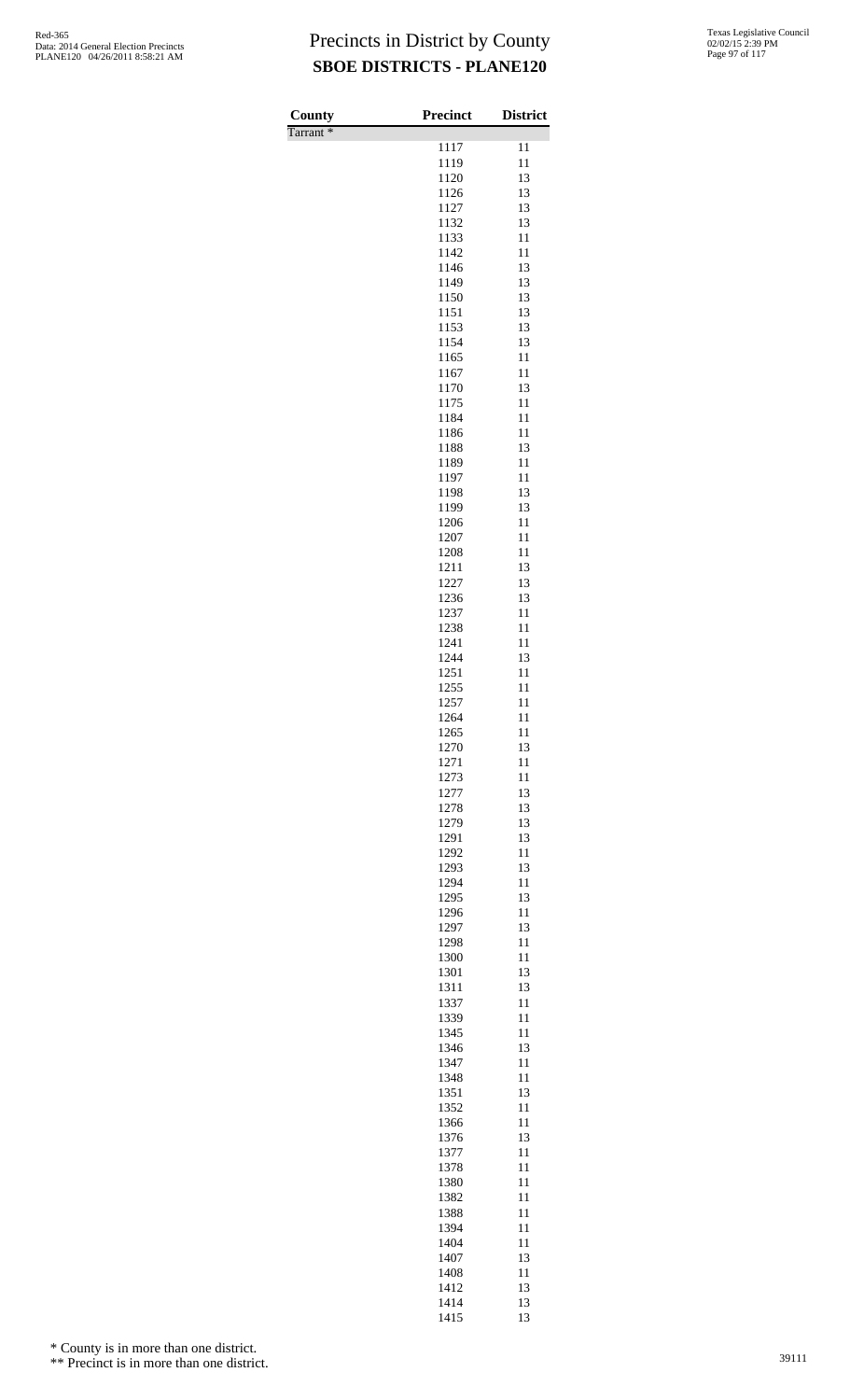# Precincts in District by County

## SBOE DISTRICTS - PLANE120

| County | Precinct | District |
|---|---|---|
| Tarrant * | | |
| | 1117 | 11 |
| | 1119 | 11 |
| | 1120 | 13 |
| | 1126 | 13 |
| | 1127 | 13 |
| | 1132 | 13 |
| | 1133 | 11 |
| | 1142 | 11 |
| | 1146 | 13 |
| | 1149 | 13 |
| | 1150 | 13 |
| | 1151 | 13 |
| | 1153 | 13 |
| | 1154 | 13 |
| | 1165 | 11 |
| | 1167 | 11 |
| | 1170 | 13 |
| | 1175 | 11 |
| | 1184 | 11 |
| | 1186 | 11 |
| | 1188 | 13 |
| | 1189 | 11 |
| | 1197 | 11 |
| | 1198 | 13 |
| | 1199 | 13 |
| | 1206 | 11 |
| | 1207 | 11 |
| | 1208 | 11 |
| | 1211 | 13 |
| | 1227 | 13 |
| | 1236 | 13 |
| | 1237 | 11 |
| | 1238 | 11 |
| | 1241 | 11 |
| | 1244 | 13 |
| | 1251 | 11 |
| | 1255 | 11 |
| | 1257 | 11 |
| | 1264 | 11 |
| | 1265 | 11 |
| | 1270 | 13 |
| | 1271 | 11 |
| | 1273 | 11 |
| | 1277 | 13 |
| | 1278 | 13 |
| | 1279 | 13 |
| | 1291 | 13 |
| | 1292 | 11 |
| | 1293 | 13 |
| | 1294 | 11 |
| | 1295 | 13 |
| | 1296 | 11 |
| | 1297 | 13 |
| | 1298 | 11 |
| | 1300 | 11 |
| | 1301 | 13 |
| | 1311 | 13 |
| | 1337 | 11 |
| | 1339 | 11 |
| | 1345 | 11 |
| | 1346 | 13 |
| | 1347 | 11 |
| | 1348 | 11 |
| | 1351 | 13 |
| | 1352 | 11 |
| | 1366 | 11 |
| | 1376 | 13 |
| | 1377 | 11 |
| | 1378 | 11 |
| | 1380 | 11 |
| | 1382 | 11 |
| | 1388 | 11 |
| | 1394 | 11 |
| | 1404 | 11 |
| | 1407 | 13 |
| | 1408 | 11 |
| | 1412 | 13 |
| | 1414 | 13 |
| | 1415 | 13 |

\* County is in more than one district.

\*\* Precinct is in more than one district.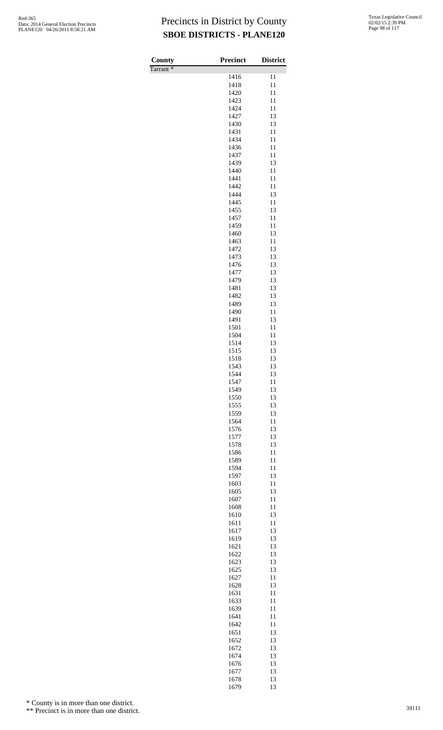# Precincts in District by County

## SBOE DISTRICTS - PLANE120

| County | Precinct | District |
|---|---|---|
| Tarrant * | | |
| | 1416 | 11 |
| | 1418 | 11 |
| | 1420 | 11 |
| | 1423 | 11 |
| | 1424 | 11 |
| | 1427 | 13 |
| | 1430 | 13 |
| | 1431 | 11 |
| | 1434 | 11 |
| | 1436 | 11 |
| | 1437 | 11 |
| | 1439 | 13 |
| | 1440 | 11 |
| | 1441 | 11 |
| | 1442 | 11 |
| | 1444 | 13 |
| | 1445 | 11 |
| | 1455 | 13 |
| | 1457 | 11 |
| | 1459 | 11 |
| | 1460 | 13 |
| | 1463 | 11 |
| | 1472 | 13 |
| | 1473 | 13 |
| | 1476 | 13 |
| | 1477 | 13 |
| | 1479 | 13 |
| | 1481 | 13 |
| | 1482 | 13 |
| | 1489 | 13 |
| | 1490 | 11 |
| | 1491 | 13 |
| | 1501 | 11 |
| | 1504 | 11 |
| | 1514 | 13 |
| | 1515 | 13 |
| | 1518 | 13 |
| | 1543 | 13 |
| | 1544 | 13 |
| | 1547 | 11 |
| | 1549 | 13 |
| | 1550 | 13 |
| | 1555 | 13 |
| | 1559 | 13 |
| | 1564 | 11 |
| | 1576 | 13 |
| | 1577 | 13 |
| | 1578 | 13 |
| | 1586 | 11 |
| | 1589 | 11 |
| | 1594 | 11 |
| | 1597 | 13 |
| | 1603 | 11 |
| | 1605 | 13 |
| | 1607 | 11 |
| | 1608 | 11 |
| | 1610 | 13 |
| | 1611 | 11 |
| | 1617 | 13 |
| | 1619 | 13 |
| | 1621 | 13 |
| | 1622 | 13 |
| | 1623 | 13 |
| | 1625 | 13 |
| | 1627 | 11 |
| | 1628 | 13 |
| | 1631 | 11 |
| | 1633 | 11 |
| | 1639 | 11 |
| | 1641 | 11 |
| | 1642 | 11 |
| | 1651 | 13 |
| | 1652 | 13 |
| | 1672 | 13 |
| | 1674 | 13 |
| | 1676 | 13 |
| | 1677 | 13 |
| | 1678 | 13 |
| | 1679 | 13 |

\* County is in more than one district.

\*\* Precinct is in more than one district.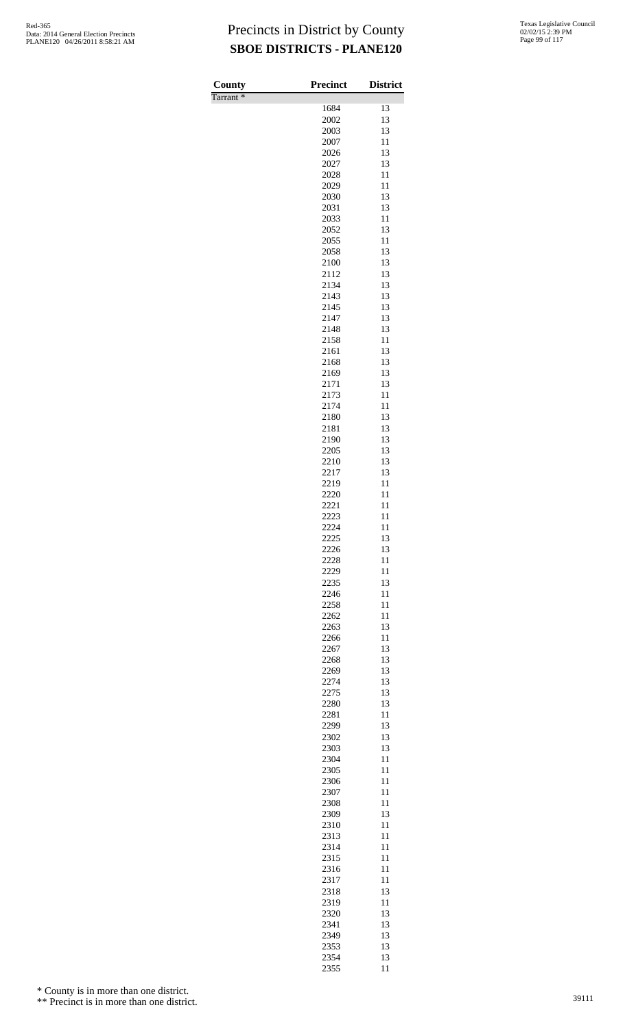# Precincts in District by County

## SBOE DISTRICTS - PLANE120

| County | Precinct | District |
|---|---|---|
| Tarrant * | | |
| | 1684 | 13 |
| | 2002 | 13 |
| | 2003 | 13 |
| | 2007 | 11 |
| | 2026 | 13 |
| | 2027 | 13 |
| | 2028 | 11 |
| | 2029 | 11 |
| | 2030 | 13 |
| | 2031 | 13 |
| | 2033 | 11 |
| | 2052 | 13 |
| | 2055 | 11 |
| | 2058 | 13 |
| | 2100 | 13 |
| | 2112 | 13 |
| | 2134 | 13 |
| | 2143 | 13 |
| | 2145 | 13 |
| | 2147 | 13 |
| | 2148 | 13 |
| | 2158 | 11 |
| | 2161 | 13 |
| | 2168 | 13 |
| | 2169 | 13 |
| | 2171 | 13 |
| | 2173 | 11 |
| | 2174 | 11 |
| | 2180 | 13 |
| | 2181 | 13 |
| | 2190 | 13 |
| | 2205 | 13 |
| | 2210 | 13 |
| | 2217 | 13 |
| | 2219 | 11 |
| | 2220 | 11 |
| | 2221 | 11 |
| | 2223 | 11 |
| | 2224 | 11 |
| | 2225 | 13 |
| | 2226 | 13 |
| | 2228 | 11 |
| | 2229 | 11 |
| | 2235 | 13 |
| | 2246 | 11 |
| | 2258 | 11 |
| | 2262 | 11 |
| | 2263 | 13 |
| | 2266 | 11 |
| | 2267 | 13 |
| | 2268 | 13 |
| | 2269 | 13 |
| | 2274 | 13 |
| | 2275 | 13 |
| | 2280 | 13 |
| | 2281 | 11 |
| | 2299 | 13 |
| | 2302 | 13 |
| | 2303 | 13 |
| | 2304 | 11 |
| | 2305 | 11 |
| | 2306 | 11 |
| | 2307 | 11 |
| | 2308 | 11 |
| | 2309 | 13 |
| | 2310 | 11 |
| | 2313 | 11 |
| | 2314 | 11 |
| | 2315 | 11 |
| | 2316 | 11 |
| | 2317 | 11 |
| | 2318 | 13 |
| | 2319 | 11 |
| | 2320 | 13 |
| | 2341 | 13 |
| | 2349 | 13 |
| | 2353 | 13 |
| | 2354 | 13 |
| | 2355 | 11 |

\* County is in more than one district.

\*\* Precinct is in more than one district.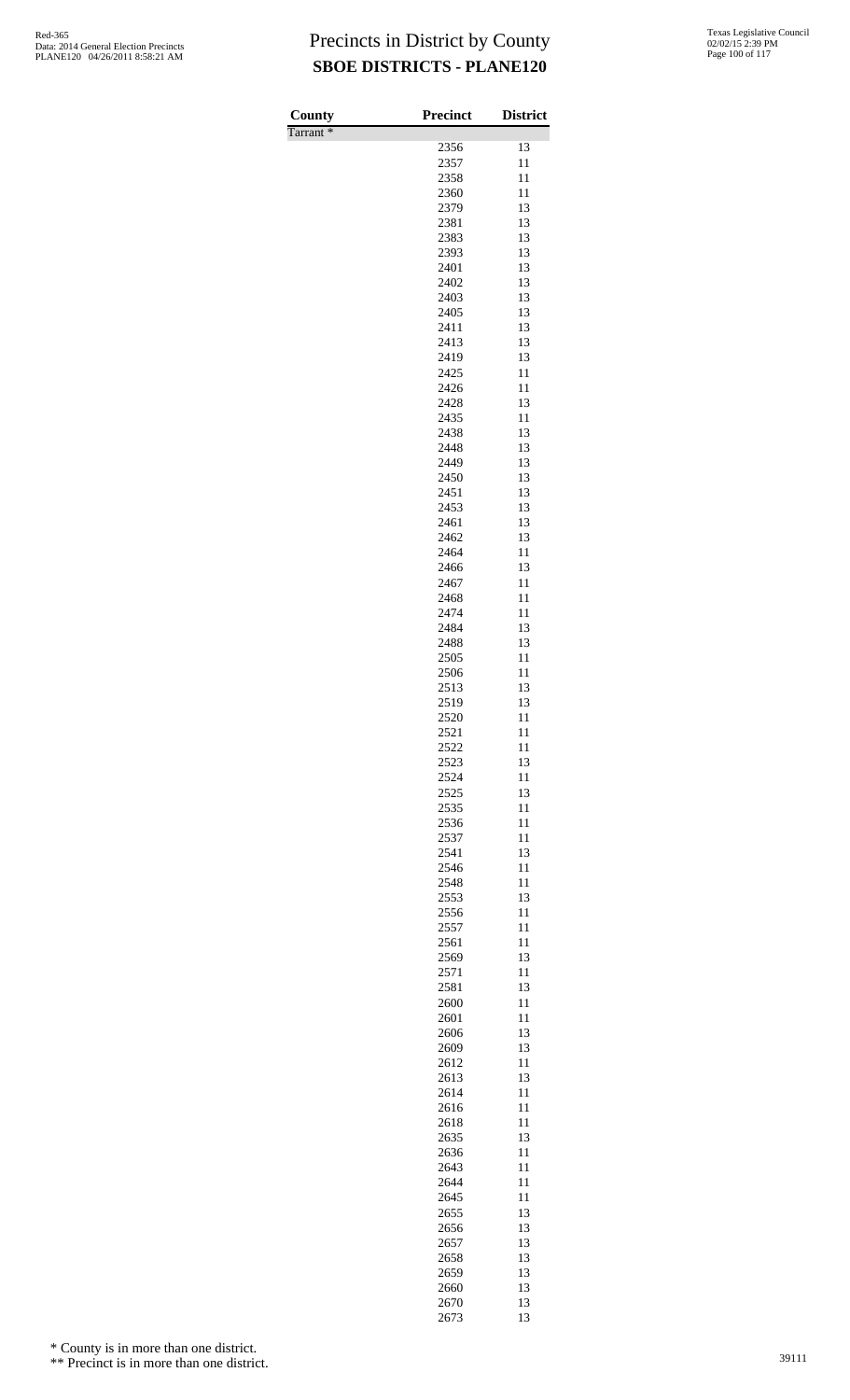# Precincts in District by County

## SBOE DISTRICTS - PLANE120

| County | Precinct | District |
|---|---|---|
| Tarrant * | | |
| | 2356 | 13 |
| | 2357 | 11 |
| | 2358 | 11 |
| | 2360 | 11 |
| | 2379 | 13 |
| | 2381 | 13 |
| | 2383 | 13 |
| | 2393 | 13 |
| | 2401 | 13 |
| | 2402 | 13 |
| | 2403 | 13 |
| | 2405 | 13 |
| | 2411 | 13 |
| | 2413 | 13 |
| | 2419 | 13 |
| | 2425 | 11 |
| | 2426 | 11 |
| | 2428 | 13 |
| | 2435 | 11 |
| | 2438 | 13 |
| | 2448 | 13 |
| | 2449 | 13 |
| | 2450 | 13 |
| | 2451 | 13 |
| | 2453 | 13 |
| | 2461 | 13 |
| | 2462 | 13 |
| | 2464 | 11 |
| | 2466 | 13 |
| | 2467 | 11 |
| | 2468 | 11 |
| | 2474 | 11 |
| | 2484 | 13 |
| | 2488 | 13 |
| | 2505 | 11 |
| | 2506 | 11 |
| | 2513 | 13 |
| | 2519 | 13 |
| | 2520 | 11 |
| | 2521 | 11 |
| | 2522 | 11 |
| | 2523 | 13 |
| | 2524 | 11 |
| | 2525 | 13 |
| | 2535 | 11 |
| | 2536 | 11 |
| | 2537 | 11 |
| | 2541 | 13 |
| | 2546 | 11 |
| | 2548 | 11 |
| | 2553 | 13 |
| | 2556 | 11 |
| | 2557 | 11 |
| | 2561 | 11 |
| | 2569 | 13 |
| | 2571 | 11 |
| | 2581 | 13 |
| | 2600 | 11 |
| | 2601 | 11 |
| | 2606 | 13 |
| | 2609 | 13 |
| | 2612 | 11 |
| | 2613 | 13 |
| | 2614 | 11 |
| | 2616 | 11 |
| | 2618 | 11 |
| | 2635 | 13 |
| | 2636 | 11 |
| | 2643 | 11 |
| | 2644 | 11 |
| | 2645 | 11 |
| | 2655 | 13 |
| | 2656 | 13 |
| | 2657 | 13 |
| | 2658 | 13 |
| | 2659 | 13 |
| | 2660 | 13 |
| | 2670 | 13 |
| | 2673 | 13 |

\* County is in more than one district.

\*\* Precinct is in more than one district.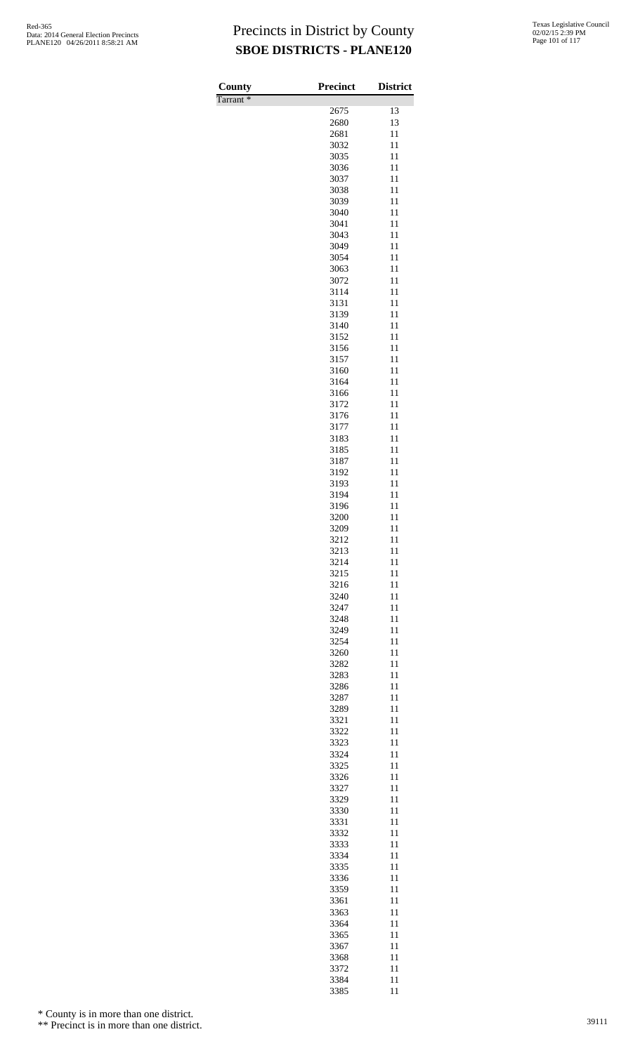# Precincts in District by County

## SBOE DISTRICTS - PLANE120

| County | Precinct | District |
|---|---|---|
| Tarrant * | | |
| | 2675 | 13 |
| | 2680 | 13 |
| | 2681 | 11 |
| | 3032 | 11 |
| | 3035 | 11 |
| | 3036 | 11 |
| | 3037 | 11 |
| | 3038 | 11 |
| | 3039 | 11 |
| | 3040 | 11 |
| | 3041 | 11 |
| | 3043 | 11 |
| | 3049 | 11 |
| | 3054 | 11 |
| | 3063 | 11 |
| | 3072 | 11 |
| | 3114 | 11 |
| | 3131 | 11 |
| | 3139 | 11 |
| | 3140 | 11 |
| | 3152 | 11 |
| | 3156 | 11 |
| | 3157 | 11 |
| | 3160 | 11 |
| | 3164 | 11 |
| | 3166 | 11 |
| | 3172 | 11 |
| | 3176 | 11 |
| | 3177 | 11 |
| | 3183 | 11 |
| | 3185 | 11 |
| | 3187 | 11 |
| | 3192 | 11 |
| | 3193 | 11 |
| | 3194 | 11 |
| | 3196 | 11 |
| | 3200 | 11 |
| | 3209 | 11 |
| | 3212 | 11 |
| | 3213 | 11 |
| | 3214 | 11 |
| | 3215 | 11 |
| | 3216 | 11 |
| | 3240 | 11 |
| | 3247 | 11 |
| | 3248 | 11 |
| | 3249 | 11 |
| | 3254 | 11 |
| | 3260 | 11 |
| | 3282 | 11 |
| | 3283 | 11 |
| | 3286 | 11 |
| | 3287 | 11 |
| | 3289 | 11 |
| | 3321 | 11 |
| | 3322 | 11 |
| | 3323 | 11 |
| | 3324 | 11 |
| | 3325 | 11 |
| | 3326 | 11 |
| | 3327 | 11 |
| | 3329 | 11 |
| | 3330 | 11 |
| | 3331 | 11 |
| | 3332 | 11 |
| | 3333 | 11 |
| | 3334 | 11 |
| | 3335 | 11 |
| | 3336 | 11 |
| | 3359 | 11 |
| | 3361 | 11 |
| | 3363 | 11 |
| | 3364 | 11 |
| | 3365 | 11 |
| | 3367 | 11 |
| | 3368 | 11 |
| | 3372 | 11 |
| | 3384 | 11 |
| | 3385 | 11 |

\* County is in more than one district.

\*\* Precinct is in more than one district.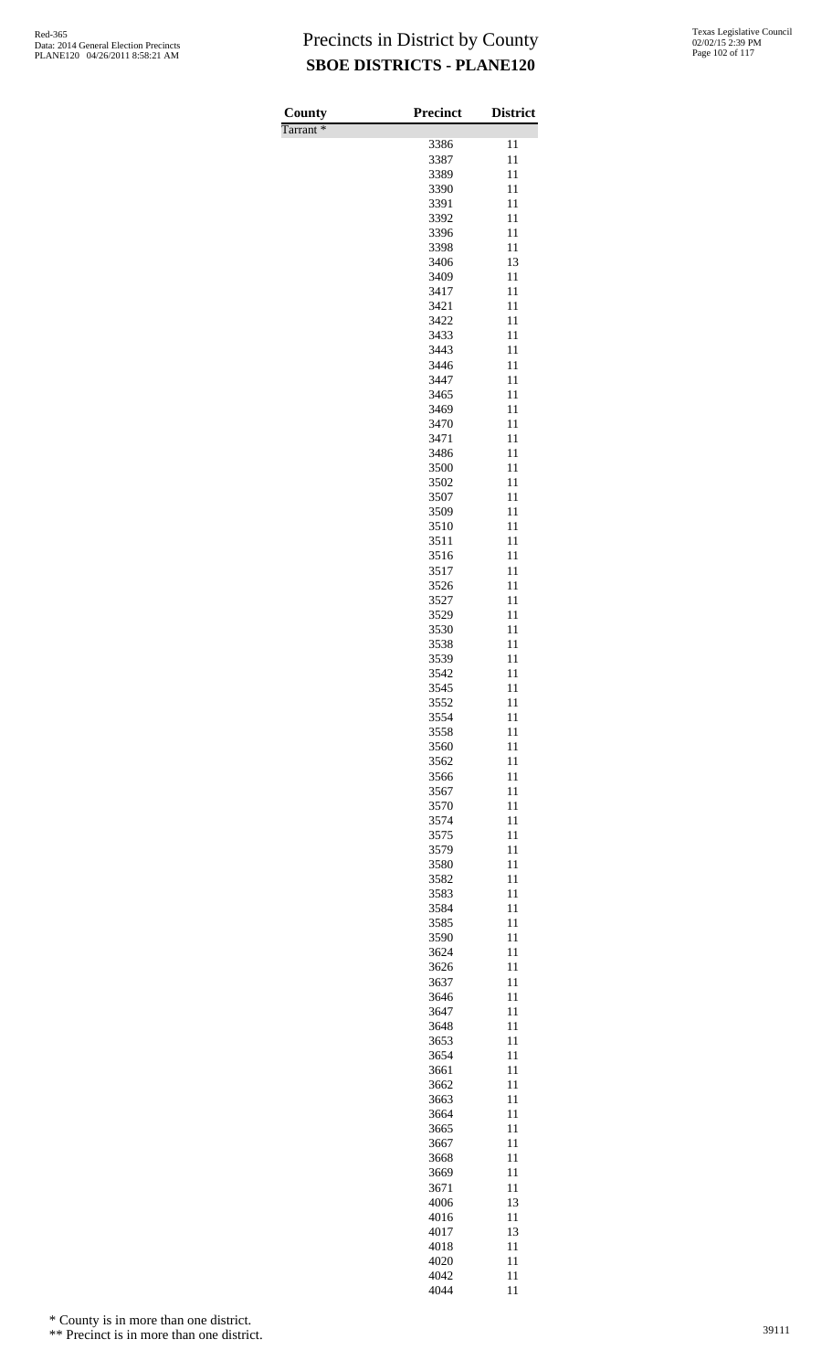# Precincts in District by County

## SBOE DISTRICTS - PLANE120

| County | Precinct | District |
|---|---|---|
| Tarrant * | | |
| | 3386 | 11 |
| | 3387 | 11 |
| | 3389 | 11 |
| | 3390 | 11 |
| | 3391 | 11 |
| | 3392 | 11 |
| | 3396 | 11 |
| | 3398 | 11 |
| | 3406 | 13 |
| | 3409 | 11 |
| | 3417 | 11 |
| | 3421 | 11 |
| | 3422 | 11 |
| | 3433 | 11 |
| | 3443 | 11 |
| | 3446 | 11 |
| | 3447 | 11 |
| | 3465 | 11 |
| | 3469 | 11 |
| | 3470 | 11 |
| | 3471 | 11 |
| | 3486 | 11 |
| | 3500 | 11 |
| | 3502 | 11 |
| | 3507 | 11 |
| | 3509 | 11 |
| | 3510 | 11 |
| | 3511 | 11 |
| | 3516 | 11 |
| | 3517 | 11 |
| | 3526 | 11 |
| | 3527 | 11 |
| | 3529 | 11 |
| | 3530 | 11 |
| | 3538 | 11 |
| | 3539 | 11 |
| | 3542 | 11 |
| | 3545 | 11 |
| | 3552 | 11 |
| | 3554 | 11 |
| | 3558 | 11 |
| | 3560 | 11 |
| | 3562 | 11 |
| | 3566 | 11 |
| | 3567 | 11 |
| | 3570 | 11 |
| | 3574 | 11 |
| | 3575 | 11 |
| | 3579 | 11 |
| | 3580 | 11 |
| | 3582 | 11 |
| | 3583 | 11 |
| | 3584 | 11 |
| | 3585 | 11 |
| | 3590 | 11 |
| | 3624 | 11 |
| | 3626 | 11 |
| | 3637 | 11 |
| | 3646 | 11 |
| | 3647 | 11 |
| | 3648 | 11 |
| | 3653 | 11 |
| | 3654 | 11 |
| | 3661 | 11 |
| | 3662 | 11 |
| | 3663 | 11 |
| | 3664 | 11 |
| | 3665 | 11 |
| | 3667 | 11 |
| | 3668 | 11 |
| | 3669 | 11 |
| | 3671 | 11 |
| | 4006 | 13 |
| | 4016 | 11 |
| | 4017 | 13 |
| | 4018 | 11 |
| | 4020 | 11 |
| | 4042 | 11 |
| | 4044 | 11 |

\* County is in more than one district.

\*\* Precinct is in more than one district.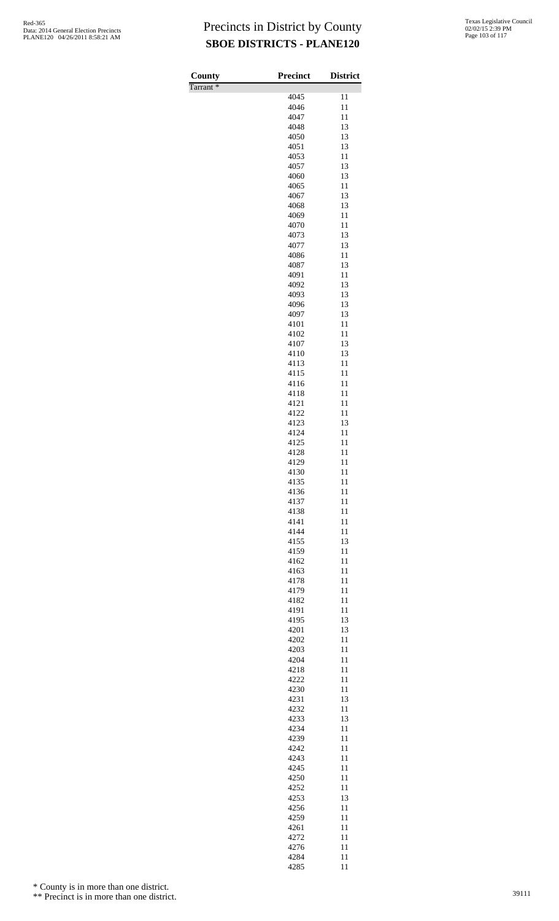# Precincts in District by County

## SBOE DISTRICTS - PLANE120

| County | Precinct | District |
|---|---|---|
| Tarrant * | | |
| | 4045 | 11 |
| | 4046 | 11 |
| | 4047 | 11 |
| | 4048 | 13 |
| | 4050 | 13 |
| | 4051 | 13 |
| | 4053 | 11 |
| | 4057 | 13 |
| | 4060 | 13 |
| | 4065 | 11 |
| | 4067 | 13 |
| | 4068 | 13 |
| | 4069 | 11 |
| | 4070 | 11 |
| | 4073 | 13 |
| | 4077 | 13 |
| | 4086 | 11 |
| | 4087 | 13 |
| | 4091 | 11 |
| | 4092 | 13 |
| | 4093 | 13 |
| | 4096 | 13 |
| | 4097 | 13 |
| | 4101 | 11 |
| | 4102 | 11 |
| | 4107 | 13 |
| | 4110 | 13 |
| | 4113 | 11 |
| | 4115 | 11 |
| | 4116 | 11 |
| | 4118 | 11 |
| | 4121 | 11 |
| | 4122 | 11 |
| | 4123 | 13 |
| | 4124 | 11 |
| | 4125 | 11 |
| | 4128 | 11 |
| | 4129 | 11 |
| | 4130 | 11 |
| | 4135 | 11 |
| | 4136 | 11 |
| | 4137 | 11 |
| | 4138 | 11 |
| | 4141 | 11 |
| | 4144 | 11 |
| | 4155 | 13 |
| | 4159 | 11 |
| | 4162 | 11 |
| | 4163 | 11 |
| | 4178 | 11 |
| | 4179 | 11 |
| | 4182 | 11 |
| | 4191 | 11 |
| | 4195 | 13 |
| | 4201 | 13 |
| | 4202 | 11 |
| | 4203 | 11 |
| | 4204 | 11 |
| | 4218 | 11 |
| | 4222 | 11 |
| | 4230 | 11 |
| | 4231 | 13 |
| | 4232 | 11 |
| | 4233 | 13 |
| | 4234 | 11 |
| | 4239 | 11 |
| | 4242 | 11 |
| | 4243 | 11 |
| | 4245 | 11 |
| | 4250 | 11 |
| | 4252 | 11 |
| | 4253 | 13 |
| | 4256 | 11 |
| | 4259 | 11 |
| | 4261 | 11 |
| | 4272 | 11 |
| | 4276 | 11 |
| | 4284 | 11 |
| | 4285 | 11 |

\* County is in more than one district.

\*\* Precinct is in more than one district.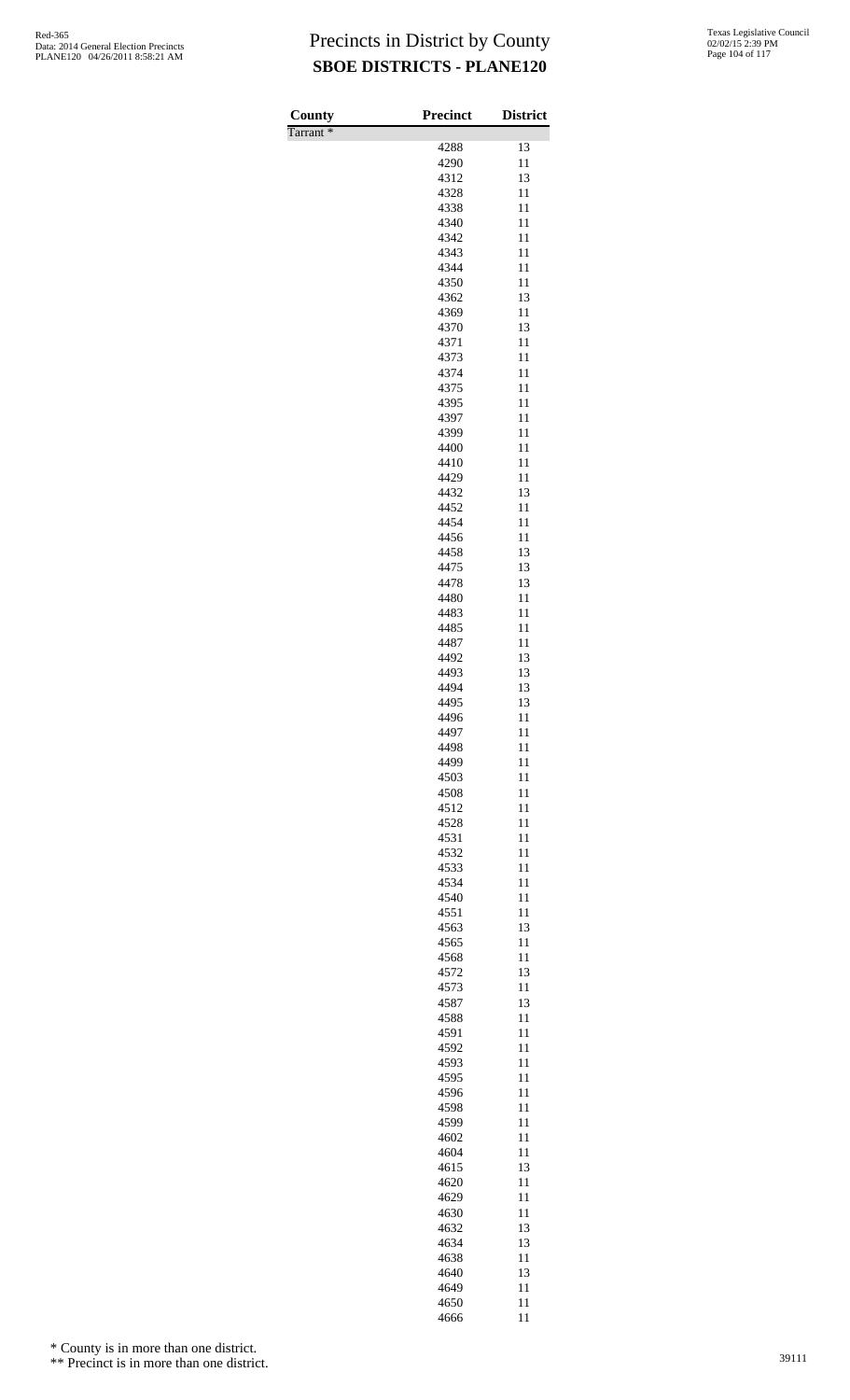# Precincts in District by County

## SBOE DISTRICTS - PLANE120

| County | Precinct | District |
|---|---|---|
| Tarrant * | | |
| | 4288 | 13 |
| | 4290 | 11 |
| | 4312 | 13 |
| | 4328 | 11 |
| | 4338 | 11 |
| | 4340 | 11 |
| | 4342 | 11 |
| | 4343 | 11 |
| | 4344 | 11 |
| | 4350 | 11 |
| | 4362 | 13 |
| | 4369 | 11 |
| | 4370 | 13 |
| | 4371 | 11 |
| | 4373 | 11 |
| | 4374 | 11 |
| | 4375 | 11 |
| | 4395 | 11 |
| | 4397 | 11 |
| | 4399 | 11 |
| | 4400 | 11 |
| | 4410 | 11 |
| | 4429 | 11 |
| | 4432 | 13 |
| | 4452 | 11 |
| | 4454 | 11 |
| | 4456 | 11 |
| | 4458 | 13 |
| | 4475 | 13 |
| | 4478 | 13 |
| | 4480 | 11 |
| | 4483 | 11 |
| | 4485 | 11 |
| | 4487 | 11 |
| | 4492 | 13 |
| | 4493 | 13 |
| | 4494 | 13 |
| | 4495 | 13 |
| | 4496 | 11 |
| | 4497 | 11 |
| | 4498 | 11 |
| | 4499 | 11 |
| | 4503 | 11 |
| | 4508 | 11 |
| | 4512 | 11 |
| | 4528 | 11 |
| | 4531 | 11 |
| | 4532 | 11 |
| | 4533 | 11 |
| | 4534 | 11 |
| | 4540 | 11 |
| | 4551 | 11 |
| | 4563 | 13 |
| | 4565 | 11 |
| | 4568 | 11 |
| | 4572 | 13 |
| | 4573 | 11 |
| | 4587 | 13 |
| | 4588 | 11 |
| | 4591 | 11 |
| | 4592 | 11 |
| | 4593 | 11 |
| | 4595 | 11 |
| | 4596 | 11 |
| | 4598 | 11 |
| | 4599 | 11 |
| | 4602 | 11 |
| | 4604 | 11 |
| | 4615 | 13 |
| | 4620 | 11 |
| | 4629 | 11 |
| | 4630 | 11 |
| | 4632 | 13 |
| | 4634 | 13 |
| | 4638 | 11 |
| | 4640 | 13 |
| | 4649 | 11 |
| | 4650 | 11 |
| | 4666 | 11 |

\* County is in more than one district.

\*\* Precinct is in more than one district.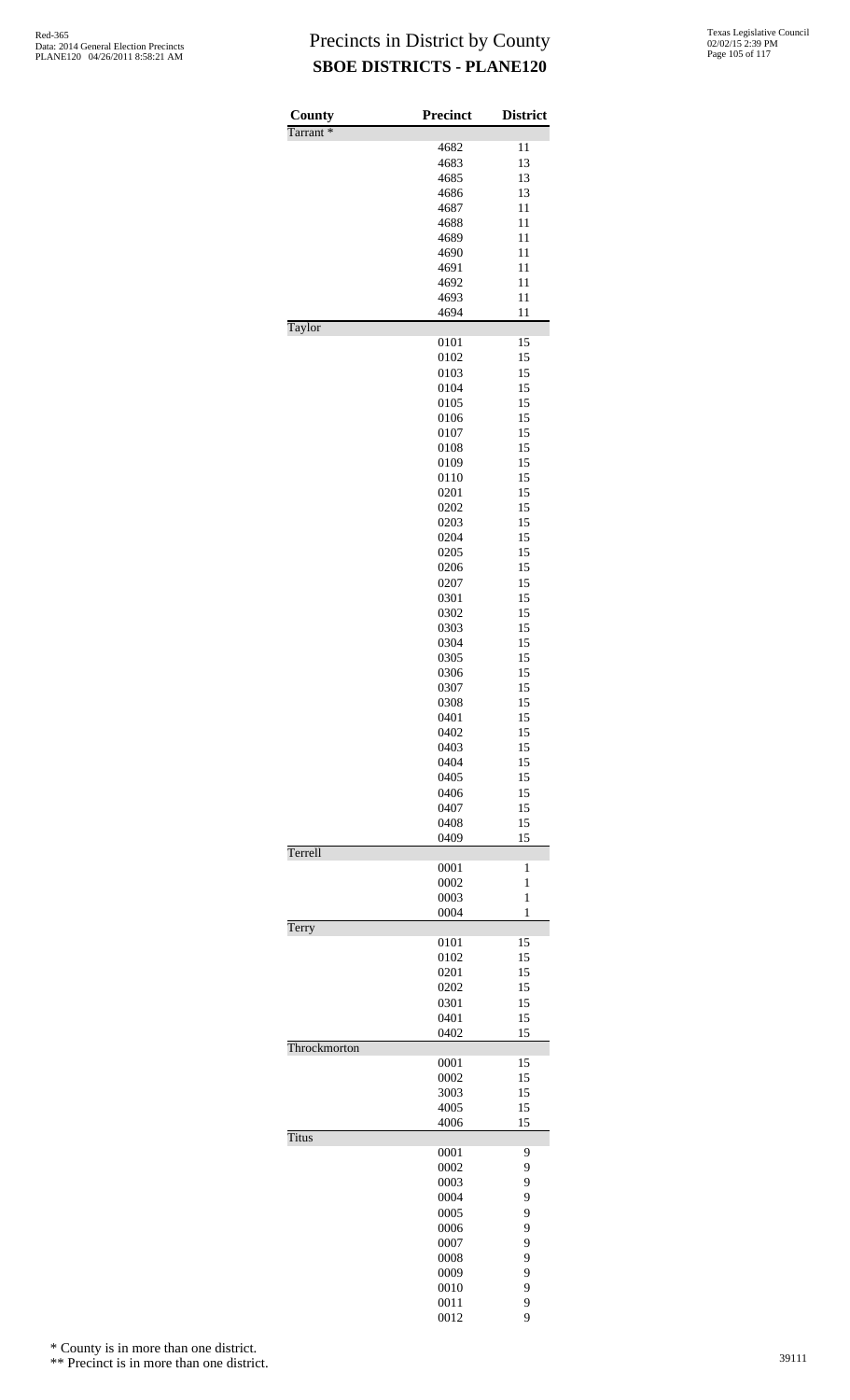# Precincts in District by County
## SBOE DISTRICTS - PLANE120

| County | Precinct | District |
|---|---|---|
| Tarrant * | | |
| | 4682 | 11 |
| | 4683 | 13 |
| | 4685 | 13 |
| | 4686 | 13 |
| | 4687 | 11 |
| | 4688 | 11 |
| | 4689 | 11 |
| | 4690 | 11 |
| | 4691 | 11 |
| | 4692 | 11 |
| | 4693 | 11 |
| | 4694 | 11 |
| Taylor | | |
| | 0101 | 15 |
| | 0102 | 15 |
| | 0103 | 15 |
| | 0104 | 15 |
| | 0105 | 15 |
| | 0106 | 15 |
| | 0107 | 15 |
| | 0108 | 15 |
| | 0109 | 15 |
| | 0110 | 15 |
| | 0201 | 15 |
| | 0202 | 15 |
| | 0203 | 15 |
| | 0204 | 15 |
| | 0205 | 15 |
| | 0206 | 15 |
| | 0207 | 15 |
| | 0301 | 15 |
| | 0302 | 15 |
| | 0303 | 15 |
| | 0304 | 15 |
| | 0305 | 15 |
| | 0306 | 15 |
| | 0307 | 15 |
| | 0308 | 15 |
| | 0401 | 15 |
| | 0402 | 15 |
| | 0403 | 15 |
| | 0404 | 15 |
| | 0405 | 15 |
| | 0406 | 15 |
| | 0407 | 15 |
| | 0408 | 15 |
| | 0409 | 15 |
| Terrell | | |
| | 0001 | 1 |
| | 0002 | 1 |
| | 0003 | 1 |
| | 0004 | 1 |
| Terry | | |
| | 0101 | 15 |
| | 0102 | 15 |
| | 0201 | 15 |
| | 0202 | 15 |
| | 0301 | 15 |
| | 0401 | 15 |
| | 0402 | 15 |
| Throckmorton | | |
| | 0001 | 15 |
| | 0002 | 15 |
| | 3003 | 15 |
| | 4005 | 15 |
| | 4006 | 15 |
| Titus | | |
| | 0001 | 9 |
| | 0002 | 9 |
| | 0003 | 9 |
| | 0004 | 9 |
| | 0005 | 9 |
| | 0006 | 9 |
| | 0007 | 9 |
| | 0008 | 9 |
| | 0009 | 9 |
| | 0010 | 9 |
| | 0011 | 9 |
| | 0012 | 9 |

\* County is in more than one district.

\*\* Precinct is in more than one district.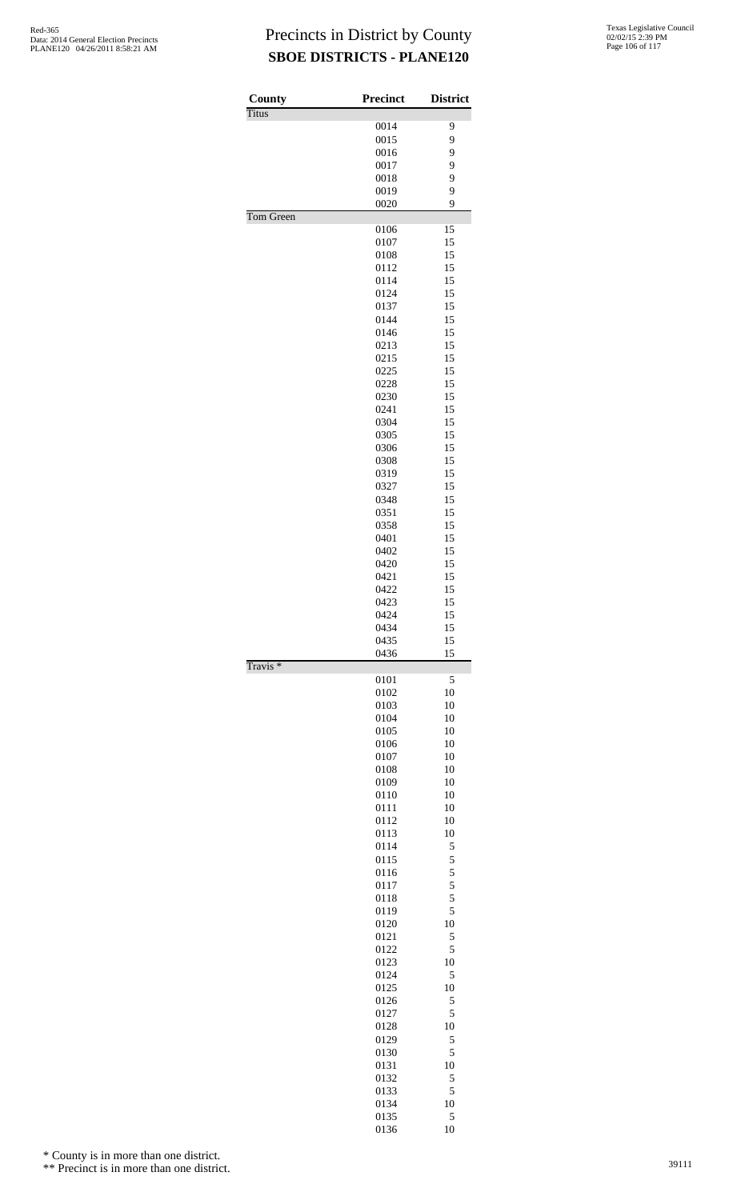# Precincts in District by County

## SBOE DISTRICTS - PLANE120

| County | Precinct | District |
|---|---|---|
| Titus | | |
| | 0014 | 9 |
| | 0015 | 9 |
| | 0016 | 9 |
| | 0017 | 9 |
| | 0018 | 9 |
| | 0019 | 9 |
| | 0020 | 9 |
| Tom Green | | |
| | 0106 | 15 |
| | 0107 | 15 |
| | 0108 | 15 |
| | 0112 | 15 |
| | 0114 | 15 |
| | 0124 | 15 |
| | 0137 | 15 |
| | 0144 | 15 |
| | 0146 | 15 |
| | 0213 | 15 |
| | 0215 | 15 |
| | 0225 | 15 |
| | 0228 | 15 |
| | 0230 | 15 |
| | 0241 | 15 |
| | 0304 | 15 |
| | 0305 | 15 |
| | 0306 | 15 |
| | 0308 | 15 |
| | 0319 | 15 |
| | 0327 | 15 |
| | 0348 | 15 |
| | 0351 | 15 |
| | 0358 | 15 |
| | 0401 | 15 |
| | 0402 | 15 |
| | 0420 | 15 |
| | 0421 | 15 |
| | 0422 | 15 |
| | 0423 | 15 |
| | 0424 | 15 |
| | 0434 | 15 |
| | 0435 | 15 |
| | 0436 | 15 |
| Travis * | | |
| | 0101 | 5 |
| | 0102 | 10 |
| | 0103 | 10 |
| | 0104 | 10 |
| | 0105 | 10 |
| | 0106 | 10 |
| | 0107 | 10 |
| | 0108 | 10 |
| | 0109 | 10 |
| | 0110 | 10 |
| | 0111 | 10 |
| | 0112 | 10 |
| | 0113 | 10 |
| | 0114 | 5 |
| | 0115 | 5 |
| | 0116 | 5 |
| | 0117 | 5 |
| | 0118 | 5 |
| | 0119 | 5 |
| | 0120 | 10 |
| | 0121 | 5 |
| | 0122 | 5 |
| | 0123 | 10 |
| | 0124 | 5 |
| | 0125 | 10 |
| | 0126 | 5 |
| | 0127 | 5 |
| | 0128 | 10 |
| | 0129 | 5 |
| | 0130 | 5 |
| | 0131 | 10 |
| | 0132 | 5 |
| | 0133 | 5 |
| | 0134 | 10 |
| | 0135 | 5 |
| | 0136 | 10 |

\* County is in more than one district.

\*\* Precinct is in more than one district.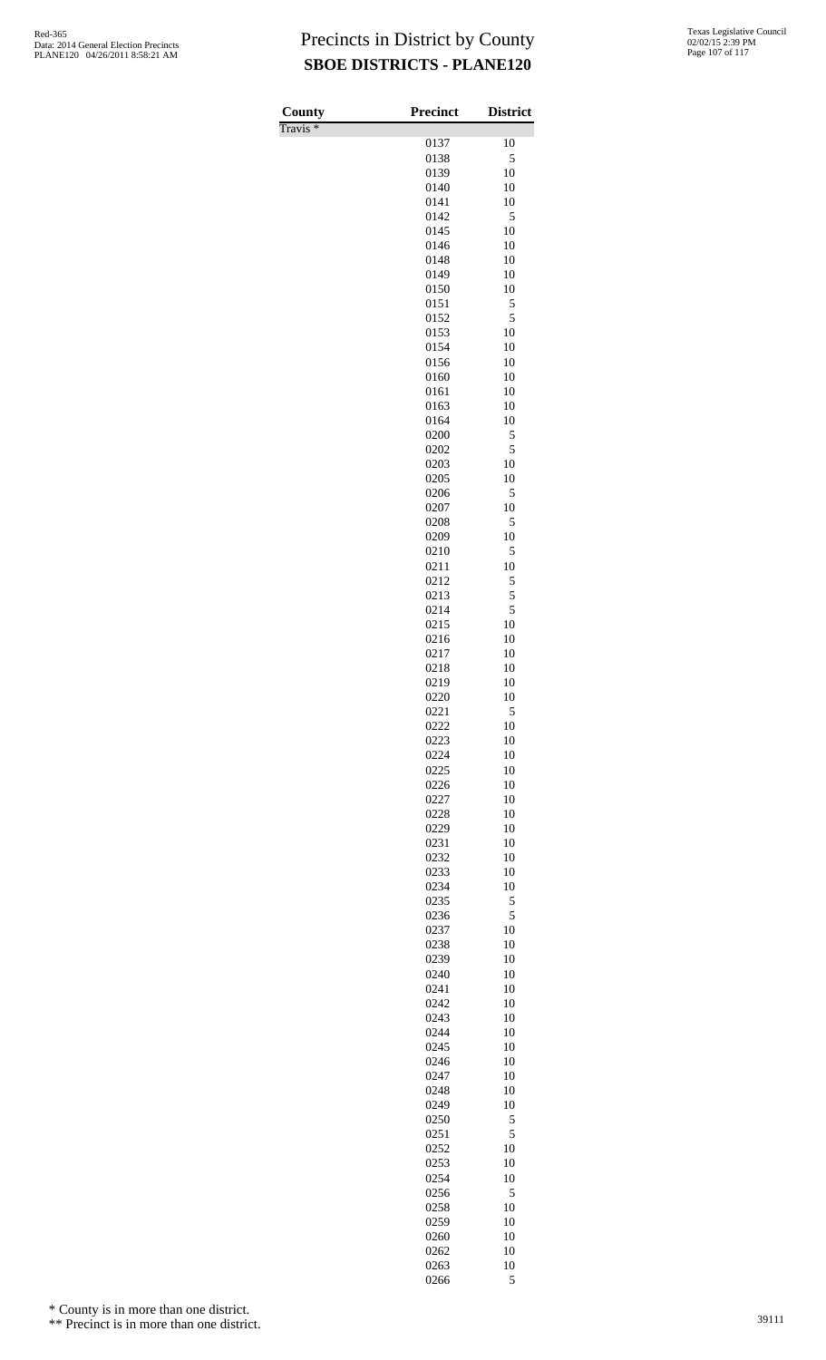# Precincts in District by County
## SBOE DISTRICTS - PLANE120

| County | Precinct | District |
|---|---|---|
| Travis * | | |
| | 0137 | 10 |
| | 0138 | 5 |
| | 0139 | 10 |
| | 0140 | 10 |
| | 0141 | 10 |
| | 0142 | 5 |
| | 0145 | 10 |
| | 0146 | 10 |
| | 0148 | 10 |
| | 0149 | 10 |
| | 0150 | 10 |
| | 0151 | 5 |
| | 0152 | 5 |
| | 0153 | 10 |
| | 0154 | 10 |
| | 0156 | 10 |
| | 0160 | 10 |
| | 0161 | 10 |
| | 0163 | 10 |
| | 0164 | 10 |
| | 0200 | 5 |
| | 0202 | 5 |
| | 0203 | 10 |
| | 0205 | 10 |
| | 0206 | 5 |
| | 0207 | 10 |
| | 0208 | 5 |
| | 0209 | 10 |
| | 0210 | 5 |
| | 0211 | 10 |
| | 0212 | 5 |
| | 0213 | 5 |
| | 0214 | 5 |
| | 0215 | 10 |
| | 0216 | 10 |
| | 0217 | 10 |
| | 0218 | 10 |
| | 0219 | 10 |
| | 0220 | 10 |
| | 0221 | 5 |
| | 0222 | 10 |
| | 0223 | 10 |
| | 0224 | 10 |
| | 0225 | 10 |
| | 0226 | 10 |
| | 0227 | 10 |
| | 0228 | 10 |
| | 0229 | 10 |
| | 0231 | 10 |
| | 0232 | 10 |
| | 0233 | 10 |
| | 0234 | 10 |
| | 0235 | 5 |
| | 0236 | 5 |
| | 0237 | 10 |
| | 0238 | 10 |
| | 0239 | 10 |
| | 0240 | 10 |
| | 0241 | 10 |
| | 0242 | 10 |
| | 0243 | 10 |
| | 0244 | 10 |
| | 0245 | 10 |
| | 0246 | 10 |
| | 0247 | 10 |
| | 0248 | 10 |
| | 0249 | 10 |
| | 0250 | 5 |
| | 0251 | 5 |
| | 0252 | 10 |
| | 0253 | 10 |
| | 0254 | 10 |
| | 0256 | 5 |
| | 0258 | 10 |
| | 0259 | 10 |
| | 0260 | 10 |
| | 0262 | 10 |
| | 0263 | 10 |
| | 0266 | 5 |

\* County is in more than one district.

\*\* Precinct is in more than one district.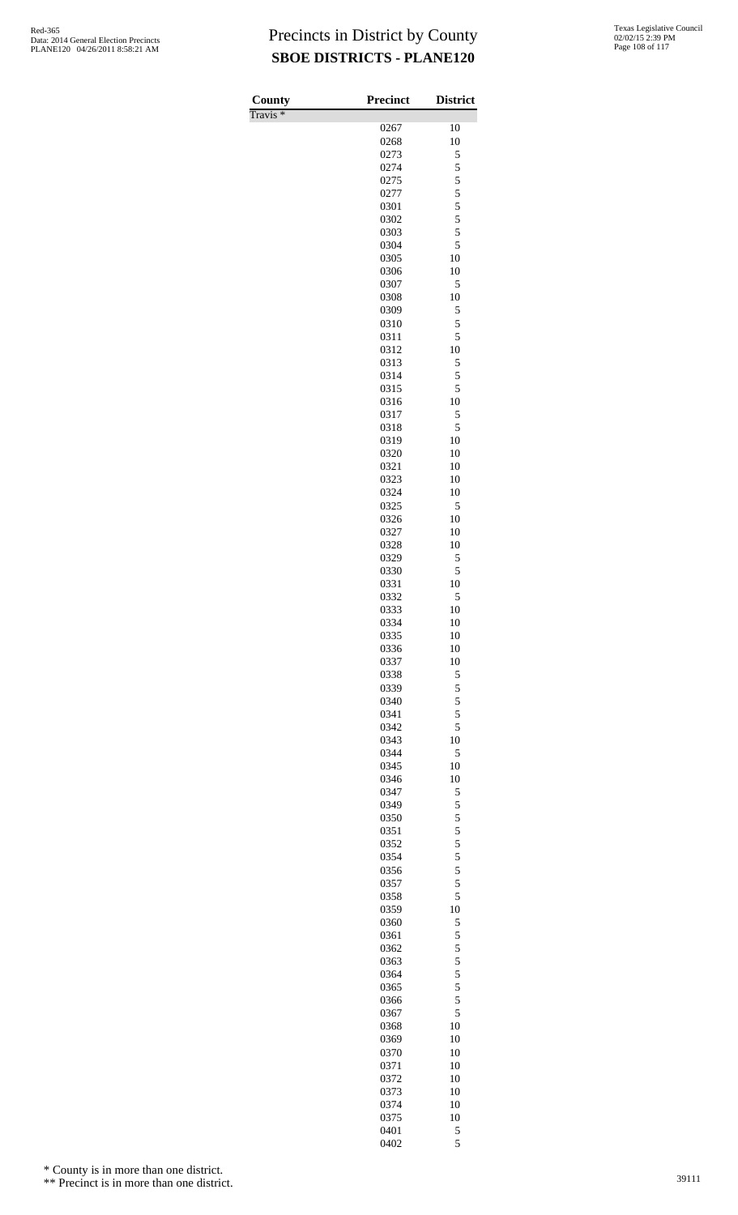# Precincts in District by County

## SBOE DISTRICTS - PLANE120

| County | Precinct | District |
|---|---|---|
| Travis * | | |
| | 0267 | 10 |
| | 0268 | 10 |
| | 0273 | 5 |
| | 0274 | 5 |
| | 0275 | 5 |
| | 0277 | 5 |
| | 0301 | 5 |
| | 0302 | 5 |
| | 0303 | 5 |
| | 0304 | 5 |
| | 0305 | 10 |
| | 0306 | 10 |
| | 0307 | 5 |
| | 0308 | 10 |
| | 0309 | 5 |
| | 0310 | 5 |
| | 0311 | 5 |
| | 0312 | 10 |
| | 0313 | 5 |
| | 0314 | 5 |
| | 0315 | 5 |
| | 0316 | 10 |
| | 0317 | 5 |
| | 0318 | 5 |
| | 0319 | 10 |
| | 0320 | 10 |
| | 0321 | 10 |
| | 0323 | 10 |
| | 0324 | 10 |
| | 0325 | 5 |
| | 0326 | 10 |
| | 0327 | 10 |
| | 0328 | 10 |
| | 0329 | 5 |
| | 0330 | 5 |
| | 0331 | 10 |
| | 0332 | 5 |
| | 0333 | 10 |
| | 0334 | 10 |
| | 0335 | 10 |
| | 0336 | 10 |
| | 0337 | 10 |
| | 0338 | 5 |
| | 0339 | 5 |
| | 0340 | 5 |
| | 0341 | 5 |
| | 0342 | 5 |
| | 0343 | 10 |
| | 0344 | 5 |
| | 0345 | 10 |
| | 0346 | 10 |
| | 0347 | 5 |
| | 0349 | 5 |
| | 0350 | 5 |
| | 0351 | 5 |
| | 0352 | 5 |
| | 0354 | 5 |
| | 0356 | 5 |
| | 0357 | 5 |
| | 0358 | 5 |
| | 0359 | 10 |
| | 0360 | 5 |
| | 0361 | 5 |
| | 0362 | 5 |
| | 0363 | 5 |
| | 0364 | 5 |
| | 0365 | 5 |
| | 0366 | 5 |
| | 0367 | 5 |
| | 0368 | 10 |
| | 0369 | 10 |
| | 0370 | 10 |
| | 0371 | 10 |
| | 0372 | 10 |
| | 0373 | 10 |
| | 0374 | 10 |
| | 0375 | 10 |
| | 0401 | 5 |
| | 0402 | 5 |

* County is in more than one district.

** Precinct is in more than one district.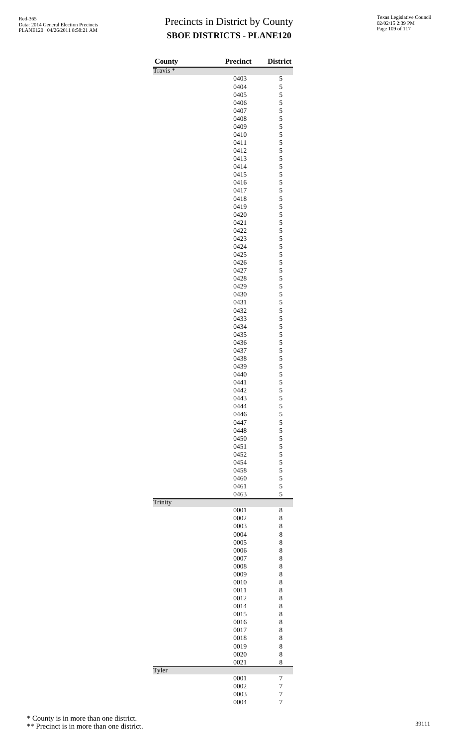# Precincts in District by County

## SBOE DISTRICTS - PLANE120

| County | Precinct | District |
|---|---|---|
| Travis * | | |
| | 0403 | 5 |
| | 0404 | 5 |
| | 0405 | 5 |
| | 0406 | 5 |
| | 0407 | 5 |
| | 0408 | 5 |
| | 0409 | 5 |
| | 0410 | 5 |
| | 0411 | 5 |
| | 0412 | 5 |
| | 0413 | 5 |
| | 0414 | 5 |
| | 0415 | 5 |
| | 0416 | 5 |
| | 0417 | 5 |
| | 0418 | 5 |
| | 0419 | 5 |
| | 0420 | 5 |
| | 0421 | 5 |
| | 0422 | 5 |
| | 0423 | 5 |
| | 0424 | 5 |
| | 0425 | 5 |
| | 0426 | 5 |
| | 0427 | 5 |
| | 0428 | 5 |
| | 0429 | 5 |
| | 0430 | 5 |
| | 0431 | 5 |
| | 0432 | 5 |
| | 0433 | 5 |
| | 0434 | 5 |
| | 0435 | 5 |
| | 0436 | 5 |
| | 0437 | 5 |
| | 0438 | 5 |
| | 0439 | 5 |
| | 0440 | 5 |
| | 0441 | 5 |
| | 0442 | 5 |
| | 0443 | 5 |
| | 0444 | 5 |
| | 0446 | 5 |
| | 0447 | 5 |
| | 0448 | 5 |
| | 0450 | 5 |
| | 0451 | 5 |
| | 0452 | 5 |
| | 0454 | 5 |
| | 0458 | 5 |
| | 0460 | 5 |
| | 0461 | 5 |
| | 0463 | 5 |
| Trinity | | |
| | 0001 | 8 |
| | 0002 | 8 |
| | 0003 | 8 |
| | 0004 | 8 |
| | 0005 | 8 |
| | 0006 | 8 |
| | 0007 | 8 |
| | 0008 | 8 |
| | 0009 | 8 |
| | 0010 | 8 |
| | 0011 | 8 |
| | 0012 | 8 |
| | 0014 | 8 |
| | 0015 | 8 |
| | 0016 | 8 |
| | 0017 | 8 |
| | 0018 | 8 |
| | 0019 | 8 |
| | 0020 | 8 |
| | 0021 | 8 |
| Tyler | | |
| | 0001 | 7 |
| | 0002 | 7 |
| | 0003 | 7 |
| | 0004 | 7 |

\* County is in more than one district.

\*\* Precinct is in more than one district.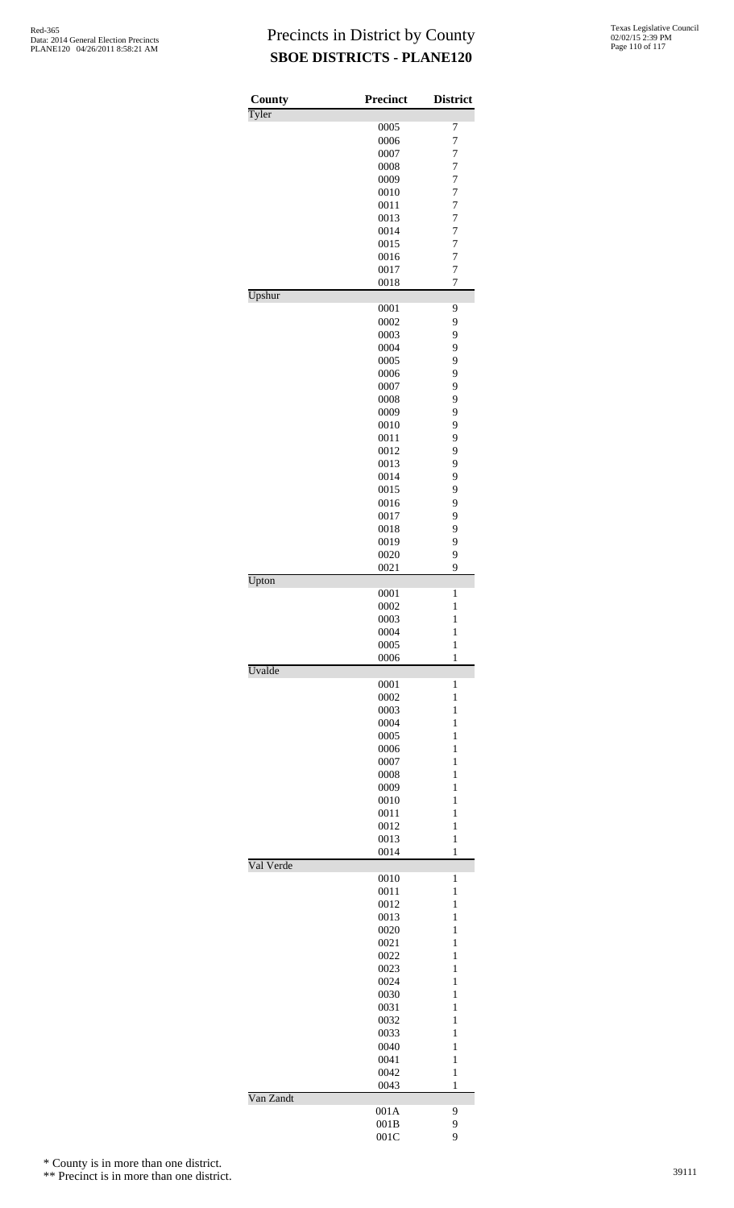# Precincts in District by County

## SBOE DISTRICTS - PLANE120

| County | Precinct | District |
|---|---|---|
| Tyler | | |
| | 0005 | 7 |
| | 0006 | 7 |
| | 0007 | 7 |
| | 0008 | 7 |
| | 0009 | 7 |
| | 0010 | 7 |
| | 0011 | 7 |
| | 0013 | 7 |
| | 0014 | 7 |
| | 0015 | 7 |
| | 0016 | 7 |
| | 0017 | 7 |
| | 0018 | 7 |
| Upshur | | |
| | 0001 | 9 |
| | 0002 | 9 |
| | 0003 | 9 |
| | 0004 | 9 |
| | 0005 | 9 |
| | 0006 | 9 |
| | 0007 | 9 |
| | 0008 | 9 |
| | 0009 | 9 |
| | 0010 | 9 |
| | 0011 | 9 |
| | 0012 | 9 |
| | 0013 | 9 |
| | 0014 | 9 |
| | 0015 | 9 |
| | 0016 | 9 |
| | 0017 | 9 |
| | 0018 | 9 |
| | 0019 | 9 |
| | 0020 | 9 |
| | 0021 | 9 |
| Upton | | |
| | 0001 | 1 |
| | 0002 | 1 |
| | 0003 | 1 |
| | 0004 | 1 |
| | 0005 | 1 |
| | 0006 | 1 |
| Uvalde | | |
| | 0001 | 1 |
| | 0002 | 1 |
| | 0003 | 1 |
| | 0004 | 1 |
| | 0005 | 1 |
| | 0006 | 1 |
| | 0007 | 1 |
| | 0008 | 1 |
| | 0009 | 1 |
| | 0010 | 1 |
| | 0011 | 1 |
| | 0012 | 1 |
| | 0013 | 1 |
| | 0014 | 1 |
| Val Verde | | |
| | 0010 | 1 |
| | 0011 | 1 |
| | 0012 | 1 |
| | 0013 | 1 |
| | 0020 | 1 |
| | 0021 | 1 |
| | 0022 | 1 |
| | 0023 | 1 |
| | 0024 | 1 |
| | 0030 | 1 |
| | 0031 | 1 |
| | 0032 | 1 |
| | 0033 | 1 |
| | 0040 | 1 |
| | 0041 | 1 |
| | 0042 | 1 |
| | 0043 | 1 |
| Van Zandt | | |
| | 001A | 9 |
| | 001B | 9 |
| | 001C | 9 |

\* County is in more than one district.

\*\* Precinct is in more than one district.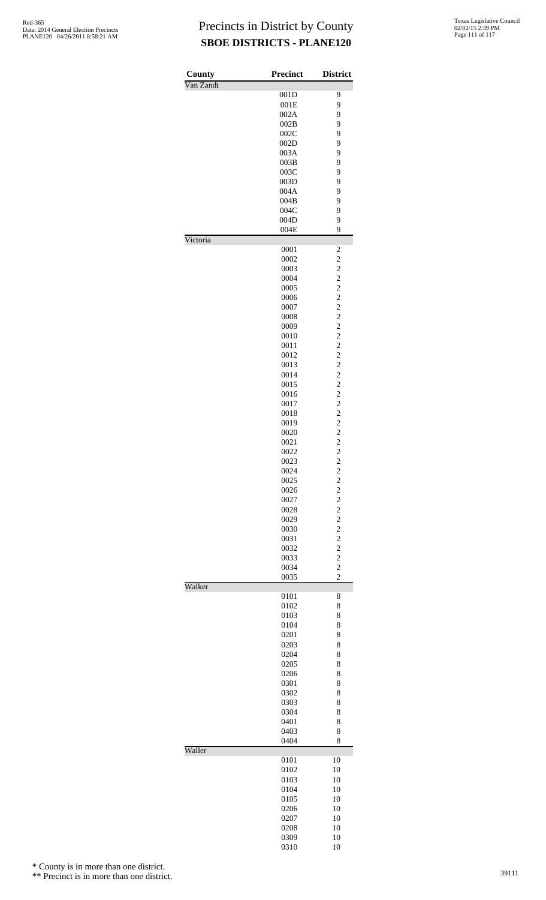# Precincts in District by County
## SBOE DISTRICTS - PLANE120

| County | Precinct | District |
|---|---|---|
| Van Zandt | | |
| | 001D | 9 |
| | 001E | 9 |
| | 002A | 9 |
| | 002B | 9 |
| | 002C | 9 |
| | 002D | 9 |
| | 003A | 9 |
| | 003B | 9 |
| | 003C | 9 |
| | 003D | 9 |
| | 004A | 9 |
| | 004B | 9 |
| | 004C | 9 |
| | 004D | 9 |
| | 004E | 9 |
| Victoria | | |
| | 0001 | 2 |
| | 0002 | 2 |
| | 0003 | 2 |
| | 0004 | 2 |
| | 0005 | 2 |
| | 0006 | 2 |
| | 0007 | 2 |
| | 0008 | 2 |
| | 0009 | 2 |
| | 0010 | 2 |
| | 0011 | 2 |
| | 0012 | 2 |
| | 0013 | 2 |
| | 0014 | 2 |
| | 0015 | 2 |
| | 0016 | 2 |
| | 0017 | 2 |
| | 0018 | 2 |
| | 0019 | 2 |
| | 0020 | 2 |
| | 0021 | 2 |
| | 0022 | 2 |
| | 0023 | 2 |
| | 0024 | 2 |
| | 0025 | 2 |
| | 0026 | 2 |
| | 0027 | 2 |
| | 0028 | 2 |
| | 0029 | 2 |
| | 0030 | 2 |
| | 0031 | 2 |
| | 0032 | 2 |
| | 0033 | 2 |
| | 0034 | 2 |
| | 0035 | 2 |
| Walker | | |
| | 0101 | 8 |
| | 0102 | 8 |
| | 0103 | 8 |
| | 0104 | 8 |
| | 0201 | 8 |
| | 0203 | 8 |
| | 0204 | 8 |
| | 0205 | 8 |
| | 0206 | 8 |
| | 0301 | 8 |
| | 0302 | 8 |
| | 0303 | 8 |
| | 0304 | 8 |
| | 0401 | 8 |
| | 0403 | 8 |
| | 0404 | 8 |
| Waller | | |
| | 0101 | 10 |
| | 0102 | 10 |
| | 0103 | 10 |
| | 0104 | 10 |
| | 0105 | 10 |
| | 0206 | 10 |
| | 0207 | 10 |
| | 0208 | 10 |
| | 0309 | 10 |
| | 0310 | 10 |

\* County is in more than one district.

\*\* Precinct is in more than one district.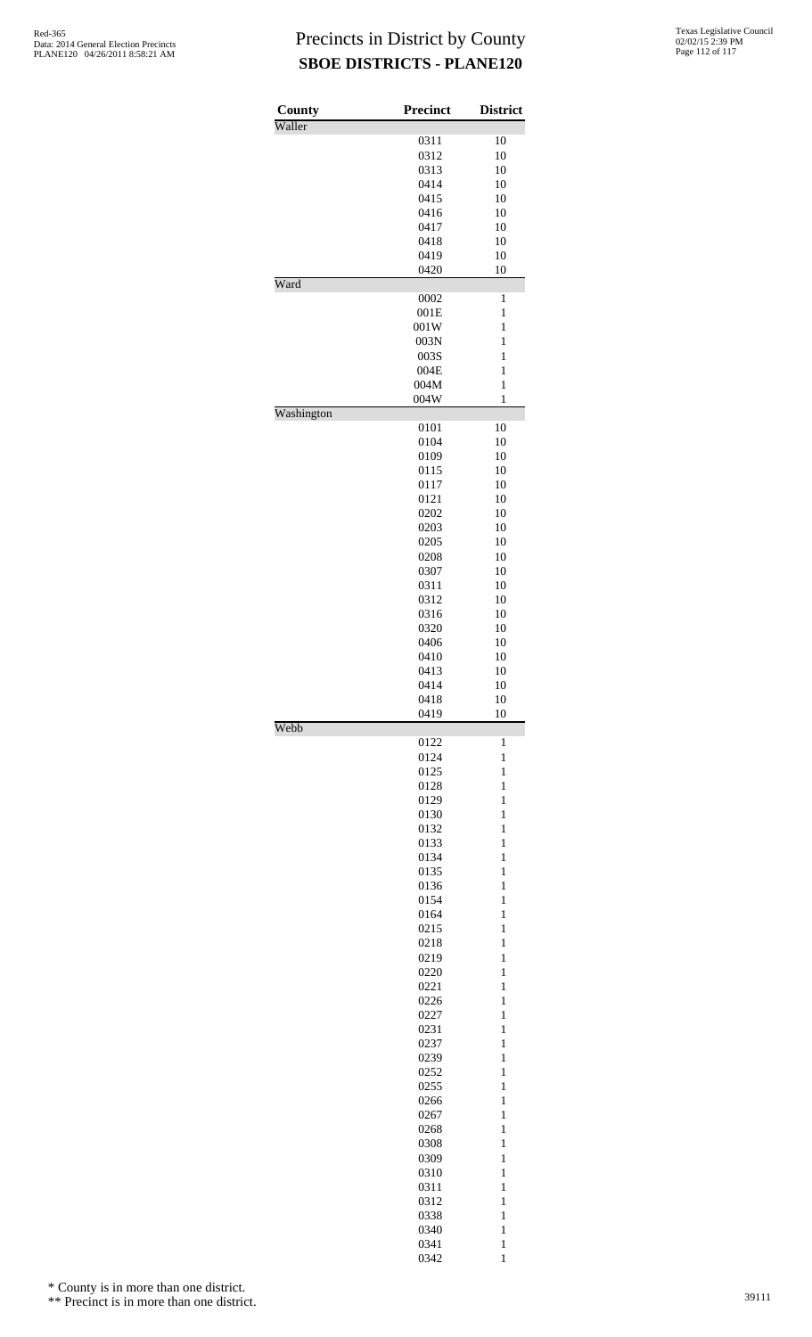# Precincts in District by County
## SBOE DISTRICTS - PLANE120

| County | Precinct | District |
|---|---|---|
| Waller | | |
| | 0311 | 10 |
| | 0312 | 10 |
| | 0313 | 10 |
| | 0414 | 10 |
| | 0415 | 10 |
| | 0416 | 10 |
| | 0417 | 10 |
| | 0418 | 10 |
| | 0419 | 10 |
| | 0420 | 10 |
| Ward | | |
| | 0002 | 1 |
| | 001E | 1 |
| | 001W | 1 |
| | 003N | 1 |
| | 003S | 1 |
| | 004E | 1 |
| | 004M | 1 |
| | 004W | 1 |
| Washington | | |
| | 0101 | 10 |
| | 0104 | 10 |
| | 0109 | 10 |
| | 0115 | 10 |
| | 0117 | 10 |
| | 0121 | 10 |
| | 0202 | 10 |
| | 0203 | 10 |
| | 0205 | 10 |
| | 0208 | 10 |
| | 0307 | 10 |
| | 0311 | 10 |
| | 0312 | 10 |
| | 0316 | 10 |
| | 0320 | 10 |
| | 0406 | 10 |
| | 0410 | 10 |
| | 0413 | 10 |
| | 0414 | 10 |
| | 0418 | 10 |
| | 0419 | 10 |
| Webb | | |
| | 0122 | 1 |
| | 0124 | 1 |
| | 0125 | 1 |
| | 0128 | 1 |
| | 0129 | 1 |
| | 0130 | 1 |
| | 0132 | 1 |
| | 0133 | 1 |
| | 0134 | 1 |
| | 0135 | 1 |
| | 0136 | 1 |
| | 0154 | 1 |
| | 0164 | 1 |
| | 0215 | 1 |
| | 0218 | 1 |
| | 0219 | 1 |
| | 0220 | 1 |
| | 0221 | 1 |
| | 0226 | 1 |
| | 0227 | 1 |
| | 0231 | 1 |
| | 0237 | 1 |
| | 0239 | 1 |
| | 0252 | 1 |
| | 0255 | 1 |
| | 0266 | 1 |
| | 0267 | 1 |
| | 0268 | 1 |
| | 0308 | 1 |
| | 0309 | 1 |
| | 0310 | 1 |
| | 0311 | 1 |
| | 0312 | 1 |
| | 0338 | 1 |
| | 0340 | 1 |
| | 0341 | 1 |
| | 0342 | 1 |

\* County is in more than one district.

\*\* Precinct is in more than one district.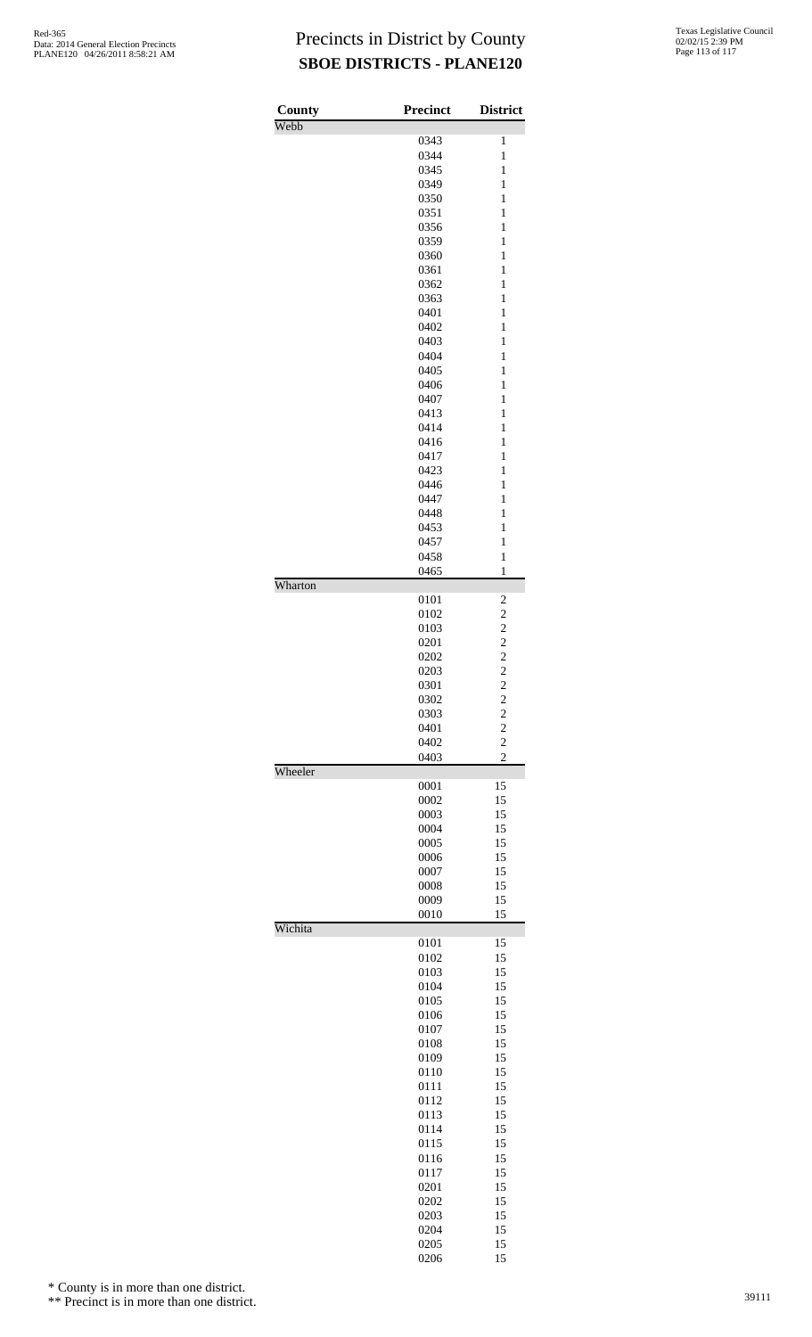# Precincts in District by County

## SBOE DISTRICTS - PLANE120

| County | Precinct | District |
|---|---|---|
| Webb | | |
| | 0343 | 1 |
| | 0344 | 1 |
| | 0345 | 1 |
| | 0349 | 1 |
| | 0350 | 1 |
| | 0351 | 1 |
| | 0356 | 1 |
| | 0359 | 1 |
| | 0360 | 1 |
| | 0361 | 1 |
| | 0362 | 1 |
| | 0363 | 1 |
| | 0401 | 1 |
| | 0402 | 1 |
| | 0403 | 1 |
| | 0404 | 1 |
| | 0405 | 1 |
| | 0406 | 1 |
| | 0407 | 1 |
| | 0413 | 1 |
| | 0414 | 1 |
| | 0416 | 1 |
| | 0417 | 1 |
| | 0423 | 1 |
| | 0446 | 1 |
| | 0447 | 1 |
| | 0448 | 1 |
| | 0453 | 1 |
| | 0457 | 1 |
| | 0458 | 1 |
| | 0465 | 1 |
| Wharton | | |
| | 0101 | 2 |
| | 0102 | 2 |
| | 0103 | 2 |
| | 0201 | 2 |
| | 0202 | 2 |
| | 0203 | 2 |
| | 0301 | 2 |
| | 0302 | 2 |
| | 0303 | 2 |
| | 0401 | 2 |
| | 0402 | 2 |
| | 0403 | 2 |
| Wheeler | | |
| | 0001 | 15 |
| | 0002 | 15 |
| | 0003 | 15 |
| | 0004 | 15 |
| | 0005 | 15 |
| | 0006 | 15 |
| | 0007 | 15 |
| | 0008 | 15 |
| | 0009 | 15 |
| | 0010 | 15 |
| Wichita | | |
| | 0101 | 15 |
| | 0102 | 15 |
| | 0103 | 15 |
| | 0104 | 15 |
| | 0105 | 15 |
| | 0106 | 15 |
| | 0107 | 15 |
| | 0108 | 15 |
| | 0109 | 15 |
| | 0110 | 15 |
| | 0111 | 15 |
| | 0112 | 15 |
| | 0113 | 15 |
| | 0114 | 15 |
| | 0115 | 15 |
| | 0116 | 15 |
| | 0117 | 15 |
| | 0201 | 15 |
| | 0202 | 15 |
| | 0203 | 15 |
| | 0204 | 15 |
| | 0205 | 15 |
| | 0206 | 15 |

\* County is in more than one district.

\*\* Precinct is in more than one district.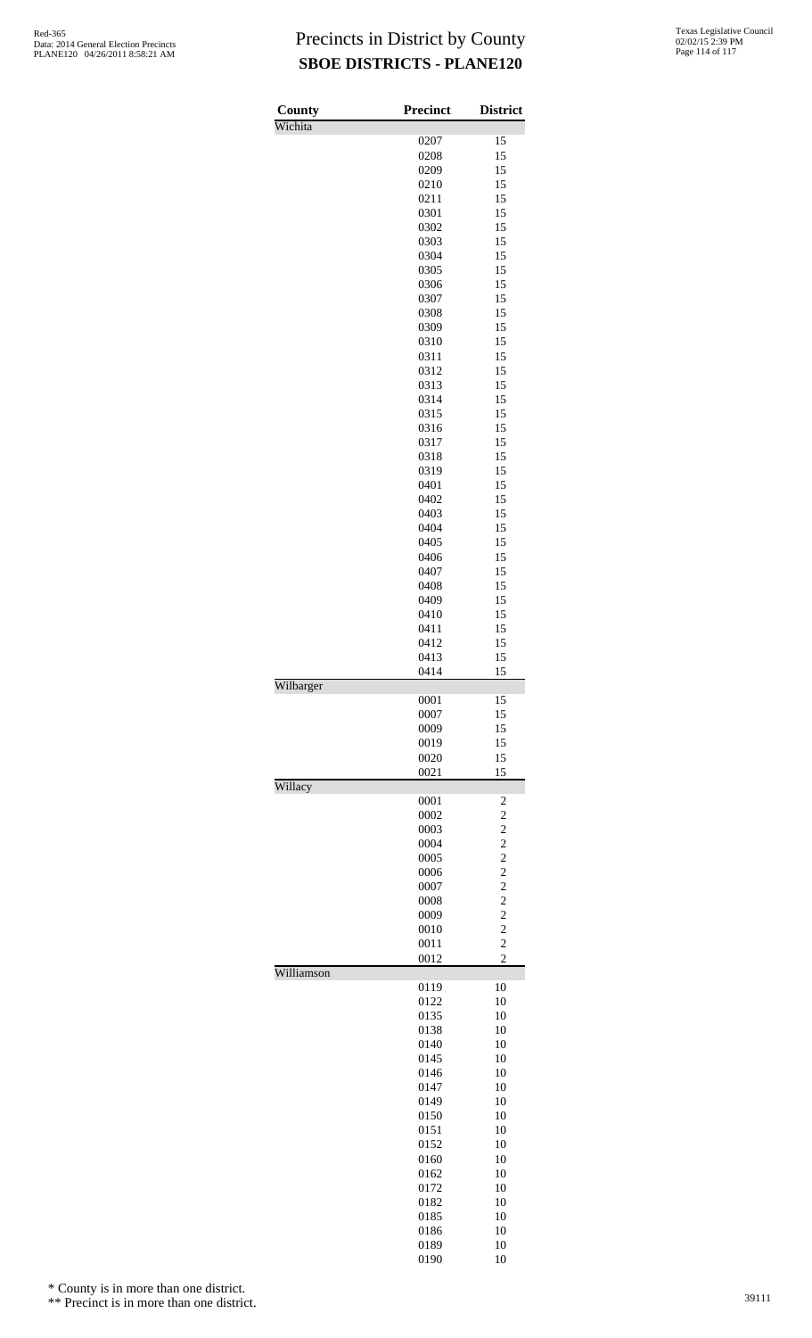# Precincts in District by County

## SBOE DISTRICTS - PLANE120

Red-365
Data: 2014 General Election Precincts
PLANE120 04/26/2011 8:58:21 AM

Texas Legislative Council
02/02/15 2:39 PM

| County | Precinct | District |
|---|---|---|
| Wichita | | |
| | 0207 | 15 |
| | 0208 | 15 |
| | 0209 | 15 |
| | 0210 | 15 |
| | 0211 | 15 |
| | 0301 | 15 |
| | 0302 | 15 |
| | 0303 | 15 |
| | 0304 | 15 |
| | 0305 | 15 |
| | 0306 | 15 |
| | 0307 | 15 |
| | 0308 | 15 |
| | 0309 | 15 |
| | 0310 | 15 |
| | 0311 | 15 |
| | 0312 | 15 |
| | 0313 | 15 |
| | 0314 | 15 |
| | 0315 | 15 |
| | 0316 | 15 |
| | 0317 | 15 |
| | 0318 | 15 |
| | 0319 | 15 |
| | 0401 | 15 |
| | 0402 | 15 |
| | 0403 | 15 |
| | 0404 | 15 |
| | 0405 | 15 |
| | 0406 | 15 |
| | 0407 | 15 |
| | 0408 | 15 |
| | 0409 | 15 |
| | 0410 | 15 |
| | 0411 | 15 |
| | 0412 | 15 |
| | 0413 | 15 |
| | 0414 | 15 |
| Wilbarger | | |
| | 0001 | 15 |
| | 0007 | 15 |
| | 0009 | 15 |
| | 0019 | 15 |
| | 0020 | 15 |
| | 0021 | 15 |
| Willacy | | |
| | 0001 | 2 |
| | 0002 | 2 |
| | 0003 | 2 |
| | 0004 | 2 |
| | 0005 | 2 |
| | 0006 | 2 |
| | 0007 | 2 |
| | 0008 | 2 |
| | 0009 | 2 |
| | 0010 | 2 |
| | 0011 | 2 |
| | 0012 | 2 |
| Williamson | | |
| | 0119 | 10 |
| | 0122 | 10 |
| | 0135 | 10 |
| | 0138 | 10 |
| | 0140 | 10 |
| | 0145 | 10 |
| | 0146 | 10 |
| | 0147 | 10 |
| | 0149 | 10 |
| | 0150 | 10 |
| | 0151 | 10 |
| | 0152 | 10 |
| | 0160 | 10 |
| | 0162 | 10 |
| | 0172 | 10 |
| | 0182 | 10 |
| | 0185 | 10 |
| | 0186 | 10 |
| | 0189 | 10 |
| | 0190 | 10 |

\* County is in more than one district.

\*\* Precinct is in more than one district.

39111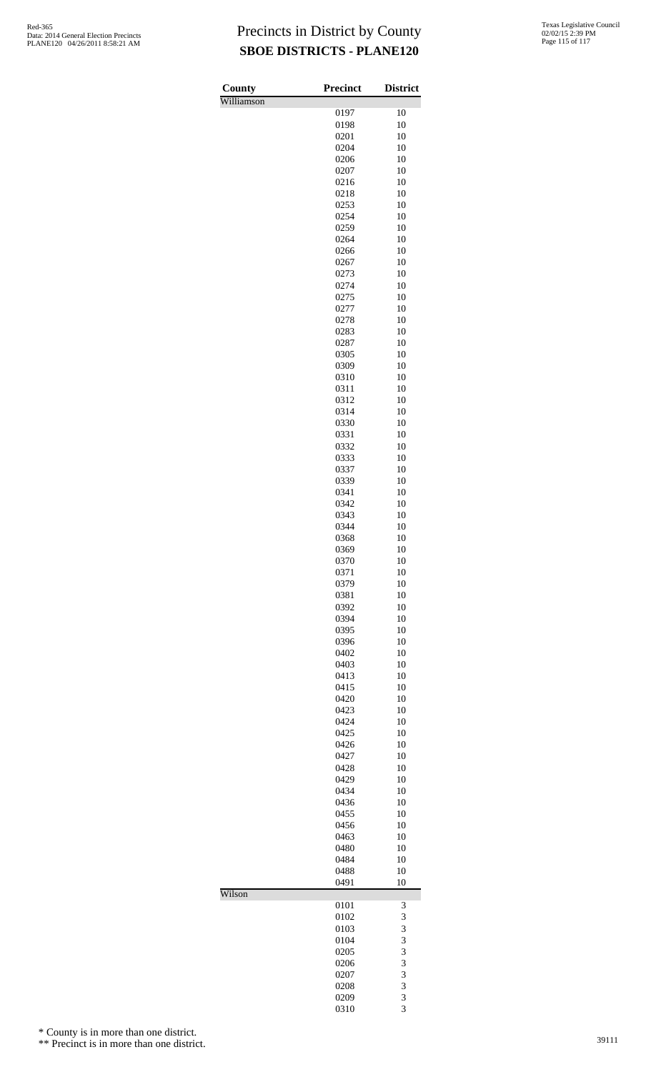# Precincts in District by County

**SBOE DISTRICTS - PLANE120**

| County | Precinct | District |
|---|---|---|
| Williamson | | |
| | 0197 | 10 |
| | 0198 | 10 |
| | 0201 | 10 |
| | 0204 | 10 |
| | 0206 | 10 |
| | 0207 | 10 |
| | 0216 | 10 |
| | 0218 | 10 |
| | 0253 | 10 |
| | 0254 | 10 |
| | 0259 | 10 |
| | 0264 | 10 |
| | 0266 | 10 |
| | 0267 | 10 |
| | 0273 | 10 |
| | 0274 | 10 |
| | 0275 | 10 |
| | 0277 | 10 |
| | 0278 | 10 |
| | 0283 | 10 |
| | 0287 | 10 |
| | 0305 | 10 |
| | 0309 | 10 |
| | 0310 | 10 |
| | 0311 | 10 |
| | 0312 | 10 |
| | 0314 | 10 |
| | 0330 | 10 |
| | 0331 | 10 |
| | 0332 | 10 |
| | 0333 | 10 |
| | 0337 | 10 |
| | 0339 | 10 |
| | 0341 | 10 |
| | 0342 | 10 |
| | 0343 | 10 |
| | 0344 | 10 |
| | 0368 | 10 |
| | 0369 | 10 |
| | 0370 | 10 |
| | 0371 | 10 |
| | 0379 | 10 |
| | 0381 | 10 |
| | 0392 | 10 |
| | 0394 | 10 |
| | 0395 | 10 |
| | 0396 | 10 |
| | 0402 | 10 |
| | 0403 | 10 |
| | 0413 | 10 |
| | 0415 | 10 |
| | 0420 | 10 |
| | 0423 | 10 |
| | 0424 | 10 |
| | 0425 | 10 |
| | 0426 | 10 |
| | 0427 | 10 |
| | 0428 | 10 |
| | 0429 | 10 |
| | 0434 | 10 |
| | 0436 | 10 |
| | 0455 | 10 |
| | 0456 | 10 |
| | 0463 | 10 |
| | 0480 | 10 |
| | 0484 | 10 |
| | 0488 | 10 |
| | 0491 | 10 |
| Wilson | | |
| | 0101 | 3 |
| | 0102 | 3 |
| | 0103 | 3 |
| | 0104 | 3 |
| | 0205 | 3 |
| | 0206 | 3 |
| | 0207 | 3 |
| | 0208 | 3 |
| | 0209 | 3 |
| | 0310 | 3 |

\* County is in more than one district.

\*\* Precinct is in more than one district.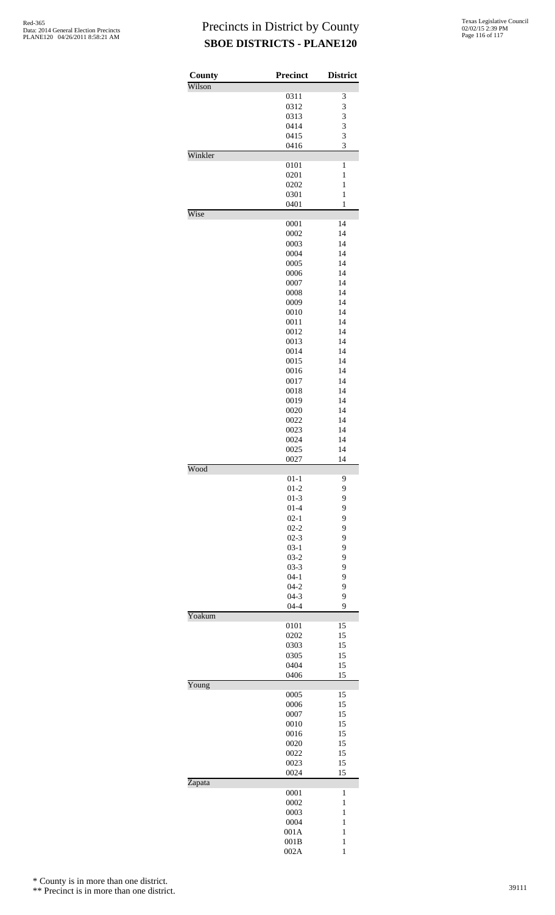# Precincts in District by County

## SBOE DISTRICTS - PLANE120

| County | Precinct | District |
|---|---|---|
| Wilson | | |
| | 0311 | 3 |
| | 0312 | 3 |
| | 0313 | 3 |
| | 0414 | 3 |
| | 0415 | 3 |
| | 0416 | 3 |
| Winkler | | |
| | 0101 | 1 |
| | 0201 | 1 |
| | 0202 | 1 |
| | 0301 | 1 |
| | 0401 | 1 |
| Wise | | |
| | 0001 | 14 |
| | 0002 | 14 |
| | 0003 | 14 |
| | 0004 | 14 |
| | 0005 | 14 |
| | 0006 | 14 |
| | 0007 | 14 |
| | 0008 | 14 |
| | 0009 | 14 |
| | 0010 | 14 |
| | 0011 | 14 |
| | 0012 | 14 |
| | 0013 | 14 |
| | 0014 | 14 |
| | 0015 | 14 |
| | 0016 | 14 |
| | 0017 | 14 |
| | 0018 | 14 |
| | 0019 | 14 |
| | 0020 | 14 |
| | 0022 | 14 |
| | 0023 | 14 |
| | 0024 | 14 |
| | 0025 | 14 |
| | 0027 | 14 |
| Wood | | |
| | 01-1 | 9 |
| | 01-2 | 9 |
| | 01-3 | 9 |
| | 01-4 | 9 |
| | 02-1 | 9 |
| | 02-2 | 9 |
| | 02-3 | 9 |
| | 03-1 | 9 |
| | 03-2 | 9 |
| | 03-3 | 9 |
| | 04-1 | 9 |
| | 04-2 | 9 |
| | 04-3 | 9 |
| | 04-4 | 9 |
| Yoakum | | |
| | 0101 | 15 |
| | 0202 | 15 |
| | 0303 | 15 |
| | 0305 | 15 |
| | 0404 | 15 |
| | 0406 | 15 |
| Young | | |
| | 0005 | 15 |
| | 0006 | 15 |
| | 0007 | 15 |
| | 0010 | 15 |
| | 0016 | 15 |
| | 0020 | 15 |
| | 0022 | 15 |
| | 0023 | 15 |
| | 0024 | 15 |
| Zapata | | |
| | 0001 | 1 |
| | 0002 | 1 |
| | 0003 | 1 |
| | 0004 | 1 |
| | 001A | 1 |
| | 001B | 1 |
| | 002A | 1 |

\* County is in more than one district.

\*\* Precinct is in more than one district.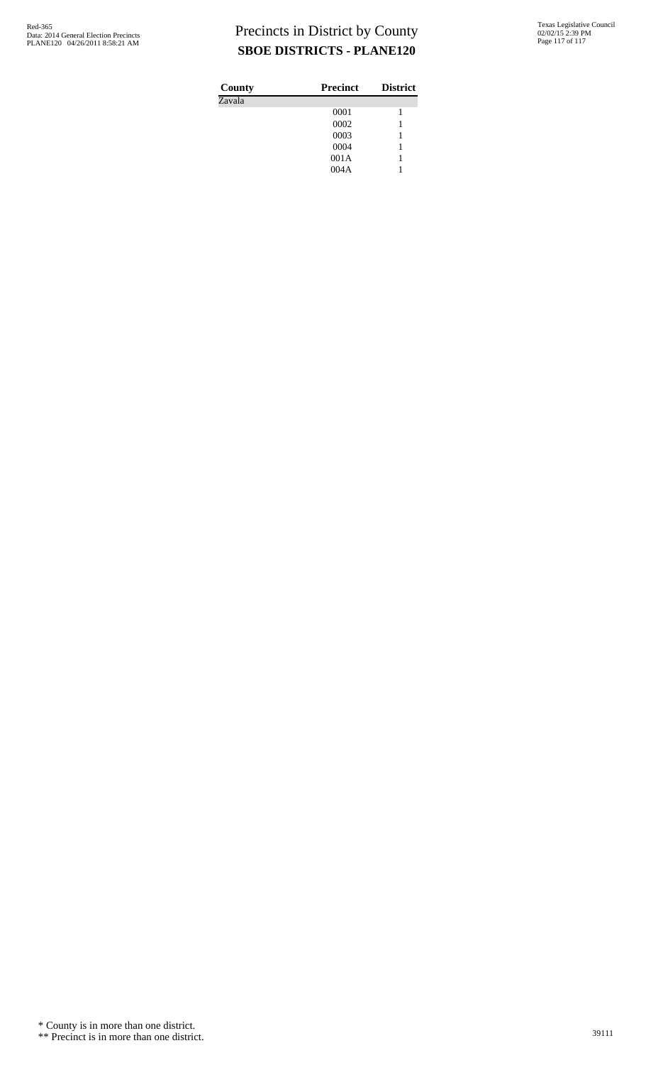# Precincts in District by County

## SBOE DISTRICTS - PLANE120

| County | Precinct | District |
|---|---|---|
| Zavala | | |
| | 0001 | 1 |
| | 0002 | 1 |
| | 0003 | 1 |
| | 0004 | 1 |
| | 001A | 1 |
| | 004A | 1 |

\* County is in more than one district.

\*\* Precinct is in more than one district.